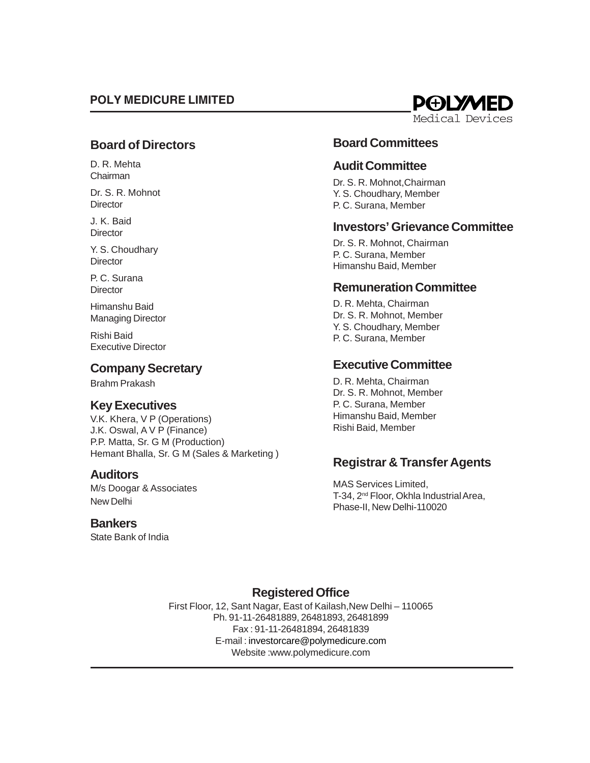# POLY MEDICURE LIMITED

POLYMED
Medical Devices

## Board of Directors

D. R. Mehta
Chairman

Dr. S. R. Mohnot
Director

J. K. Baid
Director

Y. S. Choudhary
Director

P. C. Surana
Director

Himanshu Baid
Managing Director

Rishi Baid
Executive Director

## Company Secretary

Brahm Prakash

## Key Executives

V.K. Khera, V P (Operations)
J.K. Oswal, A V P (Finance)
P.P. Matta, Sr. G M (Production)
Hemant Bhalla, Sr. G M (Sales & Marketing )

## Auditors

M/s Doogar & Associates
New Delhi

## Bankers

State Bank of India

## Board Committees

### Audit Committee

Dr. S. R. Mohnot,Chairman
Y. S. Choudhary, Member
P. C. Surana, Member

### Investors' Grievance Committee

Dr. S. R. Mohnot, Chairman
P. C. Surana, Member
Himanshu Baid, Member

### Remuneration Committee

D. R. Mehta, Chairman
Dr. S. R. Mohnot, Member
Y. S. Choudhary, Member
P. C. Surana, Member

### Executive Committee

D. R. Mehta, Chairman
Dr. S. R. Mohnot, Member
P. C. Surana, Member
Himanshu Baid, Member
Rishi Baid, Member

## Registrar & Transfer Agents

MAS Services Limited,
T-34, 2nd Floor, Okhla Industrial Area,
Phase-II, New Delhi-110020

## Registered Office

First Floor, 12, Sant Nagar, East of Kailash,New Delhi – 110065
Ph. 91-11-26481889, 26481893, 26481899
Fax : 91-11-26481894, 26481839
E-mail : investorcare@polymedicure.com
Website :www.polymedicure.com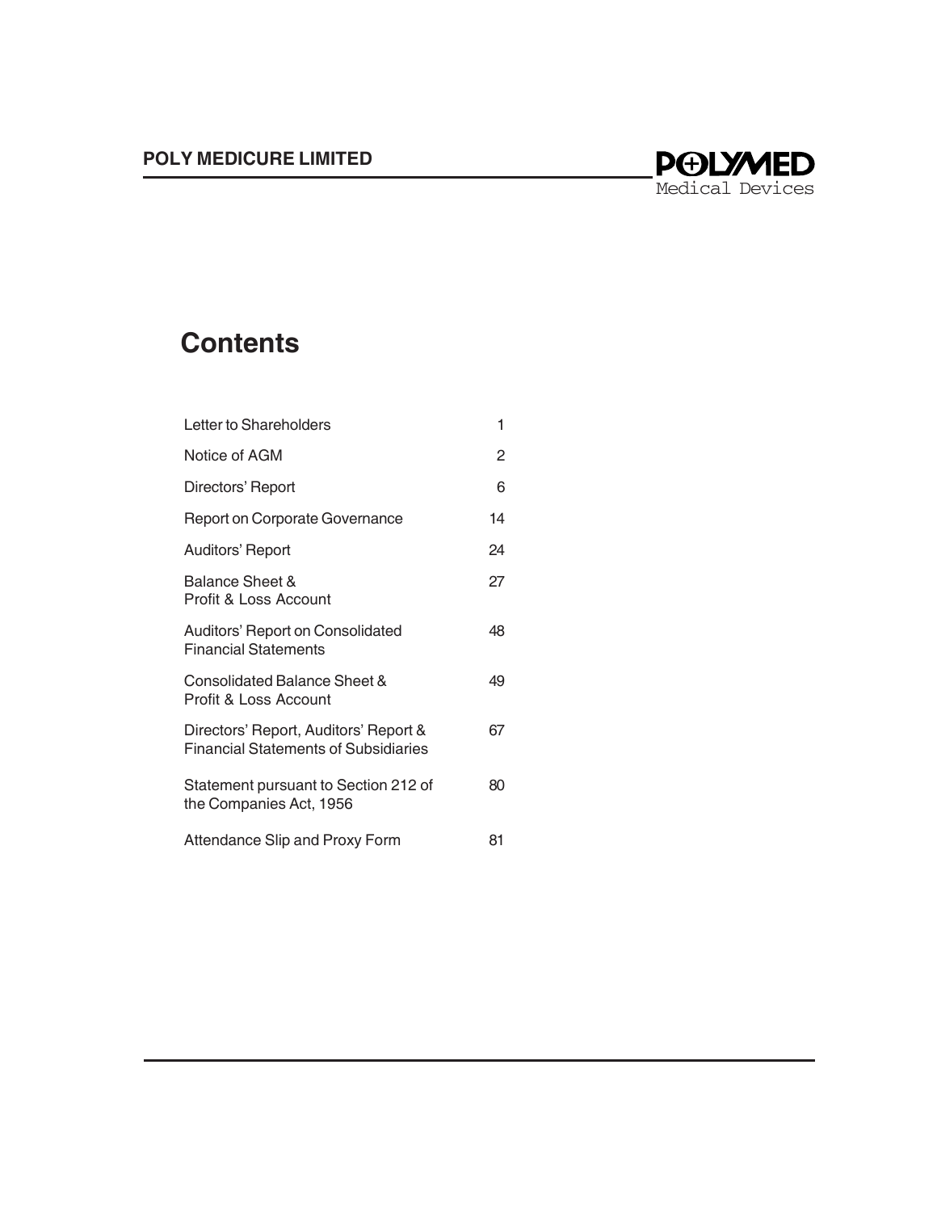# Contents

| | |
|---|---|
| Letter to Shareholders | 1 |
| Notice of AGM | 2 |
| Directors' Report | 6 |
| Report on Corporate Governance | 14 |
| Auditors' Report | 24 |
| Balance Sheet & Profit & Loss Account | 27 |
| Auditors' Report on Consolidated Financial Statements | 48 |
| Consolidated Balance Sheet & Profit & Loss Account | 49 |
| Directors' Report, Auditors' Report & Financial Statements of Subsidiaries | 67 |
| Statement pursuant to Section 212 of the Companies Act, 1956 | 80 |
| Attendance Slip and Proxy Form | 81 |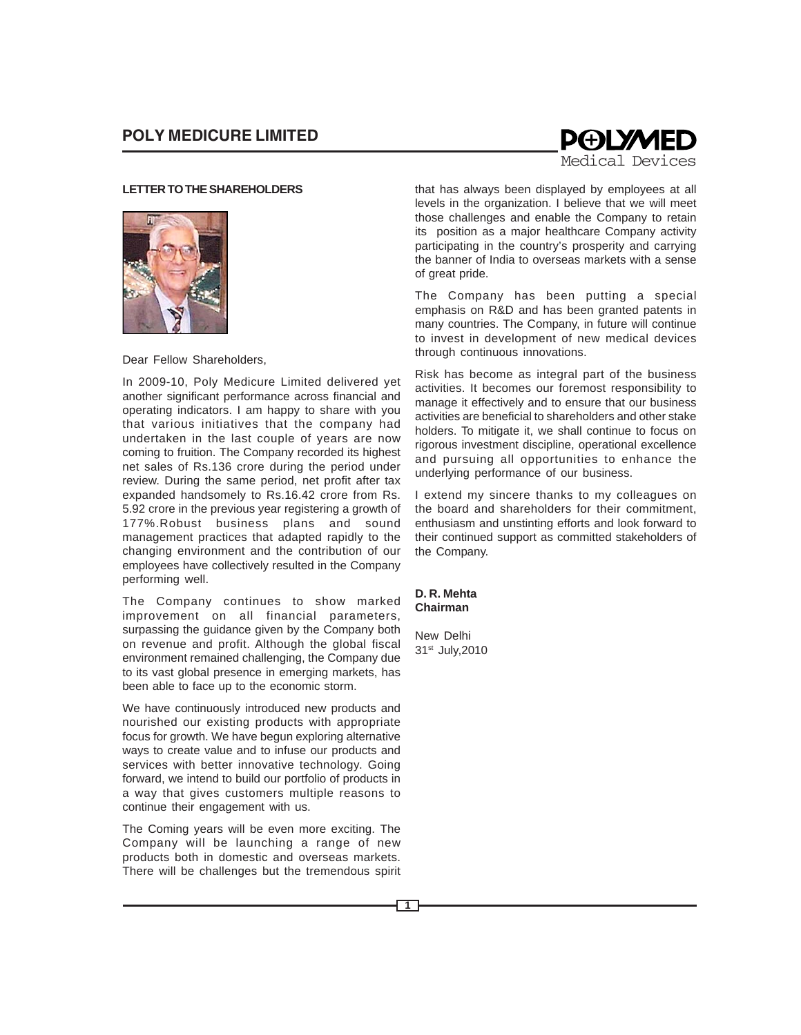## LETTER TO THE SHAREHOLDERS

Dear Fellow Shareholders,

In 2009-10, Poly Medicure Limited delivered yet another significant performance across financial and operating indicators. I am happy to share with you that various initiatives that the company had undertaken in the last couple of years are now coming to fruition. The Company recorded its highest net sales of Rs.136 crore during the period under review. During the same period, net profit after tax expanded handsomely to Rs.16.42 crore from Rs. 5.92 crore in the previous year registering a growth of 177%.Robust business plans and sound management practices that adapted rapidly to the changing environment and the contribution of our employees have collectively resulted in the Company performing well.

The Company continues to show marked improvement on all financial parameters, surpassing the guidance given by the Company both on revenue and profit. Although the global fiscal environment remained challenging, the Company due to its vast global presence in emerging markets, has been able to face up to the economic storm.

We have continuously introduced new products and nourished our existing products with appropriate focus for growth. We have begun exploring alternative ways to create value and to infuse our products and services with better innovative technology. Going forward, we intend to build our portfolio of products in a way that gives customers multiple reasons to continue their engagement with us.

The Coming years will be even more exciting. The Company will be launching a range of new products both in domestic and overseas markets. There will be challenges but the tremendous spirit that has always been displayed by employees at all levels in the organization. I believe that we will meet those challenges and enable the Company to retain its position as a major healthcare Company activity participating in the country's prosperity and carrying the banner of India to overseas markets with a sense of great pride.

The Company has been putting a special emphasis on R&D and has been granted patents in many countries. The Company, in future will continue to invest in development of new medical devices through continuous innovations.

Risk has become as integral part of the business activities. It becomes our foremost responsibility to manage it effectively and to ensure that our business activities are beneficial to shareholders and other stake holders. To mitigate it, we shall continue to focus on rigorous investment discipline, operational excellence and pursuing all opportunities to enhance the underlying performance of our business.

I extend my sincere thanks to my colleagues on the board and shareholders for their commitment, enthusiasm and unstinting efforts and look forward to their continued support as committed stakeholders of the Company.

**D. R. Mehta**
**Chairman**

New Delhi
31st July,2010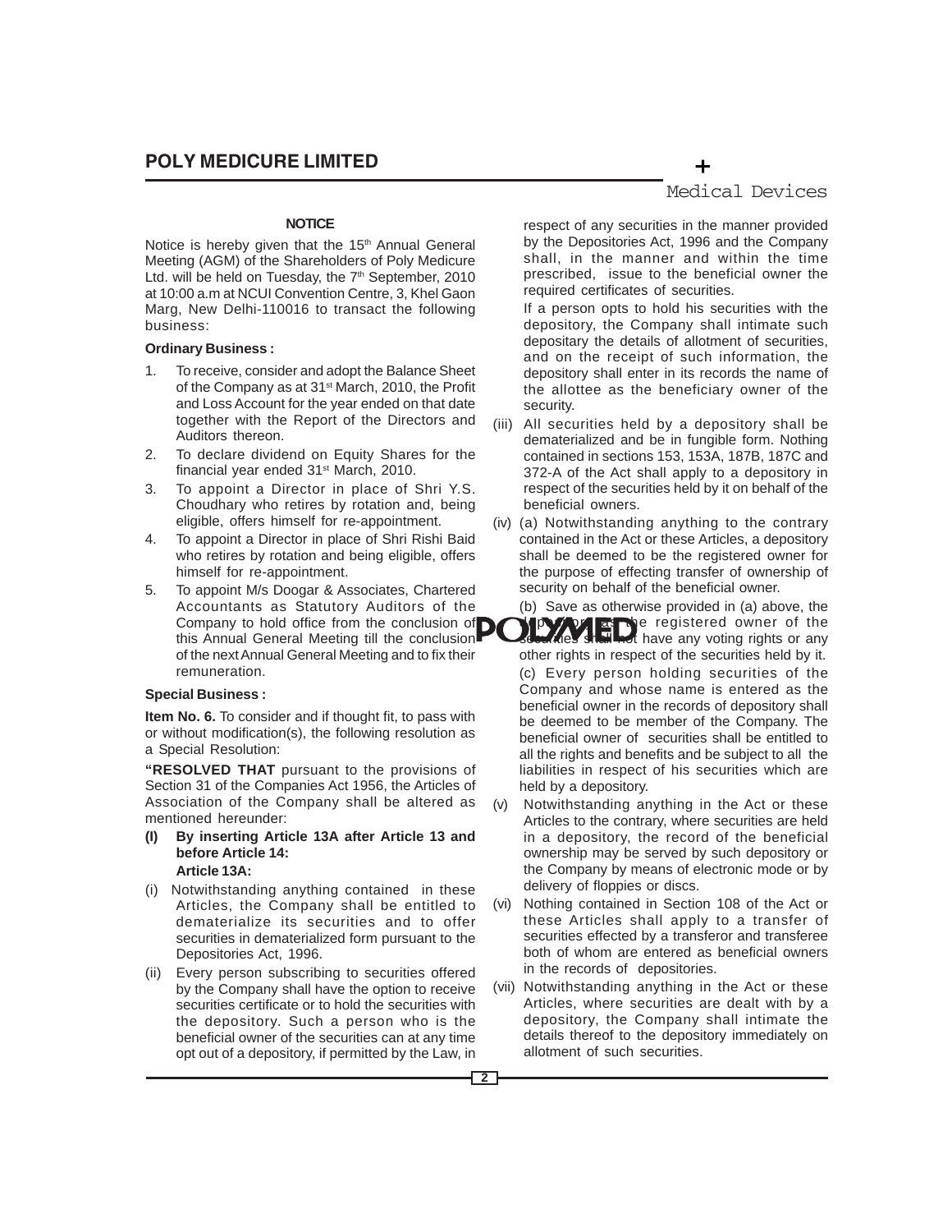## NOTICE

Notice is hereby given that the 15th Annual General Meeting (AGM) of the Shareholders of Poly Medicure Ltd. will be held on Tuesday, the 7th September, 2010 at 10:00 a.m at NCUI Convention Centre, 3, Khel Gaon Marg, New Delhi-110016 to transact the following business:

**Ordinary Business :**

1. To receive, consider and adopt the Balance Sheet of the Company as at 31st March, 2010, the Profit and Loss Account for the year ended on that date together with the Report of the Directors and Auditors thereon.
2. To declare dividend on Equity Shares for the financial year ended 31st March, 2010.
3. To appoint a Director in place of Shri Y.S. Choudhary who retires by rotation and, being eligible, offers himself for re-appointment.
4. To appoint a Director in place of Shri Rishi Baid who retires by rotation and being eligible, offers himself for re-appointment.
5. To appoint M/s Doogar & Associates, Chartered Accountants as Statutory Auditors of the Company to hold office from the conclusion of this Annual General Meeting till the conclusion of the next Annual General Meeting and to fix their remuneration.

**Special Business :**

**Item No. 6.** To consider and if thought fit, to pass with or without modification(s), the following resolution as a Special Resolution:

**"RESOLVED THAT** pursuant to the provisions of Section 31 of the Companies Act 1956, the Articles of Association of the Company shall be altered as mentioned hereunder:

**(I) By inserting Article 13A after Article 13 and before Article 14:**

**Article 13A:**

(i) Notwithstanding anything contained in these Articles, the Company shall be entitled to dematerialize its securities and to offer securities in dematerialized form pursuant to the Depositories Act, 1996.

(ii) Every person subscribing to securities offered by the Company shall have the option to receive securities certificate or to hold the securities with the depository. Such a person who is the beneficial owner of the securities can at any time opt out of a depository, if permitted by the Law, in respect of any securities in the manner provided by the Depositories Act, 1996 and the Company shall, in the manner and within the time prescribed, issue to the beneficial owner the required certificates of securities.

If a person opts to hold his securities with the depository, the Company shall intimate such depositary the details of allotment of securities, and on the receipt of such information, the depository shall enter in its records the name of the allottee as the beneficiary owner of the security.

(iii) All securities held by a depository shall be dematerialized and be in fungible form. Nothing contained in sections 153, 153A, 187B, 187C and 372-A of the Act shall apply to a depository in respect of the securities held by it on behalf of the beneficial owners.

(iv) (a) Notwithstanding anything to the contrary contained in the Act or these Articles, a depository shall be deemed to be the registered owner for the purpose of effecting transfer of ownership of security on behalf of the beneficial owner.

(b) Save as otherwise provided in (a) above, the depository as the registered owner of the securities shall not have any voting rights or any other rights in respect of the securities held by it.

(c) Every person holding securities of the Company and whose name is entered as the beneficial owner in the records of depository shall be deemed to be member of the Company. The beneficial owner of securities shall be entitled to all the rights and benefits and be subject to all the liabilities in respect of his securities which are held by a depository.

(v) Notwithstanding anything in the Act or these Articles to the contrary, where securities are held in a depository, the record of the beneficial ownership may be served by such depository or the Company by means of electronic mode or by delivery of floppies or discs.

(vi) Nothing contained in Section 108 of the Act or these Articles shall apply to a transfer of securities effected by a transferor and transferee both of whom are entered as beneficial owners in the records of depositories.

(vii) Notwithstanding anything in the Act or these Articles, where securities are dealt with by a depository, the Company shall intimate the details thereof to the depository immediately on allotment of such securities.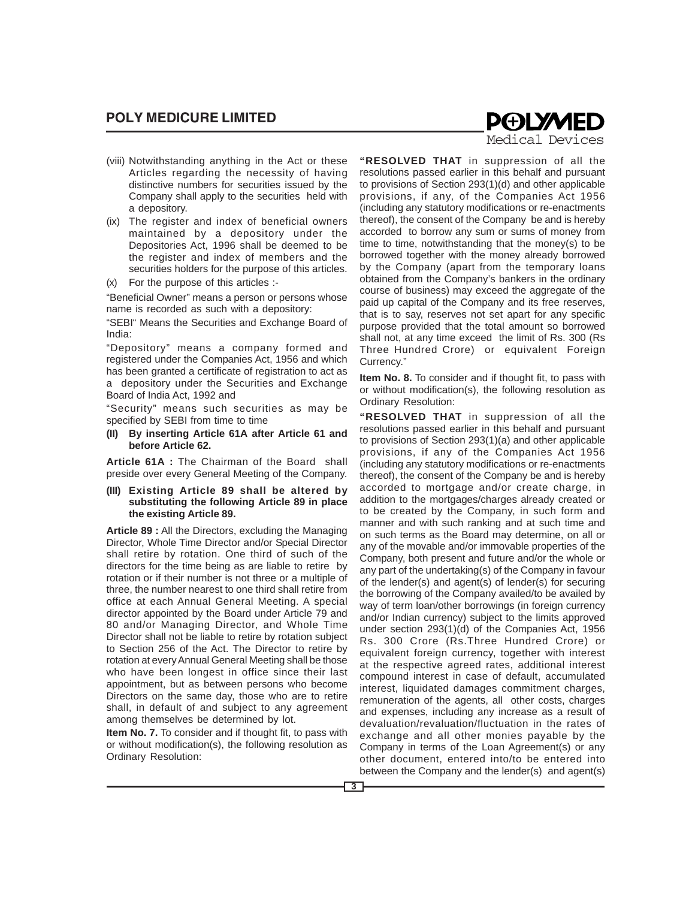(viii) Notwithstanding anything in the Act or these Articles regarding the necessity of having distinctive numbers for securities issued by the Company shall apply to the securities held with a depository.

(ix) The register and index of beneficial owners maintained by a depository under the Depositories Act, 1996 shall be deemed to be the register and index of members and the securities holders for the purpose of this articles.

(x) For the purpose of this articles :-

"Beneficial Owner" means a person or persons whose name is recorded as such with a depository:

"SEBI" Means the Securities and Exchange Board of India:

"Depository" means a company formed and registered under the Companies Act, 1956 and which has been granted a certificate of registration to act as a depository under the Securities and Exchange Board of India Act, 1992 and

"Security" means such securities as may be specified by SEBI from time to time

**(II) By inserting Article 61A after Article 61 and before Article 62.**

**Article 61A :** The Chairman of the Board shall preside over every General Meeting of the Company.

**(III) Existing Article 89 shall be altered by substituting the following Article 89 in place the existing Article 89.**

**Article 89 :** All the Directors, excluding the Managing Director, Whole Time Director and/or Special Director shall retire by rotation. One third of such of the directors for the time being as are liable to retire by rotation or if their number is not three or a multiple of three, the number nearest to one third shall retire from office at each Annual General Meeting. A special director appointed by the Board under Article 79 and 80 and/or Managing Director, and Whole Time Director shall not be liable to retire by rotation subject to Section 256 of the Act. The Director to retire by rotation at every Annual General Meeting shall be those who have been longest in office since their last appointment, but as between persons who become Directors on the same day, those who are to retire shall, in default of and subject to any agreement among themselves be determined by lot.

**Item No. 7.** To consider and if thought fit, to pass with or without modification(s), the following resolution as Ordinary Resolution:

**"RESOLVED THAT** in suppression of all the resolutions passed earlier in this behalf and pursuant to provisions of Section 293(1)(d) and other applicable provisions, if any, of the Companies Act 1956 (including any statutory modifications or re-enactments thereof), the consent of the Company be and is hereby accorded to borrow any sum or sums of money from time to time, notwithstanding that the money(s) to be borrowed together with the money already borrowed by the Company (apart from the temporary loans obtained from the Company's bankers in the ordinary course of business) may exceed the aggregate of the paid up capital of the Company and its free reserves, that is to say, reserves not set apart for any specific purpose provided that the total amount so borrowed shall not, at any time exceed the limit of Rs. 300 (Rs Three Hundred Crore) or equivalent Foreign Currency."

**Item No. 8.** To consider and if thought fit, to pass with or without modification(s), the following resolution as Ordinary Resolution:

**"RESOLVED THAT** in suppression of all the resolutions passed earlier in this behalf and pursuant to provisions of Section 293(1)(a) and other applicable provisions, if any of the Companies Act 1956 (including any statutory modifications or re-enactments thereof), the consent of the Company be and is hereby accorded to mortgage and/or create charge, in addition to the mortgages/charges already created or to be created by the Company, in such form and manner and with such ranking and at such time and on such terms as the Board may determine, on all or any of the movable and/or immovable properties of the Company, both present and future and/or the whole or any part of the undertaking(s) of the Company in favour of the lender(s) and agent(s) of lender(s) for securing the borrowing of the Company availed/to be availed by way of term loan/other borrowings (in foreign currency and/or Indian currency) subject to the limits approved under section 293(1)(d) of the Companies Act, 1956 Rs. 300 Crore (Rs.Three Hundred Crore) or equivalent foreign currency, together with interest at the respective agreed rates, additional interest compound interest in case of default, accumulated interest, liquidated damages commitment charges, remuneration of the agents, all other costs, charges and expenses, including any increase as a result of devaluation/revaluation/fluctuation in the rates of exchange and all other monies payable by the Company in terms of the Loan Agreement(s) or any other document, entered into/to be entered into between the Company and the lender(s) and agent(s)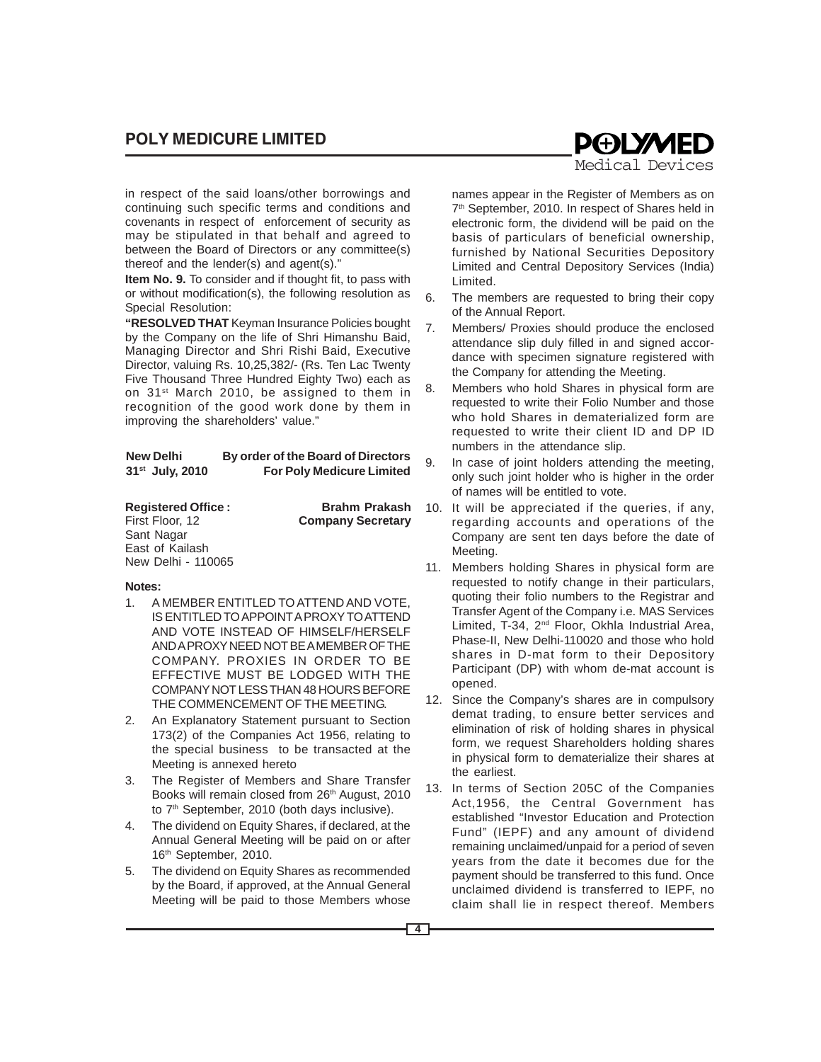in respect of the said loans/other borrowings and continuing such specific terms and conditions and covenants in respect of enforcement of security as may be stipulated in that behalf and agreed to between the Board of Directors or any committee(s) thereof and the lender(s) and agent(s)."

**Item No. 9.** To consider and if thought fit, to pass with or without modification(s), the following resolution as Special Resolution:

**"RESOLVED THAT** Keyman Insurance Policies bought by the Company on the life of Shri Himanshu Baid, Managing Director and Shri Rishi Baid, Executive Director, valuing Rs. 10,25,382/- (Rs. Ten Lac Twenty Five Thousand Three Hundred Eighty Two) each as on 31st March 2010, be assigned to them in recognition of the good work done by them in improving the shareholders' value."

| | |
|---|---|
| **New Delhi** | **By order of the Board of Directors** |
| **31st July, 2010** | **For Poly Medicure Limited** |

**Registered Office :**
First Floor, 12
Sant Nagar
East of Kailash
New Delhi - 110065

**Brahm Prakash**
**Company Secretary**

**Notes:**

1. A MEMBER ENTITLED TO ATTEND AND VOTE, IS ENTITLED TO APPOINT A PROXY TO ATTEND AND VOTE INSTEAD OF HIMSELF/HERSELF AND A PROXY NEED NOT BE A MEMBER OF THE COMPANY. PROXIES IN ORDER TO BE EFFECTIVE MUST BE LODGED WITH THE COMPANY NOT LESS THAN 48 HOURS BEFORE THE COMMENCEMENT OF THE MEETING.
2. An Explanatory Statement pursuant to Section 173(2) of the Companies Act 1956, relating to the special business to be transacted at the Meeting is annexed hereto
3. The Register of Members and Share Transfer Books will remain closed from 26th August, 2010 to 7th September, 2010 (both days inclusive).
4. The dividend on Equity Shares, if declared, at the Annual General Meeting will be paid on or after 16th September, 2010.
5. The dividend on Equity Shares as recommended by the Board, if approved, at the Annual General Meeting will be paid to those Members whose names appear in the Register of Members as on 7th September, 2010. In respect of Shares held in electronic form, the dividend will be paid on the basis of particulars of beneficial ownership, furnished by National Securities Depository Limited and Central Depository Services (India) Limited.
6. The members are requested to bring their copy of the Annual Report.
7. Members/ Proxies should produce the enclosed attendance slip duly filled in and signed accordance with specimen signature registered with the Company for attending the Meeting.
8. Members who hold Shares in physical form are requested to write their Folio Number and those who hold Shares in dematerialized form are requested to write their client ID and DP ID numbers in the attendance slip.
9. In case of joint holders attending the meeting, only such joint holder who is higher in the order of names will be entitled to vote.
10. It will be appreciated if the queries, if any, regarding accounts and operations of the Company are sent ten days before the date of Meeting.
11. Members holding Shares in physical form are requested to notify change in their particulars, quoting their folio numbers to the Registrar and Transfer Agent of the Company i.e. MAS Services Limited, T-34, 2nd Floor, Okhla Industrial Area, Phase-II, New Delhi-110020 and those who hold shares in D-mat form to their Depository Participant (DP) with whom de-mat account is opened.
12. Since the Company's shares are in compulsory demat trading, to ensure better services and elimination of risk of holding shares in physical form, we request Shareholders holding shares in physical form to dematerialize their shares at the earliest.
13. In terms of Section 205C of the Companies Act,1956, the Central Government has established "Investor Education and Protection Fund" (IEPF) and any amount of dividend remaining unclaimed/unpaid for a period of seven years from the date it becomes due for the payment should be transferred to this fund. Once unclaimed dividend is transferred to IEPF, no claim shall lie in respect thereof. Members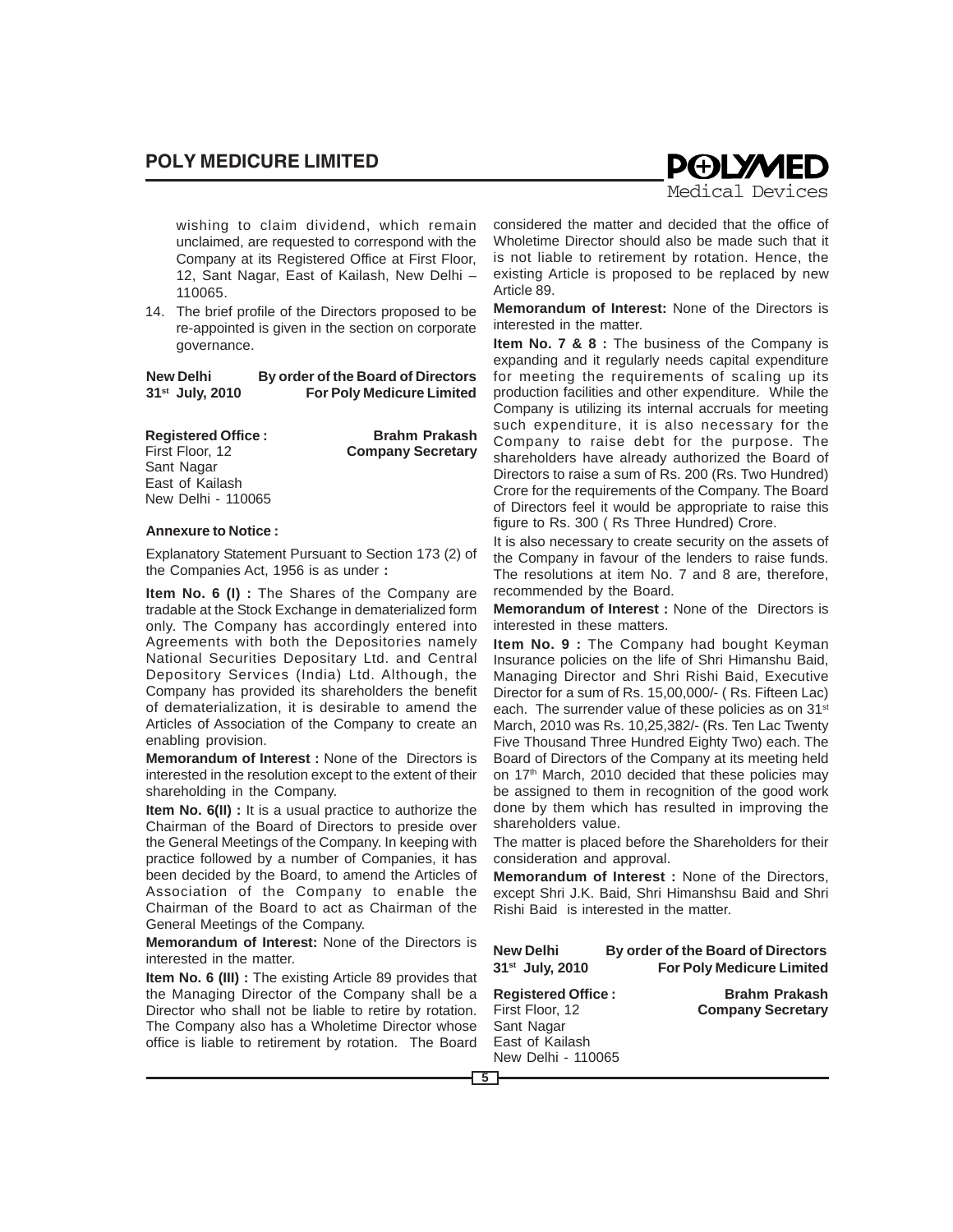wishing to claim dividend, which remain unclaimed, are requested to correspond with the Company at its Registered Office at First Floor, 12, Sant Nagar, East of Kailash, New Delhi – 110065.

14. The brief profile of the Directors proposed to be re-appointed is given in the section on corporate governance.

**New Delhi** **By order of the Board of Directors**
**31st July, 2010** **For Poly Medicure Limited**

**Registered Office :** **Brahm Prakash**
First Floor, 12 **Company Secretary**
Sant Nagar
East of Kailash
New Delhi - 110065

**Annexure to Notice :**

Explanatory Statement Pursuant to Section 173 (2) of the Companies Act, 1956 is as under **:**

**Item No. 6 (I) :** The Shares of the Company are tradable at the Stock Exchange in dematerialized form only. The Company has accordingly entered into Agreements with both the Depositories namely National Securities Depositary Ltd. and Central Depository Services (India) Ltd. Although, the Company has provided its shareholders the benefit of dematerialization, it is desirable to amend the Articles of Association of the Company to create an enabling provision.

**Memorandum of Interest :** None of the Directors is interested in the resolution except to the extent of their shareholding in the Company.

**Item No. 6(II) :** It is a usual practice to authorize the Chairman of the Board of Directors to preside over the General Meetings of the Company. In keeping with practice followed by a number of Companies, it has been decided by the Board, to amend the Articles of Association of the Company to enable the Chairman of the Board to act as Chairman of the General Meetings of the Company.

**Memorandum of Interest:** None of the Directors is interested in the matter.

**Item No. 6 (III) :** The existing Article 89 provides that the Managing Director of the Company shall be a Director who shall not be liable to retire by rotation. The Company also has a Wholetime Director whose office is liable to retirement by rotation. The Board considered the matter and decided that the office of Wholetime Director should also be made such that it is not liable to retirement by rotation. Hence, the existing Article is proposed to be replaced by new Article 89.

**Memorandum of Interest:** None of the Directors is interested in the matter.

**Item No. 7 & 8 :** The business of the Company is expanding and it regularly needs capital expenditure for meeting the requirements of scaling up its production facilities and other expenditure. While the Company is utilizing its internal accruals for meeting such expenditure, it is also necessary for the Company to raise debt for the purpose. The shareholders have already authorized the Board of Directors to raise a sum of Rs. 200 (Rs. Two Hundred) Crore for the requirements of the Company. The Board of Directors feel it would be appropriate to raise this figure to Rs. 300 ( Rs Three Hundred) Crore.

It is also necessary to create security on the assets of the Company in favour of the lenders to raise funds. The resolutions at item No. 7 and 8 are, therefore, recommended by the Board.

**Memorandum of Interest :** None of the Directors is interested in these matters.

**Item No. 9 :** The Company had bought Keyman Insurance policies on the life of Shri Himanshu Baid, Managing Director and Shri Rishi Baid, Executive Director for a sum of Rs. 15,00,000/- ( Rs. Fifteen Lac) each. The surrender value of these policies as on 31st March, 2010 was Rs. 10,25,382/- (Rs. Ten Lac Twenty Five Thousand Three Hundred Eighty Two) each. The Board of Directors of the Company at its meeting held on 17th March, 2010 decided that these policies may be assigned to them in recognition of the good work done by them which has resulted in improving the shareholders value.

The matter is placed before the Shareholders for their consideration and approval.

**Memorandum of Interest :** None of the Directors, except Shri J.K. Baid, Shri Himanshsu Baid and Shri Rishi Baid is interested in the matter.

**New Delhi** **By order of the Board of Directors**
**31st July, 2010** **For Poly Medicure Limited**

**Registered Office :** **Brahm Prakash**
First Floor, 12 **Company Secretary**
Sant Nagar
East of Kailash
New Delhi - 110065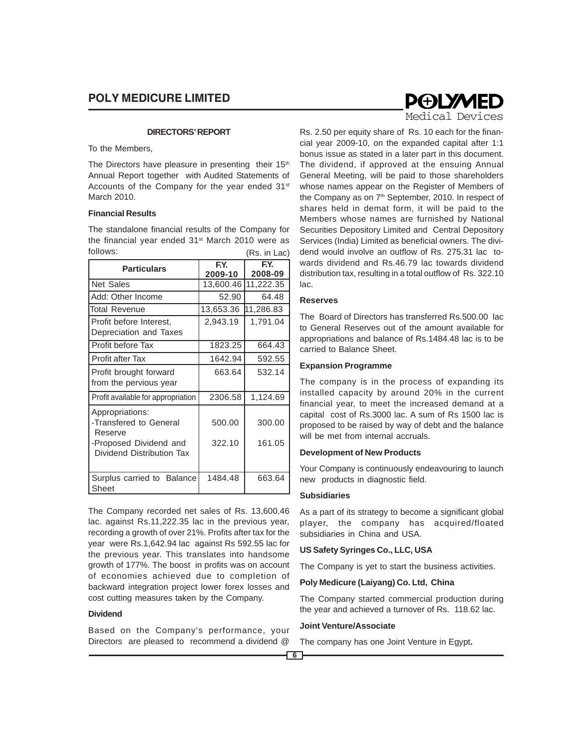## DIRECTORS' REPORT

To the Members,

The Directors have pleasure in presenting their 15th Annual Report together with Audited Statements of Accounts of the Company for the year ended 31st March 2010.

### Financial Results

The standalone financial results of the Company for the financial year ended 31st March 2010 were as follows: (Rs. in Lac)

| Particulars | F.Y. 2009-10 | F.Y. 2008-09 |
|---|---|---|
| Net Sales | 13,600.46 | 11,222.35 |
| Add: Other Income | 52.90 | 64.48 |
| Total Revenue | 13,653.36 | 11,286.83 |
| Profit before Interest, Depreciation and Taxes | 2,943.19 | 1,791.04 |
| Profit before Tax | 1823.25 | 664.43 |
| Profit after Tax | 1642.94 | 592.55 |
| Profit brought forward from the pervious year | 663.64 | 532.14 |
| Profit available for appropriation | 2306.58 | 1,124.69 |
| Appropriations: | | |
| -Transfered to General Reserve | 500.00 | 300.00 |
| -Proposed Dividend and Dividend Distribution Tax | 322.10 | 161.05 |
| Surplus carried to Balance Sheet | 1484.48 | 663.64 |

The Company recorded net sales of Rs. 13,600.46 lac. against Rs.11,222.35 lac in the previous year, recording a growth of over 21%. Profits after tax for the year were Rs.1,642.94 lac against Rs 592.55 lac for the previous year. This translates into handsome growth of 177%. The boost in profits was on account of economies achieved due to completion of backward integration project lower forex losses and cost cutting measures taken by the Company.

### Dividend

Based on the Company's performance, your Directors are pleased to recommend a dividend @ Rs. 2.50 per equity share of Rs. 10 each for the financial year 2009-10, on the expanded capital after 1:1 bonus issue as stated in a later part in this document. The dividend, if approved at the ensuing Annual General Meeting, will be paid to those shareholders whose names appear on the Register of Members of the Company as on 7th September, 2010. In respect of shares held in demat form, it will be paid to the Members whose names are furnished by National Securities Depository Limited and Central Depository Services (India) Limited as beneficial owners. The dividend would involve an outflow of Rs. 275.31 lac towards dividend and Rs.46.79 lac towards dividend distribution tax, resulting in a total outflow of Rs. 322.10 lac.

### Reserves

The Board of Directors has transferred Rs.500.00 lac to General Reserves out of the amount available for appropriations and balance of Rs.1484.48 lac is to be carried to Balance Sheet.

### Expansion Programme

The company is in the process of expanding its installed capacity by around 20% in the current financial year, to meet the increased demand at a capital cost of Rs.3000 lac. A sum of Rs 1500 lac is proposed to be raised by way of debt and the balance will be met from internal accruals.

### Development of New Products

Your Company is continuously endeavouring to launch new products in diagnostic field.

### Subsidiaries

As a part of its strategy to become a significant global player, the company has acquired/floated subsidiaries in China and USA.

**US Safety Syringes Co., LLC, USA**

The Company is yet to start the business activities.

**Poly Medicure (Laiyang) Co. Ltd, China**

The Company started commercial production during the year and achieved a turnover of Rs. 118.62 lac.

### Joint Venture/Associate

The company has one Joint Venture in Egypt.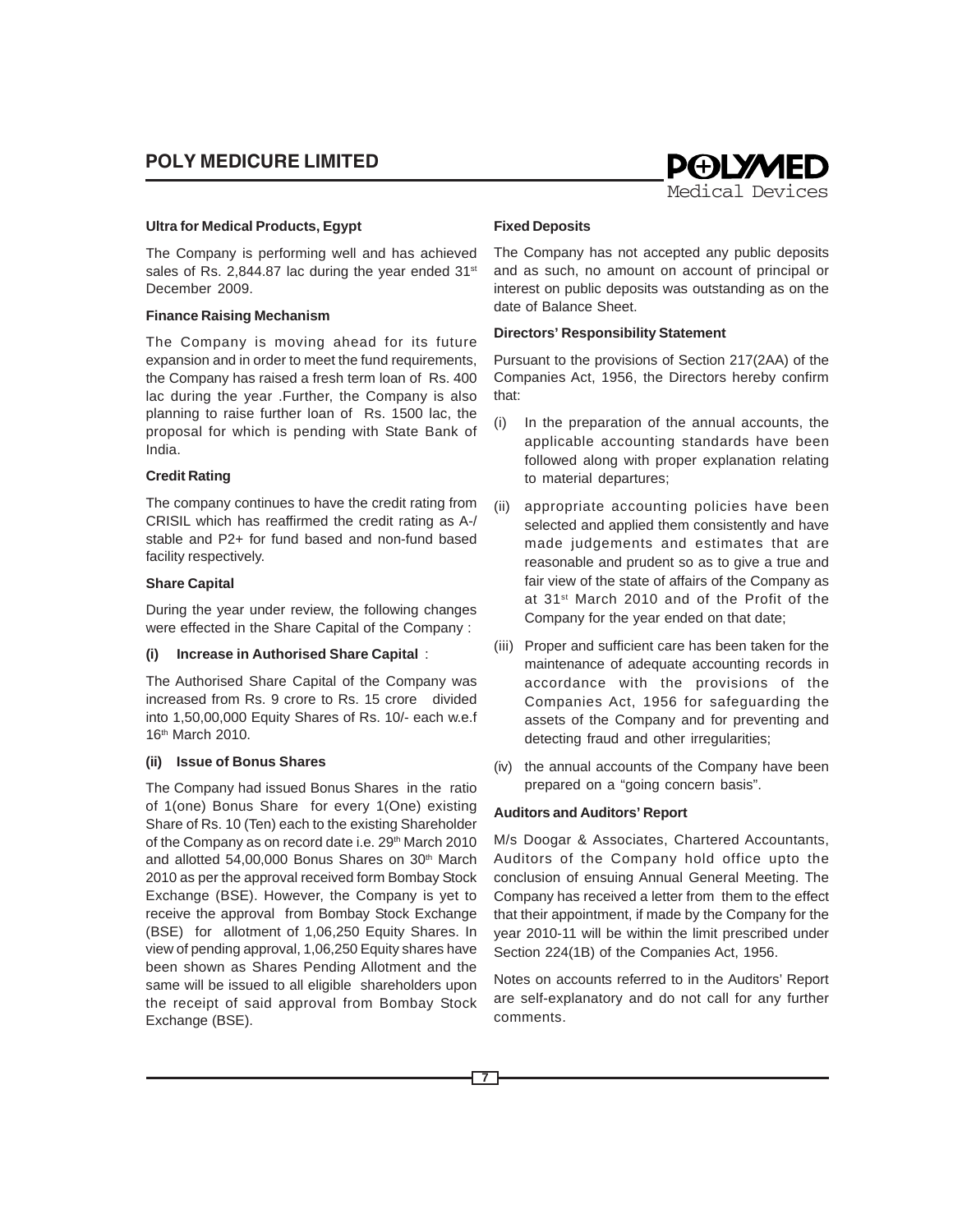### Ultra for Medical Products, Egypt

The Company is performing well and has achieved sales of Rs. 2,844.87 lac during the year ended 31st December 2009.

### Finance Raising Mechanism

The Company is moving ahead for its future expansion and in order to meet the fund requirements, the Company has raised a fresh term loan of Rs. 400 lac during the year .Further, the Company is also planning to raise further loan of Rs. 1500 lac, the proposal for which is pending with State Bank of India.

### Credit Rating

The company continues to have the credit rating from CRISIL which has reaffirmed the credit rating as A-/ stable and P2+ for fund based and non-fund based facility respectively.

### Share Capital

During the year under review, the following changes were effected in the Share Capital of the Company :

**(i) Increase in Authorised Share Capital** :

The Authorised Share Capital of the Company was increased from Rs. 9 crore to Rs. 15 crore divided into 1,50,00,000 Equity Shares of Rs. 10/- each w.e.f 16th March 2010.

**(ii) Issue of Bonus Shares**

The Company had issued Bonus Shares in the ratio of 1(one) Bonus Share for every 1(One) existing Share of Rs. 10 (Ten) each to the existing Shareholder of the Company as on record date i.e. 29th March 2010 and allotted 54,00,000 Bonus Shares on 30th March 2010 as per the approval received form Bombay Stock Exchange (BSE). However, the Company is yet to receive the approval from Bombay Stock Exchange (BSE) for allotment of 1,06,250 Equity Shares. In view of pending approval, 1,06,250 Equity shares have been shown as Shares Pending Allotment and the same will be issued to all eligible shareholders upon the receipt of said approval from Bombay Stock Exchange (BSE).

### Fixed Deposits

The Company has not accepted any public deposits and as such, no amount on account of principal or interest on public deposits was outstanding as on the date of Balance Sheet.

### Directors' Responsibility Statement

Pursuant to the provisions of Section 217(2AA) of the Companies Act, 1956, the Directors hereby confirm that:

(i) In the preparation of the annual accounts, the applicable accounting standards have been followed along with proper explanation relating to material departures;

(ii) appropriate accounting policies have been selected and applied them consistently and have made judgements and estimates that are reasonable and prudent so as to give a true and fair view of the state of affairs of the Company as at 31st March 2010 and of the Profit of the Company for the year ended on that date;

(iii) Proper and sufficient care has been taken for the maintenance of adequate accounting records in accordance with the provisions of the Companies Act, 1956 for safeguarding the assets of the Company and for preventing and detecting fraud and other irregularities;

(iv) the annual accounts of the Company have been prepared on a "going concern basis".

### Auditors and Auditors' Report

M/s Doogar & Associates, Chartered Accountants, Auditors of the Company hold office upto the conclusion of ensuing Annual General Meeting. The Company has received a letter from them to the effect that their appointment, if made by the Company for the year 2010-11 will be within the limit prescribed under Section 224(1B) of the Companies Act, 1956.

Notes on accounts referred to in the Auditors' Report are self-explanatory and do not call for any further comments.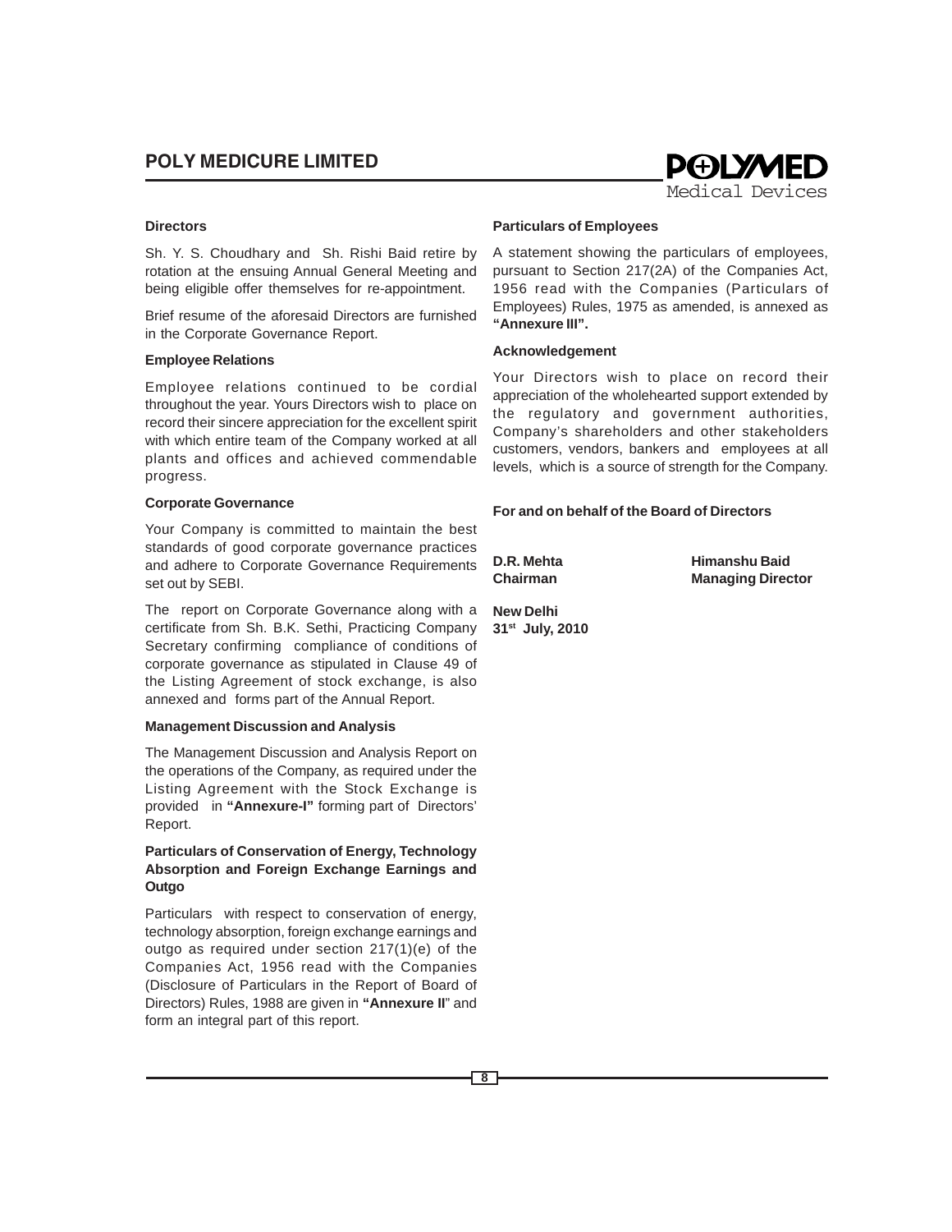### Directors

Sh. Y. S. Choudhary and Sh. Rishi Baid retire by rotation at the ensuing Annual General Meeting and being eligible offer themselves for re-appointment.

Brief resume of the aforesaid Directors are furnished in the Corporate Governance Report.

### Employee Relations

Employee relations continued to be cordial throughout the year. Yours Directors wish to place on record their sincere appreciation for the excellent spirit with which entire team of the Company worked at all plants and offices and achieved commendable progress.

### Corporate Governance

Your Company is committed to maintain the best standards of good corporate governance practices and adhere to Corporate Governance Requirements set out by SEBI.

The report on Corporate Governance along with a certificate from Sh. B.K. Sethi, Practicing Company Secretary confirming compliance of conditions of corporate governance as stipulated in Clause 49 of the Listing Agreement of stock exchange, is also annexed and forms part of the Annual Report.

### Management Discussion and Analysis

The Management Discussion and Analysis Report on the operations of the Company, as required under the Listing Agreement with the Stock Exchange is provided in **"Annexure-I"** forming part of Directors' Report.

### Particulars of Conservation of Energy, Technology Absorption and Foreign Exchange Earnings and Outgo

Particulars with respect to conservation of energy, technology absorption, foreign exchange earnings and outgo as required under section 217(1)(e) of the Companies Act, 1956 read with the Companies (Disclosure of Particulars in the Report of Board of Directors) Rules, 1988 are given in **"Annexure II"** and form an integral part of this report.

### Particulars of Employees

A statement showing the particulars of employees, pursuant to Section 217(2A) of the Companies Act, 1956 read with the Companies (Particulars of Employees) Rules, 1975 as amended, is annexed as **"Annexure III".**

### Acknowledgement

Your Directors wish to place on record their appreciation of the wholehearted support extended by the regulatory and government authorities, Company's shareholders and other stakeholders customers, vendors, bankers and employees at all levels, which is a source of strength for the Company.

**For and on behalf of the Board of Directors**

**D.R. Mehta**
**Chairman**

**Himanshu Baid**
**Managing Director**

**New Delhi**
**31st July, 2010**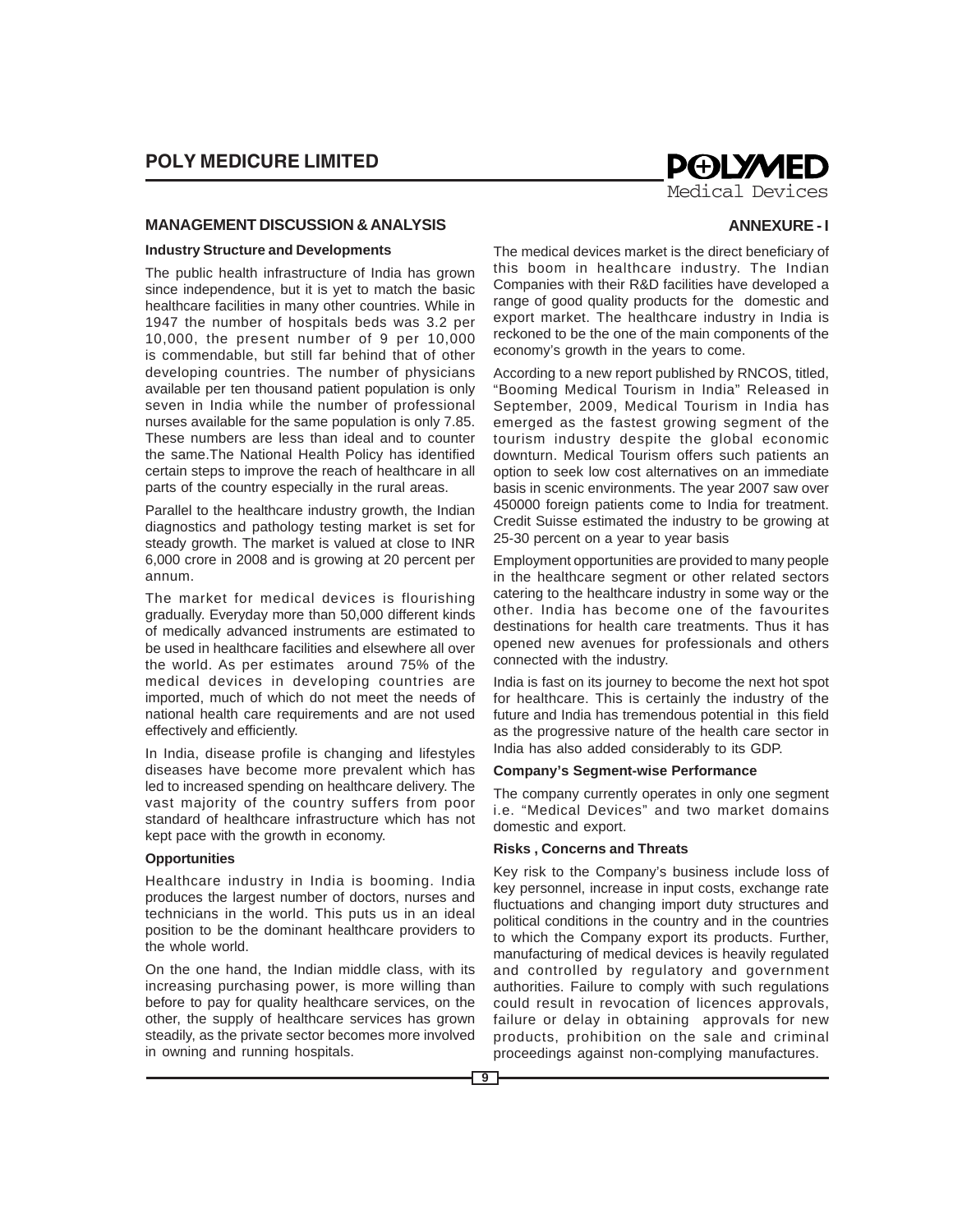## MANAGEMENT DISCUSSION & ANALYSIS

**ANNEXURE - I**

### Industry Structure and Developments

The public health infrastructure of India has grown since independence, but it is yet to match the basic healthcare facilities in many other countries. While in 1947 the number of hospitals beds was 3.2 per 10,000, the present number of 9 per 10,000 is commendable, but still far behind that of other developing countries. The number of physicians available per ten thousand patient population is only seven in India while the number of professional nurses available for the same population is only 7.85. These numbers are less than ideal and to counter the same.The National Health Policy has identified certain steps to improve the reach of healthcare in all parts of the country especially in the rural areas.

Parallel to the healthcare industry growth, the Indian diagnostics and pathology testing market is set for steady growth. The market is valued at close to INR 6,000 crore in 2008 and is growing at 20 percent per annum.

The market for medical devices is flourishing gradually. Everyday more than 50,000 different kinds of medically advanced instruments are estimated to be used in healthcare facilities and elsewhere all over the world. As per estimates around 75% of the medical devices in developing countries are imported, much of which do not meet the needs of national health care requirements and are not used effectively and efficiently.

In India, disease profile is changing and lifestyles diseases have become more prevalent which has led to increased spending on healthcare delivery. The vast majority of the country suffers from poor standard of healthcare infrastructure which has not kept pace with the growth in economy.

### Opportunities

Healthcare industry in India is booming. India produces the largest number of doctors, nurses and technicians in the world. This puts us in an ideal position to be the dominant healthcare providers to the whole world.

On the one hand, the Indian middle class, with its increasing purchasing power, is more willing than before to pay for quality healthcare services, on the other, the supply of healthcare services has grown steadily, as the private sector becomes more involved in owning and running hospitals.

The medical devices market is the direct beneficiary of this boom in healthcare industry. The Indian Companies with their R&D facilities have developed a range of good quality products for the domestic and export market. The healthcare industry in India is reckoned to be the one of the main components of the economy's growth in the years to come.

According to a new report published by RNCOS, titled, "Booming Medical Tourism in India" Released in September, 2009, Medical Tourism in India has emerged as the fastest growing segment of the tourism industry despite the global economic downturn. Medical Tourism offers such patients an option to seek low cost alternatives on an immediate basis in scenic environments. The year 2007 saw over 450000 foreign patients come to India for treatment. Credit Suisse estimated the industry to be growing at 25-30 percent on a year to year basis

Employment opportunities are provided to many people in the healthcare segment or other related sectors catering to the healthcare industry in some way or the other. India has become one of the favourites destinations for health care treatments. Thus it has opened new avenues for professionals and others connected with the industry.

India is fast on its journey to become the next hot spot for healthcare. This is certainly the industry of the future and India has tremendous potential in this field as the progressive nature of the health care sector in India has also added considerably to its GDP.

### Company's Segment-wise Performance

The company currently operates in only one segment i.e. "Medical Devices" and two market domains domestic and export.

### Risks , Concerns and Threats

Key risk to the Company's business include loss of key personnel, increase in input costs, exchange rate fluctuations and changing import duty structures and political conditions in the country and in the countries to which the Company export its products. Further, manufacturing of medical devices is heavily regulated and controlled by regulatory and government authorities. Failure to comply with such regulations could result in revocation of licences approvals, failure or delay in obtaining approvals for new products, prohibition on the sale and criminal proceedings against non-complying manufactures.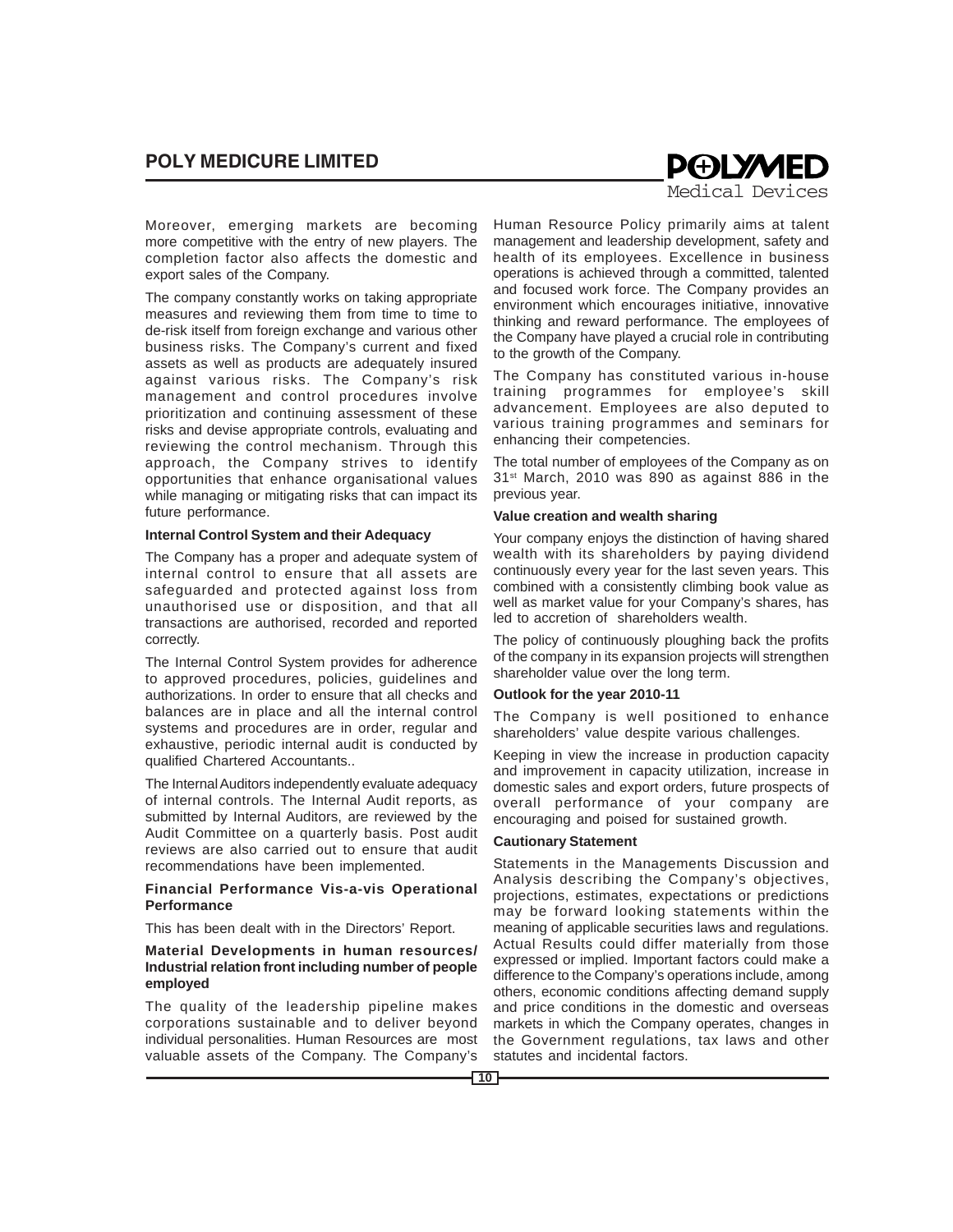Moreover, emerging markets are becoming more competitive with the entry of new players. The completion factor also affects the domestic and export sales of the Company.

The company constantly works on taking appropriate measures and reviewing them from time to time to de-risk itself from foreign exchange and various other business risks. The Company's current and fixed assets as well as products are adequately insured against various risks. The Company's risk management and control procedures involve prioritization and continuing assessment of these risks and devise appropriate controls, evaluating and reviewing the control mechanism. Through this approach, the Company strives to identify opportunities that enhance organisational values while managing or mitigating risks that can impact its future performance.

**Internal Control System and their Adequacy**

The Company has a proper and adequate system of internal control to ensure that all assets are safeguarded and protected against loss from unauthorised use or disposition, and that all transactions are authorised, recorded and reported correctly.

The Internal Control System provides for adherence to approved procedures, policies, guidelines and authorizations. In order to ensure that all checks and balances are in place and all the internal control systems and procedures are in order, regular and exhaustive, periodic internal audit is conducted by qualified Chartered Accountants..

The Internal Auditors independently evaluate adequacy of internal controls. The Internal Audit reports, as submitted by Internal Auditors, are reviewed by the Audit Committee on a quarterly basis. Post audit reviews are also carried out to ensure that audit recommendations have been implemented.

**Financial Performance Vis-a-vis Operational Performance**

This has been dealt with in the Directors' Report.

**Material Developments in human resources/ Industrial relation front including number of people employed**

The quality of the leadership pipeline makes corporations sustainable and to deliver beyond individual personalities. Human Resources are most valuable assets of the Company. The Company's Human Resource Policy primarily aims at talent management and leadership development, safety and health of its employees. Excellence in business operations is achieved through a committed, talented and focused work force. The Company provides an environment which encourages initiative, innovative thinking and reward performance. The employees of the Company have played a crucial role in contributing to the growth of the Company.

The Company has constituted various in-house training programmes for employee's skill advancement. Employees are also deputed to various training programmes and seminars for enhancing their competencies.

The total number of employees of the Company as on 31st March, 2010 was 890 as against 886 in the previous year.

**Value creation and wealth sharing**

Your company enjoys the distinction of having shared wealth with its shareholders by paying dividend continuously every year for the last seven years. This combined with a consistently climbing book value as well as market value for your Company's shares, has led to accretion of shareholders wealth.

The policy of continuously ploughing back the profits of the company in its expansion projects will strengthen shareholder value over the long term.

**Outlook for the year 2010-11**

The Company is well positioned to enhance shareholders' value despite various challenges.

Keeping in view the increase in production capacity and improvement in capacity utilization, increase in domestic sales and export orders, future prospects of overall performance of your company are encouraging and poised for sustained growth.

**Cautionary Statement**

Statements in the Managements Discussion and Analysis describing the Company's objectives, projections, estimates, expectations or predictions may be forward looking statements within the meaning of applicable securities laws and regulations. Actual Results could differ materially from those expressed or implied. Important factors could make a difference to the Company's operations include, among others, economic conditions affecting demand supply and price conditions in the domestic and overseas markets in which the Company operates, changes in the Government regulations, tax laws and other statutes and incidental factors.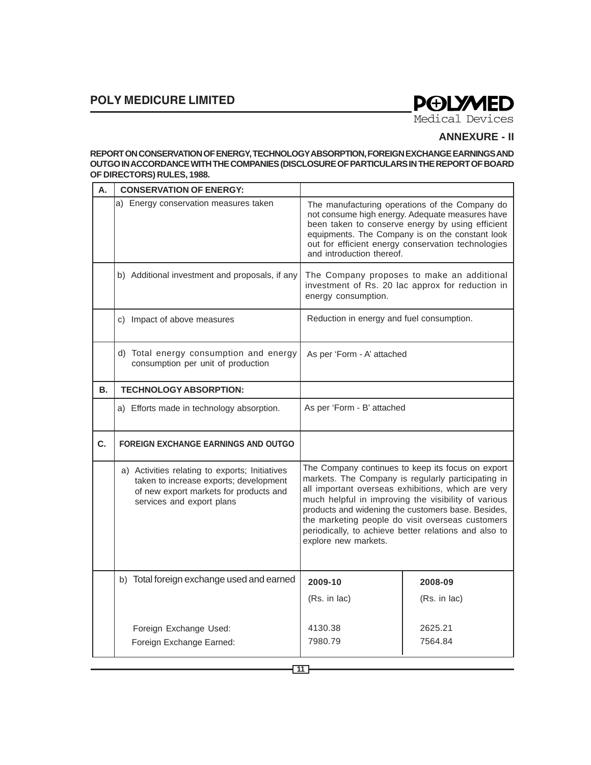## ANNEXURE - II

**REPORT ON CONSERVATION OF ENERGY, TECHNOLOGY ABSORPTION, FOREIGN EXCHANGE EARNINGS AND OUTGO IN ACCORDANCE WITH THE COMPANIES (DISCLOSURE OF PARTICULARS IN THE REPORT OF BOARD OF DIRECTORS) RULES, 1988.**

| | | | |
|---|---|---|---|
| **A.** | **CONSERVATION OF ENERGY:** | | |
| | a) Energy conservation measures taken | The manufacturing operations of the Company do not consume high energy. Adequate measures have been taken to conserve energy by using efficient equipments. The Company is on the constant look out for efficient energy conservation technologies and introduction thereof. | |
| | b) Additional investment and proposals, if any | The Company proposes to make an additional investment of Rs. 20 lac approx for reduction in energy consumption. | |
| | c) Impact of above measures | Reduction in energy and fuel consumption. | |
| | d) Total energy consumption and energy consumption per unit of production | As per 'Form - A' attached | |
| **B.** | **TECHNOLOGY ABSORPTION:** | | |
| | a) Efforts made in technology absorption. | As per 'Form - B' attached | |
| **C.** | **FOREIGN EXCHANGE EARNINGS AND OUTGO** | | |
| | a) Activities relating to exports; Initiatives taken to increase exports; development of new export markets for products and services and export plans | The Company continues to keep its focus on export markets. The Company is regularly participating in all important overseas exhibitions, which are very much helpful in improving the visibility of various products and widening the customers base. Besides, the marketing people do visit overseas customers periodically, to achieve better relations and also to explore new markets. | |
| | b) Total foreign exchange used and earned | **2009-10** (Rs. in lac) | **2008-09** (Rs. in lac) |
| | Foreign Exchange Used: | 4130.38 | 2625.21 |
| | Foreign Exchange Earned: | 7980.79 | 7564.84 |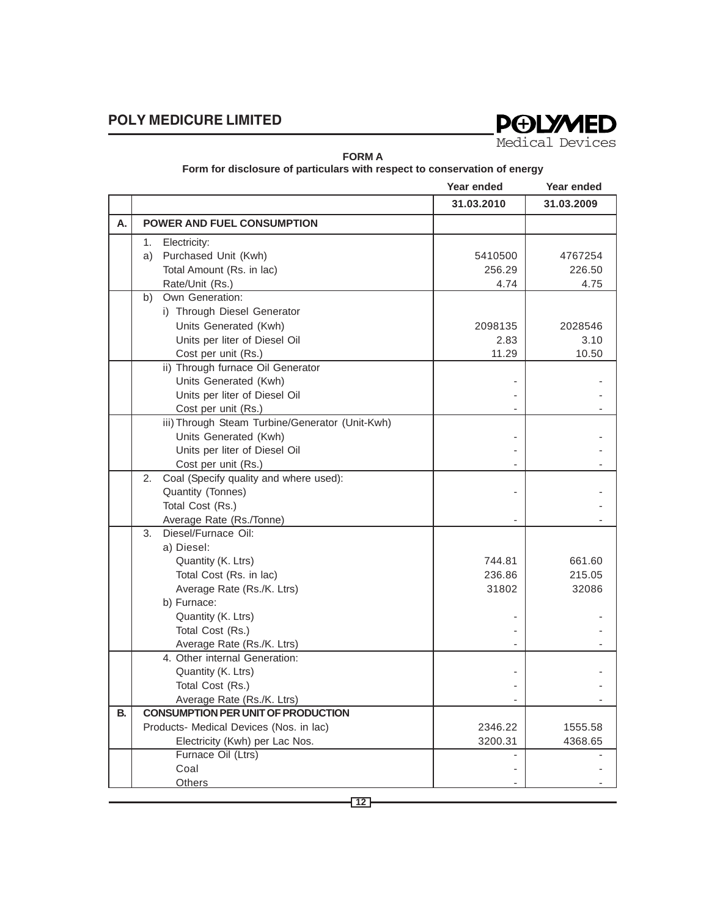**FORM A**

**Form for disclosure of particulars with respect to conservation of energy**

| | | Year ended 31.03.2010 | Year ended 31.03.2009 |
|---|---|---|---|
| **A.** | **POWER AND FUEL CONSUMPTION** | | |
| | 1. Electricity: | | |
| | a) Purchased Unit (Kwh) | 5410500 | 4767254 |
| | Total Amount (Rs. in lac) | 256.29 | 226.50 |
| | Rate/Unit (Rs.) | 4.74 | 4.75 |
| | b) Own Generation: | | |
| | i) Through Diesel Generator | | |
| | Units Generated (Kwh) | 2098135 | 2028546 |
| | Units per liter of Diesel Oil | 2.83 | 3.10 |
| | Cost per unit (Rs.) | 11.29 | 10.50 |
| | ii) Through furnace Oil Generator | | |
| | Units Generated (Kwh) | - | - |
| | Units per liter of Diesel Oil | - | - |
| | Cost per unit (Rs.) | - | - |
| | iii) Through Steam Turbine/Generator (Unit-Kwh) | | |
| | Units Generated (Kwh) | - | - |
| | Units per liter of Diesel Oil | - | - |
| | Cost per unit (Rs.) | - | - |
| | 2. Coal (Specify quality and where used): | | |
| | Quantity (Tonnes) | - | - |
| | Total Cost (Rs.) | | - |
| | Average Rate (Rs./Tonne) | - | - |
| | 3. Diesel/Furnace Oil: | | |
| | a) Diesel: | | |
| | Quantity (K. Ltrs) | 744.81 | 661.60 |
| | Total Cost (Rs. in lac) | 236.86 | 215.05 |
| | Average Rate (Rs./K. Ltrs) | 31802 | 32086 |
| | b) Furnace: | | |
| | Quantity (K. Ltrs) | - | - |
| | Total Cost (Rs.) | - | - |
| | Average Rate (Rs./K. Ltrs) | - | - |
| | 4. Other internal Generation: | | |
| | Quantity (K. Ltrs) | - | - |
| | Total Cost (Rs.) | - | - |
| | Average Rate (Rs./K. Ltrs) | - | - |
| **B.** | **CONSUMPTION PER UNIT OF PRODUCTION** | | |
| | Products- Medical Devices (Nos. in lac) | 2346.22 | 1555.58 |
| | Electricity (Kwh) per Lac Nos. | 3200.31 | 4368.65 |
| | Furnace Oil (Ltrs) | - | - |
| | Coal | - | - |
| | Others | - | - |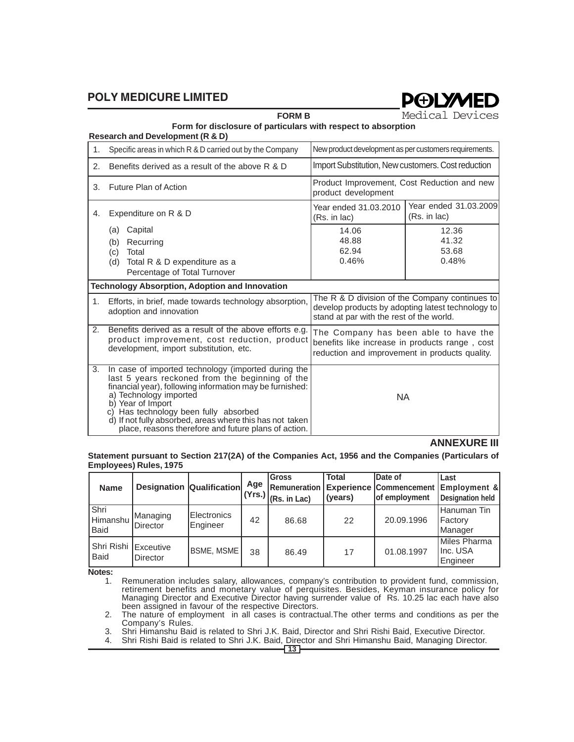## FORM B

**Form for disclosure of particulars with respect to absorption**

**Research and Development (R & D)**

| | | | |
|---|---|---|---|
| 1. | Specific areas in which R & D carried out by the Company | New product development as per customers requirements. | |
| 2. | Benefits derived as a result of the above R & D | Import Substitution, New customers. Cost reduction | |
| 3. | Future Plan of Action | Product Improvement, Cost Reduction and new product development | |
| 4. | Expenditure on R & D | Year ended 31.03.2010 (Rs. in lac) | Year ended 31.03.2009 (Rs. in lac) |
| | (a) Capital | 14.06 | 12.36 |
| | (b) Recurring | 48.88 | 41.32 |
| | (c) Total | 62.94 | 53.68 |
| | (d) Total R & D expenditure as a Percentage of Total Turnover | 0.46% | 0.48% |

**Technology Absorption, Adoption and Innovation**

| | | |
|---|---|---|
| 1. | Efforts, in brief, made towards technology absorption, adoption and innovation | The R & D division of the Company continues to develop products by adopting latest technology to stand at par with the rest of the world. |
| 2. | Benefits derived as a result of the above efforts e.g. product improvement, cost reduction, product development, import substitution, etc. | The Company has been able to have the benefits like increase in products range , cost reduction and improvement in products quality. |
| 3. | In case of imported technology (imported during the last 5 years reckoned from the beginning of the financial year), following information may be furnished: a) Technology imported b) Year of Import c) Has technology been fully absorbed d) If not fully absorbed, areas where this has not taken place, reasons therefore and future plans of action. | NA |

## ANNEXURE III

**Statement pursuant to Section 217(2A) of the Companies Act, 1956 and the Companies (Particulars of Employees) Rules, 1975**

| Name | Designation | Qualification | Age (Yrs.) | Gross Remuneration (Rs. in Lac) | Total Experience (years) | Date of Commencement of employment | Last Employment & Designation held |
|---|---|---|---|---|---|---|---|
| Shri Himanshu Baid | Managing Director | Electronics Engineer | 42 | 86.68 | 22 | 20.09.1996 | Hanuman Tin Factory Manager |
| Shri Rishi Baid | Exceutive Director | BSME, MSME | 38 | 86.49 | 17 | 01.08.1997 | Miles Pharma Inc. USA Engineer |

**Notes:**

1. Remuneration includes salary, allowances, company's contribution to provident fund, commission, retirement benefits and monetary value of perquisites. Besides, Keyman insurance policy for Managing Director and Executive Director having surrender value of Rs. 10.25 lac each have also been assigned in favour of the respective Directors.
2. The nature of employment in all cases is contractual.The other terms and conditions as per the Company's Rules.
3. Shri Himanshu Baid is related to Shri J.K. Baid, Director and Shri Rishi Baid, Executive Director.
4. Shri Rishi Baid is related to Shri J.K. Baid, Director and Shri Himanshu Baid, Managing Director.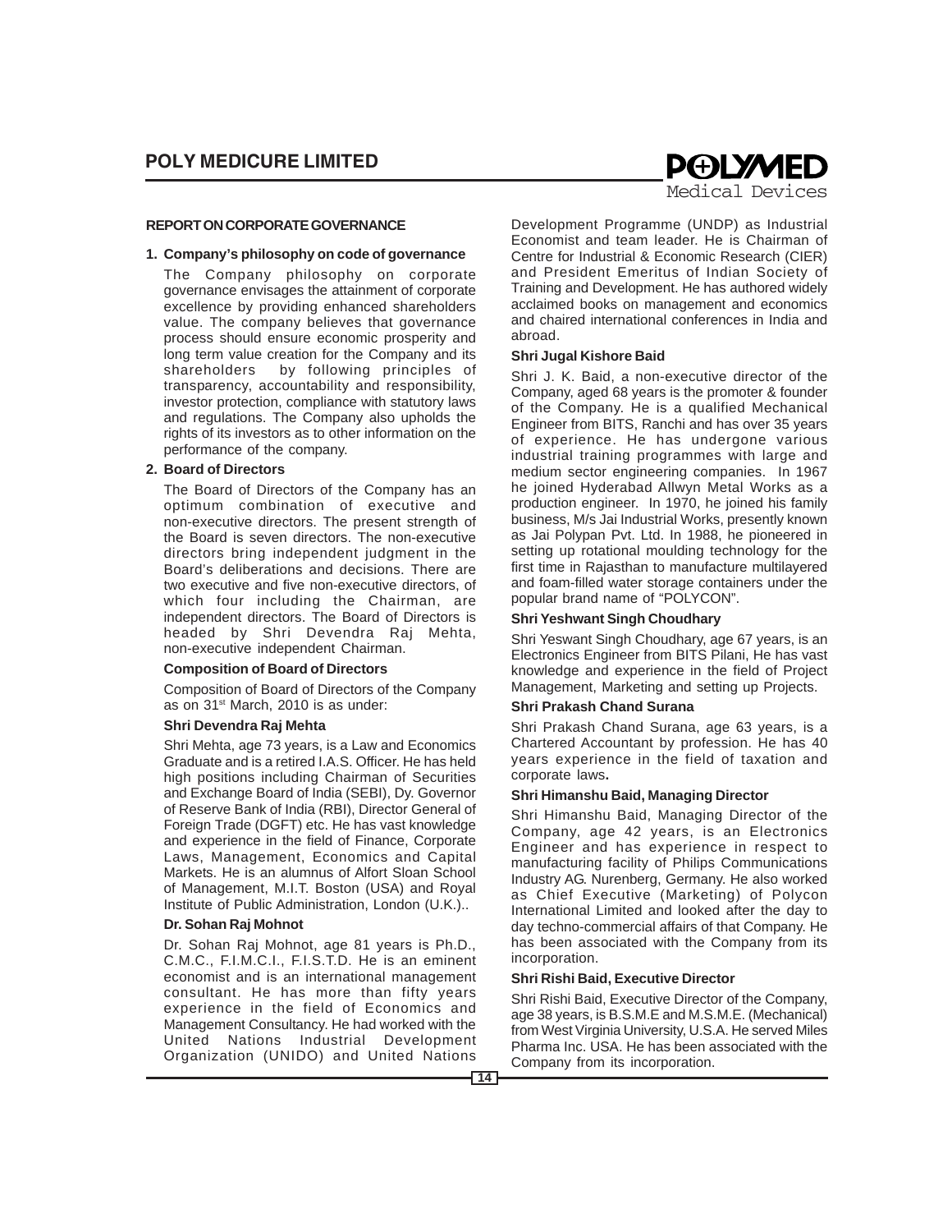## REPORT ON CORPORATE GOVERNANCE

### 1. Company's philosophy on code of governance

The Company philosophy on corporate governance envisages the attainment of corporate excellence by providing enhanced shareholders value. The company believes that governance process should ensure economic prosperity and long term value creation for the Company and its shareholders by following principles of transparency, accountability and responsibility, investor protection, compliance with statutory laws and regulations. The Company also upholds the rights of its investors as to other information on the performance of the company.

### 2. Board of Directors

The Board of Directors of the Company has an optimum combination of executive and non-executive directors. The present strength of the Board is seven directors. The non-executive directors bring independent judgment in the Board's deliberations and decisions. There are two executive and five non-executive directors, of which four including the Chairman, are independent directors. The Board of Directors is headed by Shri Devendra Raj Mehta, non-executive independent Chairman.

**Composition of Board of Directors**

Composition of Board of Directors of the Company as on 31st March, 2010 is as under:

**Shri Devendra Raj Mehta**

Shri Mehta, age 73 years, is a Law and Economics Graduate and is a retired I.A.S. Officer. He has held high positions including Chairman of Securities and Exchange Board of India (SEBI), Dy. Governor of Reserve Bank of India (RBI), Director General of Foreign Trade (DGFT) etc. He has vast knowledge and experience in the field of Finance, Corporate Laws, Management, Economics and Capital Markets. He is an alumnus of Alfort Sloan School of Management, M.I.T. Boston (USA) and Royal Institute of Public Administration, London (U.K.)..

**Dr. Sohan Raj Mohnot**

Dr. Sohan Raj Mohnot, age 81 years is Ph.D., C.M.C., F.I.M.C.I., F.I.S.T.D. He is an eminent economist and is an international management consultant. He has more than fifty years experience in the field of Economics and Management Consultancy. He had worked with the United Nations Industrial Development Organization (UNIDO) and United Nations Development Programme (UNDP) as Industrial Economist and team leader. He is Chairman of Centre for Industrial & Economic Research (CIER) and President Emeritus of Indian Society of Training and Development. He has authored widely acclaimed books on management and economics and chaired international conferences in India and abroad.

**Shri Jugal Kishore Baid**

Shri J. K. Baid, a non-executive director of the Company, aged 68 years is the promoter & founder of the Company. He is a qualified Mechanical Engineer from BITS, Ranchi and has over 35 years of experience. He has undergone various industrial training programmes with large and medium sector engineering companies. In 1967 he joined Hyderabad Allwyn Metal Works as a production engineer. In 1970, he joined his family business, M/s Jai Industrial Works, presently known as Jai Polypan Pvt. Ltd. In 1988, he pioneered in setting up rotational moulding technology for the first time in Rajasthan to manufacture multilayered and foam-filled water storage containers under the popular brand name of "POLYCON".

**Shri Yeshwant Singh Choudhary**

Shri Yeswant Singh Choudhary, age 67 years, is an Electronics Engineer from BITS Pilani, He has vast knowledge and experience in the field of Project Management, Marketing and setting up Projects.

**Shri Prakash Chand Surana**

Shri Prakash Chand Surana, age 63 years, is a Chartered Accountant by profession. He has 40 years experience in the field of taxation and corporate laws**.**

**Shri Himanshu Baid, Managing Director**

Shri Himanshu Baid, Managing Director of the Company, age 42 years, is an Electronics Engineer and has experience in respect to manufacturing facility of Philips Communications Industry AG. Nurenberg, Germany. He also worked as Chief Executive (Marketing) of Polycon International Limited and looked after the day to day techno-commercial affairs of that Company. He has been associated with the Company from its incorporation.

**Shri Rishi Baid, Executive Director**

Shri Rishi Baid, Executive Director of the Company, age 38 years, is B.S.M.E and M.S.M.E. (Mechanical) from West Virginia University, U.S.A. He served Miles Pharma Inc. USA. He has been associated with the Company from its incorporation.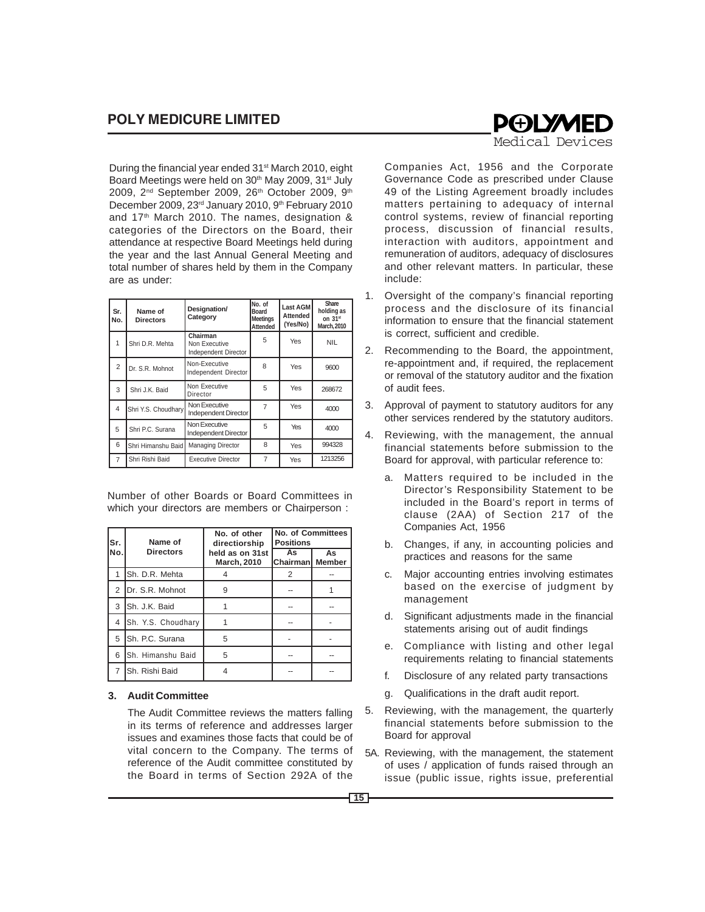During the financial year ended 31st March 2010, eight Board Meetings were held on 30th May 2009, 31st July 2009, 2nd September 2009, 26th October 2009, 9th December 2009, 23rd January 2010, 9th February 2010 and 17th March 2010. The names, designation & categories of the Directors on the Board, their attendance at respective Board Meetings held during the year and the last Annual General Meeting and total number of shares held by them in the Company are as under:

| Sr. No. | Name of Directors | Designation/ Category | No. of Board Meetings Attended | Last AGM Attended (Yes/No) | Share holding as on 31st March, 2010 |
|---|---|---|---|---|---|
| 1 | Shri D.R. Mehta | Chairman Non Executive Independent Director | 5 | Yes | NIL |
| 2 | Dr. S.R. Mohnot | Non-Executive Independent Director | 8 | Yes | 9600 |
| 3 | Shri J.K. Baid | Non Executive Director | 5 | Yes | 268672 |
| 4 | Shri Y.S. Choudhary | Non Executive Independent Director | 7 | Yes | 4000 |
| 5 | Shri P.C. Surana | Non Executive Independent Director | 5 | Yes | 4000 |
| 6 | Shri Himanshu Baid | Managing Director | 8 | Yes | 994328 |
| 7 | Shri Rishi Baid | Executive Director | 7 | Yes | 1213256 |

Number of other Boards or Board Committees in which your directors are members or Chairperson :

| Sr. No. | Name of Directors | No. of other directiorship held as on 31st March, 2010 | No. of Committees Positions | |
|---|---|---|---|---|
| | | | As Chairman | As Member |
| 1 | Sh. D.R. Mehta | 4 | 2 | -- |
| 2 | Dr. S.R. Mohnot | 9 | -- | 1 |
| 3 | Sh. J.K. Baid | 1 | -- | -- |
| 4 | Sh. Y.S. Choudhary | 1 | -- | - |
| 5 | Sh. P.C. Surana | 5 | - | - |
| 6 | Sh. Himanshu Baid | 5 | -- | -- |
| 7 | Sh. Rishi Baid | 4 | -- | -- |

### 3. Audit Committee

The Audit Committee reviews the matters falling in its terms of reference and addresses larger issues and examines those facts that could be of vital concern to the Company. The terms of reference of the Audit committee constituted by the Board in terms of Section 292A of the Companies Act, 1956 and the Corporate Governance Code as prescribed under Clause 49 of the Listing Agreement broadly includes matters pertaining to adequacy of internal control systems, review of financial reporting process, discussion of financial results, interaction with auditors, appointment and remuneration of auditors, adequacy of disclosures and other relevant matters. In particular, these include:

1. Oversight of the company's financial reporting process and the disclosure of its financial information to ensure that the financial statement is correct, sufficient and credible.
2. Recommending to the Board, the appointment, re-appointment and, if required, the replacement or removal of the statutory auditor and the fixation of audit fees.
3. Approval of payment to statutory auditors for any other services rendered by the statutory auditors.
4. Reviewing, with the management, the annual financial statements before submission to the Board for approval, with particular reference to:
   a. Matters required to be included in the Director's Responsibility Statement to be included in the Board's report in terms of clause (2AA) of Section 217 of the Companies Act, 1956
   b. Changes, if any, in accounting policies and practices and reasons for the same
   c. Major accounting entries involving estimates based on the exercise of judgment by management
   d. Significant adjustments made in the financial statements arising out of audit findings
   e. Compliance with listing and other legal requirements relating to financial statements
   f. Disclosure of any related party transactions
   g. Qualifications in the draft audit report.
5. Reviewing, with the management, the quarterly financial statements before submission to the Board for approval

5A. Reviewing, with the management, the statement of uses / application of funds raised through an issue (public issue, rights issue, preferential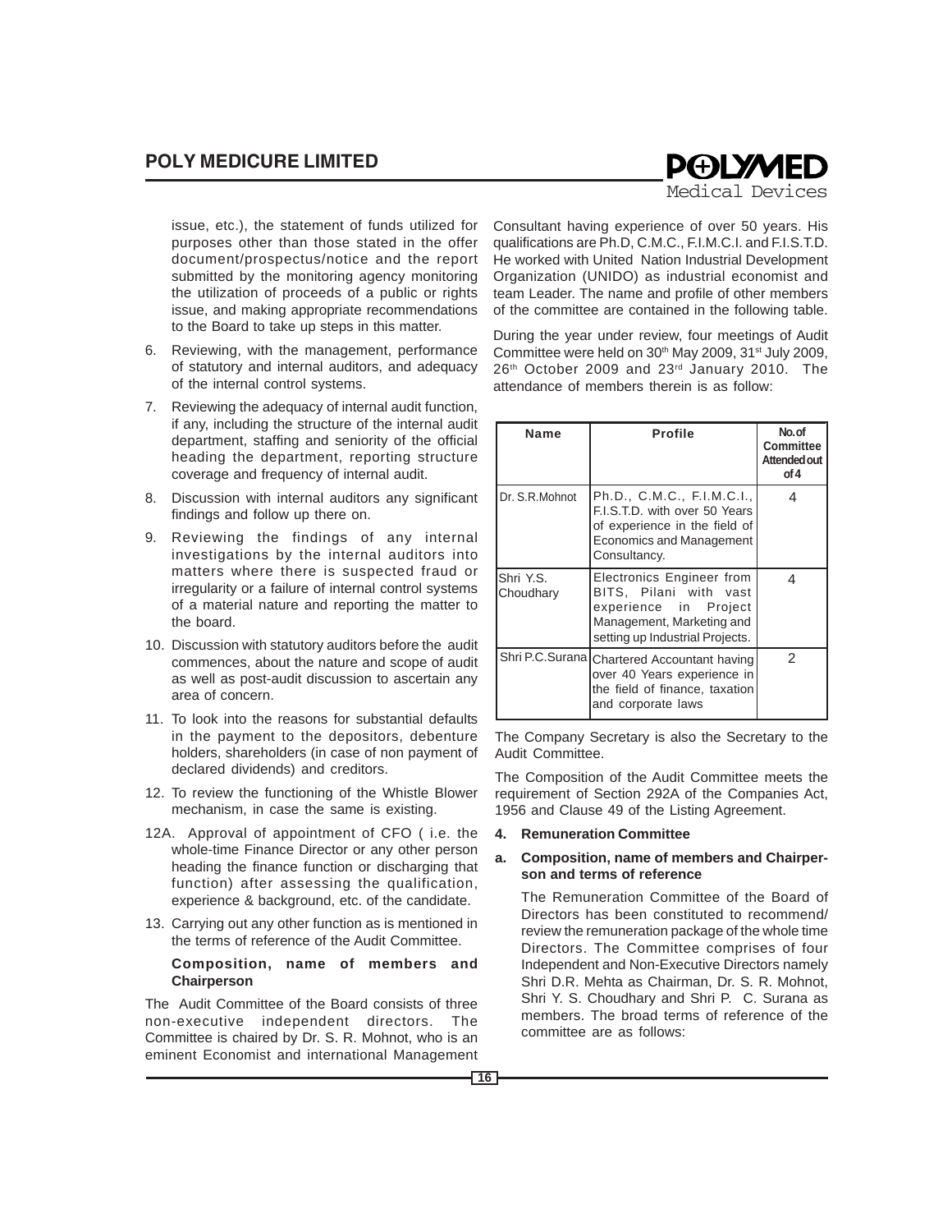issue, etc.), the statement of funds utilized for purposes other than those stated in the offer document/prospectus/notice and the report submitted by the monitoring agency monitoring the utilization of proceeds of a public or rights issue, and making appropriate recommendations to the Board to take up steps in this matter.

6. Reviewing, with the management, performance of statutory and internal auditors, and adequacy of the internal control systems.
7. Reviewing the adequacy of internal audit function, if any, including the structure of the internal audit department, staffing and seniority of the official heading the department, reporting structure coverage and frequency of internal audit.
8. Discussion with internal auditors any significant findings and follow up there on.
9. Reviewing the findings of any internal investigations by the internal auditors into matters where there is suspected fraud or irregularity or a failure of internal control systems of a material nature and reporting the matter to the board.
10. Discussion with statutory auditors before the audit commences, about the nature and scope of audit as well as post-audit discussion to ascertain any area of concern.
11. To look into the reasons for substantial defaults in the payment to the depositors, debenture holders, shareholders (in case of non payment of declared dividends) and creditors.
12. To review the functioning of the Whistle Blower mechanism, in case the same is existing.

12A. Approval of appointment of CFO ( i.e. the whole-time Finance Director or any other person heading the finance function or discharging that function) after assessing the qualification, experience & background, etc. of the candidate.

13. Carrying out any other function as is mentioned in the terms of reference of the Audit Committee.

**Composition, name of members and Chairperson**

The Audit Committee of the Board consists of three non-executive independent directors. The Committee is chaired by Dr. S. R. Mohnot, who is an eminent Economist and international Management Consultant having experience of over 50 years. His qualifications are Ph.D, C.M.C., F.I.M.C.I. and F.I.S.T.D. He worked with United Nation Industrial Development Organization (UNIDO) as industrial economist and team Leader. The name and profile of other members of the committee are contained in the following table.

During the year under review, four meetings of Audit Committee were held on 30th May 2009, 31st July 2009, 26th October 2009 and 23rd January 2010. The attendance of members therein is as follow:

| Name | Profile | No. of Committee Attended out of 4 |
|---|---|---|
| Dr. S.R.Mohnot | Ph.D., C.M.C., F.I.M.C.I., F.I.S.T.D. with over 50 Years of experience in the field of Economics and Management Consultancy. | 4 |
| Shri Y.S. Choudhary | Electronics Engineer from BITS, Pilani with vast experience in Project Management, Marketing and setting up Industrial Projects. | 4 |
| Shri P.C.Surana | Chartered Accountant having over 40 Years experience in the field of finance, taxation and corporate laws | 2 |

The Company Secretary is also the Secretary to the Audit Committee.

The Composition of the Audit Committee meets the requirement of Section 292A of the Companies Act, 1956 and Clause 49 of the Listing Agreement.

**4. Remuneration Committee**

**a. Composition, name of members and Chairperson and terms of reference**

The Remuneration Committee of the Board of Directors has been constituted to recommend/ review the remuneration package of the whole time Directors. The Committee comprises of four Independent and Non-Executive Directors namely Shri D.R. Mehta as Chairman, Dr. S. R. Mohnot, Shri Y. S. Choudhary and Shri P. C. Surana as members. The broad terms of reference of the committee are as follows: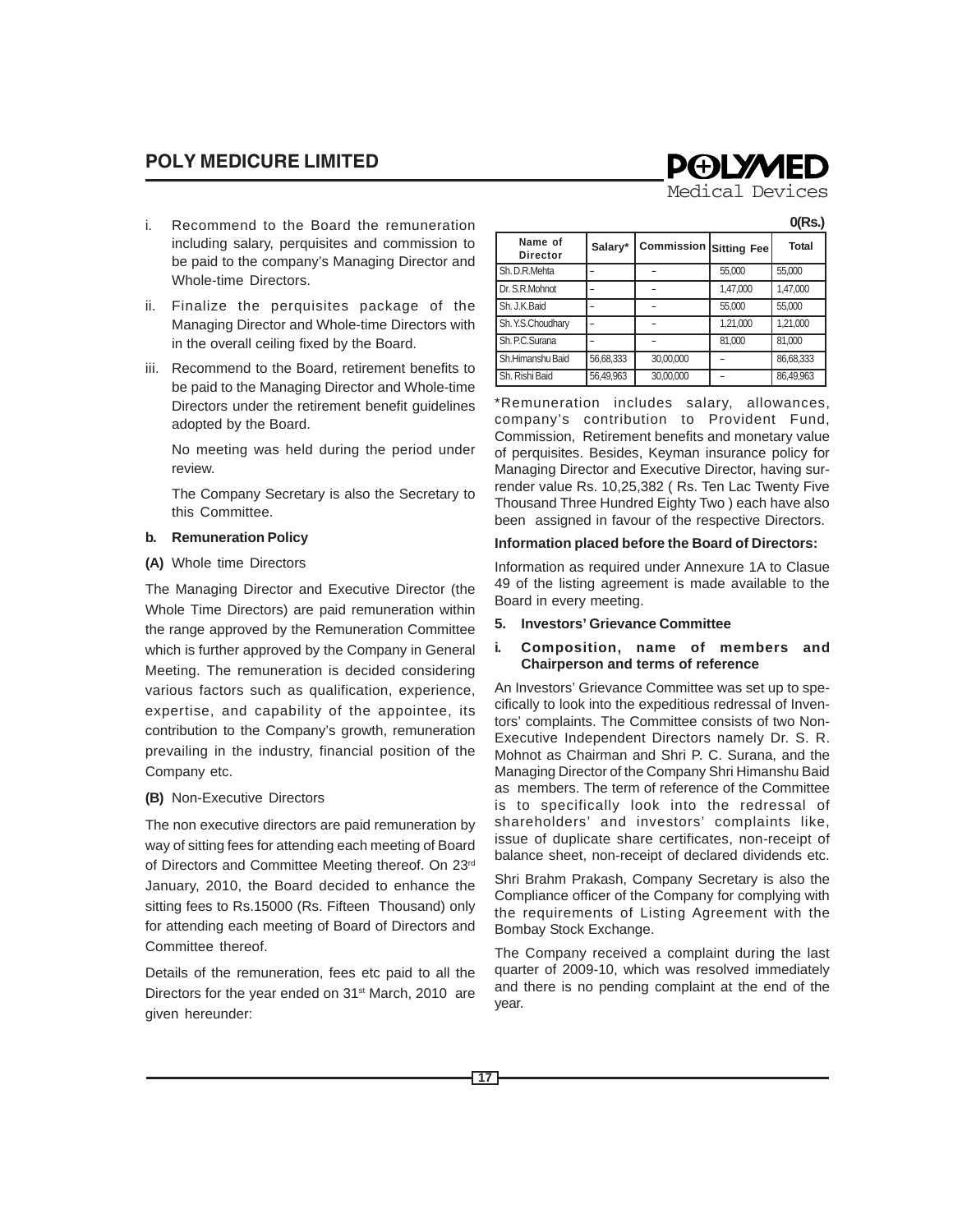i. Recommend to the Board the remuneration including salary, perquisites and commission to be paid to the company's Managing Director and Whole-time Directors.

ii. Finalize the perquisites package of the Managing Director and Whole-time Directors with in the overall ceiling fixed by the Board.

iii. Recommend to the Board, retirement benefits to be paid to the Managing Director and Whole-time Directors under the retirement benefit guidelines adopted by the Board.

No meeting was held during the period under review.

The Company Secretary is also the Secretary to this Committee.

**b. Remuneration Policy**

**(A)** Whole time Directors

The Managing Director and Executive Director (the Whole Time Directors) are paid remuneration within the range approved by the Remuneration Committee which is further approved by the Company in General Meeting. The remuneration is decided considering various factors such as qualification, experience, expertise, and capability of the appointee, its contribution to the Company's growth, remuneration prevailing in the industry, financial position of the Company etc.

**(B)** Non-Executive Directors

The non executive directors are paid remuneration by way of sitting fees for attending each meeting of Board of Directors and Committee Meeting thereof. On 23rd January, 2010, the Board decided to enhance the sitting fees to Rs.15000 (Rs. Fifteen Thousand) only for attending each meeting of Board of Directors and Committee thereof.

Details of the remuneration, fees etc paid to all the Directors for the year ended on 31st March, 2010 are given hereunder:

0(Rs.)

| Name of Director | Salary* | Commission | Sitting Fee | Total |
|---|---|---|---|---|
| Sh. D.R.Mehta | – | – | 55,000 | 55,000 |
| Dr. S.R.Mohnot | – | – | 1,47,000 | 1,47,000 |
| Sh. J.K.Baid | – | – | 55,000 | 55,000 |
| Sh. Y.S.Choudhary | – | – | 1,21,000 | 1,21,000 |
| Sh. P.C.Surana | – | – | 81,000 | 81,000 |
| Sh.Himanshu Baid | 56,68,333 | 30,00,000 | – | 86,68,333 |
| Sh. Rishi Baid | 56,49,963 | 30,00,000 | – | 86,49,963 |

*Remuneration includes salary, allowances, company's contribution to Provident Fund, Commission, Retirement benefits and monetary value of perquisites. Besides, Keyman insurance policy for Managing Director and Executive Director, having surrender value Rs. 10,25,382 ( Rs. Ten Lac Twenty Five Thousand Three Hundred Eighty Two ) each have also been assigned in favour of the respective Directors.

**Information placed before the Board of Directors:**

Information as required under Annexure 1A to Clasue 49 of the listing agreement is made available to the Board in every meeting.

**5. Investors' Grievance Committee**

**i. Composition, name of members and Chairperson and terms of reference**

An Investors' Grievance Committee was set up to specifically to look into the expeditious redressal of Inventors' complaints. The Committee consists of two Non-Executive Independent Directors namely Dr. S. R. Mohnot as Chairman and Shri P. C. Surana, and the Managing Director of the Company Shri Himanshu Baid as members. The term of reference of the Committee is to specifically look into the redressal of shareholders' and investors' complaints like, issue of duplicate share certificates, non-receipt of balance sheet, non-receipt of declared dividends etc.

Shri Brahm Prakash, Company Secretary is also the Compliance officer of the Company for complying with the requirements of Listing Agreement with the Bombay Stock Exchange.

The Company received a complaint during the last quarter of 2009-10, which was resolved immediately and there is no pending complaint at the end of the year.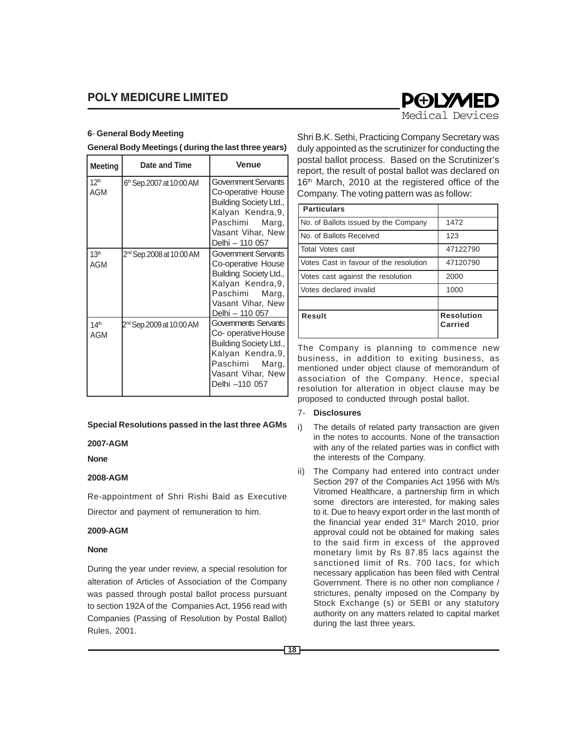### 6- General Body Meeting

**General Body Meetings ( during the last three years)**

| Meeting | Date and Time | Venue |
|---|---|---|
| 12th AGM | 6th Sep.2007 at 10:00 AM | Government Servants Co-operative House Building Society Ltd., Kalyan Kendra,9, Paschimi Marg, Vasant Vihar, New Delhi – 110 057 |
| 13th AGM | 2nd Sep.2008 at 10:00 AM | Government Servants Co-operative House Building Society Ltd., Kalyan Kendra,9, Paschimi Marg, Vasant Vihar, New Delhi – 110 057 |
| 14th AGM | 2nd Sep.2009 at 10:00 AM | Governments Servants Co- operative House Building Society Ltd., Kalyan Kendra,9, Paschimi Marg, Vasant Vihar, New Delhi –110 057 |

**Special Resolutions passed in the last three AGMs**

**2007-AGM**

**None**

**2008-AGM**

Re-appointment of Shri Rishi Baid as Executive Director and payment of remuneration to him.

**2009-AGM**

**None**

During the year under review, a special resolution for alteration of Articles of Association of the Company was passed through postal ballot process pursuant to section 192A of the Companies Act, 1956 read with Companies (Passing of Resolution by Postal Ballot) Rules, 2001.

Shri B.K. Sethi, Practicing Company Secretary was duly appointed as the scrutinizer for conducting the postal ballot process. Based on the Scrutinizer's report, the result of postal ballot was declared on 16th March, 2010 at the registered office of the Company. The voting pattern was as follow:

| Particulars | |
|---|---|
| No. of Ballots issued by the Company | 1472 |
| No. of Ballots Received | 123 |
| Total Votes cast | 47122790 |
| Votes Cast in favour of the resolution | 47120790 |
| Votes cast against the resolution | 2000 |
| Votes declared invalid | 1000 |
| | |
| **Result** | **Resolution Carried** |

The Company is planning to commence new business, in addition to exiting business, as mentioned under object clause of memorandum of association of the Company. Hence, special resolution for alteration in object clause may be proposed to conducted through postal ballot.

### 7- Disclosures

i) The details of related party transaction are given in the notes to accounts. None of the transaction with any of the related parties was in conflict with the interests of the Company.

ii) The Company had entered into contract under Section 297 of the Companies Act 1956 with M/s Vitromed Healthcare, a partnership firm in which some directors are interested, for making sales to it. Due to heavy export order in the last month of the financial year ended 31st March 2010, prior approval could not be obtained for making sales to the said firm in excess of the approved monetary limit by Rs 87.85 lacs against the sanctioned limit of Rs. 700 lacs, for which necessary application has been filed with Central Government. There is no other non compliance / strictures, penalty imposed on the Company by Stock Exchange (s) or SEBI or any statutory authority on any matters related to capital market during the last three years.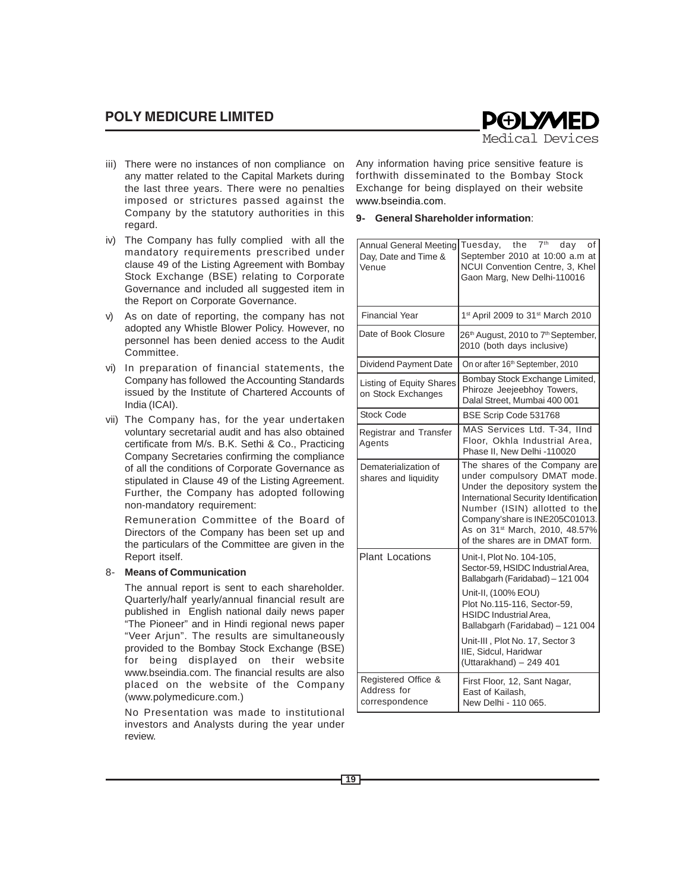iii) There were no instances of non compliance on any matter related to the Capital Markets during the last three years. There were no penalties imposed or strictures passed against the Company by the statutory authorities in this regard.

iv) The Company has fully complied with all the mandatory requirements prescribed under clause 49 of the Listing Agreement with Bombay Stock Exchange (BSE) relating to Corporate Governance and included all suggested item in the Report on Corporate Governance.

v) As on date of reporting, the company has not adopted any Whistle Blower Policy. However, no personnel has been denied access to the Audit Committee.

vi) In preparation of financial statements, the Company has followed the Accounting Standards issued by the Institute of Chartered Accounts of India (ICAI).

vii) The Company has, for the year undertaken voluntary secretarial audit and has also obtained certificate from M/s. B.K. Sethi & Co., Practicing Company Secretaries confirming the compliance of all the conditions of Corporate Governance as stipulated in Clause 49 of the Listing Agreement. Further, the Company has adopted following non-mandatory requirement:

Remuneration Committee of the Board of Directors of the Company has been set up and the particulars of the Committee are given in the Report itself.

8- **Means of Communication**

The annual report is sent to each shareholder. Quarterly/half yearly/annual financial result are published in English national daily news paper "The Pioneer" and in Hindi regional news paper "Veer Arjun". The results are simultaneously provided to the Bombay Stock Exchange (BSE) for being displayed on their website www.bseindia.com. The financial results are also placed on the website of the Company (www.polymedicure.com.)

No Presentation was made to institutional investors and Analysts during the year under review.

Any information having price sensitive feature is forthwith disseminated to the Bombay Stock Exchange for being displayed on their website www.bseindia.com.

**9- General Shareholder information**:

| | |
|---|---|
| Annual General Meeting Day, Date and Time & Venue | Tuesday, the 7th day of September 2010 at 10:00 a.m at NCUI Convention Centre, 3, Khel Gaon Marg, New Delhi-110016 |
| Financial Year | 1st April 2009 to 31st March 2010 |
| Date of Book Closure | 26th August, 2010 to 7th September, 2010 (both days inclusive) |
| Dividend Payment Date | On or after 16th September, 2010 |
| Listing of Equity Shares on Stock Exchanges | Bombay Stock Exchange Limited, Phiroze Jeejeebhoy Towers, Dalal Street, Mumbai 400 001 |
| Stock Code | BSE Scrip Code 531768 |
| Registrar and Transfer Agents | MAS Services Ltd. T-34, IInd Floor, Okhla Industrial Area, Phase II, New Delhi -110020 |
| Dematerialization of shares and liquidity | The shares of the Company are under compulsory DMAT mode. Under the depository system the International Security Identification Number (ISIN) allotted to the Company'share is INE205C01013. As on 31st March, 2010, 48.57% of the shares are in DMAT form. |
| Plant Locations | Unit-I, Plot No. 104-105, Sector-59, HSIDC Industrial Area, Ballabgarh (Faridabad) – 121 004<br>Unit-II, (100% EOU) Plot No.115-116, Sector-59, HSIDC Industrial Area, Ballabgarh (Faridabad) – 121 004<br>Unit-III , Plot No. 17, Sector 3 IIE, Sidcul, Haridwar (Uttarakhand) – 249 401 |
| Registered Office & Address for correspondence | First Floor, 12, Sant Nagar, East of Kailash, New Delhi - 110 065. |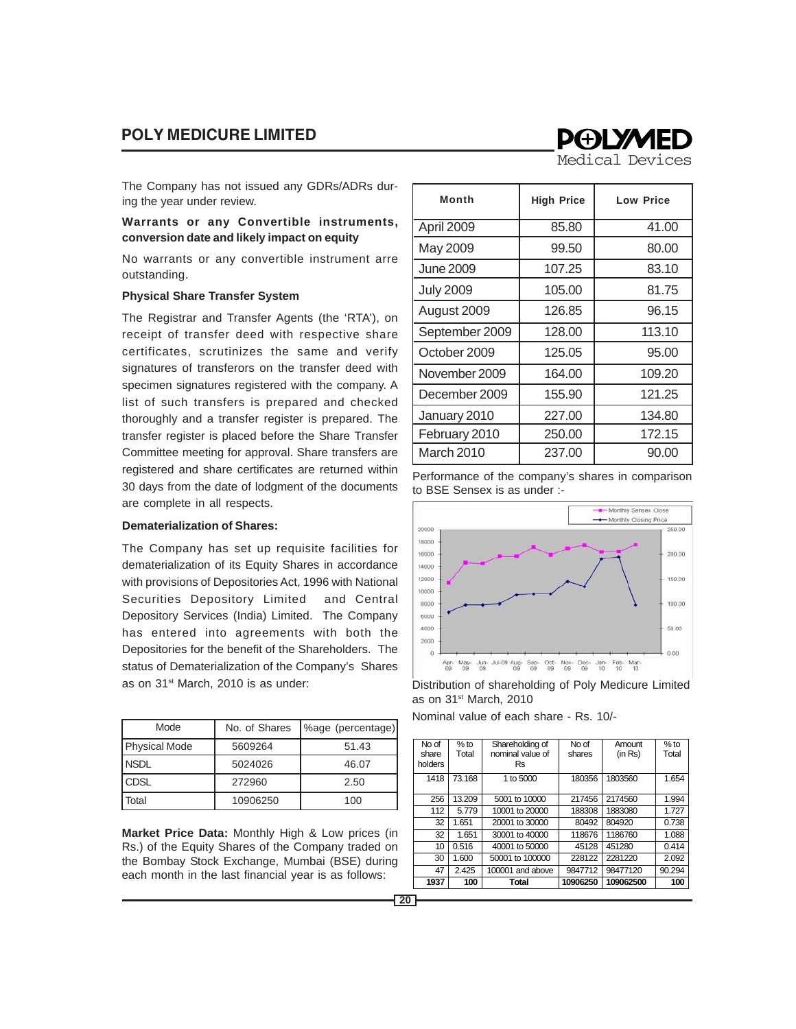The Company has not issued any GDRs/ADRs during the year under review.

**Warrants or any Convertible instruments, conversion date and likely impact on equity**

No warrants or any convertible instrument arre outstanding.

**Physical Share Transfer System**

The Registrar and Transfer Agents (the 'RTA'), on receipt of transfer deed with respective share certificates, scrutinizes the same and verify signatures of transferors on the transfer deed with specimen signatures registered with the company. A list of such transfers is prepared and checked thoroughly and a transfer register is prepared. The transfer register is placed before the Share Transfer Committee meeting for approval. Share transfers are registered and share certificates are returned within 30 days from the date of lodgment of the documents are complete in all respects.

**Dematerialization of Shares:**

The Company has set up requisite facilities for dematerialization of its Equity Shares in accordance with provisions of Depositories Act, 1996 with National Securities Depository Limited and Central Depository Services (India) Limited. The Company has entered into agreements with both the Depositories for the benefit of the Shareholders. The status of Dematerialization of the Company's Shares as on 31st March, 2010 is as under:

| Mode | No. of Shares | %age (percentage) |
|---|---|---|
| Physical Mode | 5609264 | 51.43 |
| NSDL | 5024026 | 46.07 |
| CDSL | 272960 | 2.50 |
| Total | 10906250 | 100 |

**Market Price Data:** Monthly High & Low prices (in Rs.) of the Equity Shares of the Company traded on the Bombay Stock Exchange, Mumbai (BSE) during each month in the last financial year is as follows:

| Month | High Price | Low Price |
|---|---|---|
| April 2009 | 85.80 | 41.00 |
| May 2009 | 99.50 | 80.00 |
| June 2009 | 107.25 | 83.10 |
| July 2009 | 105.00 | 81.75 |
| August 2009 | 126.85 | 96.15 |
| September 2009 | 128.00 | 113.10 |
| October 2009 | 125.05 | 95.00 |
| November 2009 | 164.00 | 109.20 |
| December 2009 | 155.90 | 121.25 |
| January 2010 | 227.00 | 134.80 |
| February 2010 | 250.00 | 172.15 |
| March 2010 | 237.00 | 90.00 |

Performance of the company's shares in comparison to BSE Sensex is as under :-

Distribution of shareholding of Poly Medicure Limited as on 31st March, 2010

Nominal value of each share - Rs. 10/-

| No of share holders | % to Total | Shareholding of nominal value of Rs | No of shares | Amount (in Rs) | % to Total |
|---|---|---|---|---|---|
| 1418 | 73.168 | 1 to 5000 | 180356 | 1803560 | 1.654 |
| 256 | 13.209 | 5001 to 10000 | 217456 | 2174560 | 1.994 |
| 112 | 5.779 | 10001 to 20000 | 188308 | 1883080 | 1.727 |
| 32 | 1.651 | 20001 to 30000 | 80492 | 804920 | 0.738 |
| 32 | 1.651 | 30001 to 40000 | 118676 | 1186760 | 1.088 |
| 10 | 0.516 | 40001 to 50000 | 45128 | 451280 | 0.414 |
| 30 | 1.600 | 50001 to 100000 | 228122 | 2281220 | 2.092 |
| 47 | 2.425 | 100001 and above | 9847712 | 98477120 | 90.294 |
| **1937** | **100** | **Total** | **10906250** | **109062500** | **100** |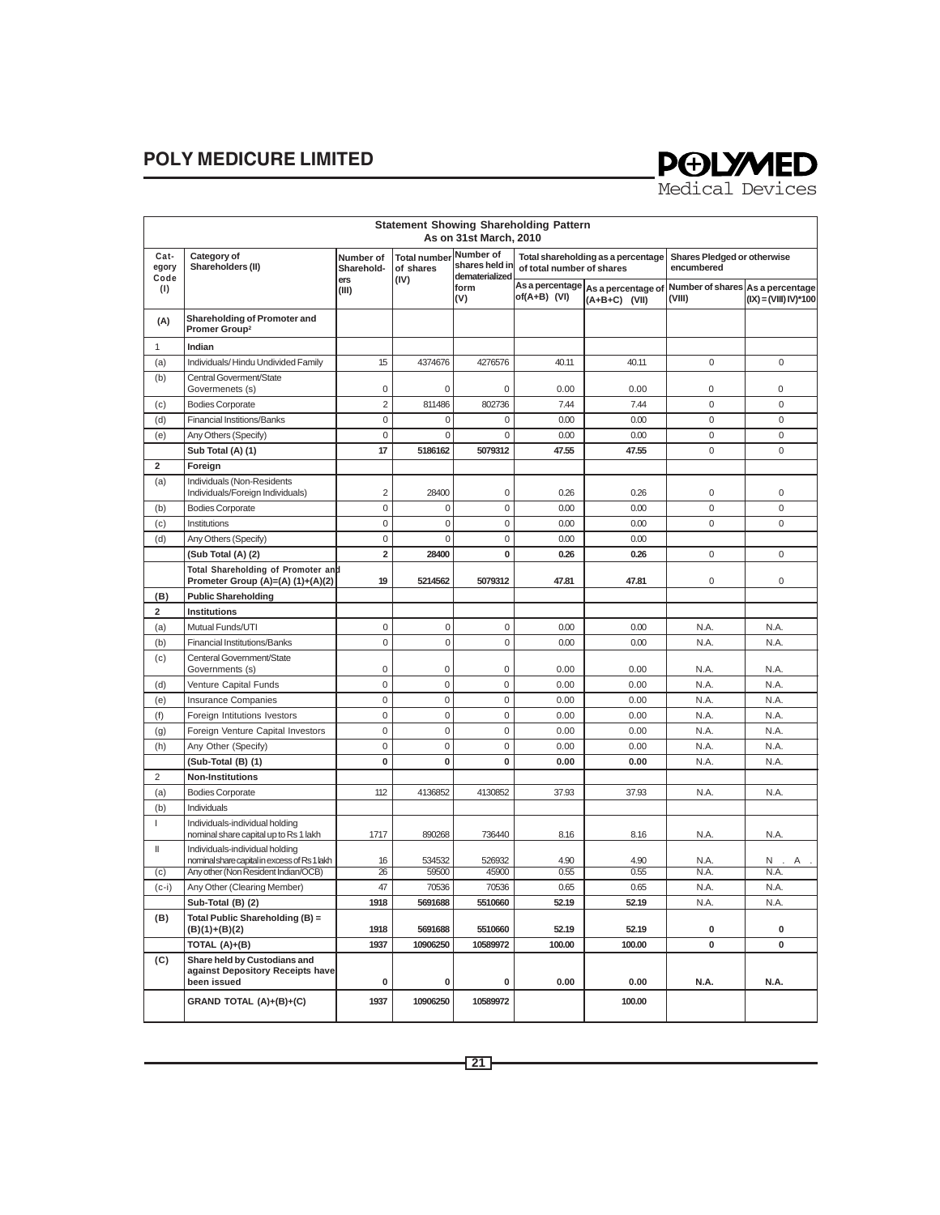## Statement Showing Shareholding Pattern
### As on 31st March, 2010

| Cat-egory Code (I) | Category of Shareholders (II) | Number of Shareholders (III) | Total number of shares (IV) | Number of shares held in dematerialized form (V) | Total shareholding as a percentage of total number of shares | | Shares Pledged or otherwise encumbered | |
|---|---|---|---|---|---|---|---|---|
| | | | | | As a percentage of(A+B) (VI) | As a percentage of (A+B+C) (VII) | Number of shares (VIII) | As a percentage (IX) = (VIII) IV)*100 |
| **(A)** | **Shareholding of Promoter and Promer Group[2]** | | | | | | | |
| 1 | **Indian** | | | | | | | |
| (a) | Individuals/ Hindu Undivided Family | 15 | 4374676 | 4276576 | 40.11 | 40.11 | 0 | 0 |
| (b) | Central Goverment/State Govermenets (s) | 0 | 0 | 0 | 0.00 | 0.00 | 0 | 0 |
| (c) | Bodies Corporate | 2 | 811486 | 802736 | 7.44 | 7.44 | 0 | 0 |
| (d) | Financial Institions/Banks | 0 | 0 | 0 | 0.00 | 0.00 | 0 | 0 |
| (e) | Any Others (Specify) | 0 | 0 | 0 | 0.00 | 0.00 | 0 | 0 |
| | **Sub Total (A) (1)** | **17** | **5186162** | **5079312** | **47.55** | **47.55** | 0 | 0 |
| **2** | **Foreign** | | | | | | | |
| (a) | Individuals (Non-Residents Individuals/Foreign Individuals) | 2 | 28400 | 0 | 0.26 | 0.26 | 0 | 0 |
| (b) | Bodies Corporate | 0 | 0 | 0 | 0.00 | 0.00 | 0 | 0 |
| (c) | Institutions | 0 | 0 | 0 | 0.00 | 0.00 | 0 | 0 |
| (d) | Any Others (Specify) | 0 | 0 | 0 | 0.00 | 0.00 | | |
| | **(Sub Total (A) (2)** | **2** | **28400** | **0** | **0.26** | **0.26** | 0 | 0 |
| | **Total Shareholding of Promoter and Prometer Group (A)=(A) (1)+(A)(2)** | **19** | **5214562** | **5079312** | **47.81** | **47.81** | 0 | 0 |
| **(B)** | **Public Shareholding** | | | | | | | |
| **2** | **Institutions** | | | | | | | |
| (a) | Mutual Funds/UTI | 0 | 0 | 0 | 0.00 | 0.00 | N.A. | N.A. |
| (b) | Financial Institutions/Banks | 0 | 0 | 0 | 0.00 | 0.00 | N.A. | N.A. |
| (c) | Centeral Government/State Governments (s) | 0 | 0 | 0 | 0.00 | 0.00 | N.A. | N.A. |
| (d) | Venture Capital Funds | 0 | 0 | 0 | 0.00 | 0.00 | N.A. | N.A. |
| (e) | Insurance Companies | 0 | 0 | 0 | 0.00 | 0.00 | N.A. | N.A. |
| (f) | Foreign Intitutions Ivestors | 0 | 0 | 0 | 0.00 | 0.00 | N.A. | N.A. |
| (g) | Foreign Venture Capital Investors | 0 | 0 | 0 | 0.00 | 0.00 | N.A. | N.A. |
| (h) | Any Other (Specify) | 0 | 0 | 0 | 0.00 | 0.00 | N.A. | N.A. |
| | **(Sub-Total (B) (1)** | **0** | **0** | **0** | **0.00** | **0.00** | N.A. | N.A. |
| 2 | **Non-Institutions** | | | | | | | |
| (a) | Bodies Corporate | 112 | 4136852 | 4130852 | 37.93 | 37.93 | N.A. | N.A. |
| (b) | Individuals | | | | | | | |
| I | Individuals-individual holding nominal share capital up to Rs 1 lakh | 1717 | 890268 | 736440 | 8.16 | 8.16 | N.A. | N.A. |
| II | Individuals-individual holding nominal share capital in excess of Rs 1 lakh | 16 | 534532 | 526932 | 4.90 | 4.90 | N.A. | N . A . |
| (c) | Any other (Non Resident Indian/OCB) | 26 | 59500 | 45900 | 0.55 | 0.55 | N.A. | N.A. |
| (c-i) | Any Other (Clearing Member) | 47 | 70536 | 70536 | 0.65 | 0.65 | N.A. | N.A. |
| | **Sub-Total (B) (2)** | **1918** | **5691688** | **5510660** | **52.19** | **52.19** | N.A. | N.A. |
| **(B)** | **Total Public Shareholding (B) = (B)(1)+(B)(2)** | **1918** | **5691688** | **5510660** | **52.19** | **52.19** | **0** | **0** |
| | **TOTAL (A)+(B)** | **1937** | **10906250** | **10589972** | **100.00** | **100.00** | **0** | **0** |
| **(C)** | **Share held by Custodians and against Depository Receipts have been issued** | **0** | **0** | **0** | **0.00** | **0.00** | **N.A.** | **N.A.** |
| | **GRAND TOTAL (A)+(B)+(C)** | **1937** | **10906250** | **10589972** | | **100.00** | | |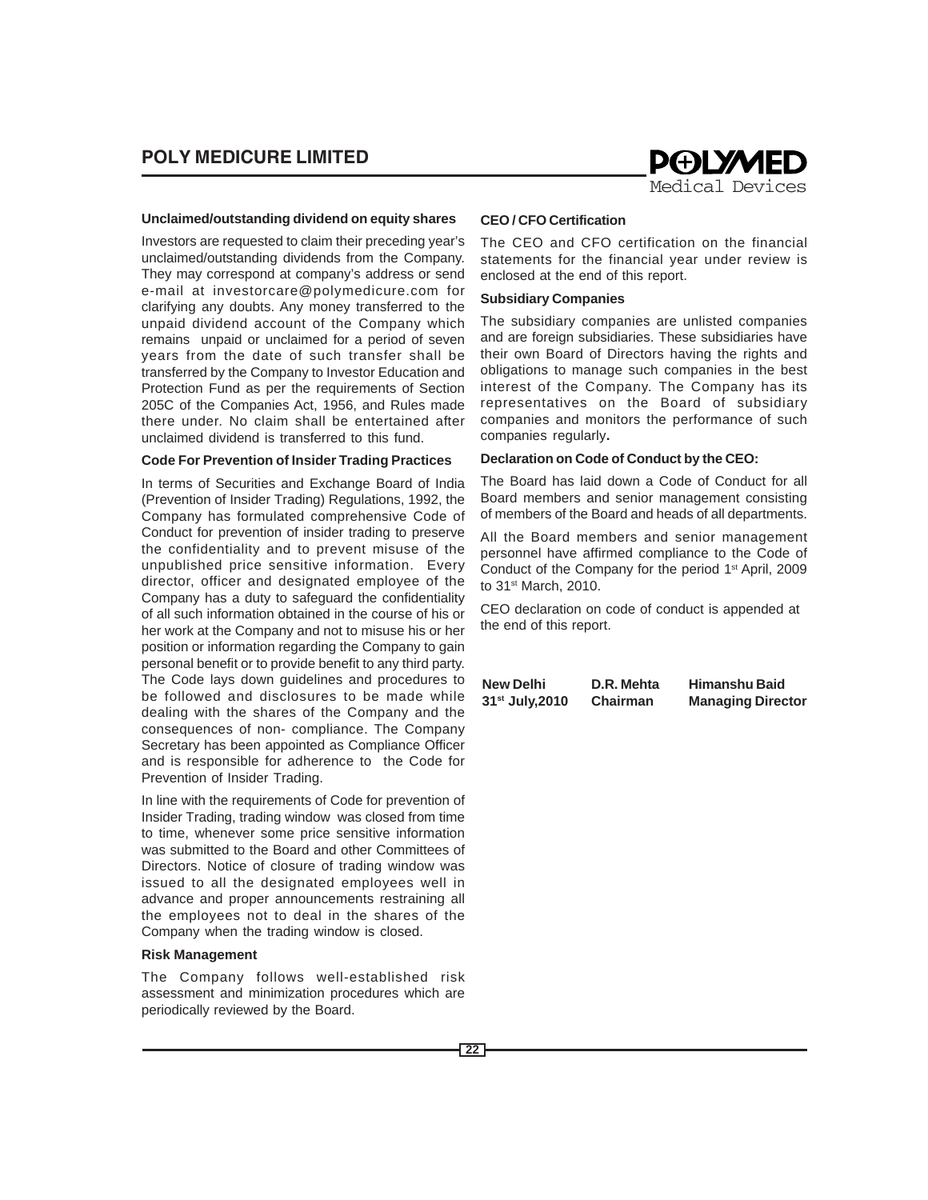#### Unclaimed/outstanding dividend on equity shares

Investors are requested to claim their preceding year's unclaimed/outstanding dividends from the Company. They may correspond at company's address or send e-mail at investorcare@polymedicure.com for clarifying any doubts. Any money transferred to the unpaid dividend account of the Company which remains unpaid or unclaimed for a period of seven years from the date of such transfer shall be transferred by the Company to Investor Education and Protection Fund as per the requirements of Section 205C of the Companies Act, 1956, and Rules made there under. No claim shall be entertained after unclaimed dividend is transferred to this fund.

#### Code For Prevention of Insider Trading Practices

In terms of Securities and Exchange Board of India (Prevention of Insider Trading) Regulations, 1992, the Company has formulated comprehensive Code of Conduct for prevention of insider trading to preserve the confidentiality and to prevent misuse of the unpublished price sensitive information. Every director, officer and designated employee of the Company has a duty to safeguard the confidentiality of all such information obtained in the course of his or her work at the Company and not to misuse his or her position or information regarding the Company to gain personal benefit or to provide benefit to any third party. The Code lays down guidelines and procedures to be followed and disclosures to be made while dealing with the shares of the Company and the consequences of non- compliance. The Company Secretary has been appointed as Compliance Officer and is responsible for adherence to the Code for Prevention of Insider Trading.

In line with the requirements of Code for prevention of Insider Trading, trading window was closed from time to time, whenever some price sensitive information was submitted to the Board and other Committees of Directors. Notice of closure of trading window was issued to all the designated employees well in advance and proper announcements restraining all the employees not to deal in the shares of the Company when the trading window is closed.

#### Risk Management

The Company follows well-established risk assessment and minimization procedures which are periodically reviewed by the Board.

#### CEO / CFO Certification

The CEO and CFO certification on the financial statements for the financial year under review is enclosed at the end of this report.

#### Subsidiary Companies

The subsidiary companies are unlisted companies and are foreign subsidiaries. These subsidiaries have their own Board of Directors having the rights and obligations to manage such companies in the best interest of the Company. The Company has its representatives on the Board of subsidiary companies and monitors the performance of such companies regularly**.**

#### Declaration on Code of Conduct by the CEO:

The Board has laid down a Code of Conduct for all Board members and senior management consisting of members of the Board and heads of all departments.

All the Board members and senior management personnel have affirmed compliance to the Code of Conduct of the Company for the period 1st April, 2009 to 31st March, 2010.

CEO declaration on code of conduct is appended at the end of this report.

| **New Delhi** | **D.R. Mehta** | **Himanshu Baid** |
|---|---|---|
| **31st July,2010** | **Chairman** | **Managing Director** |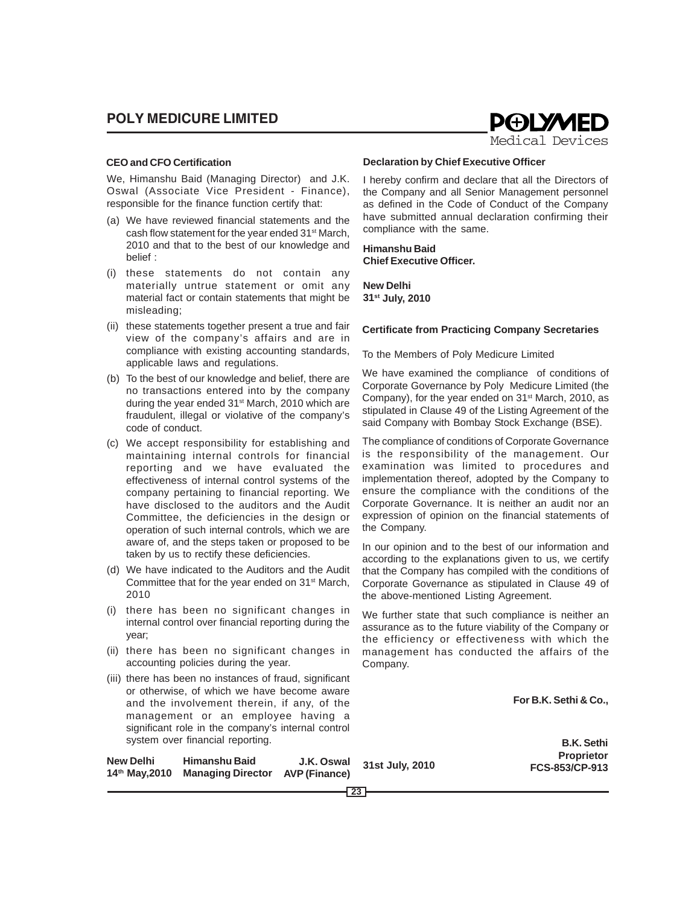### CEO and CFO Certification

We, Himanshu Baid (Managing Director) and J.K. Oswal (Associate Vice President - Finance), responsible for the finance function certify that:

(a) We have reviewed financial statements and the cash flow statement for the year ended 31st March, 2010 and that to the best of our knowledge and belief :

(i) these statements do not contain any materially untrue statement or omit any material fact or contain statements that might be misleading;

(ii) these statements together present a true and fair view of the company's affairs and are in compliance with existing accounting standards, applicable laws and regulations.

(b) To the best of our knowledge and belief, there are no transactions entered into by the company during the year ended 31st March, 2010 which are fraudulent, illegal or violative of the company's code of conduct.

(c) We accept responsibility for establishing and maintaining internal controls for financial reporting and we have evaluated the effectiveness of internal control systems of the company pertaining to financial reporting. We have disclosed to the auditors and the Audit Committee, the deficiencies in the design or operation of such internal controls, which we are aware of, and the steps taken or proposed to be taken by us to rectify these deficiencies.

(d) We have indicated to the Auditors and the Audit Committee that for the year ended on 31st March, 2010

(i) there has been no significant changes in internal control over financial reporting during the year;

(ii) there has been no significant changes in accounting policies during the year.

(iii) there has been no instances of fraud, significant or otherwise, of which we have become aware and the involvement therein, if any, of the management or an employee having a significant role in the company's internal control system over financial reporting.

| **New Delhi** | **Himanshu Baid** | **J.K. Oswal** |
|---|---|---|
| **14th May,2010** | **Managing Director** | **AVP (Finance)** |

### Declaration by Chief Executive Officer

I hereby confirm and declare that all the Directors of the Company and all Senior Management personnel as defined in the Code of Conduct of the Company have submitted annual declaration confirming their compliance with the same.

**Himanshu Baid**
**Chief Executive Officer.**

**New Delhi**
**31st July, 2010**

### Certificate from Practicing Company Secretaries

To the Members of Poly Medicure Limited

We have examined the compliance of conditions of Corporate Governance by Poly Medicure Limited (the Company), for the year ended on 31st March, 2010, as stipulated in Clause 49 of the Listing Agreement of the said Company with Bombay Stock Exchange (BSE).

The compliance of conditions of Corporate Governance is the responsibility of the management. Our examination was limited to procedures and implementation thereof, adopted by the Company to ensure the compliance with the conditions of the Corporate Governance. It is neither an audit nor an expression of opinion on the financial statements of the Company.

In our opinion and to the best of our information and according to the explanations given to us, we certify that the Company has compiled with the conditions of Corporate Governance as stipulated in Clause 49 of the above-mentioned Listing Agreement.

We further state that such compliance is neither an assurance as to the future viability of the Company or the efficiency or effectiveness with which the management has conducted the affairs of the Company.

**For B.K. Sethi & Co.,**

**B.K. Sethi**
**Proprietor**
**FCS-853/CP-913**

**31st July, 2010**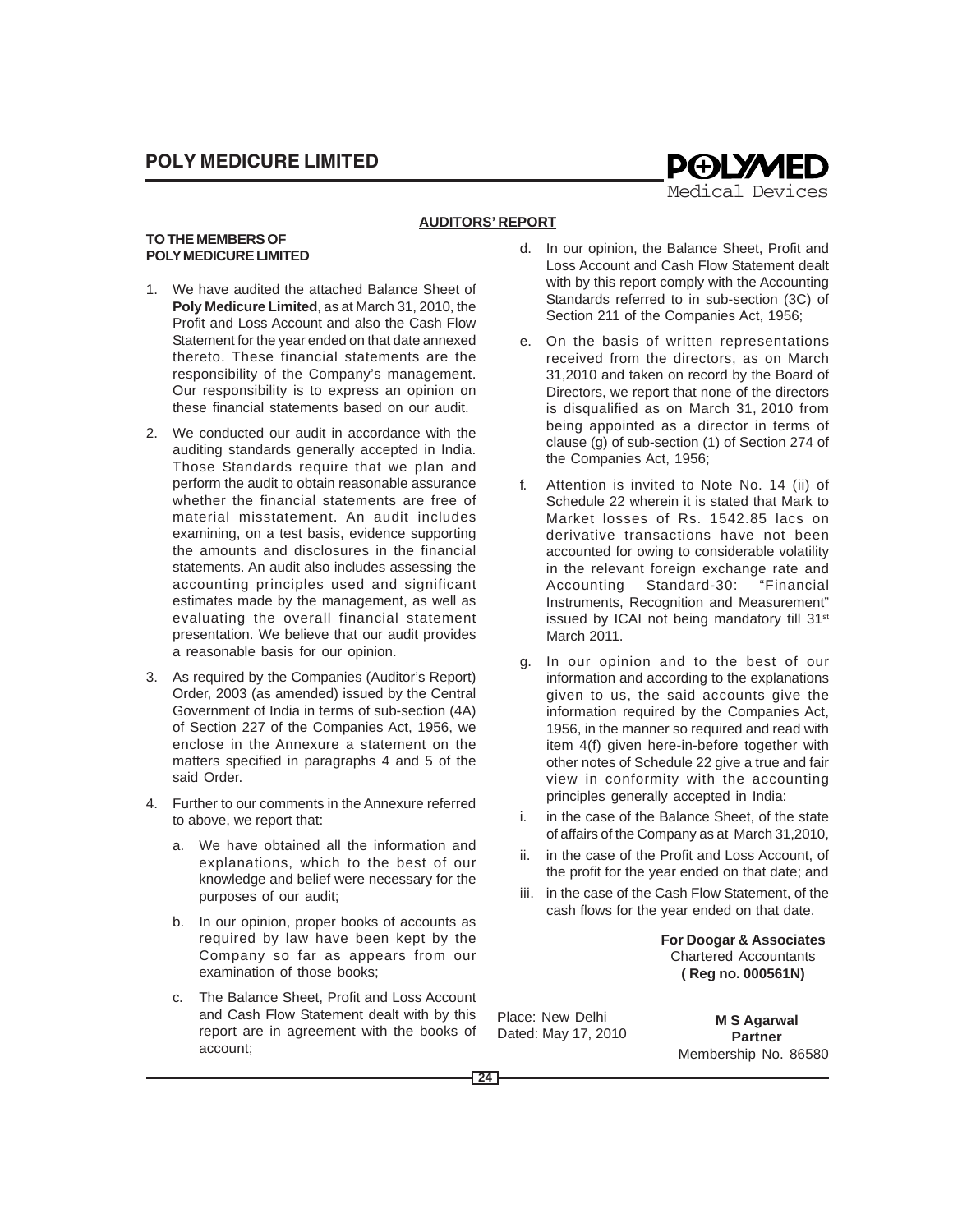## AUDITORS' REPORT

**TO THE MEMBERS OF**
**POLY MEDICURE LIMITED**

1. We have audited the attached Balance Sheet of **Poly Medicure Limited**, as at March 31, 2010, the Profit and Loss Account and also the Cash Flow Statement for the year ended on that date annexed thereto. These financial statements are the responsibility of the Company's management. Our responsibility is to express an opinion on these financial statements based on our audit.

2. We conducted our audit in accordance with the auditing standards generally accepted in India. Those Standards require that we plan and perform the audit to obtain reasonable assurance whether the financial statements are free of material misstatement. An audit includes examining, on a test basis, evidence supporting the amounts and disclosures in the financial statements. An audit also includes assessing the accounting principles used and significant estimates made by the management, as well as evaluating the overall financial statement presentation. We believe that our audit provides a reasonable basis for our opinion.

3. As required by the Companies (Auditor's Report) Order, 2003 (as amended) issued by the Central Government of India in terms of sub-section (4A) of Section 227 of the Companies Act, 1956, we enclose in the Annexure a statement on the matters specified in paragraphs 4 and 5 of the said Order.

4. Further to our comments in the Annexure referred to above, we report that:

   a. We have obtained all the information and explanations, which to the best of our knowledge and belief were necessary for the purposes of our audit;

   b. In our opinion, proper books of accounts as required by law have been kept by the Company so far as appears from our examination of those books;

   c. The Balance Sheet, Profit and Loss Account and Cash Flow Statement dealt with by this report are in agreement with the books of account;

   d. In our opinion, the Balance Sheet, Profit and Loss Account and Cash Flow Statement dealt with by this report comply with the Accounting Standards referred to in sub-section (3C) of Section 211 of the Companies Act, 1956;

   e. On the basis of written representations received from the directors, as on March 31,2010 and taken on record by the Board of Directors, we report that none of the directors is disqualified as on March 31, 2010 from being appointed as a director in terms of clause (g) of sub-section (1) of Section 274 of the Companies Act, 1956;

   f. Attention is invited to Note No. 14 (ii) of Schedule 22 wherein it is stated that Mark to Market losses of Rs. 1542.85 lacs on derivative transactions have not been accounted for owing to considerable volatility in the relevant foreign exchange rate and Accounting Standard-30: "Financial Instruments, Recognition and Measurement" issued by ICAI not being mandatory till 31st March 2011.

   g. In our opinion and to the best of our information and according to the explanations given to us, the said accounts give the information required by the Companies Act, 1956, in the manner so required and read with item 4(f) given here-in-before together with other notes of Schedule 22 give a true and fair view in conformity with the accounting principles generally accepted in India:

   i. in the case of the Balance Sheet, of the state of affairs of the Company as at March 31,2010,

   ii. in the case of the Profit and Loss Account, of the profit for the year ended on that date; and

   iii. in the case of the Cash Flow Statement, of the cash flows for the year ended on that date.

**For Doogar & Associates**
Chartered Accountants
**( Reg no. 000561N)**

Place: New Delhi
Dated: May 17, 2010

**M S Agarwal**
**Partner**
Membership No. 86580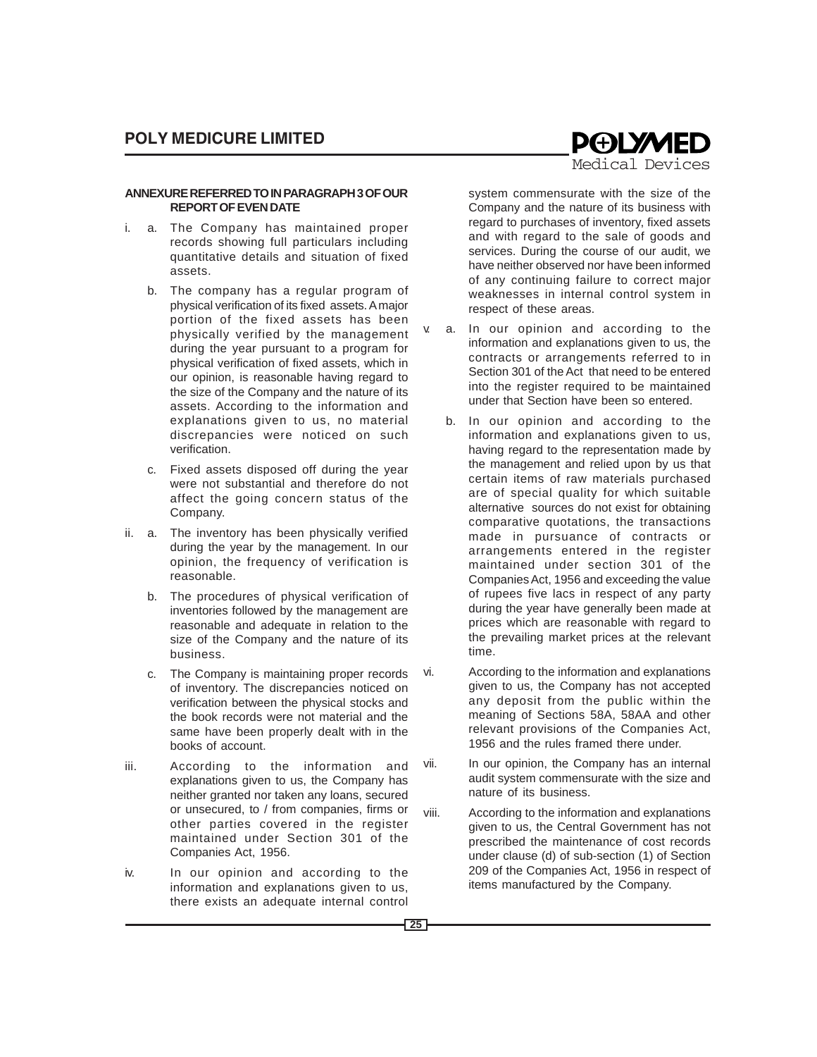## ANNEXURE REFERRED TO IN PARAGRAPH 3 OF OUR REPORT OF EVEN DATE

i. a. The Company has maintained proper records showing full particulars including quantitative details and situation of fixed assets.

   b. The company has a regular program of physical verification of its fixed assets. A major portion of the fixed assets has been physically verified by the management during the year pursuant to a program for physical verification of fixed assets, which in our opinion, is reasonable having regard to the size of the Company and the nature of its assets. According to the information and explanations given to us, no material discrepancies were noticed on such verification.

   c. Fixed assets disposed off during the year were not substantial and therefore do not affect the going concern status of the Company.

ii. a. The inventory has been physically verified during the year by the management. In our opinion, the frequency of verification is reasonable.

   b. The procedures of physical verification of inventories followed by the management are reasonable and adequate in relation to the size of the Company and the nature of its business.

   c. The Company is maintaining proper records of inventory. The discrepancies noticed on verification between the physical stocks and the book records were not material and the same have been properly dealt with in the books of account.

iii. According to the information and explanations given to us, the Company has neither granted nor taken any loans, secured or unsecured, to / from companies, firms or other parties covered in the register maintained under Section 301 of the Companies Act, 1956.

iv. In our opinion and according to the information and explanations given to us, there exists an adequate internal control system commensurate with the size of the Company and the nature of its business with regard to purchases of inventory, fixed assets and with regard to the sale of goods and services. During the course of our audit, we have neither observed nor have been informed of any continuing failure to correct major weaknesses in internal control system in respect of these areas.

v. a. In our opinion and according to the information and explanations given to us, the contracts or arrangements referred to in Section 301 of the Act that need to be entered into the register required to be maintained under that Section have been so entered.

   b. In our opinion and according to the information and explanations given to us, having regard to the representation made by the management and relied upon by us that certain items of raw materials purchased are of special quality for which suitable alternative sources do not exist for obtaining comparative quotations, the transactions made in pursuance of contracts or arrangements entered in the register maintained under section 301 of the Companies Act, 1956 and exceeding the value of rupees five lacs in respect of any party during the year have generally been made at prices which are reasonable with regard to the prevailing market prices at the relevant time.

vi. According to the information and explanations given to us, the Company has not accepted any deposit from the public within the meaning of Sections 58A, 58AA and other relevant provisions of the Companies Act, 1956 and the rules framed there under.

vii. In our opinion, the Company has an internal audit system commensurate with the size and nature of its business.

viii. According to the information and explanations given to us, the Central Government has not prescribed the maintenance of cost records under clause (d) of sub-section (1) of Section 209 of the Companies Act, 1956 in respect of items manufactured by the Company.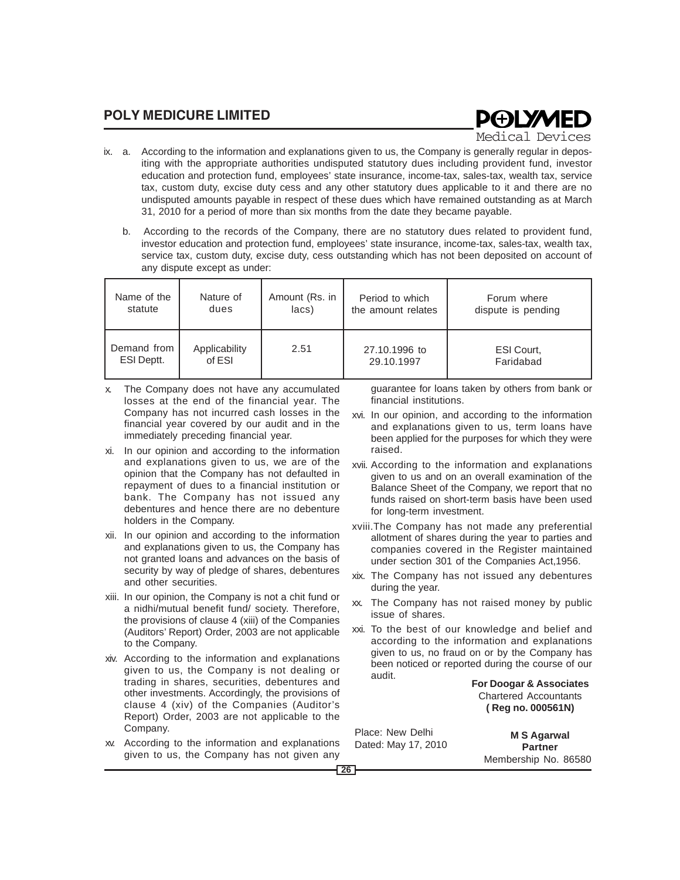ix. a. According to the information and explanations given to us, the Company is generally regular in depositing with the appropriate authorities undisputed statutory dues including provident fund, investor education and protection fund, employees' state insurance, income-tax, sales-tax, wealth tax, service tax, custom duty, excise duty cess and any other statutory dues applicable to it and there are no undisputed amounts payable in respect of these dues which have remained outstanding as at March 31, 2010 for a period of more than six months from the date they became payable.

b. According to the records of the Company, there are no statutory dues related to provident fund, investor education and protection fund, employees' state insurance, income-tax, sales-tax, wealth tax, service tax, custom duty, excise duty, cess outstanding which has not been deposited on account of any dispute except as under:

| Name of the statute | Nature of dues | Amount (Rs. in lacs) | Period to which the amount relates | Forum where dispute is pending |
|---|---|---|---|---|
| Demand from ESI Deptt. | Applicability of ESI | 2.51 | 27.10.1996 to 29.10.1997 | ESI Court, Faridabad |

x. The Company does not have any accumulated losses at the end of the financial year. The Company has not incurred cash losses in the financial year covered by our audit and in the immediately preceding financial year.

xi. In our opinion and according to the information and explanations given to us, we are of the opinion that the Company has not defaulted in repayment of dues to a financial institution or bank. The Company has not issued any debentures and hence there are no debenture holders in the Company.

xii. In our opinion and according to the information and explanations given to us, the Company has not granted loans and advances on the basis of security by way of pledge of shares, debentures and other securities.

xiii. In our opinion, the Company is not a chit fund or a nidhi/mutual benefit fund/ society. Therefore, the provisions of clause 4 (xiii) of the Companies (Auditors' Report) Order, 2003 are not applicable to the Company.

xiv. According to the information and explanations given to us, the Company is not dealing or trading in shares, securities, debentures and other investments. Accordingly, the provisions of clause 4 (xiv) of the Companies (Auditor's Report) Order, 2003 are not applicable to the Company.

xv. According to the information and explanations given to us, the Company has not given any guarantee for loans taken by others from bank or financial institutions.

xvi. In our opinion, and according to the information and explanations given to us, term loans have been applied for the purposes for which they were raised.

xvii. According to the information and explanations given to us and on an overall examination of the Balance Sheet of the Company, we report that no funds raised on short-term basis have been used for long-term investment.

xviii. The Company has not made any preferential allotment of shares during the year to parties and companies covered in the Register maintained under section 301 of the Companies Act,1956.

xix. The Company has not issued any debentures during the year.

xx. The Company has not raised money by public issue of shares.

xxi. To the best of our knowledge and belief and according to the information and explanations given to us, no fraud on or by the Company has been noticed or reported during the course of our audit.

**For Doogar & Associates**
Chartered Accountants
**( Reg no. 000561N)**

Place: New Delhi
Dated: May 17, 2010

**M S Agarwal**
**Partner**
Membership No. 86580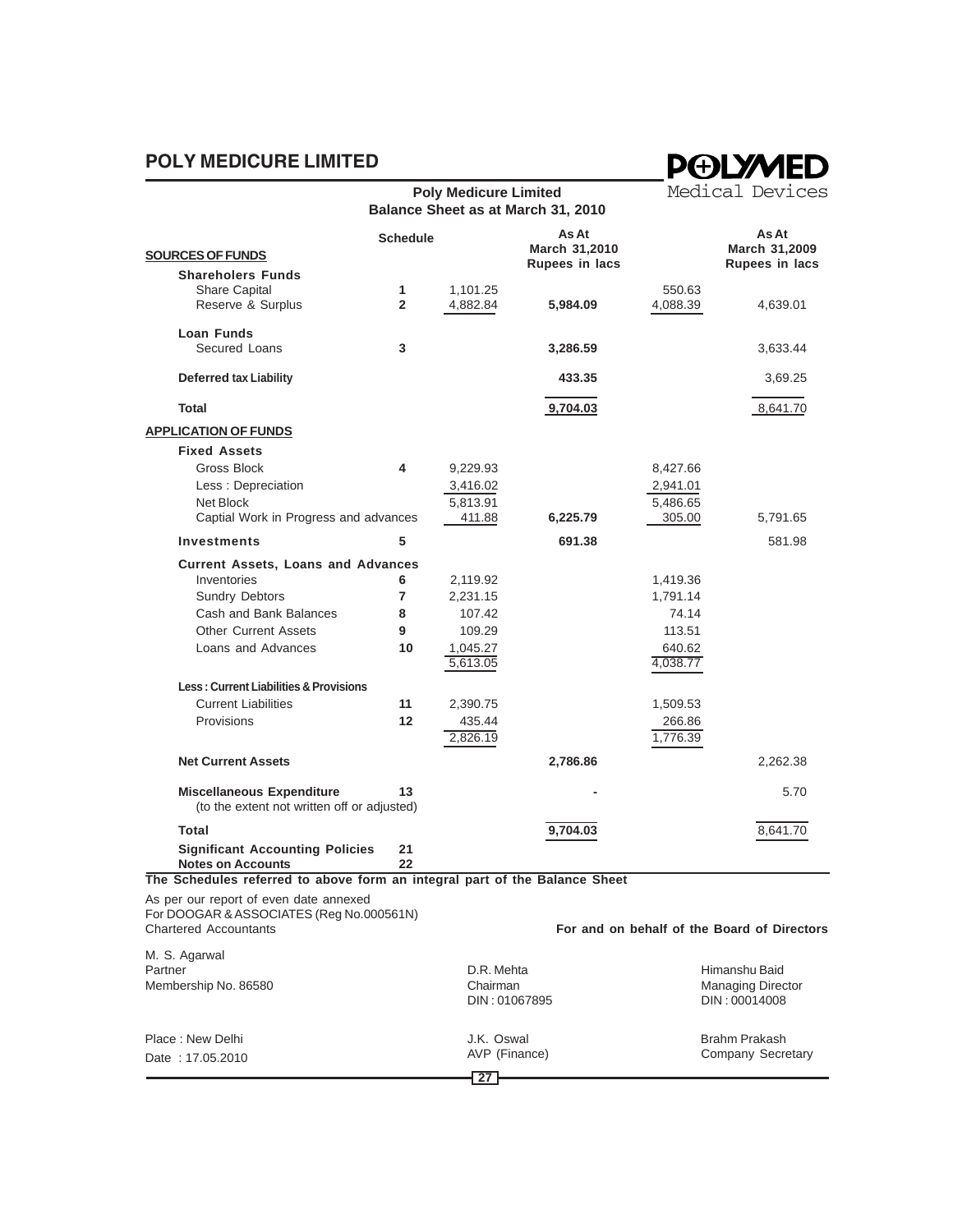## Poly Medicure Limited

### Balance Sheet as at March 31, 2010

| | Schedule | | As At March 31,2010 Rupees in lacs | | As At March 31,2009 Rupees in lacs |
|---|---|---|---|---|---|
| **SOURCES OF FUNDS** | | | | | |
| **Shareholers Funds** | | | | | |
| Share Capital | 1 | 1,101.25 | | 550.63 | |
| Reserve & Surplus | 2 | 4,882.84 | **5,984.09** | 4,088.39 | 4,639.01 |
| **Loan Funds** | | | | | |
| Secured Loans | 3 | | **3,286.59** | | 3,633.44 |
| **Deferred tax Liability** | | | **433.35** | | 3,69.25 |
| **Total** | | | **9,704.03** | | 8,641.70 |
| **APPLICATION OF FUNDS** | | | | | |
| **Fixed Assets** | | | | | |
| Gross Block | 4 | 9,229.93 | | 8,427.66 | |
| Less : Depreciation | | 3,416.02 | | 2,941.01 | |
| Net Block | | 5,813.91 | | 5,486.65 | |
| Captial Work in Progress and advances | | 411.88 | **6,225.79** | 305.00 | 5,791.65 |
| **Investments** | 5 | | **691.38** | | 581.98 |
| **Current Assets, Loans and Advances** | | | | | |
| Inventories | 6 | 2,119.92 | | 1,419.36 | |
| Sundry Debtors | 7 | 2,231.15 | | 1,791.14 | |
| Cash and Bank Balances | 8 | 107.42 | | 74.14 | |
| Other Current Assets | 9 | 109.29 | | 113.51 | |
| Loans and Advances | 10 | 1,045.27 | | 640.62 | |
| | | 5,613.05 | | 4,038.77 | |
| **Less : Current Liabilities & Provisions** | | | | | |
| Current Liabilities | 11 | 2,390.75 | | 1,509.53 | |
| Provisions | 12 | 435.44 | | 266.86 | |
| | | 2,826.19 | | 1,776.39 | |
| **Net Current Assets** | | | **2,786.86** | | 2,262.38 |
| **Miscellaneous Expenditure** (to the extent not written off or adjusted) | 13 | | **-** | | 5.70 |
| **Total** | | | **9,704.03** | | 8,641.70 |
| **Significant Accounting Policies** | 21 | | | | |
| **Notes on Accounts** | 22 | | | | |

**The Schedules referred to above form an integral part of the Balance Sheet**

As per our report of even date annexed
For DOOGAR & ASSOCIATES (Reg No.000561N)
Chartered Accountants

**For and on behalf of the Board of Directors**

M. S. Agarwal
Partner
Membership No. 86580

D.R. Mehta
Chairman
DIN : 01067895

Himanshu Baid
Managing Director
DIN : 00014008

Place : New Delhi
Date : 17.05.2010

J.K. Oswal
AVP (Finance)

Brahm Prakash
Company Secretary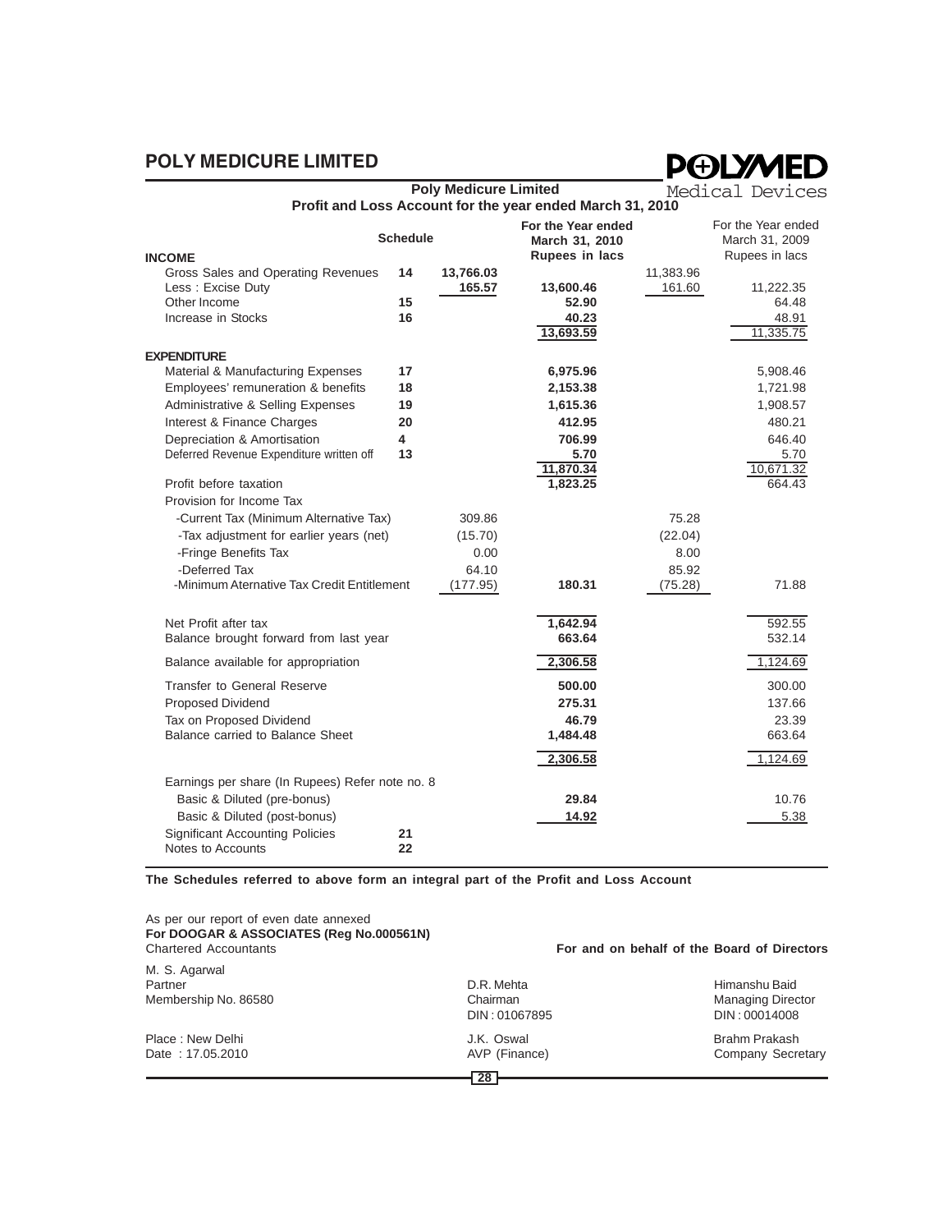## Poly Medicure Limited

### Profit and Loss Account for the year ended March 31, 2010

| | Schedule | | For the Year ended March 31, 2010 Rupees in lacs | | For the Year ended March 31, 2009 Rupees in lacs |
|---|---|---|---|---|---|
| **INCOME** | | | | | |
| Gross Sales and Operating Revenues | 14 | 13,766.03 | | 11,383.96 | |
| Less : Excise Duty | | 165.57 | 13,600.46 | 161.60 | 11,222.35 |
| Other Income | 15 | | 52.90 | | 64.48 |
| Increase in Stocks | 16 | | 40.23 | | 48.91 |
| | | | 13,693.59 | | 11,335.75 |
| **EXPENDITURE** | | | | | |
| Material & Manufacturing Expenses | 17 | | 6,975.96 | | 5,908.46 |
| Employees' remuneration & benefits | 18 | | 2,153.38 | | 1,721.98 |
| Administrative & Selling Expenses | 19 | | 1,615.36 | | 1,908.57 |
| Interest & Finance Charges | 20 | | 412.95 | | 480.21 |
| Depreciation & Amortisation | 4 | | 706.99 | | 646.40 |
| Deferred Revenue Expenditure written off | 13 | | 5.70 | | 5.70 |
| | | | 11,870.34 | | 10,671.32 |
| Profit before taxation | | | 1,823.25 | | 664.43 |
| Provision for Income Tax | | | | | |
| -Current Tax (Minimum Alternative Tax) | | 309.86 | | 75.28 | |
| -Tax adjustment for earlier years (net) | | (15.70) | | (22.04) | |
| -Fringe Benefits Tax | | 0.00 | | 8.00 | |
| -Deferred Tax | | 64.10 | | 85.92 | |
| -Minimum Aternative Tax Credit Entitlement | | (177.95) | 180.31 | (75.28) | 71.88 |
| Net Profit after tax | | | 1,642.94 | | 592.55 |
| Balance brought forward from last year | | | 663.64 | | 532.14 |
| Balance available for appropriation | | | 2,306.58 | | 1,124.69 |
| Transfer to General Reserve | | | 500.00 | | 300.00 |
| Proposed Dividend | | | 275.31 | | 137.66 |
| Tax on Proposed Dividend | | | 46.79 | | 23.39 |
| Balance carried to Balance Sheet | | | 1,484.48 | | 663.64 |
| | | | 2,306.58 | | 1,124.69 |
| Earnings per share (In Rupees) Refer note no. 8 | | | | | |
| Basic & Diluted (pre-bonus) | | | 29.84 | | 10.76 |
| Basic & Diluted (post-bonus) | | | 14.92 | | 5.38 |
| Significant Accounting Policies | 21 | | | | |
| Notes to Accounts | 22 | | | | |

**The Schedules referred to above form an integral part of the Profit and Loss Account**

As per our report of even date annexed
**For DOOGAR & ASSOCIATES (Reg No.000561N)**
Chartered Accountants

**For and on behalf of the Board of Directors**

M. S. Agarwal
Partner
Membership No. 86580

D.R. Mehta
Chairman
DIN : 01067895

Himanshu Baid
Managing Director
DIN : 00014008

Place : New Delhi
Date : 17.05.2010

J.K. Oswal
AVP (Finance)

Brahm Prakash
Company Secretary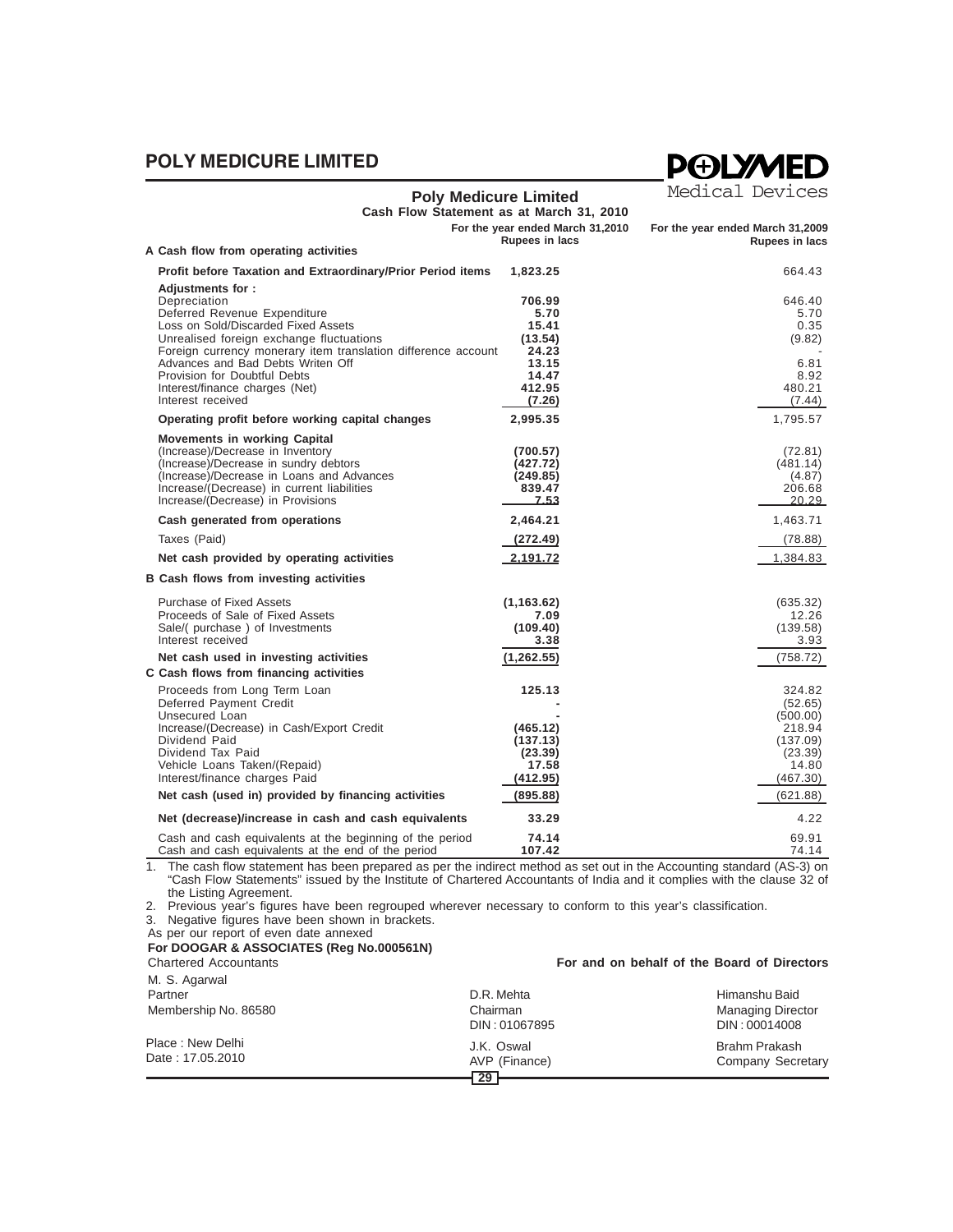# Poly Medicure Limited

## Cash Flow Statement as at March 31, 2010

| | For the year ended March 31,2010 Rupees in lacs | For the year ended March 31,2009 Rupees in lacs |
|---|---|---|
| **A Cash flow from operating activities** | | |
| **Profit before Taxation and Extraordinary/Prior Period items** | **1,823.25** | 664.43 |
| **Adjustments for :** | | |
| Depreciation | **706.99** | 646.40 |
| Deferred Revenue Expenditure | **5.70** | 5.70 |
| Loss on Sold/Discarded Fixed Assets | **15.41** | 0.35 |
| Unrealised foreign exchange fluctuations | **(13.54)** | (9.82) |
| Foreign currency monerary item translation difference account | **24.23** | - |
| Advances and Bad Debts Writen Off | **13.15** | 6.81 |
| Provision for Doubtful Debts | **14.47** | 8.92 |
| Interest/finance charges (Net) | **412.95** | 480.21 |
| Interest received | **(7.26)** | (7.44) |
| **Operating profit before working capital changes** | **2,995.35** | 1,795.57 |
| **Movements in working Capital** | | |
| (Increase)/Decrease in Inventory | **(700.57)** | (72.81) |
| (Increase)/Decrease in sundry debtors | **(427.72)** | (481.14) |
| (Increase)/Decrease in Loans and Advances | **(249.85)** | (4.87) |
| Increase/(Decrease) in current liabilities | **839.47** | 206.68 |
| Increase/(Decrease) in Provisions | **7.53** | 20.29 |
| **Cash generated from operations** | **2,464.21** | 1,463.71 |
| Taxes (Paid) | **(272.49)** | (78.88) |
| **Net cash provided by operating activities** | **2,191.72** | 1,384.83 |
| **B Cash flows from investing activities** | | |
| Purchase of Fixed Assets | **(1,163.62)** | (635.32) |
| Proceeds of Sale of Fixed Assets | **7.09** | 12.26 |
| Sale/( purchase ) of Investments | **(109.40)** | (139.58) |
| Interest received | **3.38** | 3.93 |
| **Net cash used in investing activities** | **(1,262.55)** | (758.72) |
| **C Cash flows from financing activities** | | |
| Proceeds from Long Term Loan | **125.13** | 324.82 |
| Deferred Payment Credit | **-** | (52.65) |
| Unsecured Loan | **-** | (500.00) |
| Increase/(Decrease) in Cash/Export Credit | **(465.12)** | 218.94 |
| Dividend Paid | **(137.13)** | (137.09) |
| Dividend Tax Paid | **(23.39)** | (23.39) |
| Vehicle Loans Taken/(Repaid) | **17.58** | 14.80 |
| Interest/finance charges Paid | **(412.95)** | (467.30) |
| **Net cash (used in) provided by financing activities** | **(895.88)** | (621.88) |
| **Net (decrease)/increase in cash and cash equivalents** | **33.29** | 4.22 |
| Cash and cash equivalents at the beginning of the period | **74.14** | 69.91 |
| Cash and cash equivalents at the end of the period | **107.42** | 74.14 |

1. The cash flow statement has been prepared as per the indirect method as set out in the Accounting standard (AS-3) on "Cash Flow Statements" issued by the Institute of Chartered Accountants of India and it complies with the clause 32 of the Listing Agreement.
2. Previous year's figures have been regrouped wherever necessary to conform to this year's classification.
3. Negative figures have been shown in brackets.

As per our report of even date annexed

**For DOOGAR & ASSOCIATES (Reg No.000561N)**
Chartered Accountants

M. S. Agarwal
Partner
Membership No. 86580

Place : New Delhi
Date : 17.05.2010

**For and on behalf of the Board of Directors**

D.R. Mehta
Chairman
DIN : 01067895

Himanshu Baid
Managing Director
DIN : 00014008

J.K. Oswal
AVP (Finance)

Brahm Prakash
Company Secretary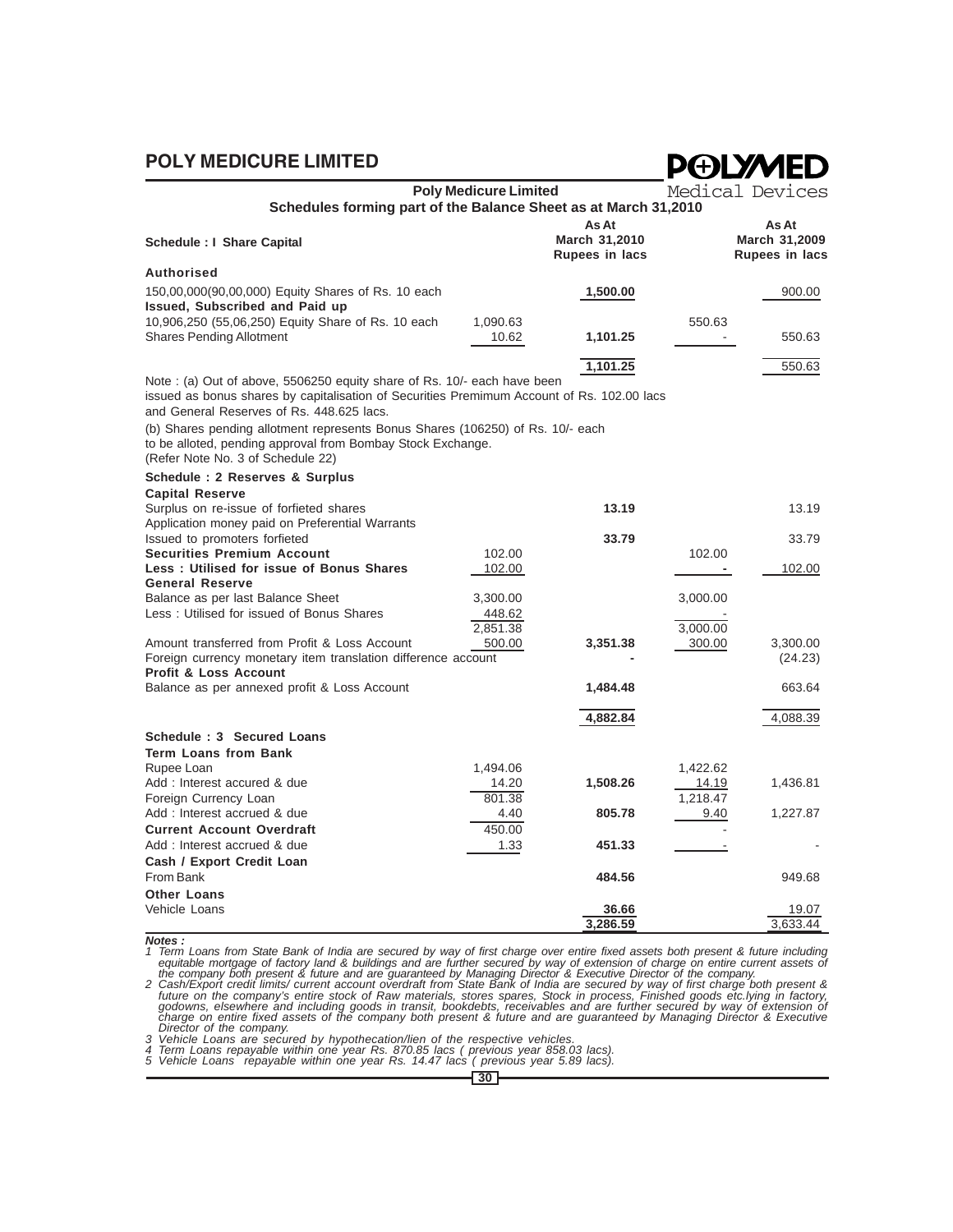**Poly Medicure Limited**

**Schedules forming part of the Balance Sheet as at March 31,2010**

| Schedule : I Share Capital | | As At March 31,2010 Rupees in lacs | | As At March 31,2009 Rupees in lacs |
|---|---|---|---|---|
| **Authorised** | | | | |
| 150,00,000(90,00,000) Equity Shares of Rs. 10 each | | 1,500.00 | | 900.00 |
| **Issued, Subscribed and Paid up** | | | | |
| 10,906,250 (55,06,250) Equity Share of Rs. 10 each | 1,090.63 | | 550.63 | |
| Shares Pending Allotment | 10.62 | 1,101.25 | - | 550.63 |
| | | 1,101.25 | | 550.63 |

Note : (a) Out of above, 5506250 equity share of Rs. 10/- each have been issued as bonus shares by capitalisation of Securities Premimum Account of Rs. 102.00 lacs and General Reserves of Rs. 448.625 lacs.

(b) Shares pending allotment represents Bonus Shares (106250) of Rs. 10/- each to be alloted, pending approval from Bombay Stock Exchange. (Refer Note No. 3 of Schedule 22)

| Schedule : 2 Reserves & Surplus | | | | |
|---|---|---|---|---|
| **Capital Reserve** | | | | |
| Surplus on re-issue of forfieted shares | | 13.19 | | 13.19 |
| Application money paid on Preferential Warrants Issued to promoters forfieted | | 33.79 | | 33.79 |
| **Securities Premium Account** | 102.00 | | 102.00 | |
| **Less : Utilised for issue of Bonus Shares** | 102.00 | | - | 102.00 |
| **General Reserve** | | | | |
| Balance as per last Balance Sheet | 3,300.00 | | 3,000.00 | |
| Less : Utilised for issued of Bonus Shares | 448.62 | | - | |
| | 2,851.38 | | 3,000.00 | |
| Amount transferred from Profit & Loss Account | 500.00 | 3,351.38 | 300.00 | 3,300.00 |
| Foreign currency monetary item translation difference account | | - | | (24.23) |
| **Profit & Loss Account** | | | | |
| Balance as per annexed profit & Loss Account | | 1,484.48 | | 663.64 |
| | | 4,882.84 | | 4,088.39 |

| Schedule : 3 Secured Loans | | | | |
|---|---|---|---|---|
| **Term Loans from Bank** | | | | |
| Rupee Loan | 1,494.06 | | 1,422.62 | |
| Add : Interest accured & due | 14.20 | 1,508.26 | 14.19 | 1,436.81 |
| Foreign Currency Loan | 801.38 | | 1,218.47 | |
| Add : Interest accrued & due | 4.40 | 805.78 | 9.40 | 1,227.87 |
| **Current Account Overdraft** | 450.00 | | - | |
| Add : Interest accrued & due | 1.33 | 451.33 | - | - |
| **Cash / Export Credit Loan** | | | | |
| From Bank | | 484.56 | | 949.68 |
| **Other Loans** | | | | |
| Vehicle Loans | | 36.66 | | 19.07 |
| | | 3,286.59 | | 3,633.44 |

***Notes :***

*1 Term Loans from State Bank of India are secured by way of first charge over entire fixed assets both present & future including equitable mortgage of factory land & buildings and are further secured by way of extension of charge on entire current assets of the company both present & future and are guaranteed by Managing Director & Executive Director of the company.*

*2 Cash/Export credit limits/ current account overdraft from State Bank of India are secured by way of first charge both present & future on the company's entire stock of Raw materials, stores spares, Stock in process, Finished goods etc.lying in factory, godowns, elsewhere and including goods in transit, bookdebts, receivables and are further secured by way of extension of charge on entire fixed assets of the company both present & future and are guaranteed by Managing Director & Executive Director of the company.*

*3 Vehicle Loans are secured by hypothecation/lien of the respective vehicles.*

*4 Term Loans repayable within one year Rs. 870.85 lacs ( previous year 858.03 lacs).*

*5 Vehicle Loans repayable within one year Rs. 14.47 lacs ( previous year 5.89 lacs).*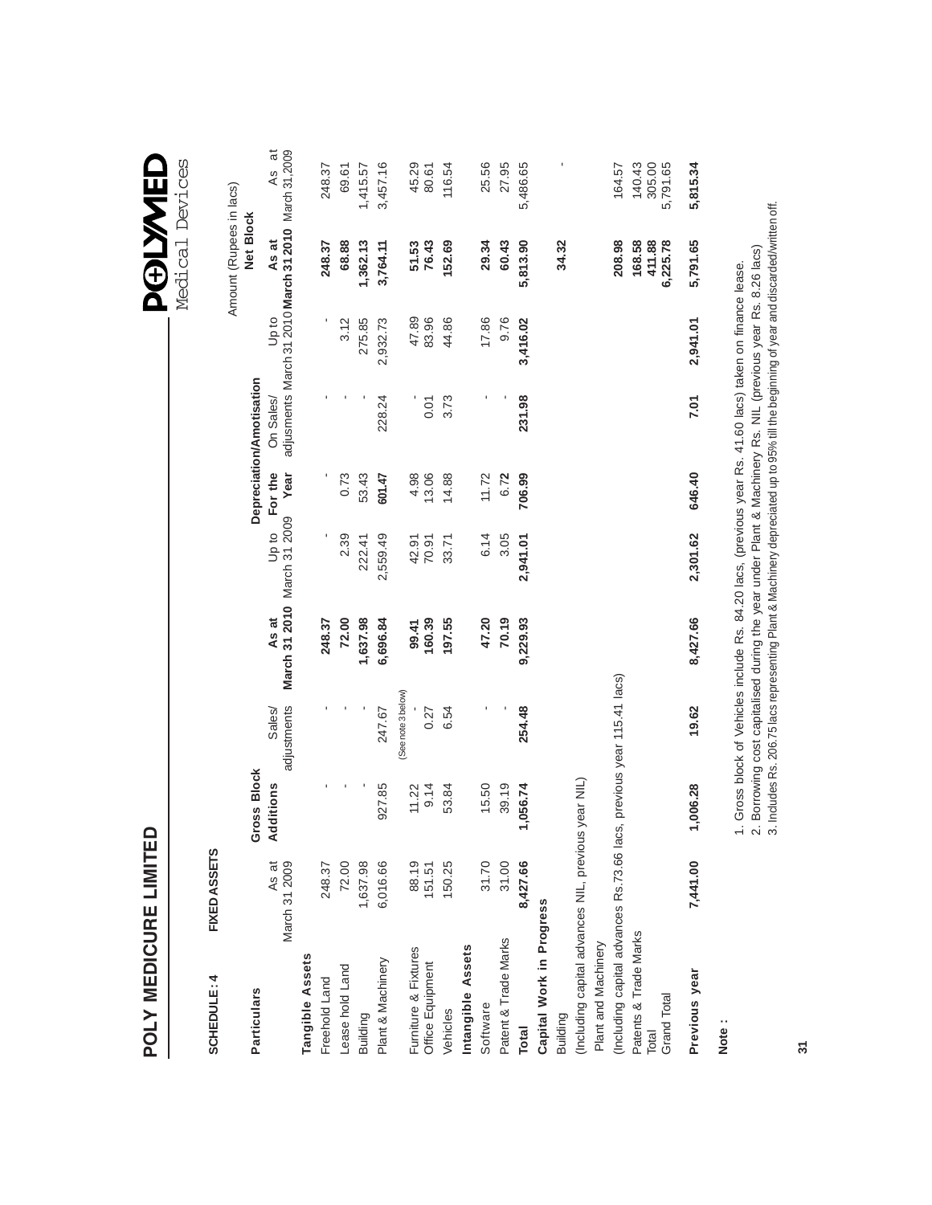# POLY MEDICURE LIMITED

## SCHEDULE : 4 FIXED ASSETS

Amount (Rupees in lacs)

| Particulars | Gross Block | | | | Depreciation/Amotisation | | | | Net Block | |
|---|---|---|---|---|---|---|---|---|---|---|
| | As at March 31 2009 | Additions | Sales/ adjustments | As at March 31 2010 | Up to March 31 2009 | For the Year | On Sales/ adjusments | Up to March 31 2010 | As at March 31 2010 | As at March 31,2009 |
| **Tangible Assets** | | | | | | | | | | |
| Freehold Land | 248.37 | - | - | 248.37 | - | - | - | - | 248.37 | 248.37 |
| Lease hold Land | 72.00 | - | - | 72.00 | 2.39 | 0.73 | - | 3.12 | 68.88 | 69.61 |
| Building | 1,637.98 | - | - | 1,637.98 | 222.41 | 53.43 | - | 275.85 | 1,362.13 | 1,415.57 |
| Plant & Machinery | 6,016.66 | 927.85 | 247.67 (See note 3 below) | 6,696.84 | 2,559.49 | 601.47 | 228.24 | 2,932.73 | 3,764.11 | 3,457.16 |
| Furniture & Fixtures | 88.19 | 11.22 | - | 99.41 | 42.91 | 4.98 | - | 47.89 | 51.53 | 45.29 |
| Office Equipment | 151.51 | 9.14 | 0.27 | 160.39 | 70.91 | 13.06 | 0.01 | 83.96 | 76.43 | 80.61 |
| Vehicles | 150.25 | 53.84 | 6.54 | 197.55 | 33.71 | 14.88 | 3.73 | 44.86 | 152.69 | 116.54 |
| **Intangible Assets** | | | | | | | | | | |
| Software | 31.70 | 15.50 | - | 47.20 | 6.14 | 11.72 | - | 17.86 | 29.34 | 25.56 |
| Patent & Trade Marks | 31.00 | 39.19 | - | 70.19 | 3.05 | 6.72 | - | 9.76 | 60.43 | 27.95 |
| **Total** | **8,427.66** | **1,056.74** | **254.48** | **9,229.93** | **2,941.01** | **706.99** | **231.98** | **3,416.02** | **5,813.90** | 5,486.65 |
| **Capital Work in Progress** | | | | | | | | | | |
| Building | | | | | | | | | **34.32** | - |
| (Including capital advances NIL, previous year NIL) | | | | | | | | | | |
| Plant and Machinery | | | | | | | | | **208.98** | 164.57 |
| (Including capital advances Rs.73.66 lacs, previous year 115.41 lacs) | | | | | | | | | | |
| Patents & Trade Marks | | | | | | | | | **168.58** | 140.43 |
| Total | | | | | | | | | **411.88** | 305.00 |
| Grand Total | | | | | | | | | **6,225.78** | 5,791.65 |
| **Previous year** | **7,441.00** | **1,006.28** | **19.62** | **8,427.66** | **2,301.62** | **646.40** | **7.01** | **2,941.01** | **5,791.65** | **5,815.34** |

**Note :**

1. Gross block of Vehicles include Rs. 84.20 lacs, (previous year Rs. 41.60 lacs) taken on finance lease.
2. Borrowing cost capitalised during the year under Plant & Machinery Rs. NIL (previous year Rs. 8.26 lacs)
3. Includes Rs. 206.75 lacs representing Plant & Machinery depreciated up to 95% till the beginning of year and discarded/written off.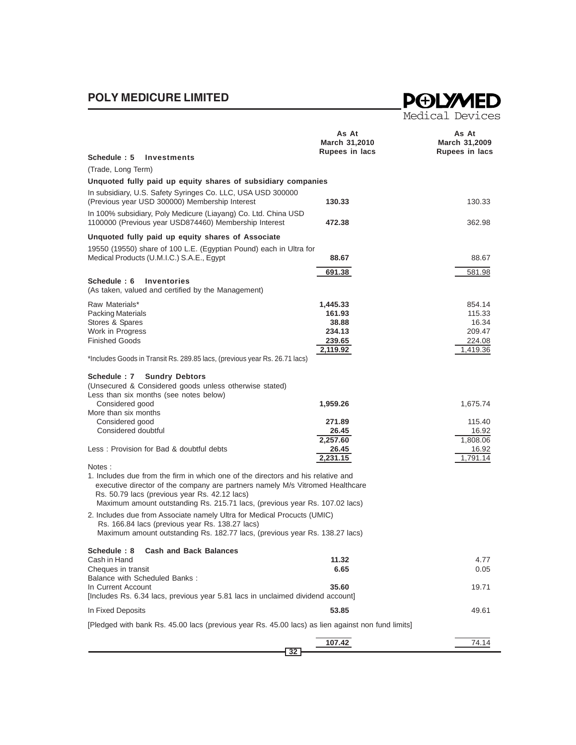| | As At March 31,2010 Rupees in lacs | As At March 31,2009 Rupees in lacs |
|---|---|---|
| **Schedule : 5 Investments** | | |
| (Trade, Long Term) | | |
| **Unquoted fully paid up equity shares of subsidiary companies** | | |
| In subsidiary, U.S. Safety Syringes Co. LLC, USA USD 300000 (Previous year USD 300000) Membership Interest | **130.33** | 130.33 |
| In 100% subsidiary, Poly Medicure (Liayang) Co. Ltd. China USD 1100000 (Previous year USD874460) Membership Interest | **472.38** | 362.98 |
| **Unquoted fully paid up equity shares of Associate** | | |
| 19550 (19550) share of 100 L.E. (Egyptian Pound) each in Ultra for Medical Products (U.M.I.C.) S.A.E., Egypt | **88.67** | 88.67 |
| | **691.38** | 581.98 |

| | As At March 31,2010 Rupees in lacs | As At March 31,2009 Rupees in lacs |
|---|---|---|
| **Schedule : 6 Inventories** | | |
| (As taken, valued and certified by the Management) | | |
| Raw Materials* | **1,445.33** | 854.14 |
| Packing Materials | **161.93** | 115.33 |
| Stores & Spares | **38.88** | 16.34 |
| Work in Progress | **234.13** | 209.47 |
| Finished Goods | **239.65** | 224.08 |
| | **2,119.92** | 1,419.36 |

*Includes Goods in Transit Rs. 289.85 lacs, (previous year Rs. 26.71 lacs)

| | As At March 31,2010 Rupees in lacs | As At March 31,2009 Rupees in lacs |
|---|---|---|
| **Schedule : 7 Sundry Debtors** | | |
| (Unsecured & Considered goods unless otherwise stated) | | |
| Less than six months (see notes below) | | |
| Considered good | **1,959.26** | 1,675.74 |
| More than six months | | |
| Considered good | **271.89** | 115.40 |
| Considered doubtful | **26.45** | 16.92 |
| | **2,257.60** | 1,808.06 |
| Less : Provision for Bad & doubtful debts | **26.45** | 16.92 |
| | **2,231.15** | 1,791.14 |

Notes :

1. Includes due from the firm in which one of the directors and his relative and executive director of the company are partners namely M/s Vitromed Healthcare Rs. 50.79 lacs (previous year Rs. 42.12 lacs)
   Maximum amount outstanding Rs. 215.71 lacs, (previous year Rs. 107.02 lacs)
2. Includes due from Associate namely Ultra for Medical Procucts (UMIC) Rs. 166.84 lacs (previous year Rs. 138.27 lacs)
   Maximum amount outstanding Rs. 182.77 lacs, (previous year Rs. 138.27 lacs)

| | As At March 31,2010 Rupees in lacs | As At March 31,2009 Rupees in lacs |
|---|---|---|
| **Schedule : 8 Cash and Back Balances** | | |
| Cash in Hand | **11.32** | 4.77 |
| Cheques in transit | **6.65** | 0.05 |
| Balance with Scheduled Banks : | | |
| In Current Account | **35.60** | 19.71 |
| [Includes Rs. 6.34 lacs, previous year 5.81 lacs in unclaimed dividend account] | | |
| In Fixed Deposits | **53.85** | 49.61 |
| [Pledged with bank Rs. 45.00 lacs (previous year Rs. 45.00 lacs) as lien against non fund limits] | | |
| | **107.42** | 74.14 |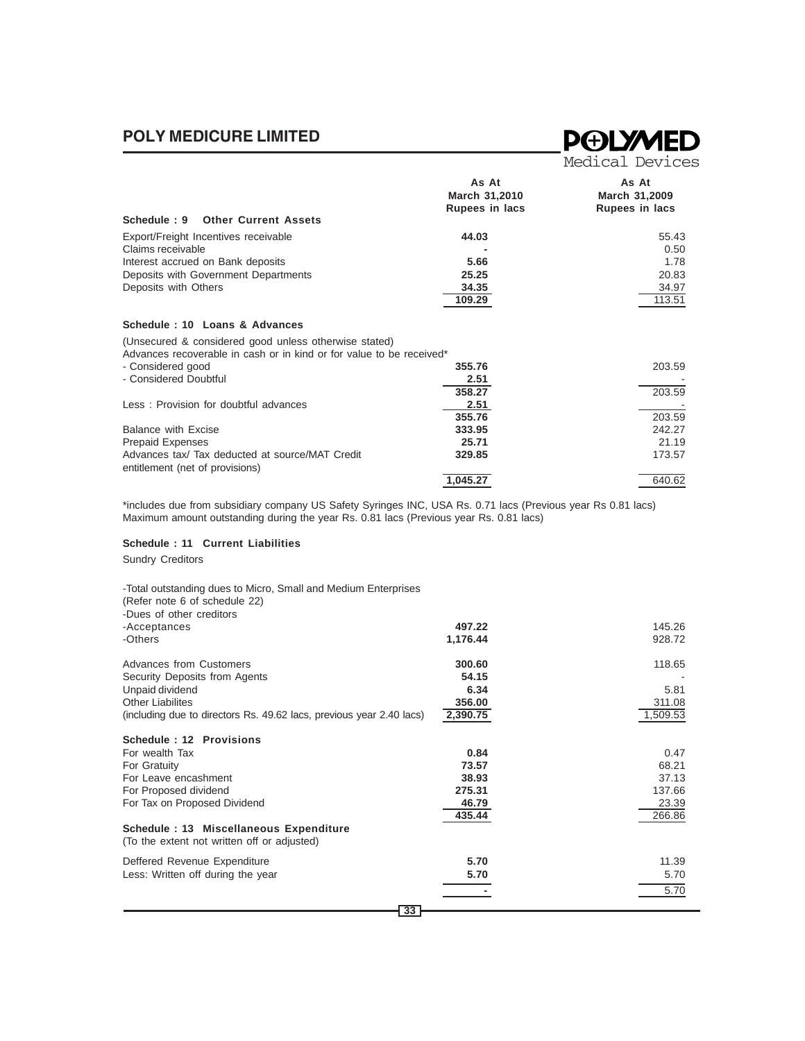| | As At March 31,2010 Rupees in lacs | As At March 31,2009 Rupees in lacs |
|---|---|---|
| **Schedule : 9 Other Current Assets** | | |
| Export/Freight Incentives receivable | **44.03** | 55.43 |
| Claims receivable | **-** | 0.50 |
| Interest accrued on Bank deposits | **5.66** | 1.78 |
| Deposits with Government Departments | **25.25** | 20.83 |
| Deposits with Others | **34.35** | 34.97 |
| | **109.29** | 113.51 |
| **Schedule : 10 Loans & Advances** | | |
| (Unsecured & considered good unless otherwise stated) | | |
| Advances recoverable in cash or in kind or for value to be received* | | |
| - Considered good | **355.76** | 203.59 |
| - Considered Doubtful | **2.51** | - |
| | **358.27** | 203.59 |
| Less : Provision for doubtful advances | **2.51** | - |
| | **355.76** | 203.59 |
| Balance with Excise | **333.95** | 242.27 |
| Prepaid Expenses | **25.71** | 21.19 |
| Advances tax/ Tax deducted at source/MAT Credit entitlement (net of provisions) | **329.85** | 173.57 |
| | **1,045.27** | 640.62 |

*includes due from subsidiary company US Safety Syringes INC, USA Rs. 0.71 lacs (Previous year Rs 0.81 lacs)
Maximum amount outstanding during the year Rs. 0.81 lacs (Previous year Rs. 0.81 lacs)

| | As At March 31,2010 Rupees in lacs | As At March 31,2009 Rupees in lacs |
|---|---|---|
| **Schedule : 11 Current Liabilities** | | |
| Sundry Creditors | | |
| -Total outstanding dues to Micro, Small and Medium Enterprises (Refer note 6 of schedule 22) | | |
| -Dues of other creditors | | |
| -Acceptances | **497.22** | 145.26 |
| -Others | **1,176.44** | 928.72 |
| Advances from Customers | **300.60** | 118.65 |
| Security Deposits from Agents | **54.15** | - |
| Unpaid dividend | **6.34** | 5.81 |
| Other Liabilites | **356.00** | 311.08 |
| (including due to directors Rs. 49.62 lacs, previous year 2.40 lacs) | **2,390.75** | 1,509.53 |
| **Schedule : 12 Provisions** | | |
| For wealth Tax | **0.84** | 0.47 |
| For Gratuity | **73.57** | 68.21 |
| For Leave encashment | **38.93** | 37.13 |
| For Proposed dividend | **275.31** | 137.66 |
| For Tax on Proposed Dividend | **46.79** | 23.39 |
| | **435.44** | 266.86 |
| **Schedule : 13 Miscellaneous Expenditure** | | |
| (To the extent not written off or adjusted) | | |
| Deffered Revenue Expenditure | **5.70** | 11.39 |
| Less: Written off during the year | **5.70** | 5.70 |
| | **-** | 5.70 |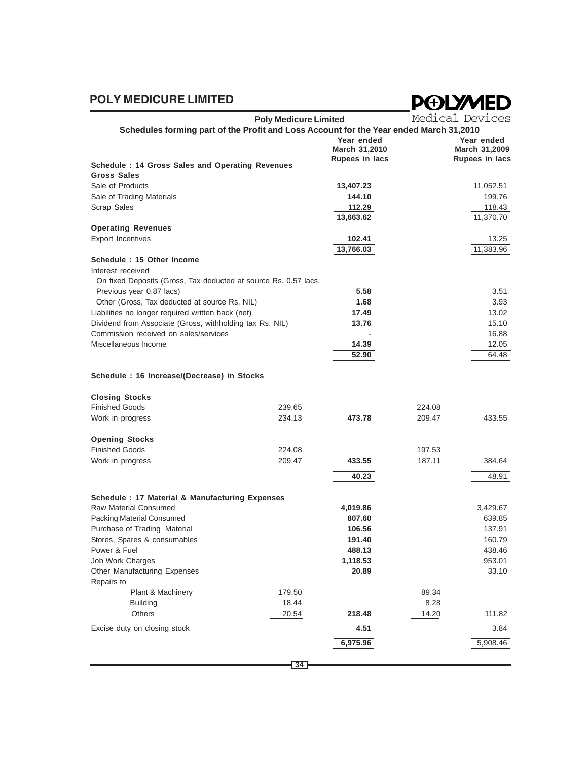## Poly Medicure Limited

### Schedules forming part of the Profit and Loss Account for the Year ended March 31,2010

| | | Year ended March 31,2010 Rupees in lacs | | Year ended March 31,2009 Rupees in lacs |
|---|---|---|---|---|
| **Schedule : 14 Gross Sales and Operating Revenues** | | | | |
| **Gross Sales** | | | | |
| Sale of Products | | **13,407.23** | | 11,052.51 |
| Sale of Trading Materials | | **144.10** | | 199.76 |
| Scrap Sales | | **112.29** | | 118.43 |
| | | **13,663.62** | | 11,370.70 |
| **Operating Revenues** | | | | |
| Export Incentives | | **102.41** | | 13.25 |
| | | **13,766.03** | | 11,383.96 |
| **Schedule : 15 Other Income** | | | | |
| Interest received | | | | |
| On fixed Deposits (Gross, Tax deducted at source Rs. 0.57 lacs, Previous year 0.87 lacs) | | **5.58** | | 3.51 |
| Other (Gross, Tax deducted at source Rs. NIL) | | **1.68** | | 3.93 |
| Liabilities no longer required written back (net) | | **17.49** | | 13.02 |
| Dividend from Associate (Gross, withholding tax Rs. NIL) | | **13.76** | | 15.10 |
| Commission received on sales/services | | - | | 16.88 |
| Miscellaneous Income | | **14.39** | | 12.05 |
| | | **52.90** | | 64.48 |
| **Schedule : 16 Increase/(Decrease) in Stocks** | | | | |
| **Closing Stocks** | | | | |
| Finished Goods | 239.65 | | 224.08 | |
| Work in progress | 234.13 | **473.78** | 209.47 | 433.55 |
| **Opening Stocks** | | | | |
| Finished Goods | 224.08 | | 197.53 | |
| Work in progress | 209.47 | **433.55** | 187.11 | 384.64 |
| | | **40.23** | | 48.91 |
| **Schedule : 17 Material & Manufacturing Expenses** | | | | |
| Raw Material Consumed | | **4,019.86** | | 3,429.67 |
| Packing Material Consumed | | **807.60** | | 639.85 |
| Purchase of Trading Material | | **106.56** | | 137.91 |
| Stores, Spares & consumables | | **191.40** | | 160.79 |
| Power & Fuel | | **488.13** | | 438.46 |
| Job Work Charges | | **1,118.53** | | 953.01 |
| Other Manufacturing Expenses | | **20.89** | | 33.10 |
| Repairs to | | | | |
| Plant & Machinery | 179.50 | | 89.34 | |
| Building | 18.44 | | 8.28 | |
| Others | 20.54 | **218.48** | 14.20 | 111.82 |
| Excise duty on closing stock | | **4.51** | | 3.84 |
| | | **6,975.96** | | 5,908.46 |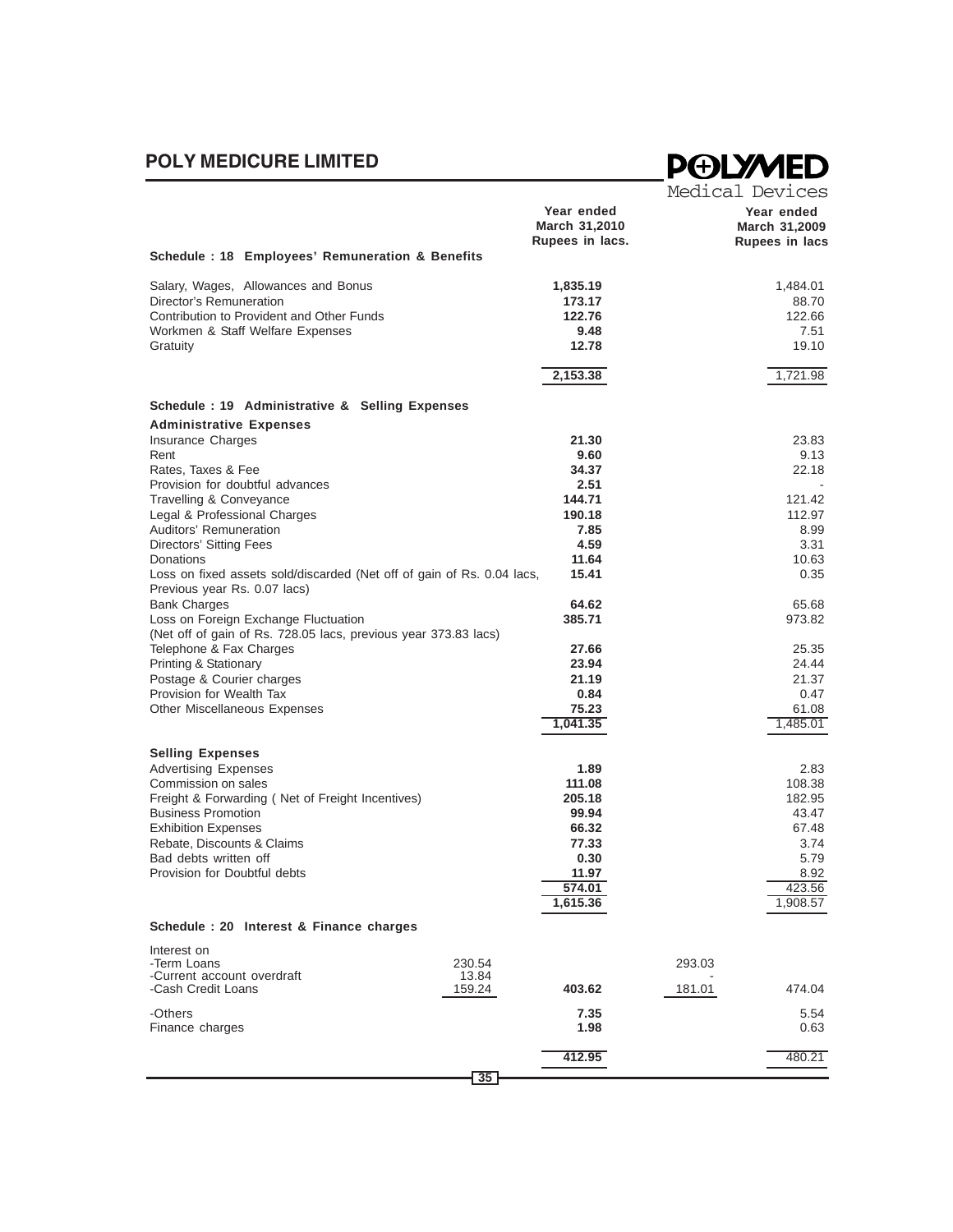| | | Year ended March 31,2010 Rupees in lacs. | | Year ended March 31,2009 Rupees in lacs |
|---|---|---|---|---|
| **Schedule : 18 Employees' Remuneration & Benefits** | | | | |
| Salary, Wages, Allowances and Bonus | | **1,835.19** | | 1,484.01 |
| Director's Remuneration | | **173.17** | | 88.70 |
| Contribution to Provident and Other Funds | | **122.76** | | 122.66 |
| Workmen & Staff Welfare Expenses | | **9.48** | | 7.51 |
| Gratuity | | **12.78** | | 19.10 |
| | | **2,153.38** | | 1,721.98 |
| **Schedule : 19 Administrative & Selling Expenses** | | | | |
| **Administrative Expenses** | | | | |
| Insurance Charges | | **21.30** | | 23.83 |
| Rent | | **9.60** | | 9.13 |
| Rates, Taxes & Fee | | **34.37** | | 22.18 |
| Provision for doubtful advances | | **2.51** | | - |
| Travelling & Conveyance | | **144.71** | | 121.42 |
| Legal & Professional Charges | | **190.18** | | 112.97 |
| Auditors' Remuneration | | **7.85** | | 8.99 |
| Directors' Sitting Fees | | **4.59** | | 3.31 |
| Donations | | **11.64** | | 10.63 |
| Loss on fixed assets sold/discarded (Net off of gain of Rs. 0.04 lacs, Previous year Rs. 0.07 lacs) | | **15.41** | | 0.35 |
| Bank Charges | | **64.62** | | 65.68 |
| Loss on Foreign Exchange Fluctuation (Net off of gain of Rs. 728.05 lacs, previous year 373.83 lacs) | | **385.71** | | 973.82 |
| Telephone & Fax Charges | | **27.66** | | 25.35 |
| Printing & Stationary | | **23.94** | | 24.44 |
| Postage & Courier charges | | **21.19** | | 21.37 |
| Provision for Wealth Tax | | **0.84** | | 0.47 |
| Other Miscellaneous Expenses | | **75.23** | | 61.08 |
| | | **1,041.35** | | 1,485.01 |
| **Selling Expenses** | | | | |
| Advertising Expenses | | **1.89** | | 2.83 |
| Commission on sales | | **111.08** | | 108.38 |
| Freight & Forwarding ( Net of Freight Incentives) | | **205.18** | | 182.95 |
| Business Promotion | | **99.94** | | 43.47 |
| Exhibition Expenses | | **66.32** | | 67.48 |
| Rebate, Discounts & Claims | | **77.33** | | 3.74 |
| Bad debts written off | | **0.30** | | 5.79 |
| Provision for Doubtful debts | | **11.97** | | 8.92 |
| | | **574.01** | | 423.56 |
| | | **1,615.36** | | 1,908.57 |
| **Schedule : 20 Interest & Finance charges** | | | | |
| Interest on | | | | |
| -Term Loans | 230.54 | | 293.03 | |
| -Current account overdraft | 13.84 | | - | |
| -Cash Credit Loans | 159.24 | **403.62** | 181.01 | 474.04 |
| -Others | | **7.35** | | 5.54 |
| Finance charges | | **1.98** | | 0.63 |
| | | **412.95** | | 480.21 |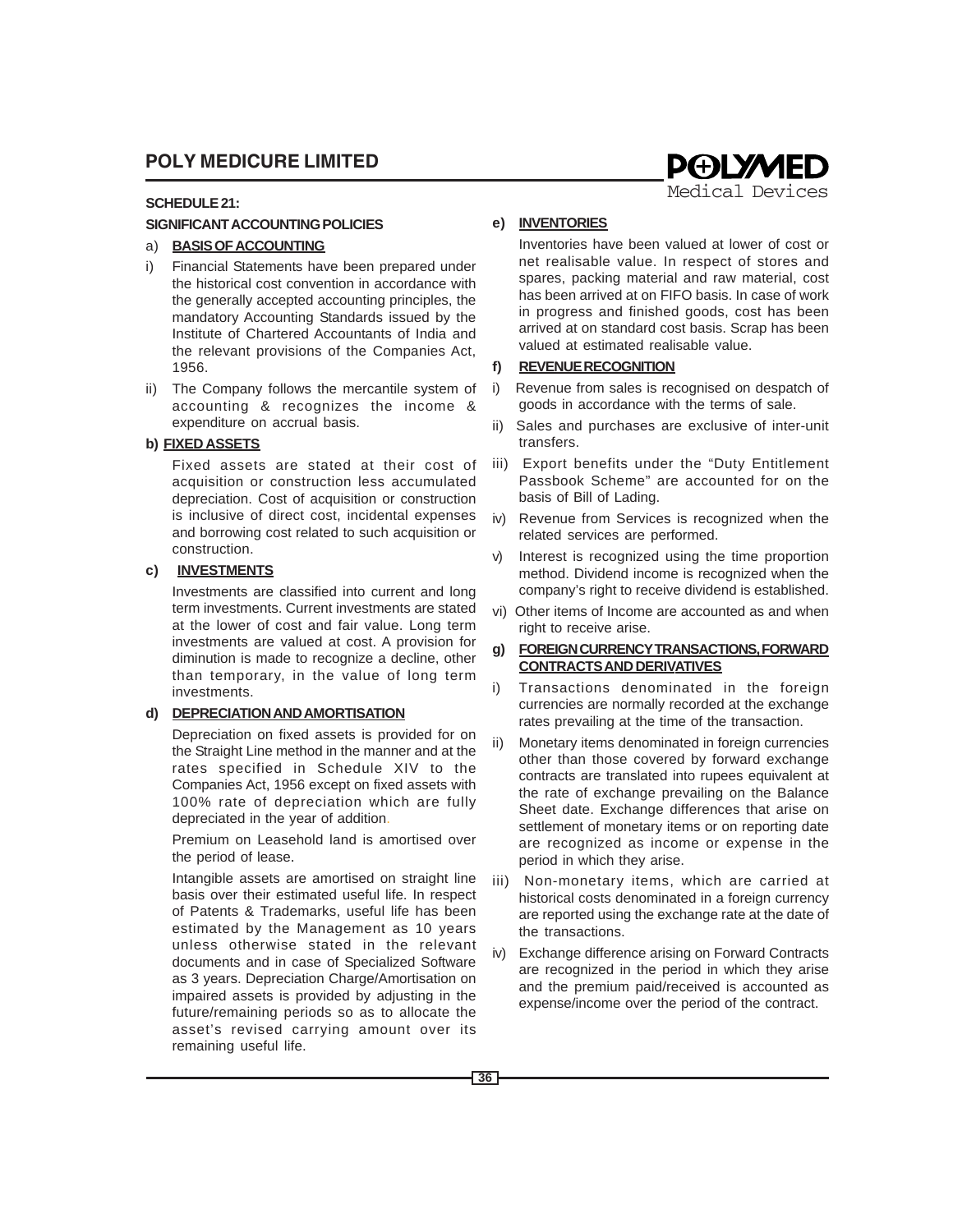## SCHEDULE 21:

### SIGNIFICANT ACCOUNTING POLICIES

a) **BASIS OF ACCOUNTING**

i) Financial Statements have been prepared under the historical cost convention in accordance with the generally accepted accounting principles, the mandatory Accounting Standards issued by the Institute of Chartered Accountants of India and the relevant provisions of the Companies Act, 1956.

ii) The Company follows the mercantile system of accounting & recognizes the income & expenditure on accrual basis.

b) **FIXED ASSETS**

Fixed assets are stated at their cost of acquisition or construction less accumulated depreciation. Cost of acquisition or construction is inclusive of direct cost, incidental expenses and borrowing cost related to such acquisition or construction.

c) **INVESTMENTS**

Investments are classified into current and long term investments. Current investments are stated at the lower of cost and fair value. Long term investments are valued at cost. A provision for diminution is made to recognize a decline, other than temporary, in the value of long term investments.

d) **DEPRECIATION AND AMORTISATION**

Depreciation on fixed assets is provided for on the Straight Line method in the manner and at the rates specified in Schedule XIV to the Companies Act, 1956 except on fixed assets with 100% rate of depreciation which are fully depreciated in the year of addition.

Premium on Leasehold land is amortised over the period of lease.

Intangible assets are amortised on straight line basis over their estimated useful life. In respect of Patents & Trademarks, useful life has been estimated by the Management as 10 years unless otherwise stated in the relevant documents and in case of Specialized Software as 3 years. Depreciation Charge/Amortisation on impaired assets is provided by adjusting in the future/remaining periods so as to allocate the asset's revised carrying amount over its remaining useful life.

e) **INVENTORIES**

Inventories have been valued at lower of cost or net realisable value. In respect of stores and spares, packing material and raw material, cost has been arrived at on FIFO basis. In case of work in progress and finished goods, cost has been arrived at on standard cost basis. Scrap has been valued at estimated realisable value.

f) **REVENUE RECOGNITION**

i) Revenue from sales is recognised on despatch of goods in accordance with the terms of sale.

ii) Sales and purchases are exclusive of inter-unit transfers.

iii) Export benefits under the "Duty Entitlement Passbook Scheme" are accounted for on the basis of Bill of Lading.

iv) Revenue from Services is recognized when the related services are performed.

v) Interest is recognized using the time proportion method. Dividend income is recognized when the company's right to receive dividend is established.

vi) Other items of Income are accounted as and when right to receive arise.

g) **FOREIGN CURRENCY TRANSACTIONS, FORWARD CONTRACTS AND DERIVATIVES**

i) Transactions denominated in the foreign currencies are normally recorded at the exchange rates prevailing at the time of the transaction.

ii) Monetary items denominated in foreign currencies other than those covered by forward exchange contracts are translated into rupees equivalent at the rate of exchange prevailing on the Balance Sheet date. Exchange differences that arise on settlement of monetary items or on reporting date are recognized as income or expense in the period in which they arise.

iii) Non-monetary items, which are carried at historical costs denominated in a foreign currency are reported using the exchange rate at the date of the transactions.

iv) Exchange difference arising on Forward Contracts are recognized in the period in which they arise and the premium paid/received is accounted as expense/income over the period of the contract.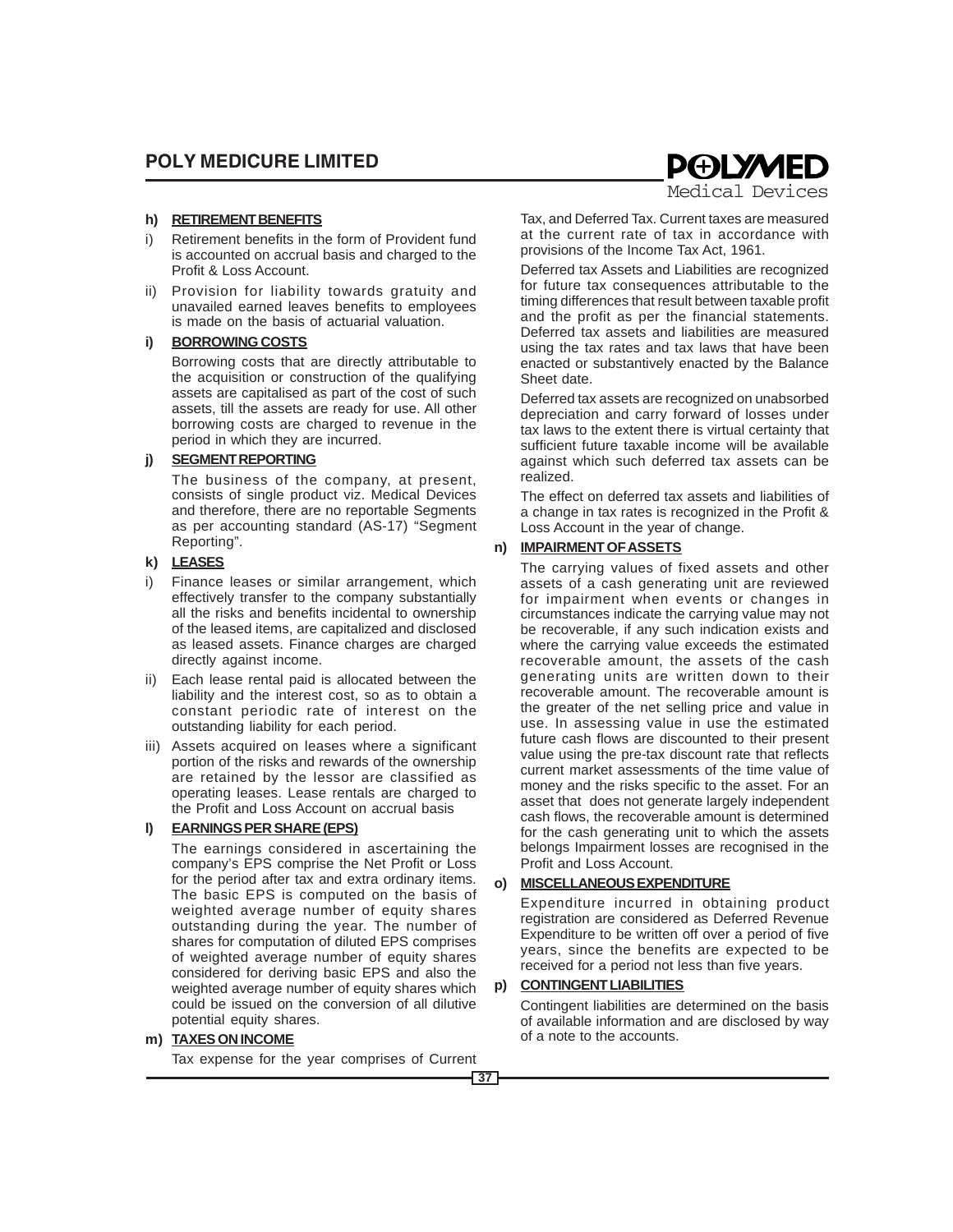**h) RETIREMENT BENEFITS**

i) Retirement benefits in the form of Provident fund is accounted on accrual basis and charged to the Profit & Loss Account.

ii) Provision for liability towards gratuity and unavailed earned leaves benefits to employees is made on the basis of actuarial valuation.

**i) BORROWING COSTS**

Borrowing costs that are directly attributable to the acquisition or construction of the qualifying assets are capitalised as part of the cost of such assets, till the assets are ready for use. All other borrowing costs are charged to revenue in the period in which they are incurred.

**j) SEGMENT REPORTING**

The business of the company, at present, consists of single product viz. Medical Devices and therefore, there are no reportable Segments as per accounting standard (AS-17) "Segment Reporting".

**k) LEASES**

i) Finance leases or similar arrangement, which effectively transfer to the company substantially all the risks and benefits incidental to ownership of the leased items, are capitalized and disclosed as leased assets. Finance charges are charged directly against income.

ii) Each lease rental paid is allocated between the liability and the interest cost, so as to obtain a constant periodic rate of interest on the outstanding liability for each period.

iii) Assets acquired on leases where a significant portion of the risks and rewards of the ownership are retained by the lessor are classified as operating leases. Lease rentals are charged to the Profit and Loss Account on accrual basis

**l) EARNINGS PER SHARE (EPS)**

The earnings considered in ascertaining the company's EPS comprise the Net Profit or Loss for the period after tax and extra ordinary items. The basic EPS is computed on the basis of weighted average number of equity shares outstanding during the year. The number of shares for computation of diluted EPS comprises of weighted average number of equity shares considered for deriving basic EPS and also the weighted average number of equity shares which could be issued on the conversion of all dilutive potential equity shares.

**m) TAXES ON INCOME**

Tax expense for the year comprises of Current Tax, and Deferred Tax. Current taxes are measured at the current rate of tax in accordance with provisions of the Income Tax Act, 1961.

Deferred tax Assets and Liabilities are recognized for future tax consequences attributable to the timing differences that result between taxable profit and the profit as per the financial statements. Deferred tax assets and liabilities are measured using the tax rates and tax laws that have been enacted or substantively enacted by the Balance Sheet date.

Deferred tax assets are recognized on unabsorbed depreciation and carry forward of losses under tax laws to the extent there is virtual certainty that sufficient future taxable income will be available against which such deferred tax assets can be realized.

The effect on deferred tax assets and liabilities of a change in tax rates is recognized in the Profit & Loss Account in the year of change.

**n) IMPAIRMENT OF ASSETS**

The carrying values of fixed assets and other assets of a cash generating unit are reviewed for impairment when events or changes in circumstances indicate the carrying value may not be recoverable, if any such indication exists and where the carrying value exceeds the estimated recoverable amount, the assets of the cash generating units are written down to their recoverable amount. The recoverable amount is the greater of the net selling price and value in use. In assessing value in use the estimated future cash flows are discounted to their present value using the pre-tax discount rate that reflects current market assessments of the time value of money and the risks specific to the asset. For an asset that does not generate largely independent cash flows, the recoverable amount is determined for the cash generating unit to which the assets belongs Impairment losses are recognised in the Profit and Loss Account.

**o) MISCELLANEOUS EXPENDITURE**

Expenditure incurred in obtaining product registration are considered as Deferred Revenue Expenditure to be written off over a period of five years, since the benefits are expected to be received for a period not less than five years.

**p) CONTINGENT LIABILITIES**

Contingent liabilities are determined on the basis of available information and are disclosed by way of a note to the accounts.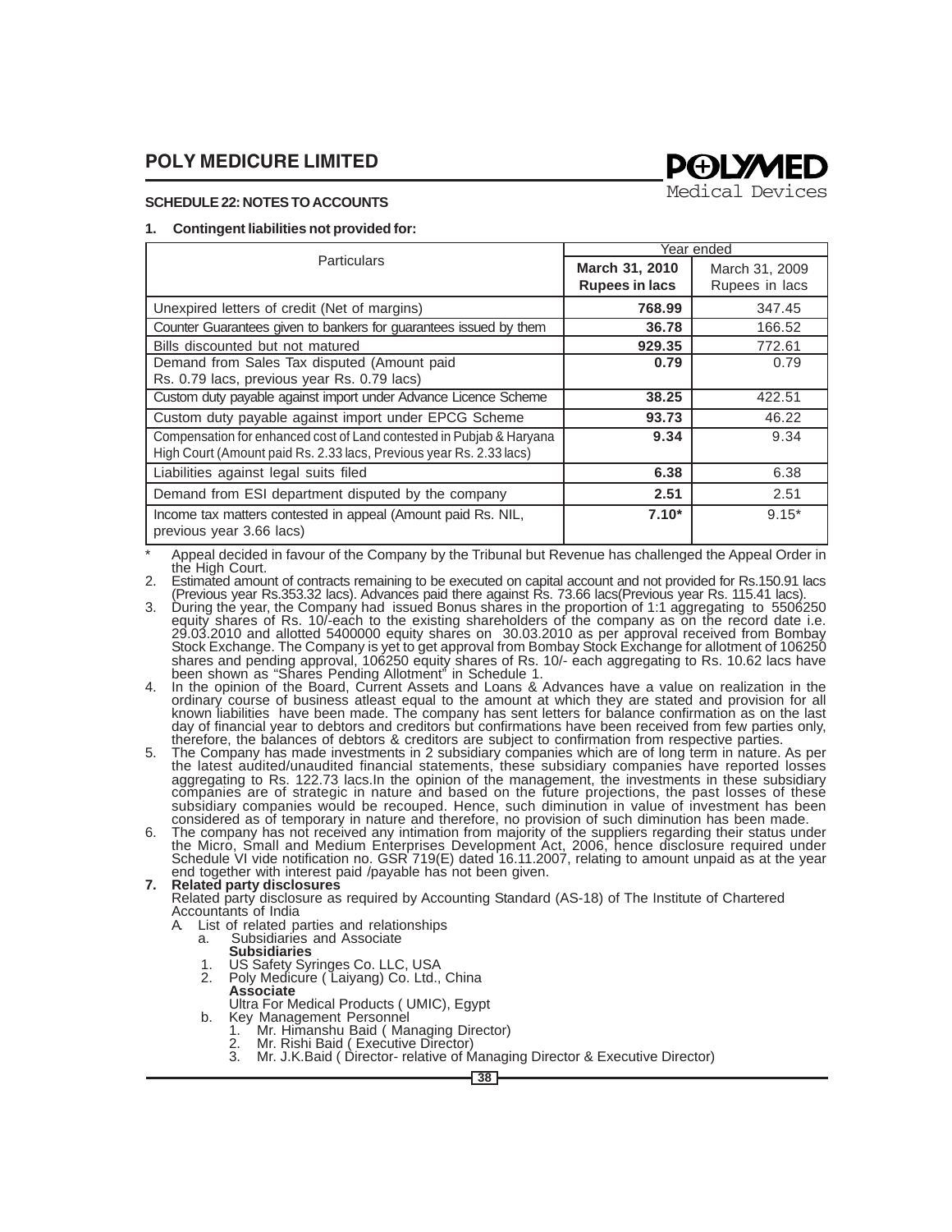## SCHEDULE 22: NOTES TO ACCOUNTS

**1. Contingent liabilities not provided for:**

| Particulars | Year ended | |
|---|---|---|
| | **March 31, 2010 Rupees in lacs** | March 31, 2009 Rupees in lacs |
| Unexpired letters of credit (Net of margins) | **768.99** | 347.45 |
| Counter Guarantees given to bankers for guarantees issued by them | **36.78** | 166.52 |
| Bills discounted but not matured | **929.35** | 772.61 |
| Demand from Sales Tax disputed (Amount paid Rs. 0.79 lacs, previous year Rs. 0.79 lacs) | **0.79** | 0.79 |
| Custom duty payable against import under Advance Licence Scheme | **38.25** | 422.51 |
| Custom duty payable against import under EPCG Scheme | **93.73** | 46.22 |
| Compensation for enhanced cost of Land contested in Pubjab & Haryana High Court (Amount paid Rs. 2.33 lacs, Previous year Rs. 2.33 lacs) | **9.34** | 9.34 |
| Liabilities against legal suits filed | **6.38** | 6.38 |
| Demand from ESI department disputed by the company | **2.51** | 2.51 |
| Income tax matters contested in appeal (Amount paid Rs. NIL, previous year 3.66 lacs) | **7.10*** | 9.15* |

\* Appeal decided in favour of the Company by the Tribunal but Revenue has challenged the Appeal Order in the High Court.

2. Estimated amount of contracts remaining to be executed on capital account and not provided for Rs.150.91 lacs (Previous year Rs.353.32 lacs). Advances paid there against Rs. 73.66 lacs(Previous year Rs. 115.41 lacs).
3. During the year, the Company had issued Bonus shares in the proportion of 1:1 aggregating to 5506250 equity shares of Rs. 10/-each to the existing shareholders of the company as on the record date i.e. 29.03.2010 and allotted 5400000 equity shares on 30.03.2010 as per approval received from Bombay Stock Exchange. The Company is yet to get approval from Bombay Stock Exchange for allotment of 106250 shares and pending approval, 106250 equity shares of Rs. 10/- each aggregating to Rs. 10.62 lacs have been shown as "Shares Pending Allotment" in Schedule 1.
4. In the opinion of the Board, Current Assets and Loans & Advances have a value on realization in the ordinary course of business atleast equal to the amount at which they are stated and provision for all known liabilities have been made. The company has sent letters for balance confirmation as on the last day of financial year to debtors and creditors but confirmations have been received from few parties only, therefore, the balances of debtors & creditors are subject to confirmation from respective parties.
5. The Company has made investments in 2 subsidiary companies which are of long term in nature. As per the latest audited/unaudited financial statements, these subsidiary companies have reported losses aggregating to Rs. 122.73 lacs.In the opinion of the management, the investments in these subsidiary companies are of strategic in nature and based on the future projections, the past losses of these subsidiary companies would be recouped. Hence, such diminution in value of investment has been considered as of temporary in nature and therefore, no provision of such diminution has been made.
6. The company has not received any intimation from majority of the suppliers regarding their status under the Micro, Small and Medium Enterprises Development Act, 2006, hence disclosure required under Schedule VI vide notification no. GSR 719(E) dated 16.11.2007, relating to amount unpaid as at the year end together with interest paid /payable has not been given.
7. **Related party disclosures**

   Related party disclosure as required by Accounting Standard (AS-18) of The Institute of Chartered Accountants of India

   A. List of related parties and relationships

      a. Subsidiaries and Associate

         **Subsidiaries**

         1. US Safety Syringes Co. LLC, USA
         2. Poly Medicure ( Laiyang) Co. Ltd., China

         **Associate**

         Ultra For Medical Products ( UMIC), Egypt

      b. Key Management Personnel

         1. Mr. Himanshu Baid ( Managing Director)
         2. Mr. Rishi Baid ( Executive Director)
         3. Mr. J.K.Baid ( Director- relative of Managing Director & Executive Director)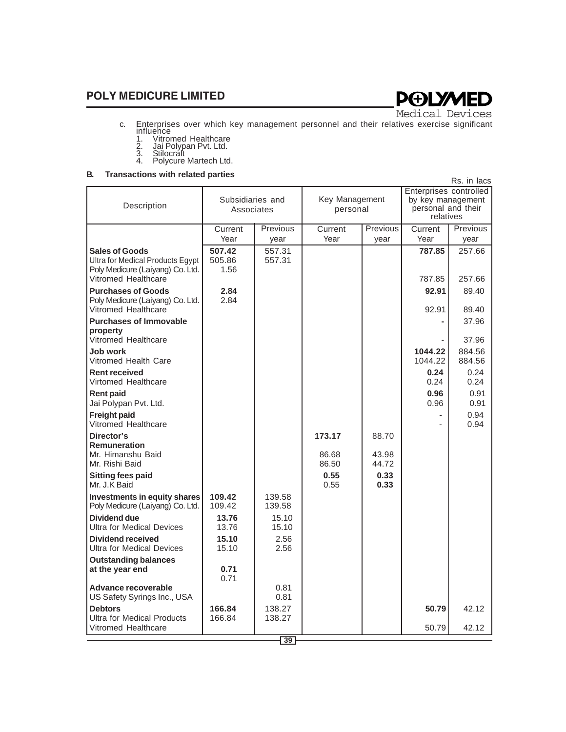c. Enterprises over which key management personnel and their relatives exercise significant influence

1. Vitromed Healthcare
2. Jai Polypan Pvt. Ltd.
3. Stilocraft
4. Polycure Martech Ltd.

**B. Transactions with related parties**

Rs. in lacs

| Description | Subsidiaries and Associates | | Key Management personal | | Enterprises controlled by key management personal and their relatives | |
|---|---|---|---|---|---|---|
| | Current Year | Previous year | Current Year | Previous year | Current Year | Previous year |
| **Sales of Goods** | **507.42** | 557.31 | | | **787.85** | 257.66 |
| Ultra for Medical Products Egypt | 505.86 | 557.31 | | | | |
| Poly Medicure (Laiyang) Co. Ltd. | 1.56 | | | | | |
| Vitromed Healthcare | | | | | 787.85 | 257.66 |
| **Purchases of Goods** | **2.84** | | | | **92.91** | 89.40 |
| Poly Medicure (Laiyang) Co. Ltd. | 2.84 | | | | | |
| Vitromed Healthcare | | | | | 92.91 | 89.40 |
| **Purchases of Immovable property** | | | | | **-** | 37.96 |
| Vitromed Healthcare | | | | | - | 37.96 |
| **Job work** | | | | | **1044.22** | 884.56 |
| Vitromed Health Care | | | | | 1044.22 | 884.56 |
| **Rent received** | | | | | **0.24** | 0.24 |
| Virtomed Healthcare | | | | | 0.24 | 0.24 |
| **Rent paid** | | | | | **0.96** | 0.91 |
| Jai Polypan Pvt. Ltd. | | | | | 0.96 | 0.91 |
| **Freight paid** | | | | | **-** | 0.94 |
| Vitromed Healthcare | | | | | - | 0.94 |
| **Director's Remuneration** | | | **173.17** | 88.70 | | |
| Mr. Himanshu Baid | | | 86.68 | 43.98 | | |
| Mr. Rishi Baid | | | 86.50 | 44.72 | | |
| **Sitting fees paid** | | | **0.55** | **0.33** | | |
| Mr. J.K Baid | | | 0.55 | **0.33** | | |
| **Investments in equity shares** | **109.42** | 139.58 | | | | |
| Poly Medicure (Laiyang) Co. Ltd. | 109.42 | 139.58 | | | | |
| **Dividend due** | **13.76** | 15.10 | | | | |
| Ultra for Medical Devices | 13.76 | 15.10 | | | | |
| **Dividend received** | **15.10** | 2.56 | | | | |
| Ultra for Medical Devices | 15.10 | 2.56 | | | | |
| **Outstanding balances at the year end** | **0.71** | | | | | |
| | 0.71 | | | | | |
| **Advance recoverable** | | 0.81 | | | | |
| US Safety Syrings Inc., USA | | 0.81 | | | | |
| **Debtors** | **166.84** | 138.27 | | | **50.79** | 42.12 |
| Ultra for Medical Products | 166.84 | 138.27 | | | | |
| Vitromed Healthcare | | | | | 50.79 | 42.12 |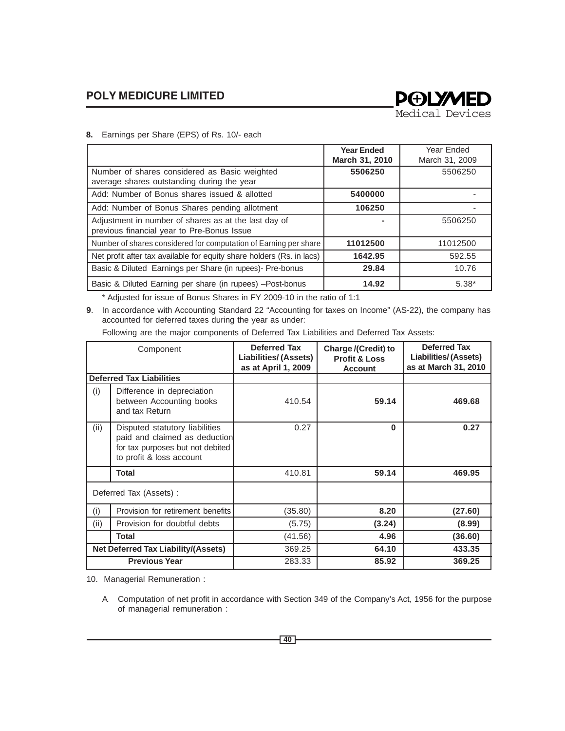**8.** Earnings per Share (EPS) of Rs. 10/- each

| | **Year Ended March 31, 2010** | Year Ended March 31, 2009 |
|---|---|---|
| Number of shares considered as Basic weighted average shares outstanding during the year | **5506250** | 5506250 |
| Add: Number of Bonus shares issued & allotted | **5400000** | - |
| Add: Number of Bonus Shares pending allotment | **106250** | - |
| Adjustment in number of shares as at the last day of previous financial year to Pre-Bonus Issue | **-** | 5506250 |
| Number of shares considered for computation of Earning per share | **11012500** | 11012500 |
| Net profit after tax available for equity share holders (Rs. in lacs) | **1642.95** | 592.55 |
| Basic & Diluted Earnings per Share (in rupees)- Pre-bonus | **29.84** | 10.76 |
| Basic & Diluted Earning per share (in rupees) –Post-bonus | **14.92** | 5.38* |

\* Adjusted for issue of Bonus Shares in FY 2009-10 in the ratio of 1:1

**9**. In accordance with Accounting Standard 22 "Accounting for taxes on Income" (AS-22), the company has accounted for deferred taxes during the year as under:

Following are the major components of Deferred Tax Liabilities and Deferred Tax Assets:

| | Component | **Deferred Tax Liabilities/ (Assets) as at April 1, 2009** | **Charge /(Credit) to Profit & Loss Account** | **Deferred Tax Liabilities/ (Assets) as at March 31, 2010** |
|---|---|---|---|---|
| **Deferred Tax Liabilities** | | | | |
| (i) | Difference in depreciation between Accounting books and tax Return | 410.54 | **59.14** | **469.68** |
| (ii) | Disputed statutory liabilities paid and claimed as deduction for tax purposes but not debited to profit & loss account | 0.27 | **0** | **0.27** |
| | **Total** | 410.81 | **59.14** | **469.95** |
| Deferred Tax (Assets) : | | | | |
| (i) | Provision for retirement benefits | (35.80) | **8.20** | **(27.60)** |
| (ii) | Provision for doubtful debts | (5.75) | **(3.24)** | **(8.99)** |
| | **Total** | (41.56) | **4.96** | **(36.60)** |
| **Net Deferred Tax Liability/(Assets)** | | 369.25 | **64.10** | **433.35** |
| **Previous Year** | | 283.33 | **85.92** | **369.25** |

10. Managerial Remuneration :

A. Computation of net profit in accordance with Section 349 of the Company's Act, 1956 for the purpose of managerial remuneration :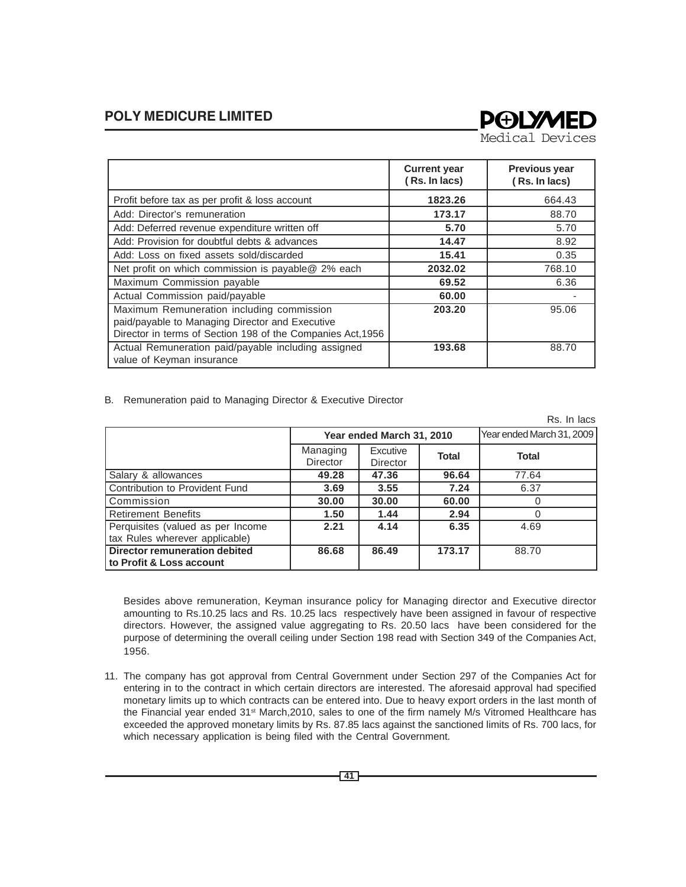| | Current year ( Rs. In lacs) | Previous year ( Rs. In lacs) |
|---|---|---|
| Profit before tax as per profit & loss account | **1823.26** | 664.43 |
| Add: Director's remuneration | **173.17** | 88.70 |
| Add: Deferred revenue expenditure written off | **5.70** | 5.70 |
| Add: Provision for doubtful debts & advances | **14.47** | 8.92 |
| Add: Loss on fixed assets sold/discarded | **15.41** | 0.35 |
| Net profit on which commission is payable@ 2% each | **2032.02** | 768.10 |
| Maximum Commission payable | **69.52** | 6.36 |
| Actual Commission paid/payable | **60.00** | - |
| Maximum Remuneration including commission paid/payable to Managing Director and Executive Director in terms of Section 198 of the Companies Act,1956 | **203.20** | 95.06 |
| Actual Remuneration paid/payable including assigned value of Keyman insurance | **193.68** | 88.70 |

B. Remuneration paid to Managing Director & Executive Director

Rs. In lacs

| | Year ended March 31, 2010 | | | Year ended March 31, 2009 |
|---|---|---|---|---|
| | Managing Director | Excutive Director | Total | Total |
| Salary & allowances | **49.28** | **47.36** | **96.64** | 77.64 |
| Contribution to Provident Fund | **3.69** | **3.55** | **7.24** | 6.37 |
| Commission | **30.00** | **30.00** | **60.00** | 0 |
| Retirement Benefits | **1.50** | **1.44** | **2.94** | 0 |
| Perquisites (valued as per Income tax Rules wherever applicable) | **2.21** | **4.14** | **6.35** | 4.69 |
| **Director remuneration debited to Profit & Loss account** | **86.68** | **86.49** | **173.17** | 88.70 |

Besides above remuneration, Keyman insurance policy for Managing director and Executive director amounting to Rs.10.25 lacs and Rs. 10.25 lacs respectively have been assigned in favour of respective directors. However, the assigned value aggregating to Rs. 20.50 lacs have been considered for the purpose of determining the overall ceiling under Section 198 read with Section 349 of the Companies Act, 1956.

11. The company has got approval from Central Government under Section 297 of the Companies Act for entering in to the contract in which certain directors are interested. The aforesaid approval had specified monetary limits up to which contracts can be entered into. Due to heavy export orders in the last month of the Financial year ended 31st March,2010, sales to one of the firm namely M/s Vitromed Healthcare has exceeded the approved monetary limits by Rs. 87.85 lacs against the sanctioned limits of Rs. 700 lacs, for which necessary application is being filed with the Central Government.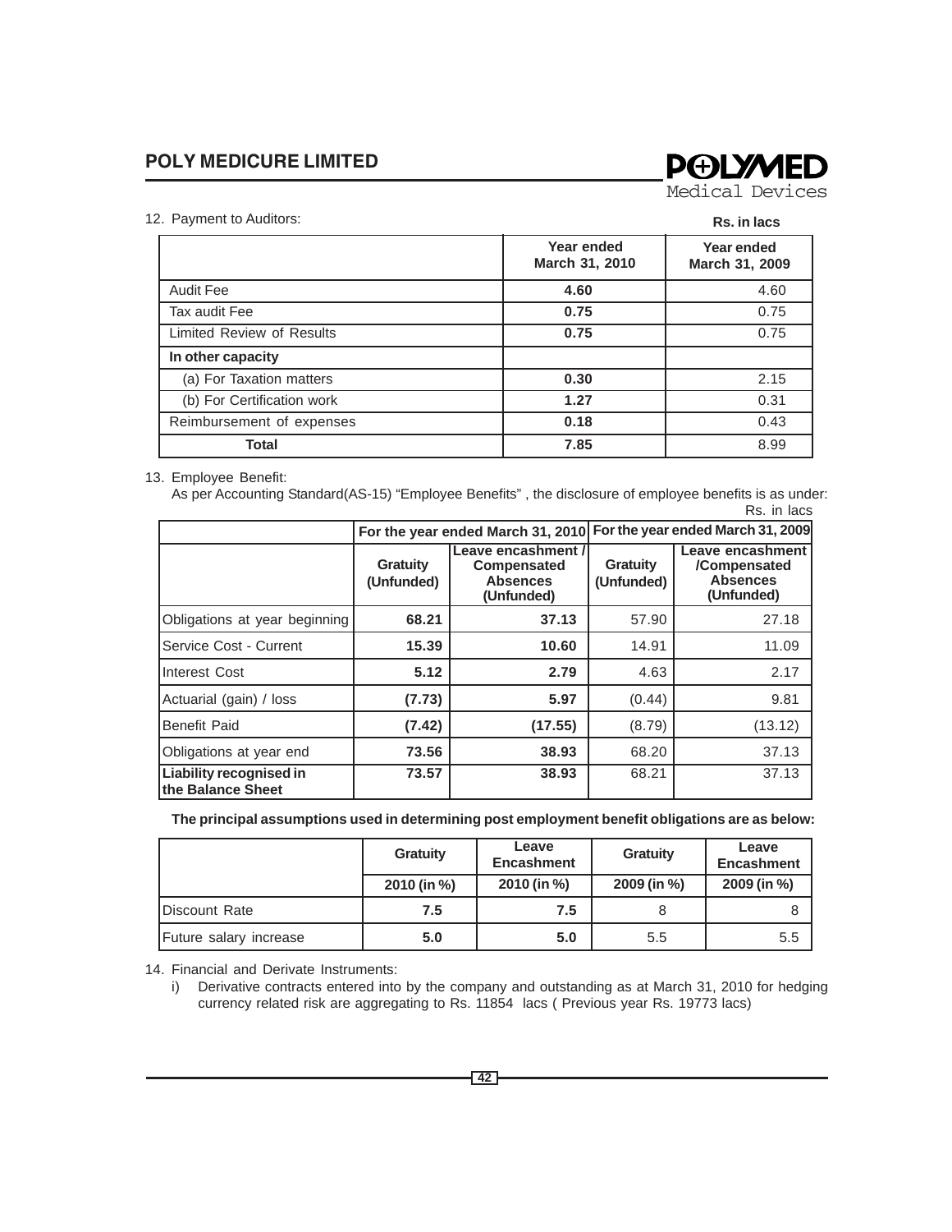12. Payment to Auditors:

Rs. in lacs

| | Year ended March 31, 2010 | Year ended March 31, 2009 |
|---|---|---|
| Audit Fee | **4.60** | 4.60 |
| Tax audit Fee | **0.75** | 0.75 |
| Limited Review of Results | **0.75** | 0.75 |
| **In other capacity** | | |
| (a) For Taxation matters | **0.30** | 2.15 |
| (b) For Certification work | **1.27** | 0.31 |
| Reimbursement of expenses | **0.18** | 0.43 |
| **Total** | **7.85** | 8.99 |

13. Employee Benefit:

As per Accounting Standard(AS-15) "Employee Benefits" , the disclosure of employee benefits is as under:

Rs. in lacs

| | For the year ended March 31, 2010 | | For the year ended March 31, 2009 | |
|---|---|---|---|---|
| | Gratuity (Unfunded) | Leave encashment / Compensated Absences (Unfunded) | Gratuity (Unfunded) | Leave encashment /Compensated Absences (Unfunded) |
| Obligations at year beginning | **68.21** | **37.13** | 57.90 | 27.18 |
| Service Cost - Current | **15.39** | **10.60** | 14.91 | 11.09 |
| Interest Cost | **5.12** | **2.79** | 4.63 | 2.17 |
| Actuarial (gain) / loss | **(7.73)** | **5.97** | (0.44) | 9.81 |
| Benefit Paid | **(7.42)** | **(17.55)** | (8.79) | (13.12) |
| Obligations at year end | **73.56** | **38.93** | 68.20 | 37.13 |
| **Liability recognised in the Balance Sheet** | **73.57** | **38.93** | 68.21 | 37.13 |

**The principal assumptions used in determining post employment benefit obligations are as below:**

| | Gratuity | Leave Encashment | Gratuity | Leave Encashment |
|---|---|---|---|---|
| | 2010 (in %) | 2010 (in %) | 2009 (in %) | 2009 (in %) |
| Discount Rate | **7.5** | **7.5** | 8 | 8 |
| Future salary increase | **5.0** | **5.0** | 5.5 | 5.5 |

14. Financial and Derivate Instruments:

i) Derivative contracts entered into by the company and outstanding as at March 31, 2010 for hedging currency related risk are aggregating to Rs. 11854 lacs ( Previous year Rs. 19773 lacs)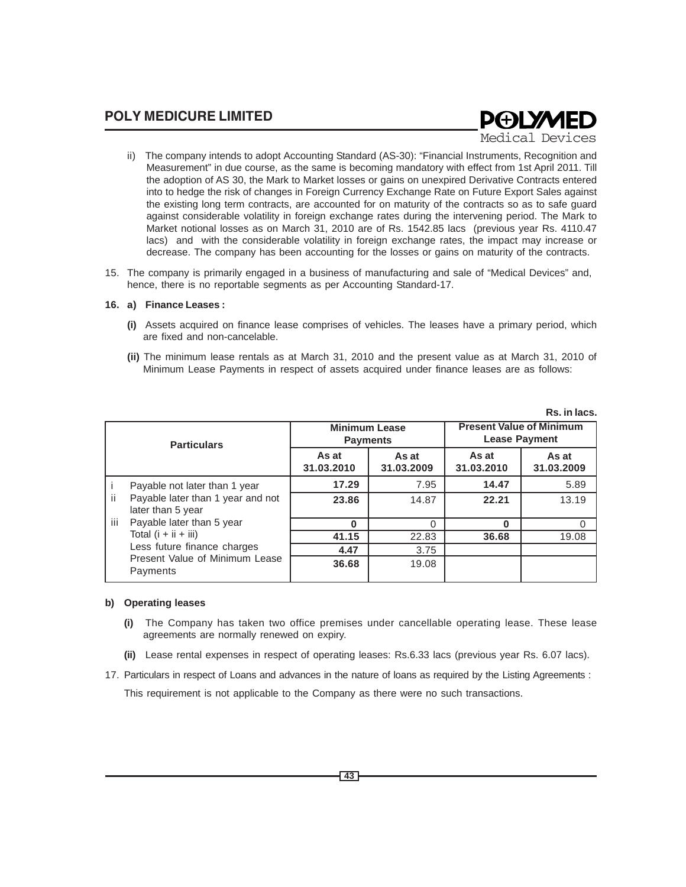ii) The company intends to adopt Accounting Standard (AS-30): "Financial Instruments, Recognition and Measurement" in due course, as the same is becoming mandatory with effect from 1st April 2011. Till the adoption of AS 30, the Mark to Market losses or gains on unexpired Derivative Contracts entered into to hedge the risk of changes in Foreign Currency Exchange Rate on Future Export Sales against the existing long term contracts, are accounted for on maturity of the contracts so as to safe guard against considerable volatility in foreign exchange rates during the intervening period. The Mark to Market notional losses as on March 31, 2010 are of Rs. 1542.85 lacs (previous year Rs. 4110.47 lacs) and with the considerable volatility in foreign exchange rates, the impact may increase or decrease. The company has been accounting for the losses or gains on maturity of the contracts.

15. The company is primarily engaged in a business of manufacturing and sale of "Medical Devices" and, hence, there is no reportable segments as per Accounting Standard-17.

**16. a) Finance Leases :**

**(i)** Assets acquired on finance lease comprises of vehicles. The leases have a primary period, which are fixed and non-cancelable.

**(ii)** The minimum lease rentals as at March 31, 2010 and the present value as at March 31, 2010 of Minimum Lease Payments in respect of assets acquired under finance leases are as follows:

**Rs. in lacs.**

| | Particulars | Minimum Lease Payments | | Present Value of Minimum Lease Payment | |
|---|---|---|---|---|---|
| | | As at 31.03.2010 | As at 31.03.2009 | As at 31.03.2010 | As at 31.03.2009 |
| i | Payable not later than 1 year | **17.29** | 7.95 | **14.47** | 5.89 |
| ii | Payable later than 1 year and not later than 5 year | **23.86** | 14.87 | **22.21** | 13.19 |
| iii | Payable later than 5 year | **0** | 0 | **0** | 0 |
| | Total (i + ii + iii) | **41.15** | 22.83 | **36.68** | 19.08 |
| | Less future finance charges | **4.47** | 3.75 | | |
| | Present Value of Minimum Lease Payments | **36.68** | 19.08 | | |

**b) Operating leases**

**(i)** The Company has taken two office premises under cancellable operating lease. These lease agreements are normally renewed on expiry.

**(ii)** Lease rental expenses in respect of operating leases: Rs.6.33 lacs (previous year Rs. 6.07 lacs).

17. Particulars in respect of Loans and advances in the nature of loans as required by the Listing Agreements :

This requirement is not applicable to the Company as there were no such transactions.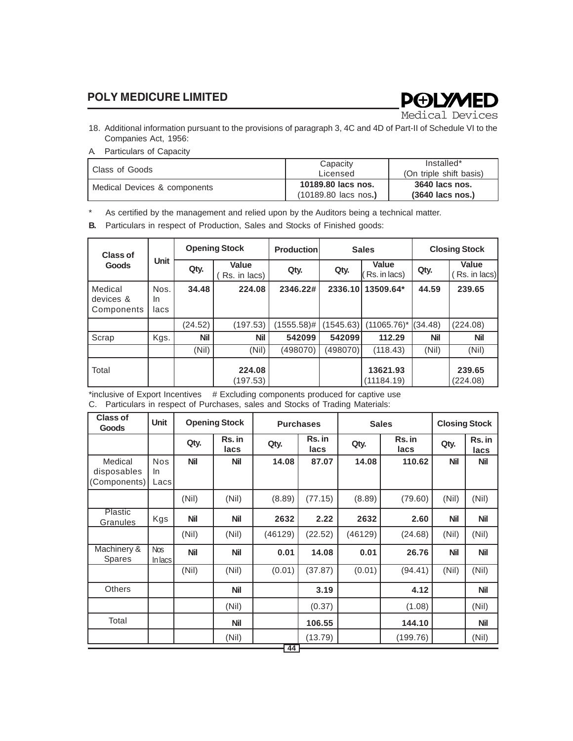18. Additional information pursuant to the provisions of paragraph 3, 4C and 4D of Part-II of Schedule VI to the Companies Act, 1956:

A. Particulars of Capacity

| Class of Goods | Capacity Licensed | Installed* (On triple shift basis) |
|---|---|---|
| Medical Devices & components | **10189.80 lacs nos.** (10189.80 lacs nos.) | **3640 lacs nos.** **(3640 lacs nos.)** |

\* As certified by the management and relied upon by the Auditors being a technical matter.

**B.** Particulars in respect of Production, Sales and Stocks of Finished goods:

| Class of Goods | Unit | Opening Stock | | Production | Sales | | Closing Stock | |
|---|---|---|---|---|---|---|---|---|
| | | Qty. | Value ( Rs. in lacs) | Qty. | Qty. | Value ( Rs. in lacs) | Qty. | Value ( Rs. in lacs) |
| Medical devices & Components | Nos. In lacs | **34.48** | **224.08** | **2346.22#** | **2336.10** | **13509.64*** | **44.59** | **239.65** |
| | | (24.52) | (197.53) | (1555.58)# | (1545.63) | (11065.76)* | (34.48) | (224.08) |
| Scrap | Kgs. | **Nil** | **Nil** | **542099** | **542099** | **112.29** | **Nil** | **Nil** |
| | | (Nil) | (Nil) | (498070) | (498070) | (118.43) | (Nil) | (Nil) |
| Total | | | **224.08** (197.53) | | | **13621.93** (11184.19) | | **239.65** (224.08) |

\*inclusive of Export Incentives # Excluding components produced for captive use

C. Particulars in respect of Purchases, sales and Stocks of Trading Materials:

| Class of Goods | Unit | Opening Stock | | Purchases | | Sales | | Closing Stock | |
|---|---|---|---|---|---|---|---|---|---|
| | | Qty. | Rs. in lacs | Qty. | Rs. in lacs | Qty. | Rs. in lacs | Qty. | Rs. in lacs |
| Medical disposables (Components) | Nos In Lacs | **Nil** | **Nil** | **14.08** | **87.07** | **14.08** | **110.62** | **Nil** | **Nil** |
| | | (Nil) | (Nil) | (8.89) | (77.15) | (8.89) | (79.60) | (Nil) | (Nil) |
| Plastic Granules | Kgs | **Nil** | **Nil** | **2632** | **2.22** | **2632** | **2.60** | **Nil** | **Nil** |
| | | (Nil) | (Nil) | (46129) | (22.52) | (46129) | (24.68) | (Nil) | (Nil) |
| Machinery & Spares | Nos In lacs | **Nil** | **Nil** | **0.01** | **14.08** | **0.01** | **26.76** | **Nil** | **Nil** |
| | | (Nil) | (Nil) | (0.01) | (37.87) | (0.01) | (94.41) | (Nil) | (Nil) |
| Others | | | **Nil** | | **3.19** | | **4.12** | | **Nil** |
| | | | (Nil) | | (0.37) | | (1.08) | | (Nil) |
| Total | | | **Nil** | | **106.55** | | **144.10** | | **Nil** |
| | | | (Nil) | | (13.79) | | (199.76) | | (Nil) |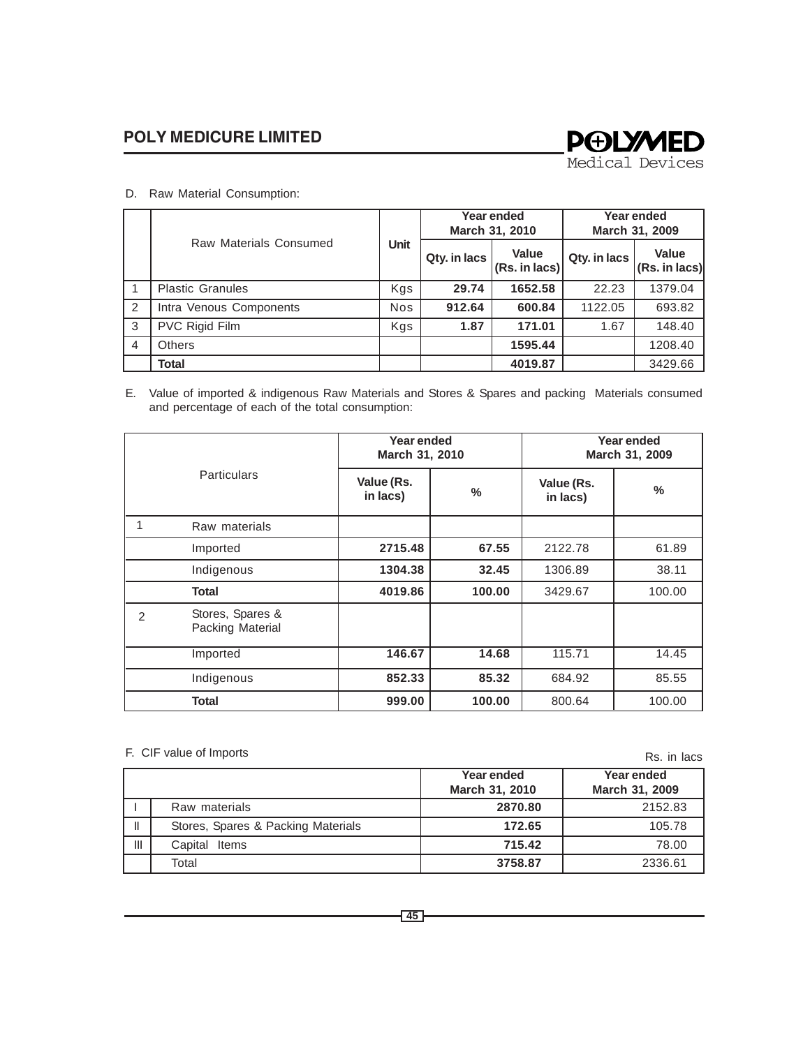D. Raw Material Consumption:

| | Raw Materials Consumed | Unit | Year ended March 31, 2010 | | Year ended March 31, 2009 | |
|---|---|---|---|---|---|---|
| | | | Qty. in lacs | Value (Rs. in lacs) | Qty. in lacs | Value (Rs. in lacs) |
| 1 | Plastic Granules | Kgs | **29.74** | **1652.58** | 22.23 | 1379.04 |
| 2 | Intra Venous Components | Nos | **912.64** | **600.84** | 1122.05 | 693.82 |
| 3 | PVC Rigid Film | Kgs | **1.87** | **171.01** | 1.67 | 148.40 |
| 4 | Others | | | **1595.44** | | 1208.40 |
| | **Total** | | | **4019.87** | | 3429.66 |

E. Value of imported & indigenous Raw Materials and Stores & Spares and packing Materials consumed and percentage of each of the total consumption:

| | Particulars | Year ended March 31, 2010 | | Year ended March 31, 2009 | |
|---|---|---|---|---|---|
| | | Value (Rs. in lacs) | % | Value (Rs. in lacs) | % |
| 1 | Raw materials | | | | |
| | Imported | **2715.48** | **67.55** | 2122.78 | 61.89 |
| | Indigenous | **1304.38** | **32.45** | 1306.89 | 38.11 |
| | **Total** | **4019.86** | **100.00** | 3429.67 | 100.00 |
| 2 | Stores, Spares & Packing Material | | | | |
| | Imported | **146.67** | **14.68** | 115.71 | 14.45 |
| | Indigenous | **852.33** | **85.32** | 684.92 | 85.55 |
| | **Total** | **999.00** | **100.00** | 800.64 | 100.00 |

F. CIF value of Imports

Rs. in lacs

| | | Year ended March 31, 2010 | Year ended March 31, 2009 |
|---|---|---|---|
| I | Raw materials | **2870.80** | 2152.83 |
| II | Stores, Spares & Packing Materials | **172.65** | 105.78 |
| III | Capital Items | **715.42** | 78.00 |
| | Total | **3758.87** | 2336.61 |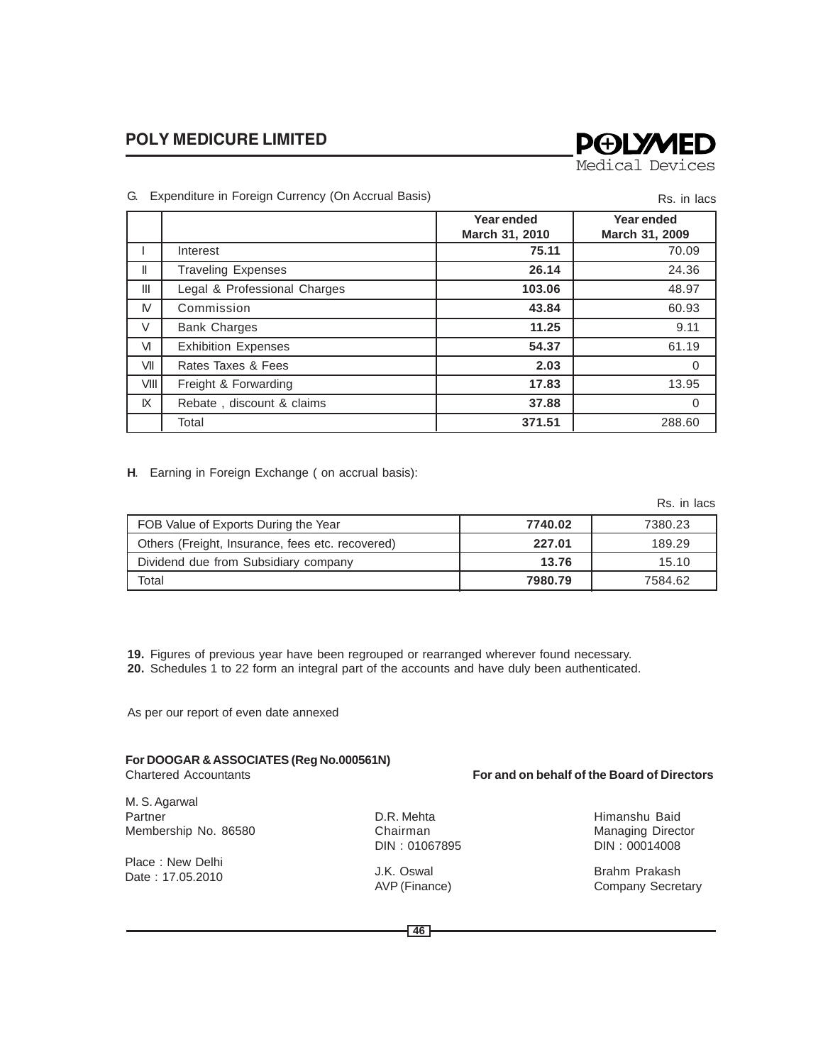G. Expenditure in Foreign Currency (On Accrual Basis)

Rs. in lacs

| | | Year ended March 31, 2010 | Year ended March 31, 2009 |
|---|---|---|---|
| I | Interest | **75.11** | 70.09 |
| II | Traveling Expenses | **26.14** | 24.36 |
| III | Legal & Professional Charges | **103.06** | 48.97 |
| IV | Commission | **43.84** | 60.93 |
| V | Bank Charges | **11.25** | 9.11 |
| VI | Exhibition Expenses | **54.37** | 61.19 |
| VII | Rates Taxes & Fees | **2.03** | 0 |
| VIII | Freight & Forwarding | **17.83** | 13.95 |
| IX | Rebate , discount & claims | **37.88** | 0 |
| | Total | **371.51** | 288.60 |

**H**. Earning in Foreign Exchange ( on accrual basis):

Rs. in lacs

| | | |
|---|---|---|
| FOB Value of Exports During the Year | **7740.02** | 7380.23 |
| Others (Freight, Insurance, fees etc. recovered) | **227.01** | 189.29 |
| Dividend due from Subsidiary company | **13.76** | 15.10 |
| Total | **7980.79** | 7584.62 |

**19.** Figures of previous year have been regrouped or rearranged wherever found necessary.

**20.** Schedules 1 to 22 form an integral part of the accounts and have duly been authenticated.

As per our report of even date annexed

**For DOOGAR & ASSOCIATES (Reg No.000561N)**
Chartered Accountants

**For and on behalf of the Board of Directors**

M. S. Agarwal
Partner
Membership No. 86580

Place : New Delhi
Date : 17.05.2010

D.R. Mehta
Chairman
DIN : 01067895

Himanshu Baid
Managing Director
DIN : 00014008

J.K. Oswal
AVP (Finance)

Brahm Prakash
Company Secretary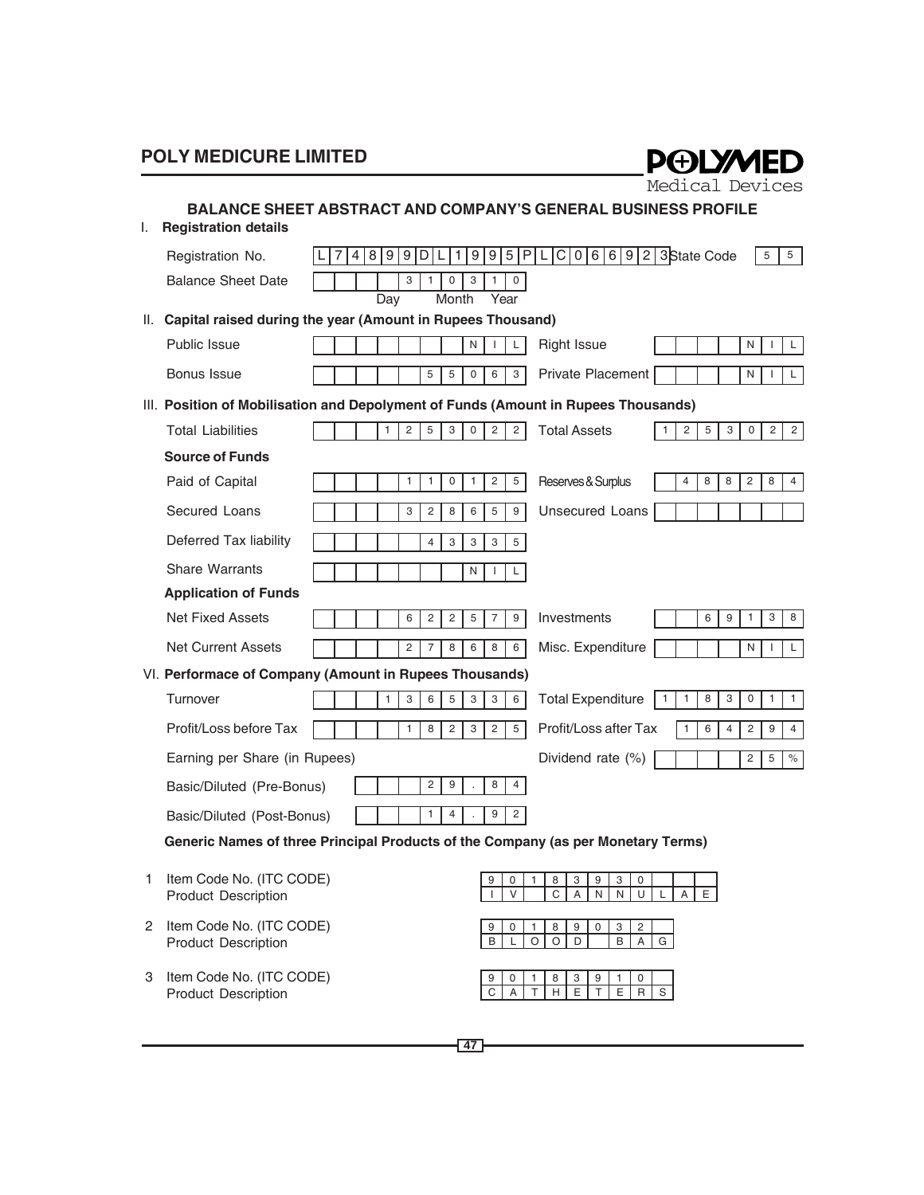## BALANCE SHEET ABSTRACT AND COMPANY'S GENERAL BUSINESS PROFILE

### I. Registration details

| | | | |
|---|---|---|---|
| Registration No. | L74899DL1995PLC066923 | State Code | 55 |
| Balance Sheet Date | 31 03 10 (Day Month Year) | | |

### II. Capital raised during the year (Amount in Rupees Thousand)

| | | | |
|---|---|---|---|
| Public Issue | NIL | Right Issue | NIL |
| Bonus Issue | 55063 | Private Placement | NIL |

### III. Position of Mobilisation and Depolyment of Funds (Amount in Rupees Thousands)

| | | | |
|---|---|---|---|
| Total Liabilities | 1253022 | Total Assets | 1253022 |

**Source of Funds**

| | | | |
|---|---|---|---|
| Paid of Capital | 110125 | Reserves & Surplus | 488284 |
| Secured Loans | 328659 | Unsecured Loans | |
| Deferred Tax liability | 43335 | | |
| Share Warrants | NIL | | |

**Application of Funds**

| | | | |
|---|---|---|---|
| Net Fixed Assets | 622579 | Investments | 69138 |
| Net Current Assets | 278686 | Misc. Expenditure | NIL |

### VI. Performace of Company (Amount in Rupees Thousands)

| | | | |
|---|---|---|---|
| Turnover | 1365336 | Total Expenditure | 1183011 |
| Profit/Loss before Tax | 182325 | Profit/Loss after Tax | 164294 |
| Earning per Share (in Rupees) | | Dividend rate (%) | 25 % |
| Basic/Diluted (Pre-Bonus) | 29.84 | | |
| Basic/Diluted (Post-Bonus) | 14.92 | | |

**Generic Names of three Principal Products of the Company (as per Monetary Terms)**

1. Item Code No. (ITC CODE): 90183930
   Product Description: IV CANNULAE
2. Item Code No. (ITC CODE): 90189032
   Product Description: BLOOD BAG
3. Item Code No. (ITC CODE): 90183910
   Product Description: CATHETERS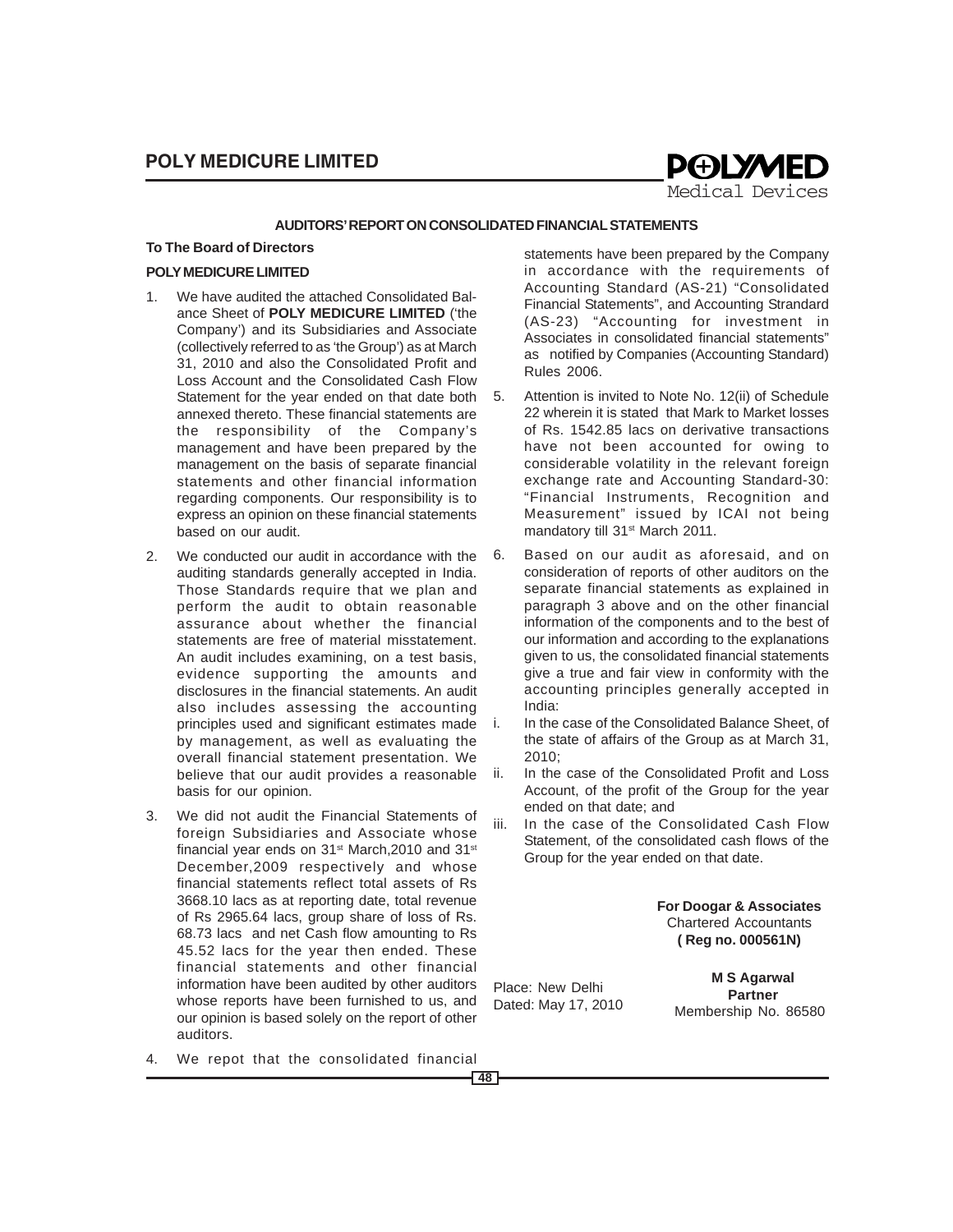## AUDITORS' REPORT ON CONSOLIDATED FINANCIAL STATEMENTS

**To The Board of Directors**

**POLY MEDICURE LIMITED**

1. We have audited the attached Consolidated Balance Sheet of **POLY MEDICURE LIMITED** ('the Company') and its Subsidiaries and Associate (collectively referred to as 'the Group') as at March 31, 2010 and also the Consolidated Profit and Loss Account and the Consolidated Cash Flow Statement for the year ended on that date both annexed thereto. These financial statements are the responsibility of the Company's management and have been prepared by the management on the basis of separate financial statements and other financial information regarding components. Our responsibility is to express an opinion on these financial statements based on our audit.

2. We conducted our audit in accordance with the auditing standards generally accepted in India. Those Standards require that we plan and perform the audit to obtain reasonable assurance about whether the financial statements are free of material misstatement. An audit includes examining, on a test basis, evidence supporting the amounts and disclosures in the financial statements. An audit also includes assessing the accounting principles used and significant estimates made by management, as well as evaluating the overall financial statement presentation. We believe that our audit provides a reasonable basis for our opinion.

3. We did not audit the Financial Statements of foreign Subsidiaries and Associate whose financial year ends on 31st March,2010 and 31st December,2009 respectively and whose financial statements reflect total assets of Rs 3668.10 lacs as at reporting date, total revenue of Rs 2965.64 lacs, group share of loss of Rs. 68.73 lacs and net Cash flow amounting to Rs 45.52 lacs for the year then ended. These financial statements and other financial information have been audited by other auditors whose reports have been furnished to us, and our opinion is based solely on the report of other auditors.

4. We repot that the consolidated financial statements have been prepared by the Company in accordance with the requirements of Accounting Standard (AS-21) "Consolidated Financial Statements", and Accounting Strandard (AS-23) "Accounting for investment in Associates in consolidated financial statements" as notified by Companies (Accounting Standard) Rules 2006.

5. Attention is invited to Note No. 12(ii) of Schedule 22 wherein it is stated that Mark to Market losses of Rs. 1542.85 lacs on derivative transactions have not been accounted for owing to considerable volatility in the relevant foreign exchange rate and Accounting Standard-30: "Financial Instruments, Recognition and Measurement" issued by ICAI not being mandatory till 31st March 2011.

6. Based on our audit as aforesaid, and on consideration of reports of other auditors on the separate financial statements as explained in paragraph 3 above and on the other financial information of the components and to the best of our information and according to the explanations given to us, the consolidated financial statements give a true and fair view in conformity with the accounting principles generally accepted in India:

   i. In the case of the Consolidated Balance Sheet, of the state of affairs of the Group as at March 31, 2010;

   ii. In the case of the Consolidated Profit and Loss Account, of the profit of the Group for the year ended on that date; and

   iii. In the case of the Consolidated Cash Flow Statement, of the consolidated cash flows of the Group for the year ended on that date.

**For Doogar & Associates**
Chartered Accountants
**( Reg no. 000561N)**

**M S Agarwal**
**Partner**
Membership No. 86580

Place: New Delhi
Dated: May 17, 2010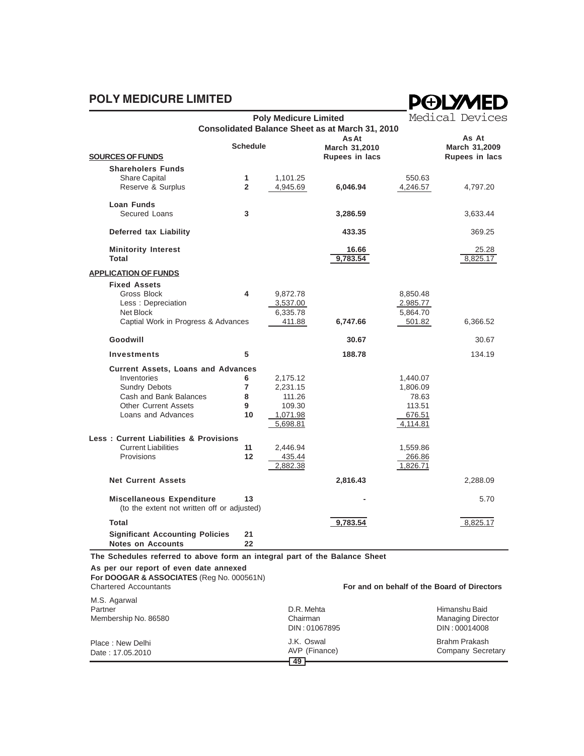# POLY MEDICURE LIMITED

**POLYMED** Medical Devices

## Poly Medicure Limited

### Consolidated Balance Sheet as at March 31, 2010

| | Schedule | | As At March 31,2010 Rupees in lacs | | As At March 31,2009 Rupees in lacs |
|---|---|---|---|---|---|
| **SOURCES OF FUNDS** | | | | | |
| **Shareholers Funds** | | | | | |
| Share Capital | 1 | 1,101.25 | | 550.63 | |
| Reserve & Surplus | 2 | 4,945.69 | **6,046.94** | 4,246.57 | 4,797.20 |
| **Loan Funds** | | | | | |
| Secured Loans | 3 | | **3,286.59** | | 3,633.44 |
| **Deferred tax Liability** | | | **433.35** | | 369.25 |
| **Minitority Interest** | | | **16.66** | | 25.28 |
| **Total** | | | **9,783.54** | | 8,825.17 |
| **APPLICATION OF FUNDS** | | | | | |
| **Fixed Assets** | | | | | |
| Gross Block | 4 | 9,872.78 | | 8,850.48 | |
| Less : Depreciation | | 3,537.00 | | 2,985.77 | |
| Net Block | | 6,335.78 | | 5,864.70 | |
| Captial Work in Progress & Advances | | 411.88 | **6,747.66** | 501.82 | 6,366.52 |
| **Goodwill** | | | **30.67** | | 30.67 |
| **Investments** | 5 | | **188.78** | | 134.19 |
| **Current Assets, Loans and Advances** | | | | | |
| Inventories | 6 | 2,175.12 | | 1,440.07 | |
| Sundry Debots | 7 | 2,231.15 | | 1,806.09 | |
| Cash and Bank Balances | 8 | 111.26 | | 78.63 | |
| Other Current Assets | 9 | 109.30 | | 113.51 | |
| Loans and Advances | 10 | 1,071.98 | | 676.51 | |
| | | 5,698.81 | | 4,114.81 | |
| **Less : Current Liabilities & Provisions** | | | | | |
| Current Liabilities | 11 | 2,446.94 | | 1,559.86 | |
| Provisions | 12 | 435.44 | | 266.86 | |
| | | 2,882.38 | | 1,826.71 | |
| **Net Current Assets** | | | **2,816.43** | | 2,288.09 |
| **Miscellaneous Expenditure** (to the extent not written off or adjusted) | 13 | | **-** | | 5.70 |
| **Total** | | | **9,783.54** | | 8,825.17 |
| **Significant Accounting Policies** | **21** | | | | |
| **Notes on Accounts** | **22** | | | | |

**The Schedules referred to above form an integral part of the Balance Sheet**

**As per our report of even date annexed**
**For DOOGAR & ASSOCIATES** (Reg No. 000561N)
Chartered Accountants

**For and on behalf of the Board of Directors**

M.S. Agarwal
Partner
Membership No. 86580

D.R. Mehta
Chairman
DIN : 01067895

Himanshu Baid
Managing Director
DIN : 00014008

Place : New Delhi
Date : 17.05.2010

J.K. Oswal
AVP (Finance)

Brahm Prakash
Company Secretary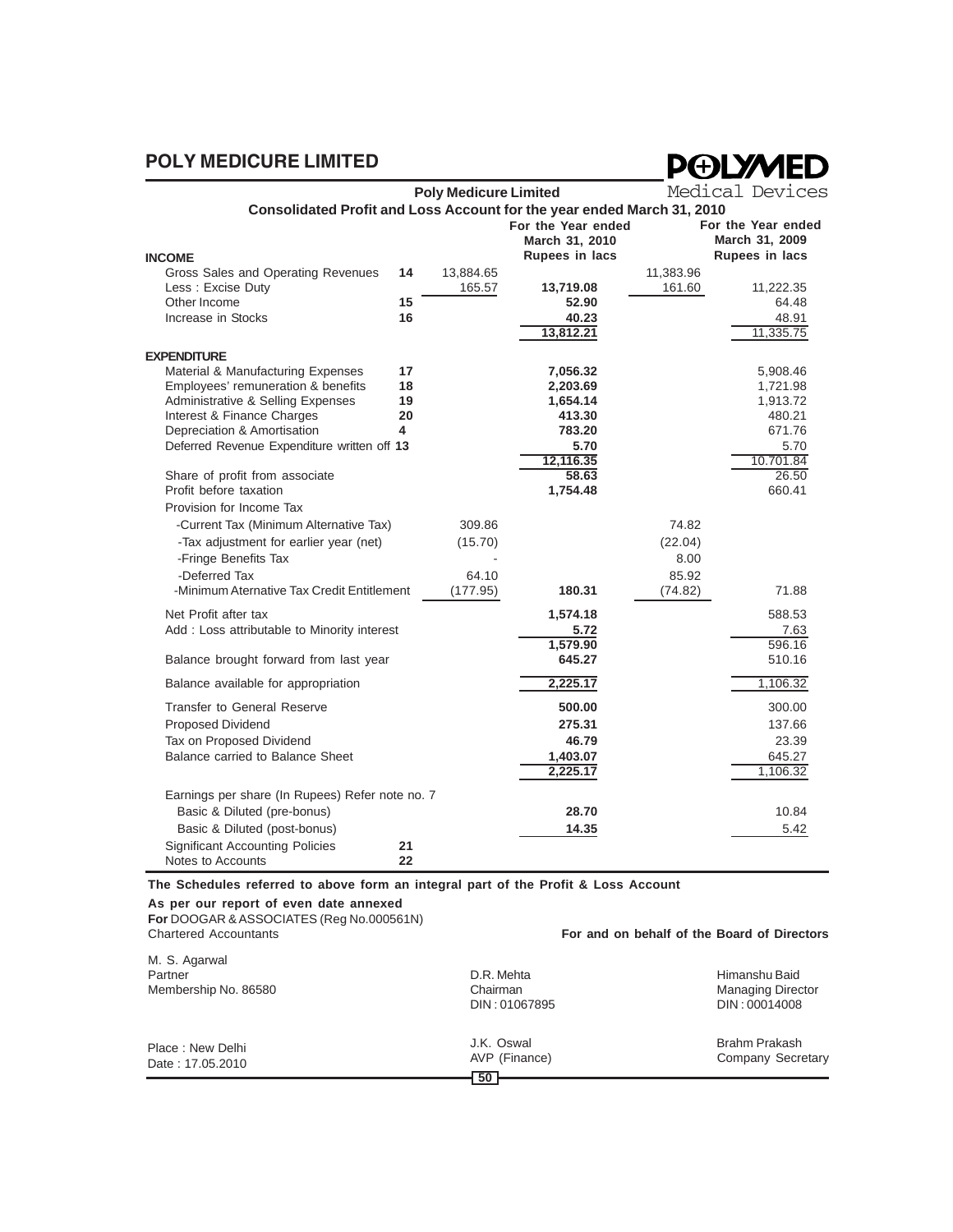## Poly Medicure Limited

### Consolidated Profit and Loss Account for the year ended March 31, 2010

| | Schedule | | For the Year ended March 31, 2010 Rupees in lacs | | For the Year ended March 31, 2009 Rupees in lacs |
|---|---|---|---|---|---|
| **INCOME** | | | | | |
| Gross Sales and Operating Revenues | 14 | 13,884.65 | | 11,383.96 | |
| Less : Excise Duty | | 165.57 | 13,719.08 | 161.60 | 11,222.35 |
| Other Income | 15 | | 52.90 | | 64.48 |
| Increase in Stocks | 16 | | 40.23 | | 48.91 |
| | | | 13,812.21 | | 11,335.75 |
| **EXPENDITURE** | | | | | |
| Material & Manufacturing Expenses | 17 | | 7,056.32 | | 5,908.46 |
| Employees' remuneration & benefits | 18 | | 2,203.69 | | 1,721.98 |
| Administrative & Selling Expenses | 19 | | 1,654.14 | | 1,913.72 |
| Interest & Finance Charges | 20 | | 413.30 | | 480.21 |
| Depreciation & Amortisation | 4 | | 783.20 | | 671.76 |
| Deferred Revenue Expenditure written off | 13 | | 5.70 | | 5.70 |
| | | | 12,116.35 | | 10.701.84 |
| Share of profit from associate | | | 58.63 | | 26.50 |
| Profit before taxation | | | 1,754.48 | | 660.41 |
| Provision for Income Tax | | | | | |
| -Current Tax (Minimum Alternative Tax) | | 309.86 | | 74.82 | |
| -Tax adjustment for earlier year (net) | | (15.70) | | (22.04) | |
| -Fringe Benefits Tax | | - | | 8.00 | |
| -Deferred Tax | | 64.10 | | 85.92 | |
| -Minimum Aternative Tax Credit Entitlement | | (177.95) | 180.31 | (74.82) | 71.88 |
| Net Profit after tax | | | 1,574.18 | | 588.53 |
| Add : Loss attributable to Minority interest | | | 5.72 | | 7.63 |
| | | | 1,579.90 | | 596.16 |
| Balance brought forward from last year | | | 645.27 | | 510.16 |
| Balance available for appropriation | | | 2,225.17 | | 1,106.32 |
| Transfer to General Reserve | | | 500.00 | | 300.00 |
| Proposed Dividend | | | 275.31 | | 137.66 |
| Tax on Proposed Dividend | | | 46.79 | | 23.39 |
| Balance carried to Balance Sheet | | | 1,403.07 | | 645.27 |
| | | | 2,225.17 | | 1,106.32 |
| Earnings per share (In Rupees) Refer note no. 7 | | | | | |
| Basic & Diluted (pre-bonus) | | | 28.70 | | 10.84 |
| Basic & Diluted (post-bonus) | | | 14.35 | | 5.42 |
| Significant Accounting Policies | 21 | | | | |
| Notes to Accounts | 22 | | | | |

**The Schedules referred to above form an integral part of the Profit & Loss Account**

**As per our report of even date annexed**
**For** DOOGAR & ASSOCIATES (Reg No.000561N)
Chartered Accountants

**For and on behalf of the Board of Directors**

M. S. Agarwal
Partner
Membership No. 86580

D.R. Mehta
Chairman
DIN : 01067895

Himanshu Baid
Managing Director
DIN : 00014008

Place : New Delhi
Date : 17.05.2010

J.K. Oswal
AVP (Finance)

Brahm Prakash
Company Secretary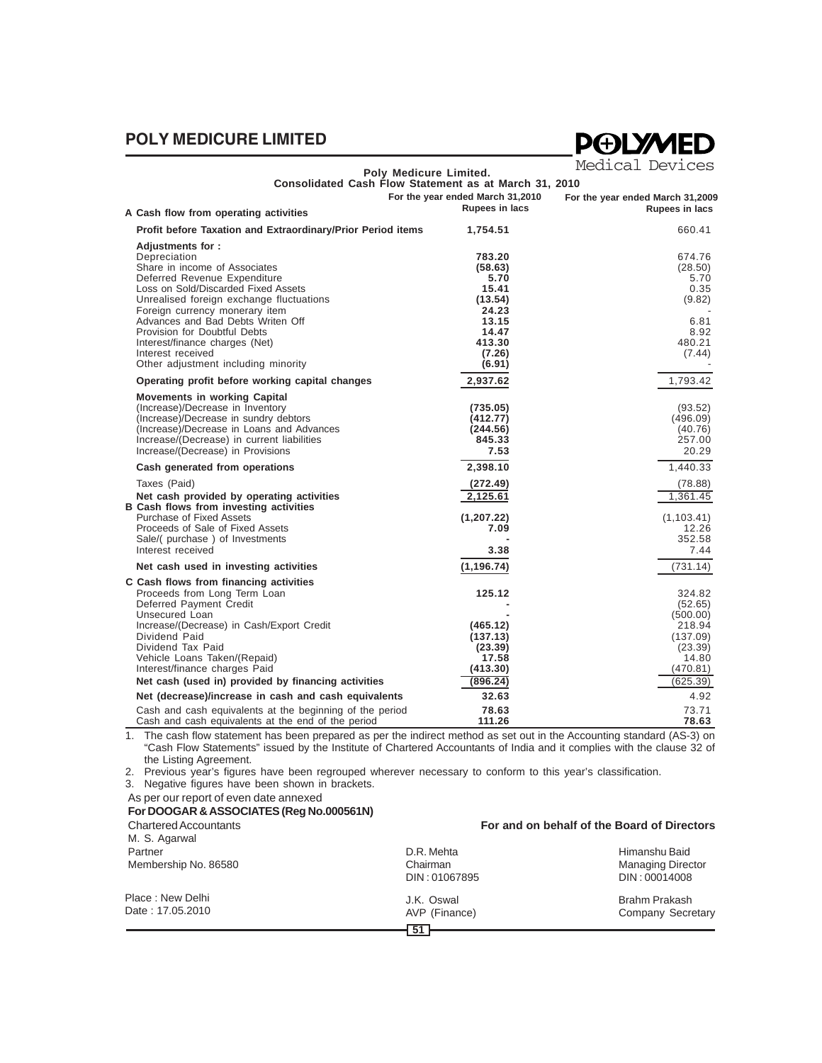## Poly Medicure Limited.

### Consolidated Cash Flow Statement as at March 31, 2010

| | For the year ended March 31,2010 Rupees in lacs | For the year ended March 31,2009 Rupees in lacs |
|---|---|---|
| **A Cash flow from operating activities** | | |
| **Profit before Taxation and Extraordinary/Prior Period items** | **1,754.51** | 660.41 |
| **Adjustments for :** | | |
| Depreciation | **783.20** | 674.76 |
| Share in income of Associates | **(58.63)** | (28.50) |
| Deferred Revenue Expenditure | **5.70** | 5.70 |
| Loss on Sold/Discarded Fixed Assets | **15.41** | 0.35 |
| Unrealised foreign exchange fluctuations | **(13.54)** | (9.82) |
| Foreign currency monerary item | **24.23** | - |
| Advances and Bad Debts Writen Off | **13.15** | 6.81 |
| Provision for Doubtful Debts | **14.47** | 8.92 |
| Interest/finance charges (Net) | **413.30** | 480.21 |
| Interest received | **(7.26)** | (7.44) |
| Other adjustment including minority | **(6.91)** | - |
| **Operating profit before working capital changes** | **2,937.62** | 1,793.42 |
| **Movements in working Capital** | | |
| (Increase)/Decrease in Inventory | **(735.05)** | (93.52) |
| (Increase)/Decrease in sundry debtors | **(412.77)** | (496.09) |
| (Increase)/Decrease in Loans and Advances | **(244.56)** | (40.76) |
| Increase/(Decrease) in current liabilities | **845.33** | 257.00 |
| Increase/(Decrease) in Provisions | **7.53** | 20.29 |
| **Cash generated from operations** | **2,398.10** | 1,440.33 |
| Taxes (Paid) | **(272.49)** | (78.88) |
| **Net cash provided by operating activities** | **2,125.61** | 1,361.45 |
| **B Cash flows from investing activities** | | |
| Purchase of Fixed Assets | **(1,207.22)** | (1,103.41) |
| Proceeds of Sale of Fixed Assets | **7.09** | 12.26 |
| Sale/( purchase ) of Investments | **-** | 352.58 |
| Interest received | **3.38** | 7.44 |
| **Net cash used in investing activities** | **(1,196.74)** | (731.14) |
| **C Cash flows from financing activities** | | |
| Proceeds from Long Term Loan | **125.12** | 324.82 |
| Deferred Payment Credit | **-** | (52.65) |
| Unsecured Loan | **-** | (500.00) |
| Increase/(Decrease) in Cash/Export Credit | **(465.12)** | 218.94 |
| Dividend Paid | **(137.13)** | (137.09) |
| Dividend Tax Paid | **(23.39)** | (23.39) |
| Vehicle Loans Taken/(Repaid) | **17.58** | 14.80 |
| Interest/finance charges Paid | **(413.30)** | (470.81) |
| **Net cash (used in) provided by financing activities** | **(896.24)** | (625.39) |
| **Net (decrease)/increase in cash and cash equivalents** | **32.63** | 4.92 |
| Cash and cash equivalents at the beginning of the period | **78.63** | 73.71 |
| Cash and cash equivalents at the end of the period | **111.26** | **78.63** |

1. The cash flow statement has been prepared as per the indirect method as set out in the Accounting standard (AS-3) on "Cash Flow Statements" issued by the Institute of Chartered Accountants of India and it complies with the clause 32 of the Listing Agreement.
2. Previous year's figures have been regrouped wherever necessary to conform to this year's classification.
3. Negative figures have been shown in brackets.

As per our report of even date annexed

**For DOOGAR & ASSOCIATES (Reg No.000561N)**
Chartered Accountants
M. S. Agarwal
Partner
Membership No. 86580

Place : New Delhi
Date : 17.05.2010

**For and on behalf of the Board of Directors**

D.R. Mehta
Chairman
DIN : 01067895

Himanshu Baid
Managing Director
DIN : 00014008

J.K. Oswal
AVP (Finance)

Brahm Prakash
Company Secretary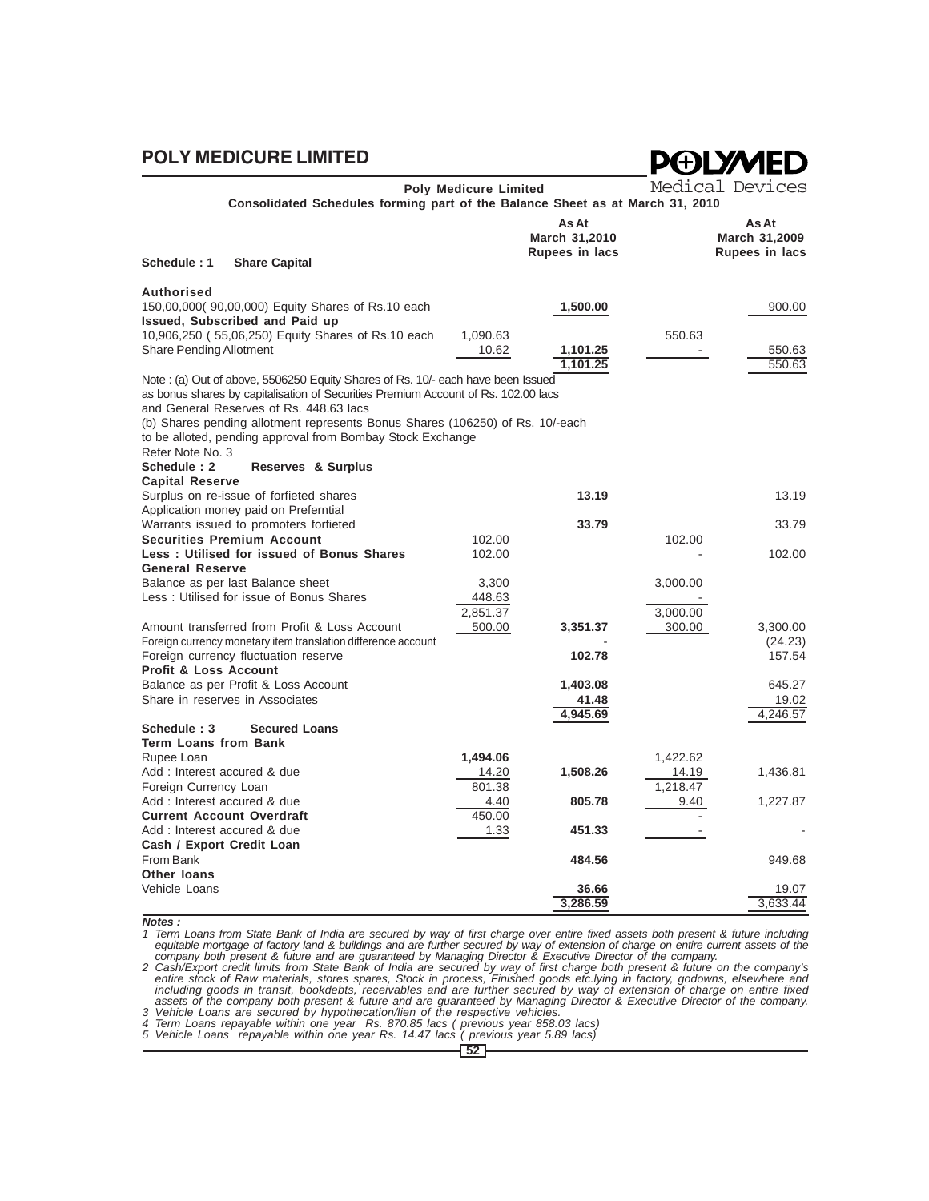**Poly Medicure Limited**

**Consolidated Schedules forming part of the Balance Sheet as at March 31, 2010**

| | | As At March 31,2010 Rupees in lacs | | As At March 31,2009 Rupees in lacs |
|---|---|---|---|---|
| **Schedule : 1 Share Capital** | | | | |
| **Authorised** | | | | |
| 150,00,000( 90,00,000) Equity Shares of Rs.10 each | | **1,500.00** | | 900.00 |
| **Issued, Subscribed and Paid up** | | | | |
| 10,906,250 ( 55,06,250) Equity Shares of Rs.10 each | 1,090.63 | | 550.63 | |
| Share Pending Allotment | 10.62 | **1,101.25** | - | 550.63 |
| | | **1,101.25** | | 550.63 |

Note : (a) Out of above, 5506250 Equity Shares of Rs. 10/- each have been Issued as bonus shares by capitalisation of Securities Premium Account of Rs. 102.00 lacs and General Reserves of Rs. 448.63 lacs

(b) Shares pending allotment represents Bonus Shares (106250) of Rs. 10/-each to be alloted, pending approval from Bombay Stock Exchange

Refer Note No. 3

| | | As At March 31,2010 Rupees in lacs | | As At March 31,2009 Rupees in lacs |
|---|---|---|---|---|
| **Schedule : 2 Reserves & Surplus** | | | | |
| **Capital Reserve** | | | | |
| Surplus on re-issue of forfieted shares | | **13.19** | | 13.19 |
| Application money paid on Preferntial Warrants issued to promoters forfieted | | **33.79** | | 33.79 |
| **Securities Premium Account** | 102.00 | | 102.00 | |
| **Less : Utilised for issued of Bonus Shares** | 102.00 | | - | 102.00 |
| **General Reserve** | | | | |
| Balance as per last Balance sheet | 3,300 | | 3,000.00 | |
| Less : Utilised for issue of Bonus Shares | 448.63 | | - | |
| | 2,851.37 | | 3,000.00 | |
| Amount transferred from Profit & Loss Account | 500.00 | **3,351.37** | 300.00 | 3,300.00 |
| Foreign currency monetary item translation difference account | | - | | (24.23) |
| Foreign currency fluctuation reserve | | **102.78** | | 157.54 |
| **Profit & Loss Account** | | | | |
| Balance as per Profit & Loss Account | | **1,403.08** | | 645.27 |
| Share in reserves in Associates | | **41.48** | | 19.02 |
| | | **4,945.69** | | 4,246.57 |
| **Schedule : 3 Secured Loans** | | | | |
| **Term Loans from Bank** | | | | |
| Rupee Loan | **1,494.06** | | 1,422.62 | |
| Add : Interest accured & due | 14.20 | **1,508.26** | 14.19 | 1,436.81 |
| Foreign Currency Loan | 801.38 | | 1,218.47 | |
| Add : Interest accured & due | 4.40 | **805.78** | 9.40 | 1,227.87 |
| **Current Account Overdraft** | 450.00 | | - | |
| Add : Interest accured & due | 1.33 | **451.33** | - | - |
| **Cash / Export Credit Loan** | | | | |
| From Bank | | **484.56** | | 949.68 |
| **Other loans** | | | | |
| Vehicle Loans | | **36.66** | | 19.07 |
| | | **3,286.59** | | 3,633.44 |

***Notes :***

1. Term Loans from State Bank of India are secured by way of first charge over entire fixed assets both present & future including equitable mortgage of factory land & buildings and are further secured by way of extension of charge on entire current assets of the company both present & future and are guaranteed by Managing Director & Executive Director of the company.
2. Cash/Export credit limits from State Bank of India are secured by way of first charge both present & future on the company's entire stock of Raw materials, stores spares, Stock in process, Finished goods etc.lying in factory, godowns, elsewhere and including goods in transit, bookdebts, receivables and are further secured by way of extension of charge on entire fixed assets of the company both present & future and are guaranteed by Managing Director & Executive Director of the company.
3. Vehicle Loans are secured by hypothecation/lien of the respective vehicles.
4. Term Loans repayable within one year Rs. 870.85 lacs ( previous year 858.03 lacs)
5. Vehicle Loans repayable within one year Rs. 14.47 lacs ( previous year 5.89 lacs)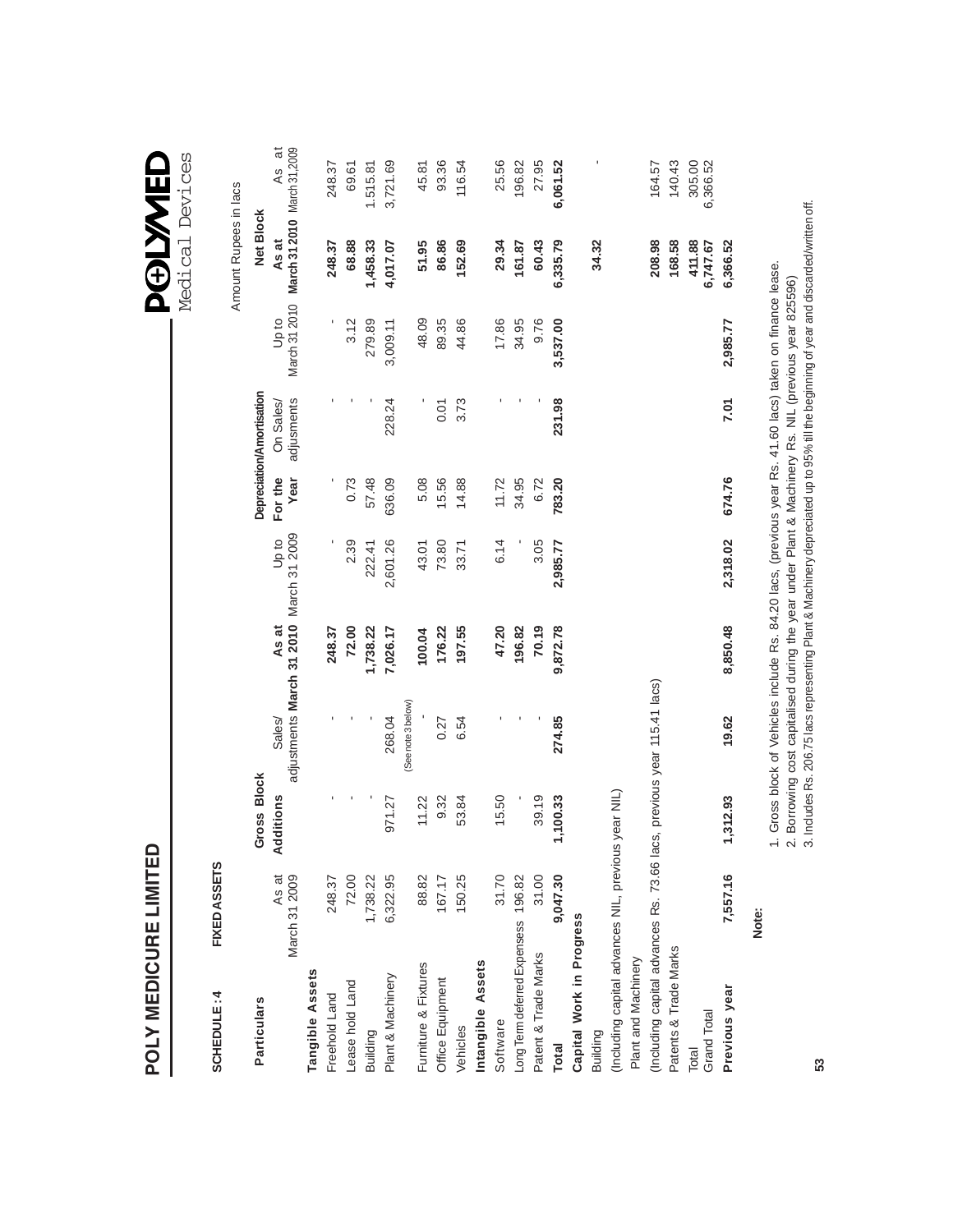# POLY MEDICURE LIMITED

POLYMED Medical Devices

**SCHEDULE : 4 FIXED ASSETS**

Amount Rupees in lacs

| Particulars | Gross Block | | | | Depreciation/Amortisation | | | | Net Block | |
|---|---|---|---|---|---|---|---|---|---|---|
| | As at March 31 2009 | Additions | Sales/ adjustments | As at March 31 2010 | Up to March 31 2009 | For the Year | On Sales/ adjusments | Up to March 31 2010 | As at March 31 2010 | As at March 31,2009 |
| **Tangible Assets** | | | | | | | | | | |
| Freehold Land | 248.37 | - | - | 248.37 | - | - | - | - | 248.37 | 248.37 |
| Lease hold Land | 72.00 | - | - | 72.00 | 2.39 | 0.73 | - | 3.12 | 68.88 | 69.61 |
| Building | 1,738.22 | - | - | 1,738.22 | 222.41 | 57.48 | - | 279.89 | 1,458.33 | 1,515.81 |
| Plant & Machinery | 6,322.95 | 971.27 | 268.04 (See note 3 below) | 7,026.17 | 2,601.26 | 636.09 | 228.24 | 3,009.11 | 4,017.07 | 3,721.69 |
| Furniture & Fixtures | 88.82 | 11.22 | - | 100.04 | 43.01 | 5.08 | - | 48.09 | 51.95 | 45.81 |
| Office Equipment | 167.17 | 9.32 | 0.27 | 176.22 | 73.80 | 15.56 | 0.01 | 89.35 | 86.86 | 93.36 |
| Vehicles | 150.25 | 53.84 | 6.54 | 197.55 | 33.71 | 14.88 | 3.73 | 44.86 | 152.69 | 116.54 |
| **Intangible Assets** | | | | | | | | | | |
| Software | 31.70 | 15.50 | - | 47.20 | 6.14 | 11.72 | - | 17.86 | 29.34 | 25.56 |
| Long Term deferred Expensess | 196.82 | - | - | 196.82 | - | 34.95 | - | 34.95 | 161.87 | 196.82 |
| Patent & Trade Marks | 31.00 | 39.19 | - | 70.19 | 3.05 | 6.72 | - | 9.76 | 60.43 | 27.95 |
| **Total** | **9,047.30** | **1,100.33** | **274.85** | **9,872.78** | **2,985.77** | **783.20** | **231.98** | **3,537.00** | **6,335.79** | **6,061.52** |
| **Capital Work in Progress** | | | | | | | | | | |
| Building | | | | | | | | | 34.32 | - |
| (Including capital advances NIL, previous year NIL) | | | | | | | | | | |
| Plant and Machinery | | | | | | | | | | |
| (Including capital advances Rs. 73.66 lacs, previous year 115.41 lacs) | | | | | | | | | 208.98 | 164.57 |
| Patents & Trade Marks | | | | | | | | | 168.58 | 140.43 |
| Total | | | | | | | | | 411.88 | 305.00 |
| Grand Total | | | | | | | | | 6,747.67 | 6,366.52 |
| **Previous year** | **7,557.16** | **1,312.93** | **19.62** | **8,850.48** | **2,318.02** | **674.76** | **7.01** | **2,985.77** | **6,366.52** | |

**Note:**

1. Gross block of Vehicles include Rs. 84.20 lacs, (previous year Rs. 41.60 lacs) taken on finance lease.
2. Borrowing cost capitalised during the year under Plant & Machinery Rs. NIL (previous year 825596)
3. Includes Rs. 206.75 lacs representing Plant & Machinery depreciated up to 95% till the beginning of year and discarded/written off.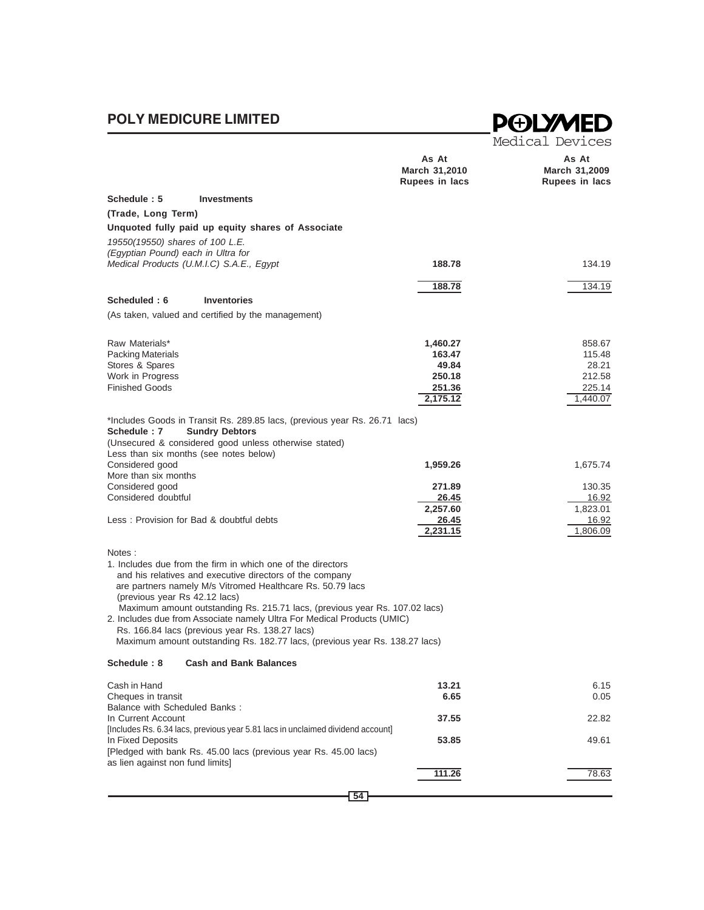| | As At March 31,2010 Rupees in lacs | As At March 31,2009 Rupees in lacs |
|---|---|---|
| **Schedule : 5 Investments** | | |
| **(Trade, Long Term)** | | |
| **Unquoted fully paid up equity shares of Associate** | | |
| *19550(19550) shares of 100 L.E. (Egyptian Pound) each in Ultra for Medical Products (U.M.I.C) S.A.E., Egypt* | **188.78** | 134.19 |
| | **188.78** | 134.19 |
| **Scheduled : 6 Inventories** | | |
| (As taken, valued and certified by the management) | | |
| Raw Materials* | **1,460.27** | 858.67 |
| Packing Materials | **163.47** | 115.48 |
| Stores & Spares | **49.84** | 28.21 |
| Work in Progress | **250.18** | 212.58 |
| Finished Goods | **251.36** | 225.14 |
| | **2,175.12** | 1,440.07 |

*Includes Goods in Transit Rs. 289.85 lacs, (previous year Rs. 26.71 lacs)

| | | |
|---|---|---|
| **Schedule : 7 Sundry Debtors** | | |
| (Unsecured & considered good unless otherwise stated) | | |
| Less than six months (see notes below) | | |
| Considered good | **1,959.26** | 1,675.74 |
| More than six months | | |
| Considered good | **271.89** | 130.35 |
| Considered doubtful | **26.45** | 16.92 |
| | **2,257.60** | 1,823.01 |
| Less : Provision for Bad & doubtful debts | **26.45** | 16.92 |
| | **2,231.15** | 1,806.09 |

Notes :

1. Includes due from the firm in which one of the directors and his relatives and executive directors of the company are partners namely M/s Vitromed Healthcare Rs. 50.79 lacs (previous year Rs 42.12 lacs)
   Maximum amount outstanding Rs. 215.71 lacs, (previous year Rs. 107.02 lacs)
2. Includes due from Associate namely Ultra For Medical Products (UMIC) Rs. 166.84 lacs (previous year Rs. 138.27 lacs)
   Maximum amount outstanding Rs. 182.77 lacs, (previous year Rs. 138.27 lacs)

| | | |
|---|---|---|
| **Schedule : 8 Cash and Bank Balances** | | |
| Cash in Hand | **13.21** | 6.15 |
| Cheques in transit | **6.65** | 0.05 |
| Balance with Scheduled Banks : | | |
| In Current Account [Includes Rs. 6.34 lacs, previous year 5.81 lacs in unclaimed dividend account] | **37.55** | 22.82 |
| In Fixed Deposits [Pledged with bank Rs. 45.00 lacs (previous year Rs. 45.00 lacs) as lien against non fund limits] | **53.85** | 49.61 |
| | **111.26** | 78.63 |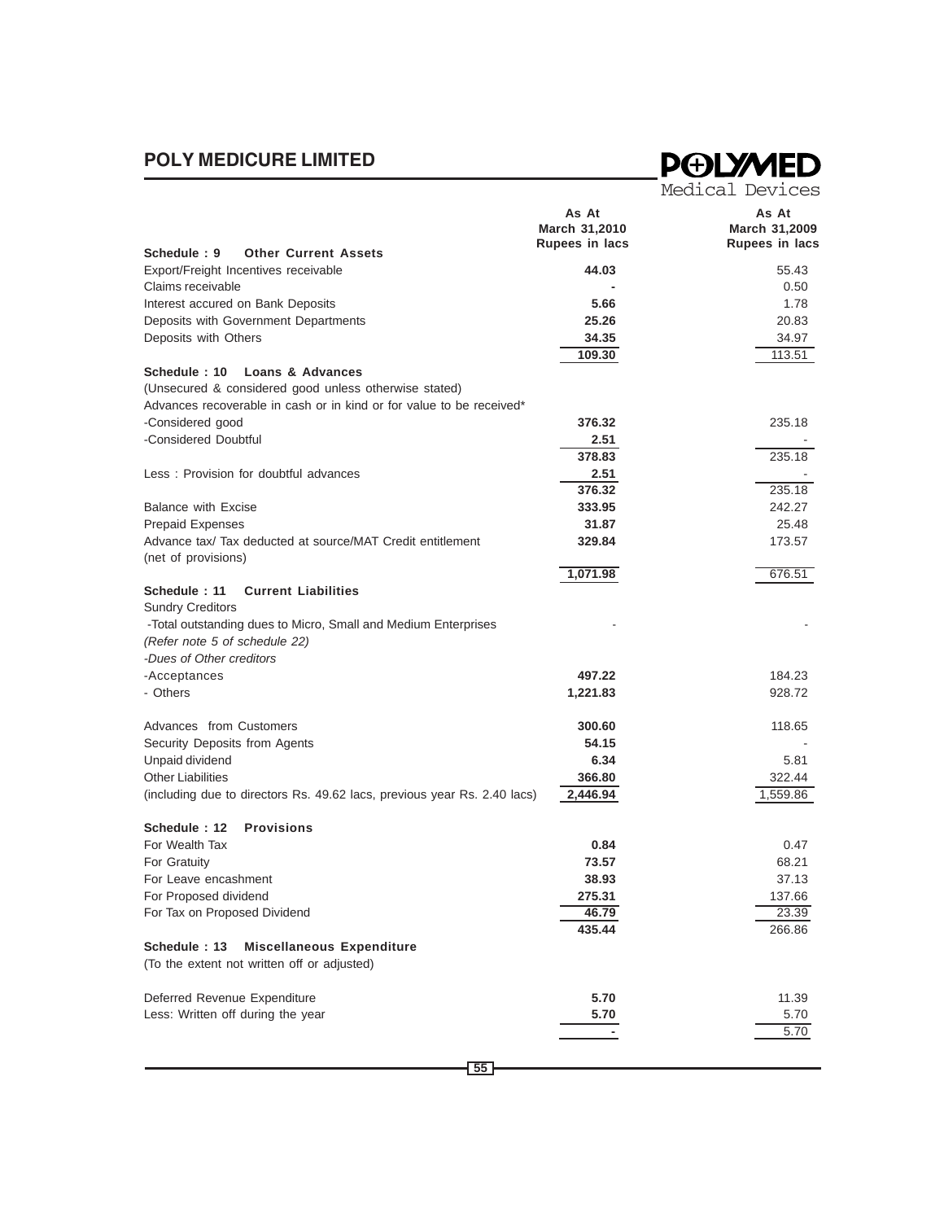| | As At March 31,2010 Rupees in lacs | As At March 31,2009 Rupees in lacs |
|---|---|---|
| **Schedule : 9 Other Current Assets** | | |
| Export/Freight Incentives receivable | **44.03** | 55.43 |
| Claims receivable | **-** | 0.50 |
| Interest accured on Bank Deposits | **5.66** | 1.78 |
| Deposits with Government Departments | **25.26** | 20.83 |
| Deposits with Others | **34.35** | 34.97 |
| | **109.30** | 113.51 |
| **Schedule : 10 Loans & Advances** | | |
| (Unsecured & considered good unless otherwise stated) | | |
| Advances recoverable in cash or in kind or for value to be received* | | |
| -Considered good | **376.32** | 235.18 |
| -Considered Doubtful | **2.51** | - |
| | **378.83** | 235.18 |
| Less : Provision for doubtful advances | **2.51** | - |
| | **376.32** | 235.18 |
| Balance with Excise | **333.95** | 242.27 |
| Prepaid Expenses | **31.87** | 25.48 |
| Advance tax/ Tax deducted at source/MAT Credit entitlement (net of provisions) | **329.84** | 173.57 |
| | **1,071.98** | 676.51 |
| **Schedule : 11 Current Liabilities** | | |
| Sundry Creditors | | |
| -Total outstanding dues to Micro, Small and Medium Enterprises *(Refer note 5 of schedule 22)* | - | - |
| *-Dues of Other creditors* | | |
| -Acceptances | **497.22** | 184.23 |
| - Others | **1,221.83** | 928.72 |
| Advances from Customers | **300.60** | 118.65 |
| Security Deposits from Agents | **54.15** | - |
| Unpaid dividend | **6.34** | 5.81 |
| Other Liabilities | **366.80** | 322.44 |
| (including due to directors Rs. 49.62 lacs, previous year Rs. 2.40 lacs) | **2,446.94** | 1,559.86 |
| **Schedule : 12 Provisions** | | |
| For Wealth Tax | **0.84** | 0.47 |
| For Gratuity | **73.57** | 68.21 |
| For Leave encashment | **38.93** | 37.13 |
| For Proposed dividend | **275.31** | 137.66 |
| For Tax on Proposed Dividend | **46.79** | 23.39 |
| | **435.44** | 266.86 |
| **Schedule : 13 Miscellaneous Expenditure** | | |
| (To the extent not written off or adjusted) | | |
| Deferred Revenue Expenditure | **5.70** | 11.39 |
| Less: Written off during the year | **5.70** | 5.70 |
| | **-** | 5.70 |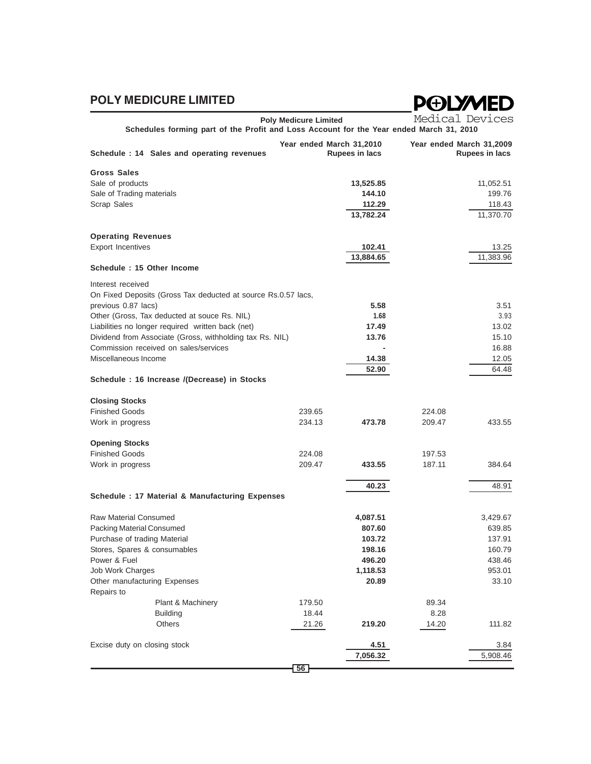**Poly Medicure Limited**

**Schedules forming part of the Profit and Loss Account for the Year ended March 31, 2010**

| Schedule : 14 Sales and operating revenues | | Year ended March 31,2010 Rupees in lacs | | Year ended March 31,2009 Rupees in lacs |
|---|---|---|---|---|
| **Gross Sales** | | | | |
| Sale of products | | **13,525.85** | | 11,052.51 |
| Sale of Trading materials | | **144.10** | | 199.76 |
| Scrap Sales | | **112.29** | | 118.43 |
| | | **13,782.24** | | 11,370.70 |
| **Operating Revenues** | | | | |
| Export Incentives | | **102.41** | | 13.25 |
| | | **13,884.65** | | 11,383.96 |
| **Schedule : 15 Other Income** | | | | |
| Interest received | | | | |
| On Fixed Deposits (Gross Tax deducted at source Rs.0.57 lacs, previous 0.87 lacs) | | **5.58** | | 3.51 |
| Other (Gross, Tax deducted at souce Rs. NIL) | | **1.68** | | 3.93 |
| Liabilities no longer required written back (net) | | **17.49** | | 13.02 |
| Dividend from Associate (Gross, withholding tax Rs. NIL) | | **13.76** | | 15.10 |
| Commission received on sales/services | | **-** | | 16.88 |
| Miscellaneous Income | | **14.38** | | 12.05 |
| | | **52.90** | | 64.48 |
| **Schedule : 16 Increase /(Decrease) in Stocks** | | | | |
| **Closing Stocks** | | | | |
| Finished Goods | 239.65 | | 224.08 | |
| Work in progress | 234.13 | **473.78** | 209.47 | 433.55 |
| **Opening Stocks** | | | | |
| Finished Goods | 224.08 | | 197.53 | |
| Work in progress | 209.47 | **433.55** | 187.11 | 384.64 |
| | | **40.23** | | 48.91 |
| **Schedule : 17 Material & Manufacturing Expenses** | | | | |
| Raw Material Consumed | | **4,087.51** | | 3,429.67 |
| Packing Material Consumed | | **807.60** | | 639.85 |
| Purchase of trading Material | | **103.72** | | 137.91 |
| Stores, Spares & consumables | | **198.16** | | 160.79 |
| Power & Fuel | | **496.20** | | 438.46 |
| Job Work Charges | | **1,118.53** | | 953.01 |
| Other manufacturing Expenses | | **20.89** | | 33.10 |
| Repairs to | | | | |
| Plant & Machinery | 179.50 | | 89.34 | |
| Building | 18.44 | | 8.28 | |
| Others | 21.26 | **219.20** | 14.20 | 111.82 |
| Excise duty on closing stock | | **4.51** | | 3.84 |
| | | **7,056.32** | | 5,908.46 |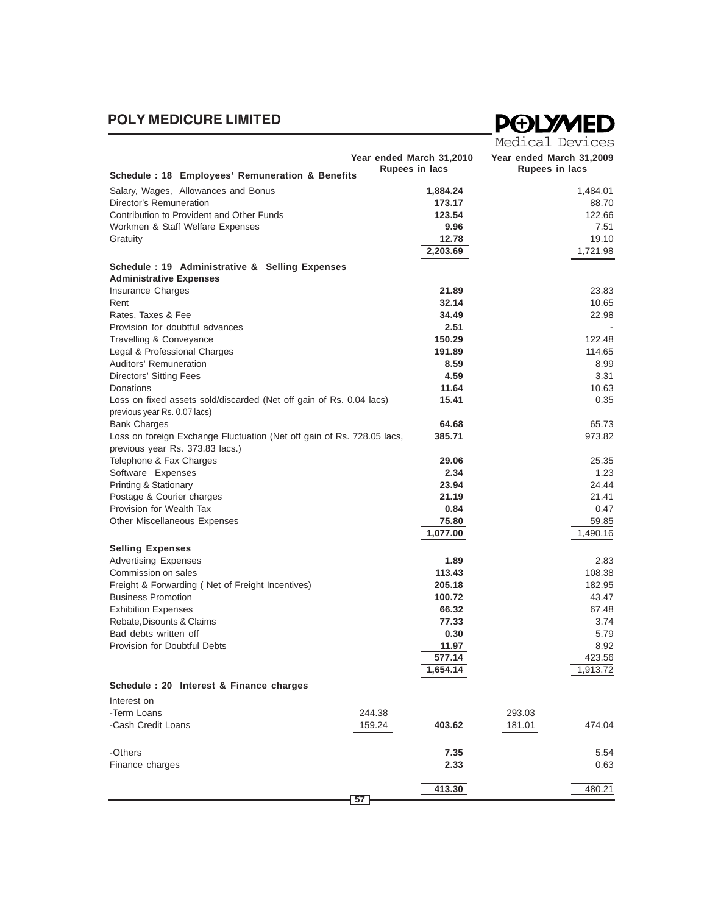# POLY MEDICURE LIMITED

| | | Year ended March 31,2010 Rupees in lacs | | Year ended March 31,2009 Rupees in lacs |
|---|---|---|---|---|
| **Schedule : 18 Employees' Remuneration & Benefits** | | | | |
| Salary, Wages, Allowances and Bonus | | **1,884.24** | | 1,484.01 |
| Director's Remuneration | | **173.17** | | 88.70 |
| Contribution to Provident and Other Funds | | **123.54** | | 122.66 |
| Workmen & Staff Welfare Expenses | | **9.96** | | 7.51 |
| Gratuity | | **12.78** | | 19.10 |
| | | **2,203.69** | | 1,721.98 |
| **Schedule : 19 Administrative & Selling Expenses** | | | | |
| **Administrative Expenses** | | | | |
| Insurance Charges | | **21.89** | | 23.83 |
| Rent | | **32.14** | | 10.65 |
| Rates, Taxes & Fee | | **34.49** | | 22.98 |
| Provision for doubtful advances | | **2.51** | | - |
| Travelling & Conveyance | | **150.29** | | 122.48 |
| Legal & Professional Charges | | **191.89** | | 114.65 |
| Auditors' Remuneration | | **8.59** | | 8.99 |
| Directors' Sitting Fees | | **4.59** | | 3.31 |
| Donations | | **11.64** | | 10.63 |
| Loss on fixed assets sold/discarded (Net off gain of Rs. 0.04 lacs) previous year Rs. 0.07 lacs) | | **15.41** | | 0.35 |
| Bank Charges | | **64.68** | | 65.73 |
| Loss on foreign Exchange Fluctuation (Net off gain of Rs. 728.05 lacs, previous year Rs. 373.83 lacs.) | | **385.71** | | 973.82 |
| Telephone & Fax Charges | | **29.06** | | 25.35 |
| Software Expenses | | **2.34** | | 1.23 |
| Printing & Stationary | | **23.94** | | 24.44 |
| Postage & Courier charges | | **21.19** | | 21.41 |
| Provision for Wealth Tax | | **0.84** | | 0.47 |
| Other Miscellaneous Expenses | | **75.80** | | 59.85 |
| | | **1,077.00** | | 1,490.16 |
| **Selling Expenses** | | | | |
| Advertising Expenses | | **1.89** | | 2.83 |
| Commission on sales | | **113.43** | | 108.38 |
| Freight & Forwarding ( Net of Freight Incentives) | | **205.18** | | 182.95 |
| Business Promotion | | **100.72** | | 43.47 |
| Exhibition Expenses | | **66.32** | | 67.48 |
| Rebate,Disounts & Claims | | **77.33** | | 3.74 |
| Bad debts written off | | **0.30** | | 5.79 |
| Provision for Doubtful Debts | | **11.97** | | 8.92 |
| | | **577.14** | | 423.56 |
| | | **1,654.14** | | 1,913.72 |
| **Schedule : 20 Interest & Finance charges** | | | | |
| Interest on | | | | |
| -Term Loans | 244.38 | | 293.03 | |
| -Cash Credit Loans | 159.24 | **403.62** | 181.01 | 474.04 |
| -Others | | **7.35** | | 5.54 |
| Finance charges | | **2.33** | | 0.63 |
| | | **413.30** | | 480.21 |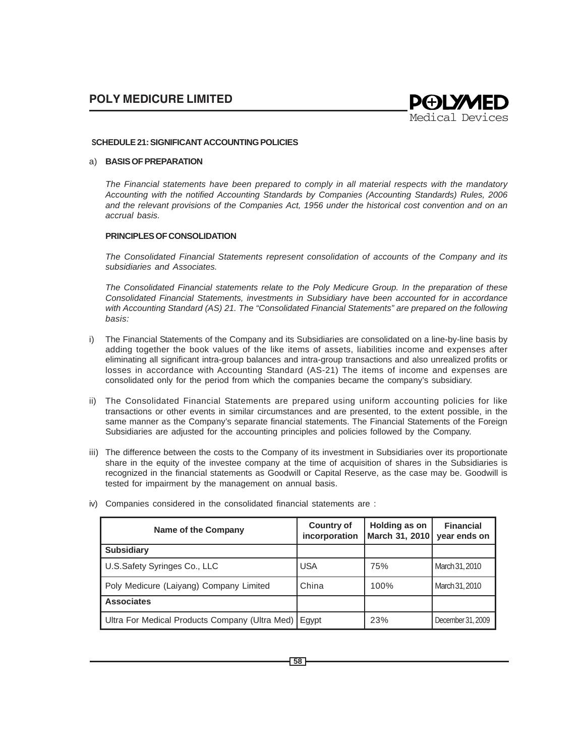## SCHEDULE 21: SIGNIFICANT ACCOUNTING POLICIES

a) **BASIS OF PREPARATION**

*The Financial statements have been prepared to comply in all material respects with the mandatory Accounting with the notified Accounting Standards by Companies (Accounting Standards) Rules, 2006 and the relevant provisions of the Companies Act, 1956 under the historical cost convention and on an accrual basis.*

**PRINCIPLES OF CONSOLIDATION**

*The Consolidated Financial Statements represent consolidation of accounts of the Company and its subsidiaries and Associates.*

*The Consolidated Financial statements relate to the Poly Medicure Group. In the preparation of these Consolidated Financial Statements, investments in Subsidiary have been accounted for in accordance with Accounting Standard (AS) 21. The "Consolidated Financial Statements" are prepared on the following basis:*

i) The Financial Statements of the Company and its Subsidiaries are consolidated on a line-by-line basis by adding together the book values of the like items of assets, liabilities income and expenses after eliminating all significant intra-group balances and intra-group transactions and also unrealized profits or losses in accordance with Accounting Standard (AS-21) The items of income and expenses are consolidated only for the period from which the companies became the company's subsidiary.

ii) The Consolidated Financial Statements are prepared using uniform accounting policies for like transactions or other events in similar circumstances and are presented, to the extent possible, in the same manner as the Company's separate financial statements. The Financial Statements of the Foreign Subsidiaries are adjusted for the accounting principles and policies followed by the Company.

iii) The difference between the costs to the Company of its investment in Subsidiaries over its proportionate share in the equity of the investee company at the time of acquisition of shares in the Subsidiaries is recognized in the financial statements as Goodwill or Capital Reserve, as the case may be. Goodwill is tested for impairment by the management on annual basis.

iv) Companies considered in the consolidated financial statements are :

| Name of the Company | Country of incorporation | Holding as on March 31, 2010 | Financial year ends on |
|---|---|---|---|
| **Subsidiary** | | | |
| U.S.Safety Syringes Co., LLC | USA | 75% | March 31, 2010 |
| Poly Medicure (Laiyang) Company Limited | China | 100% | March 31, 2010 |
| **Associates** | | | |
| Ultra For Medical Products Company (Ultra Med) | Egypt | 23% | December 31, 2009 |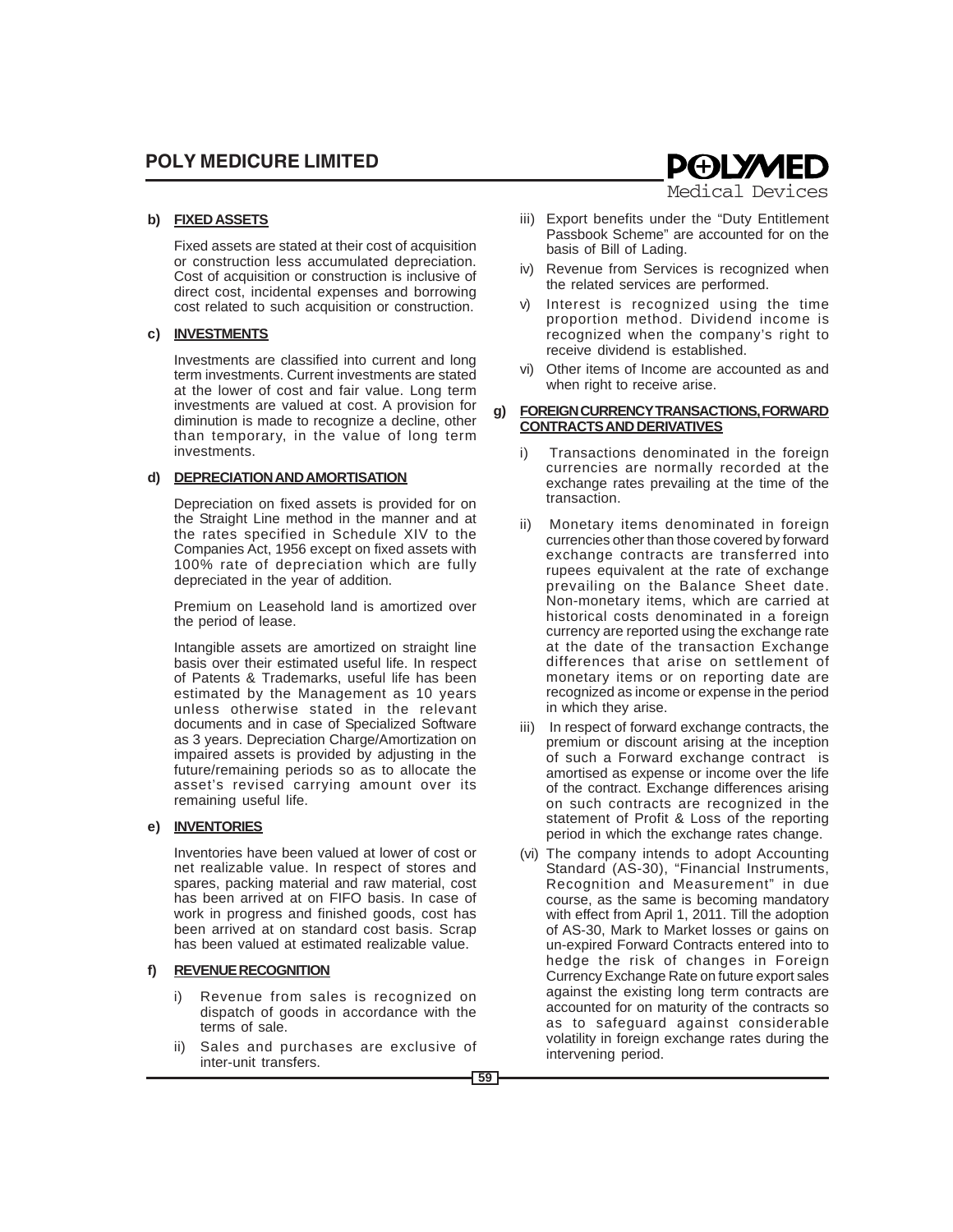**b) FIXED ASSETS**

Fixed assets are stated at their cost of acquisition or construction less accumulated depreciation. Cost of acquisition or construction is inclusive of direct cost, incidental expenses and borrowing cost related to such acquisition or construction.

**c) INVESTMENTS**

Investments are classified into current and long term investments. Current investments are stated at the lower of cost and fair value. Long term investments are valued at cost. A provision for diminution is made to recognize a decline, other than temporary, in the value of long term investments.

**d) DEPRECIATION AND AMORTISATION**

Depreciation on fixed assets is provided for on the Straight Line method in the manner and at the rates specified in Schedule XIV to the Companies Act, 1956 except on fixed assets with 100% rate of depreciation which are fully depreciated in the year of addition.

Premium on Leasehold land is amortized over the period of lease.

Intangible assets are amortized on straight line basis over their estimated useful life. In respect of Patents & Trademarks, useful life has been estimated by the Management as 10 years unless otherwise stated in the relevant documents and in case of Specialized Software as 3 years. Depreciation Charge/Amortization on impaired assets is provided by adjusting in the future/remaining periods so as to allocate the asset's revised carrying amount over its remaining useful life.

**e) INVENTORIES**

Inventories have been valued at lower of cost or net realizable value. In respect of stores and spares, packing material and raw material, cost has been arrived at on FIFO basis. In case of work in progress and finished goods, cost has been arrived at on standard cost basis. Scrap has been valued at estimated realizable value.

**f) REVENUE RECOGNITION**

i) Revenue from sales is recognized on dispatch of goods in accordance with the terms of sale.

ii) Sales and purchases are exclusive of inter-unit transfers.

iii) Export benefits under the "Duty Entitlement Passbook Scheme" are accounted for on the basis of Bill of Lading.

iv) Revenue from Services is recognized when the related services are performed.

v) Interest is recognized using the time proportion method. Dividend income is recognized when the company's right to receive dividend is established.

vi) Other items of Income are accounted as and when right to receive arise.

**g) FOREIGN CURRENCY TRANSACTIONS, FORWARD CONTRACTS AND DERIVATIVES**

i) Transactions denominated in the foreign currencies are normally recorded at the exchange rates prevailing at the time of the transaction.

ii) Monetary items denominated in foreign currencies other than those covered by forward exchange contracts are transferred into rupees equivalent at the rate of exchange prevailing on the Balance Sheet date. Non-monetary items, which are carried at historical costs denominated in a foreign currency are reported using the exchange rate at the date of the transaction Exchange differences that arise on settlement of monetary items or on reporting date are recognized as income or expense in the period in which they arise.

iii) In respect of forward exchange contracts, the premium or discount arising at the inception of such a Forward exchange contract is amortised as expense or income over the life of the contract. Exchange differences arising on such contracts are recognized in the statement of Profit & Loss of the reporting period in which the exchange rates change.

(vi) The company intends to adopt Accounting Standard (AS-30), "Financial Instruments, Recognition and Measurement" in due course, as the same is becoming mandatory with effect from April 1, 2011. Till the adoption of AS-30, Mark to Market losses or gains on un-expired Forward Contracts entered into to hedge the risk of changes in Foreign Currency Exchange Rate on future export sales against the existing long term contracts are accounted for on maturity of the contracts so as to safeguard against considerable volatility in foreign exchange rates during the intervening period.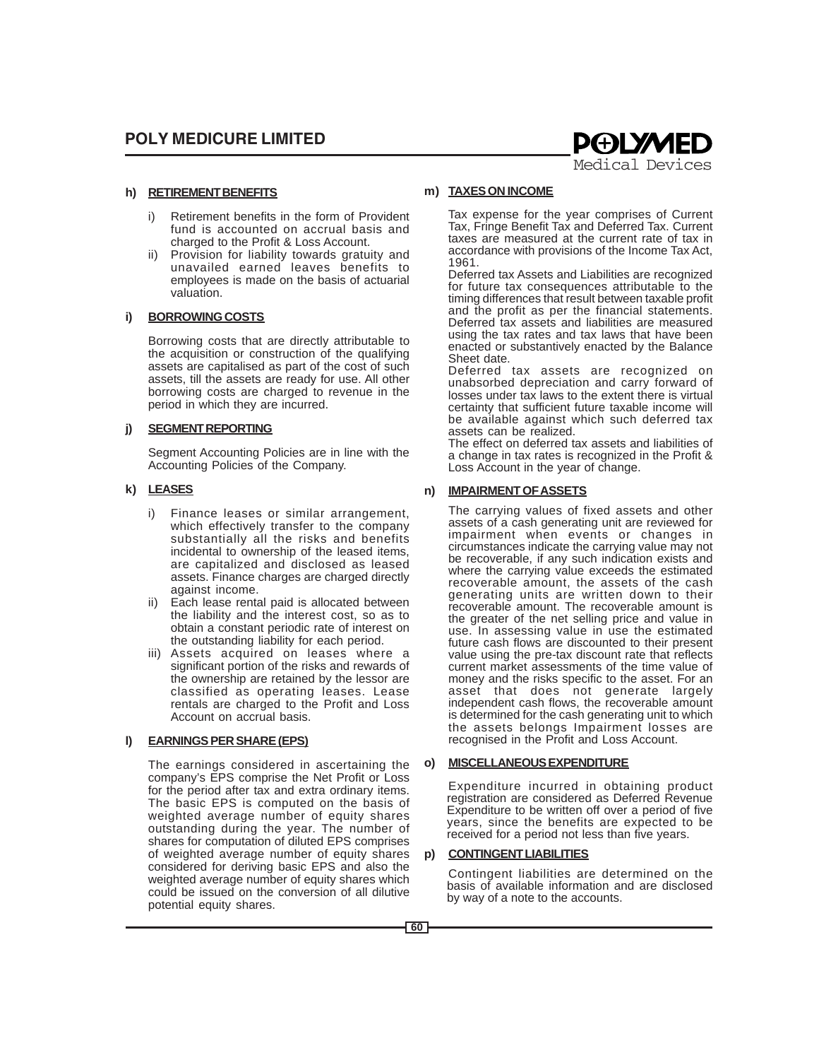**h) RETIREMENT BENEFITS**

i) Retirement benefits in the form of Provident fund is accounted on accrual basis and charged to the Profit & Loss Account.

ii) Provision for liability towards gratuity and unavailed earned leaves benefits to employees is made on the basis of actuarial valuation.

**i) BORROWING COSTS**

Borrowing costs that are directly attributable to the acquisition or construction of the qualifying assets are capitalised as part of the cost of such assets, till the assets are ready for use. All other borrowing costs are charged to revenue in the period in which they are incurred.

**j) SEGMENT REPORTING**

Segment Accounting Policies are in line with the Accounting Policies of the Company.

**k) LEASES**

i) Finance leases or similar arrangement, which effectively transfer to the company substantially all the risks and benefits incidental to ownership of the leased items, are capitalized and disclosed as leased assets. Finance charges are charged directly against income.

ii) Each lease rental paid is allocated between the liability and the interest cost, so as to obtain a constant periodic rate of interest on the outstanding liability for each period.

iii) Assets acquired on leases where a significant portion of the risks and rewards of the ownership are retained by the lessor are classified as operating leases. Lease rentals are charged to the Profit and Loss Account on accrual basis.

**l) EARNINGS PER SHARE (EPS)**

The earnings considered in ascertaining the company's EPS comprise the Net Profit or Loss for the period after tax and extra ordinary items. The basic EPS is computed on the basis of weighted average number of equity shares outstanding during the year. The number of shares for computation of diluted EPS comprises of weighted average number of equity shares considered for deriving basic EPS and also the weighted average number of equity shares which could be issued on the conversion of all dilutive potential equity shares.

**m) TAXES ON INCOME**

Tax expense for the year comprises of Current Tax, Fringe Benefit Tax and Deferred Tax. Current taxes are measured at the current rate of tax in accordance with provisions of the Income Tax Act, 1961.

Deferred tax Assets and Liabilities are recognized for future tax consequences attributable to the timing differences that result between taxable profit and the profit as per the financial statements. Deferred tax assets and liabilities are measured using the tax rates and tax laws that have been enacted or substantively enacted by the Balance Sheet date.

Deferred tax assets are recognized on unabsorbed depreciation and carry forward of losses under tax laws to the extent there is virtual certainty that sufficient future taxable income will be available against which such deferred tax assets can be realized.

The effect on deferred tax assets and liabilities of a change in tax rates is recognized in the Profit & Loss Account in the year of change.

**n) IMPAIRMENT OF ASSETS**

The carrying values of fixed assets and other assets of a cash generating unit are reviewed for impairment when events or changes in circumstances indicate the carrying value may not be recoverable, if any such indication exists and where the carrying value exceeds the estimated recoverable amount, the assets of the cash generating units are written down to their recoverable amount. The recoverable amount is the greater of the net selling price and value in use. In assessing value in use the estimated future cash flows are discounted to their present value using the pre-tax discount rate that reflects current market assessments of the time value of money and the risks specific to the asset. For an asset that does not generate largely independent cash flows, the recoverable amount is determined for the cash generating unit to which the assets belongs Impairment losses are recognised in the Profit and Loss Account.

**o) MISCELLANEOUS EXPENDITURE**

Expenditure incurred in obtaining product registration are considered as Deferred Revenue Expenditure to be written off over a period of five years, since the benefits are expected to be received for a period not less than five years.

**p) CONTINGENT LIABILITIES**

Contingent liabilities are determined on the basis of available information and are disclosed by way of a note to the accounts.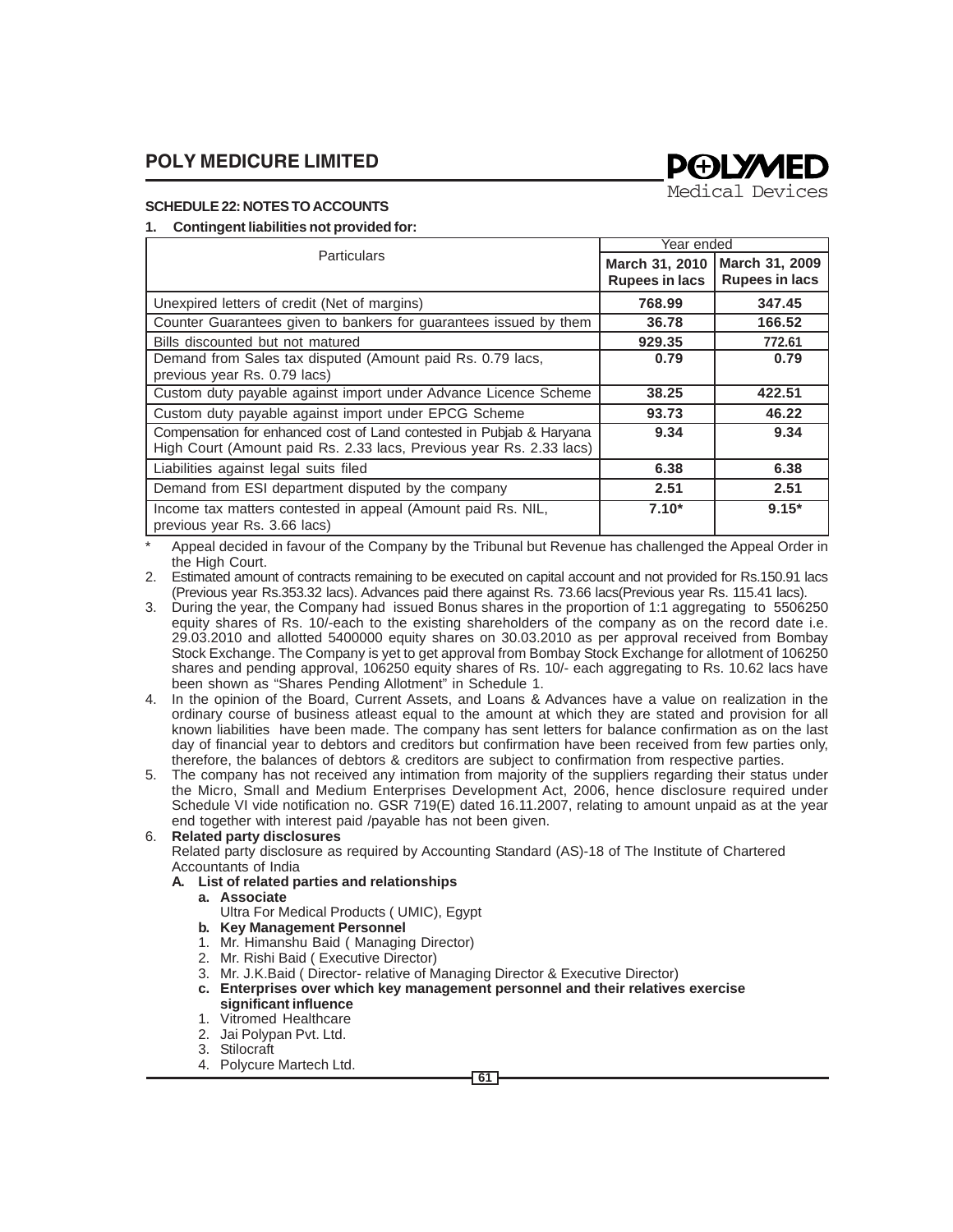## SCHEDULE 22: NOTES TO ACCOUNTS

**1. Contingent liabilities not provided for:**

| Particulars | Year ended | |
|---|---|---|
| | **March 31, 2010 Rupees in lacs** | **March 31, 2009 Rupees in lacs** |
| Unexpired letters of credit (Net of margins) | **768.99** | **347.45** |
| Counter Guarantees given to bankers for guarantees issued by them | **36.78** | **166.52** |
| Bills discounted but not matured | **929.35** | **772.61** |
| Demand from Sales tax disputed (Amount paid Rs. 0.79 lacs, previous year Rs. 0.79 lacs) | **0.79** | **0.79** |
| Custom duty payable against import under Advance Licence Scheme | **38.25** | **422.51** |
| Custom duty payable against import under EPCG Scheme | **93.73** | **46.22** |
| Compensation for enhanced cost of Land contested in Pubjab & Haryana High Court (Amount paid Rs. 2.33 lacs, Previous year Rs. 2.33 lacs) | **9.34** | **9.34** |
| Liabilities against legal suits filed | **6.38** | **6.38** |
| Demand from ESI department disputed by the company | **2.51** | **2.51** |
| Income tax matters contested in appeal (Amount paid Rs. NIL, previous year Rs. 3.66 lacs) | **7.10*** | **9.15*** |

\* Appeal decided in favour of the Company by the Tribunal but Revenue has challenged the Appeal Order in the High Court.

2. Estimated amount of contracts remaining to be executed on capital account and not provided for Rs.150.91 lacs (Previous year Rs.353.32 lacs). Advances paid there against Rs. 73.66 lacs(Previous year Rs. 115.41 lacs).

3. During the year, the Company had issued Bonus shares in the proportion of 1:1 aggregating to 5506250 equity shares of Rs. 10/-each to the existing shareholders of the company as on the record date i.e. 29.03.2010 and allotted 5400000 equity shares on 30.03.2010 as per approval received from Bombay Stock Exchange. The Company is yet to get approval from Bombay Stock Exchange for allotment of 106250 shares and pending approval, 106250 equity shares of Rs. 10/- each aggregating to Rs. 10.62 lacs have been shown as "Shares Pending Allotment" in Schedule 1.

4. In the opinion of the Board, Current Assets, and Loans & Advances have a value on realization in the ordinary course of business atleast equal to the amount at which they are stated and provision for all known liabilities have been made. The company has sent letters for balance confirmation as on the last day of financial year to debtors and creditors but confirmation have been received from few parties only, therefore, the balances of debtors & creditors are subject to confirmation from respective parties.

5. The company has not received any intimation from majority of the suppliers regarding their status under the Micro, Small and Medium Enterprises Development Act, 2006, hence disclosure required under Schedule VI vide notification no. GSR 719(E) dated 16.11.2007, relating to amount unpaid as at the year end together with interest paid /payable has not been given.

6. **Related party disclosures**

   Related party disclosure as required by Accounting Standard (AS)-18 of The Institute of Chartered Accountants of India

   **A. List of related parties and relationships**

   **a. Associate**

   Ultra For Medical Products ( UMIC), Egypt

   **b. Key Management Personnel**

   1. Mr. Himanshu Baid ( Managing Director)
   2. Mr. Rishi Baid ( Executive Director)
   3. Mr. J.K.Baid ( Director- relative of Managing Director & Executive Director)

   **c. Enterprises over which key management personnel and their relatives exercise significant influence**

   1. Vitromed Healthcare
   2. Jai Polypan Pvt. Ltd.
   3. Stilocraft
   4. Polycure Martech Ltd.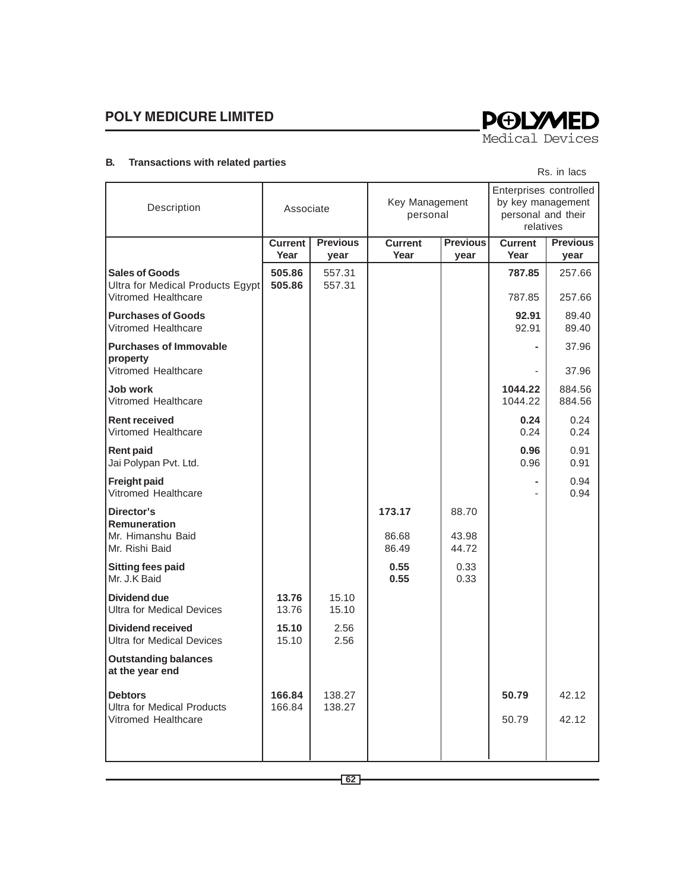### B. Transactions with related parties

Rs. in lacs

| Description | Associate | | Key Management personal | | Enterprises controlled by key management personal and their relatives | |
|---|---|---|---|---|---|---|
| | **Current Year** | **Previous year** | **Current Year** | **Previous year** | **Current Year** | **Previous year** |
| **Sales of Goods** | **505.86** | 557.31 | | | **787.85** | 257.66 |
| Ultra for Medical Products Egypt | **505.86** | 557.31 | | | | |
| Vitromed Healthcare | | | | | 787.85 | 257.66 |
| **Purchases of Goods** | | | | | **92.91** | 89.40 |
| Vitromed Healthcare | | | | | 92.91 | 89.40 |
| **Purchases of Immovable property** | | | | | **-** | 37.96 |
| Vitromed Healthcare | | | | | - | 37.96 |
| **Job work** | | | | | **1044.22** | 884.56 |
| Vitromed Healthcare | | | | | 1044.22 | 884.56 |
| **Rent received** | | | | | **0.24** | 0.24 |
| Virtomed Healthcare | | | | | 0.24 | 0.24 |
| **Rent paid** | | | | | **0.96** | 0.91 |
| Jai Polypan Pvt. Ltd. | | | | | 0.96 | 0.91 |
| **Freight paid** | | | | | **-** | 0.94 |
| Vitromed Healthcare | | | | | - | 0.94 |
| **Director's Remuneration** | | | **173.17** | 88.70 | | |
| Mr. Himanshu Baid | | | 86.68 | 43.98 | | |
| Mr. Rishi Baid | | | 86.49 | 44.72 | | |
| **Sitting fees paid** | | | **0.55** | 0.33 | | |
| Mr. J.K Baid | | | **0.55** | 0.33 | | |
| **Dividend due** | **13.76** | 15.10 | | | | |
| Ultra for Medical Devices | 13.76 | 15.10 | | | | |
| **Dividend received** | **15.10** | 2.56 | | | | |
| Ultra for Medical Devices | 15.10 | 2.56 | | | | |
| **Outstanding balances at the year end** | | | | | | |
| **Debtors** | **166.84** | 138.27 | | | **50.79** | 42.12 |
| Ultra for Medical Products | 166.84 | 138.27 | | | | |
| Vitromed Healthcare | | | | | 50.79 | 42.12 |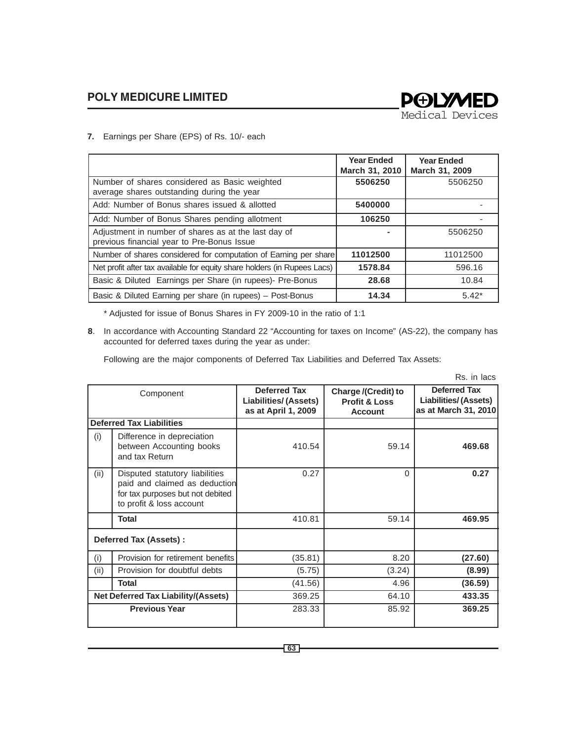**7.** Earnings per Share (EPS) of Rs. 10/- each

| | Year Ended March 31, 2010 | Year Ended March 31, 2009 |
|---|---|---|
| Number of shares considered as Basic weighted average shares outstanding during the year | **5506250** | 5506250 |
| Add: Number of Bonus shares issued & allotted | **5400000** | - |
| Add: Number of Bonus Shares pending allotment | **106250** | - |
| Adjustment in number of shares as at the last day of previous financial year to Pre-Bonus Issue | **-** | 5506250 |
| Number of shares considered for computation of Earning per share | **11012500** | 11012500 |
| Net profit after tax available for equity share holders (in Rupees Lacs) | **1578.84** | 596.16 |
| Basic & Diluted Earnings per Share (in rupees)- Pre-Bonus | **28.68** | 10.84 |
| Basic & Diluted Earning per share (in rupees) – Post-Bonus | **14.34** | 5.42* |

\* Adjusted for issue of Bonus Shares in FY 2009-10 in the ratio of 1:1

**8**. In accordance with Accounting Standard 22 "Accounting for taxes on Income" (AS-22), the company has accounted for deferred taxes during the year as under:

Following are the major components of Deferred Tax Liabilities and Deferred Tax Assets:

Rs. in lacs

| | Component | Deferred Tax Liabilities/ (Assets) as at April 1, 2009 | Charge /(Credit) to Profit & Loss Account | Deferred Tax Liabilities/ (Assets) as at March 31, 2010 |
|---|---|---|---|---|
| **Deferred Tax Liabilities** | | | | |
| (i) | Difference in depreciation between Accounting books and tax Return | 410.54 | 59.14 | **469.68** |
| (ii) | Disputed statutory liabilities paid and claimed as deduction for tax purposes but not debited to profit & loss account | 0.27 | 0 | **0.27** |
| | **Total** | 410.81 | 59.14 | **469.95** |
| **Deferred Tax (Assets) :** | | | | |
| (i) | Provision for retirement benefits | (35.81) | 8.20 | **(27.60)** |
| (ii) | Provision for doubtful debts | (5.75) | (3.24) | **(8.99)** |
| | **Total** | (41.56) | 4.96 | **(36.59)** |
| **Net Deferred Tax Liability/(Assets)** | | 369.25 | 64.10 | **433.35** |
| **Previous Year** | | 283.33 | 85.92 | **369.25** |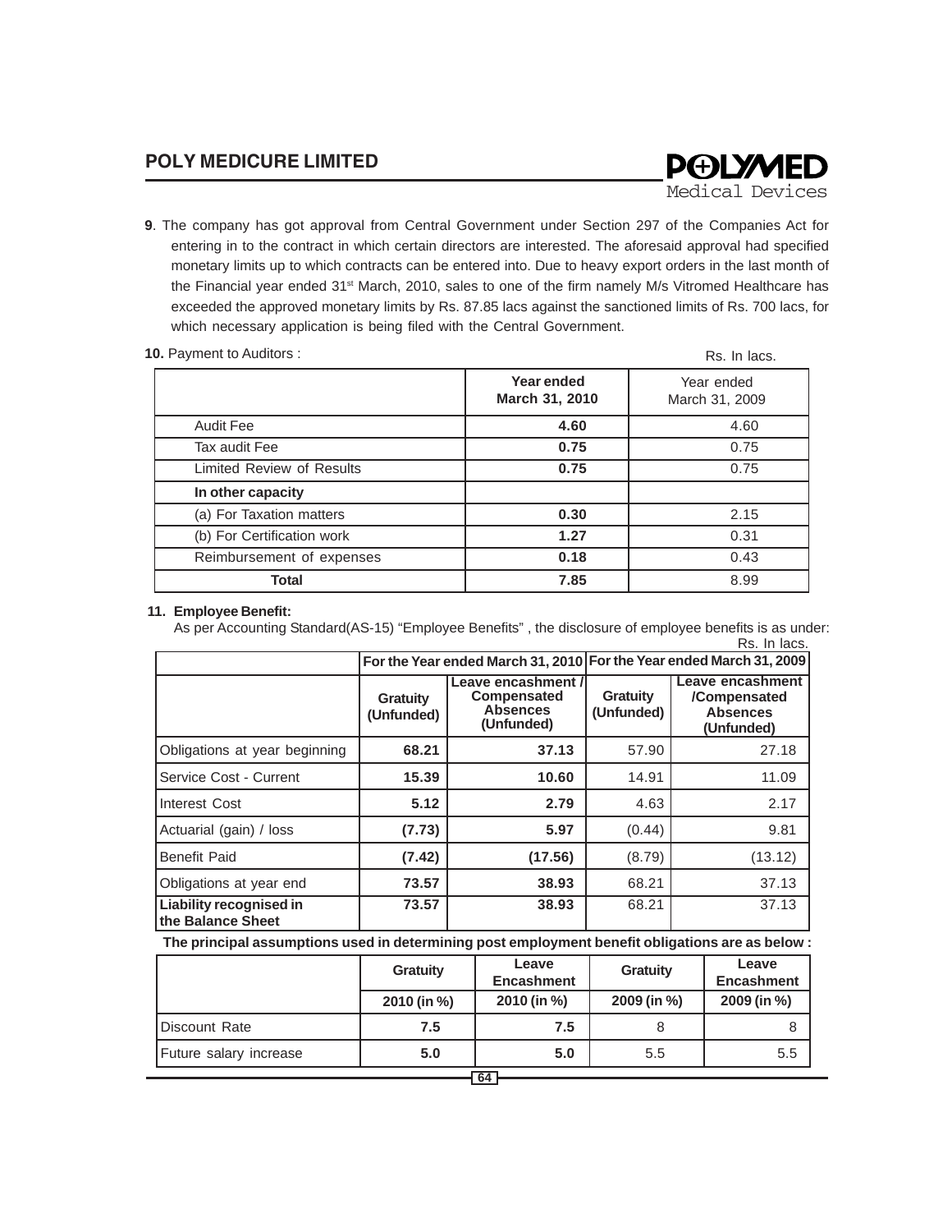**9**. The company has got approval from Central Government under Section 297 of the Companies Act for entering in to the contract in which certain directors are interested. The aforesaid approval had specified monetary limits up to which contracts can be entered into. Due to heavy export orders in the last month of the Financial year ended 31st March, 2010, sales to one of the firm namely M/s Vitromed Healthcare has exceeded the approved monetary limits by Rs. 87.85 lacs against the sanctioned limits of Rs. 700 lacs, for which necessary application is being filed with the Central Government.

**10.** Payment to Auditors :

Rs. In lacs.

| | Year ended March 31, 2010 | Year ended March 31, 2009 |
|---|---|---|
| Audit Fee | **4.60** | 4.60 |
| Tax audit Fee | **0.75** | 0.75 |
| Limited Review of Results | **0.75** | 0.75 |
| **In other capacity** | | |
| (a) For Taxation matters | **0.30** | 2.15 |
| (b) For Certification work | **1.27** | 0.31 |
| Reimbursement of expenses | **0.18** | 0.43 |
| **Total** | **7.85** | 8.99 |

**11. Employee Benefit:**

As per Accounting Standard(AS-15) "Employee Benefits" , the disclosure of employee benefits is as under:

Rs. In lacs.

| | For the Year ended March 31, 2010 | | For the Year ended March 31, 2009 | |
|---|---|---|---|---|
| | Gratuity (Unfunded) | Leave encashment / Compensated Absences (Unfunded) | Gratuity (Unfunded) | Leave encashment /Compensated Absences (Unfunded) |
| Obligations at year beginning | **68.21** | **37.13** | 57.90 | 27.18 |
| Service Cost - Current | **15.39** | **10.60** | 14.91 | 11.09 |
| Interest Cost | **5.12** | **2.79** | 4.63 | 2.17 |
| Actuarial (gain) / loss | **(7.73)** | **5.97** | (0.44) | 9.81 |
| Benefit Paid | **(7.42)** | **(17.56)** | (8.79) | (13.12) |
| Obligations at year end | **73.57** | **38.93** | 68.21 | 37.13 |
| **Liability recognised in the Balance Sheet** | **73.57** | **38.93** | 68.21 | 37.13 |

**The principal assumptions used in determining post employment benefit obligations are as below :**

| | Gratuity | Leave Encashment | Gratuity | Leave Encashment |
|---|---|---|---|---|
| | 2010 (in %) | 2010 (in %) | 2009 (in %) | 2009 (in %) |
| Discount Rate | **7.5** | **7.5** | 8 | 8 |
| Future salary increase | **5.0** | **5.0** | 5.5 | 5.5 |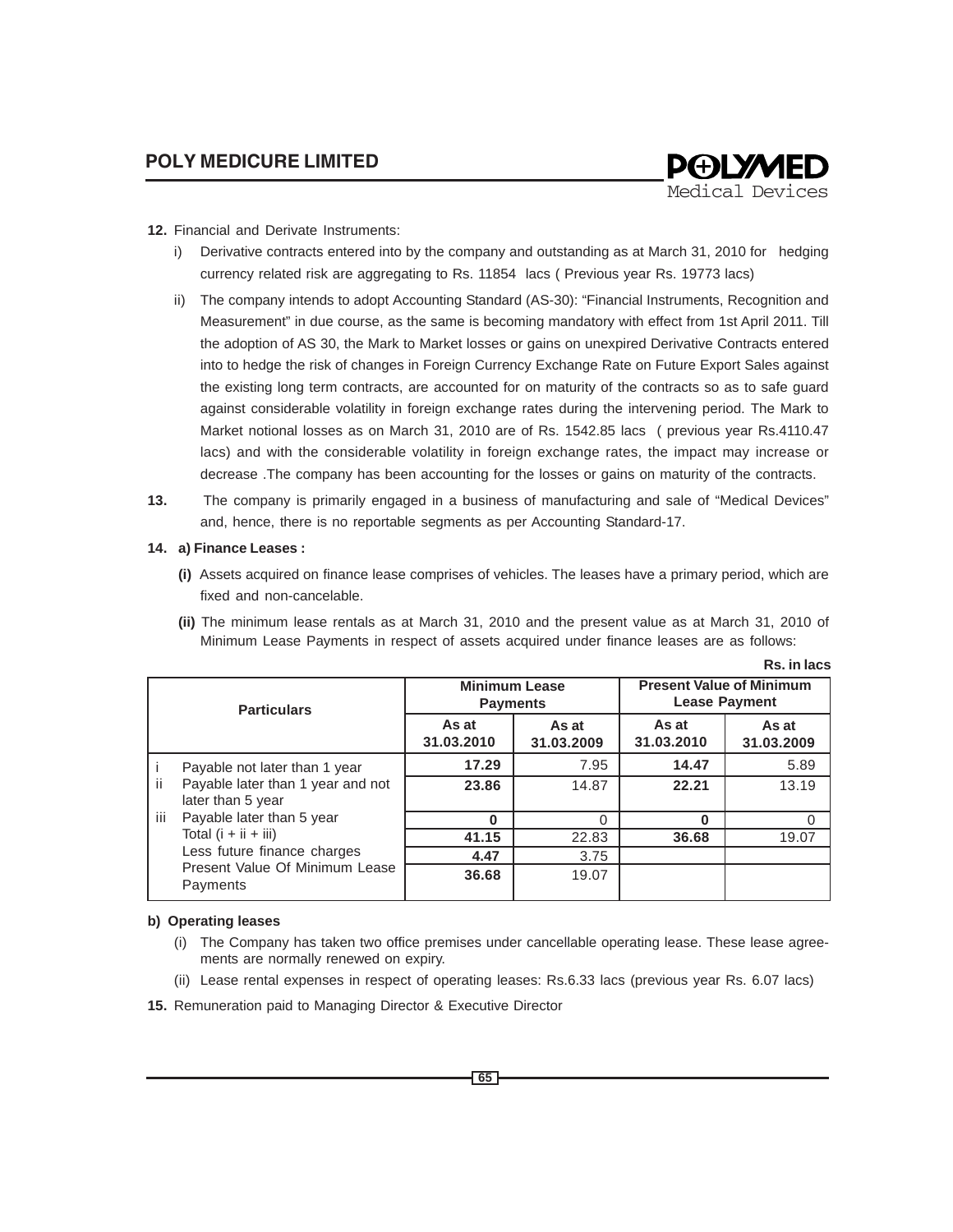**12.** Financial and Derivate Instruments:

i) Derivative contracts entered into by the company and outstanding as at March 31, 2010 for hedging currency related risk are aggregating to Rs. 11854 lacs ( Previous year Rs. 19773 lacs)

ii) The company intends to adopt Accounting Standard (AS-30): "Financial Instruments, Recognition and Measurement" in due course, as the same is becoming mandatory with effect from 1st April 2011. Till the adoption of AS 30, the Mark to Market losses or gains on unexpired Derivative Contracts entered into to hedge the risk of changes in Foreign Currency Exchange Rate on Future Export Sales against the existing long term contracts, are accounted for on maturity of the contracts so as to safe guard against considerable volatility in foreign exchange rates during the intervening period. The Mark to Market notional losses as on March 31, 2010 are of Rs. 1542.85 lacs ( previous year Rs.4110.47 lacs) and with the considerable volatility in foreign exchange rates, the impact may increase or decrease .The company has been accounting for the losses or gains on maturity of the contracts.

**13.** The company is primarily engaged in a business of manufacturing and sale of "Medical Devices" and, hence, there is no reportable segments as per Accounting Standard-17.

**14. a) Finance Leases :**

**(i)** Assets acquired on finance lease comprises of vehicles. The leases have a primary period, which are fixed and non-cancelable.

**(ii)** The minimum lease rentals as at March 31, 2010 and the present value as at March 31, 2010 of Minimum Lease Payments in respect of assets acquired under finance leases are as follows:

**Rs. in lacs**

| | **Particulars** | **Minimum Lease Payments** | | **Present Value of Minimum Lease Payment** | |
|---|---|---|---|---|---|
| | | **As at 31.03.2010** | **As at 31.03.2009** | **As at 31.03.2010** | **As at 31.03.2009** |
| i | Payable not later than 1 year | **17.29** | 7.95 | **14.47** | 5.89 |
| ii | Payable later than 1 year and not later than 5 year | **23.86** | 14.87 | **22.21** | 13.19 |
| iii | Payable later than 5 year | **0** | 0 | **0** | 0 |
| | Total (i + ii + iii) | **41.15** | 22.83 | **36.68** | 19.07 |
| | Less future finance charges | **4.47** | 3.75 | | |
| | Present Value Of Minimum Lease Payments | **36.68** | 19.07 | | |

**b) Operating leases**

(i) The Company has taken two office premises under cancellable operating lease. These lease agreements are normally renewed on expiry.

(ii) Lease rental expenses in respect of operating leases: Rs.6.33 lacs (previous year Rs. 6.07 lacs)

**15.** Remuneration paid to Managing Director & Executive Director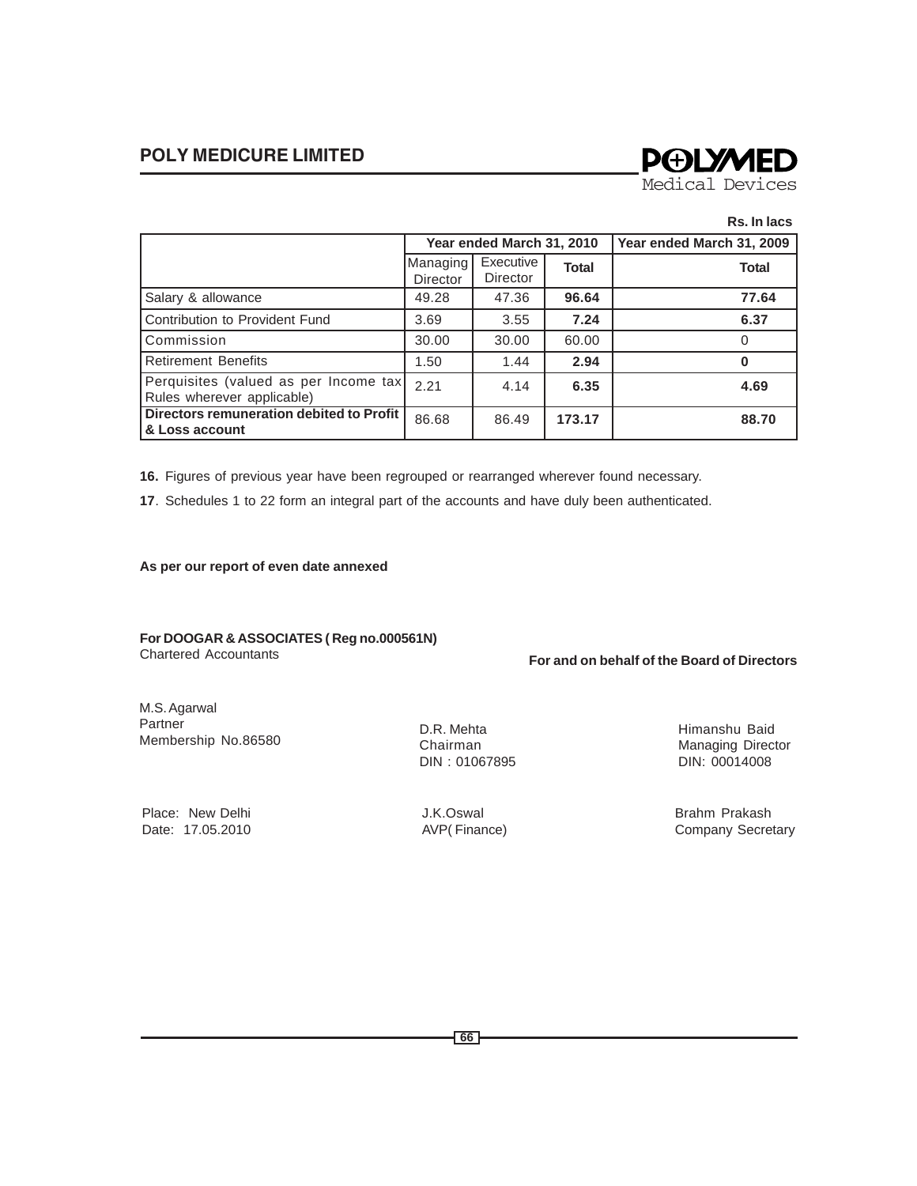**Rs. In lacs**

| | Year ended March 31, 2010 | | | Year ended March 31, 2009 |
|---|---|---|---|---|
| | Managing Director | Executive Director | **Total** | **Total** |
| Salary & allowance | 49.28 | 47.36 | **96.64** | **77.64** |
| Contribution to Provident Fund | 3.69 | 3.55 | **7.24** | **6.37** |
| Commission | 30.00 | 30.00 | 60.00 | 0 |
| Retirement Benefits | 1.50 | 1.44 | **2.94** | **0** |
| Perquisites (valued as per Income tax Rules wherever applicable) | 2.21 | 4.14 | **6.35** | **4.69** |
| **Directors remuneration debited to Profit & Loss account** | 86.68 | 86.49 | **173.17** | **88.70** |

**16.** Figures of previous year have been regrouped or rearranged wherever found necessary.

**17**. Schedules 1 to 22 form an integral part of the accounts and have duly been authenticated.

**As per our report of even date annexed**

**For DOOGAR & ASSOCIATES ( Reg no.000561N)**
Chartered Accountants

**For and on behalf of the Board of Directors**

M.S. Agarwal
Partner
Membership No.86580

D.R. Mehta
Chairman
DIN : 01067895

Himanshu Baid
Managing Director
DIN: 00014008

Place: New Delhi
Date: 17.05.2010

J.K.Oswal
AVP( Finance)

Brahm Prakash
Company Secretary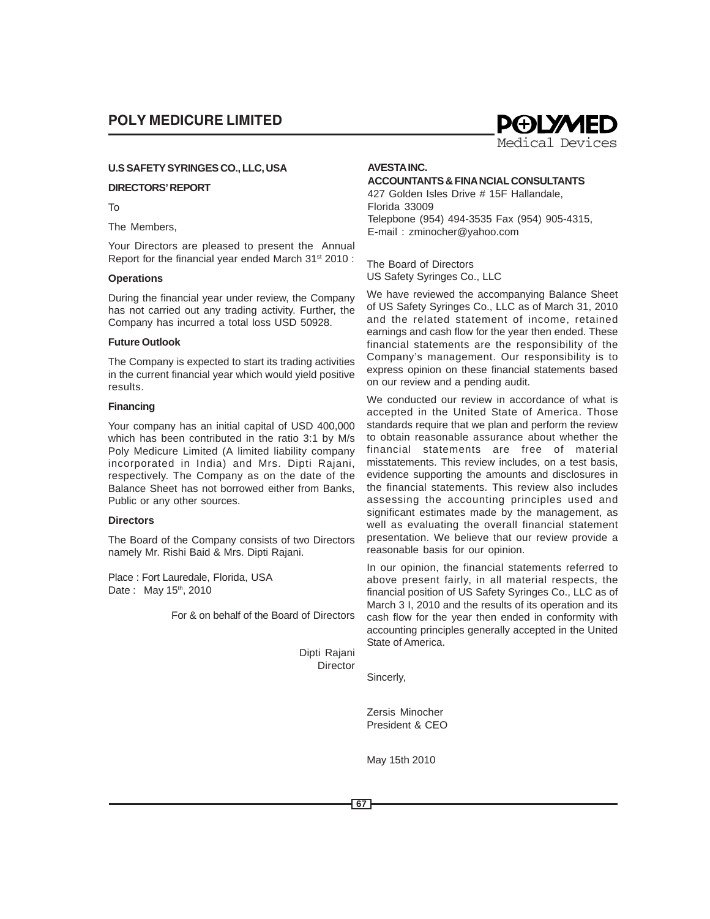## U.S SAFETY SYRINGES CO., LLC, USA

## DIRECTORS' REPORT

To

The Members,

Your Directors are pleased to present the Annual Report for the financial year ended March 31st 2010 :

### Operations

During the financial year under review, the Company has not carried out any trading activity. Further, the Company has incurred a total loss USD 50928.

### Future Outlook

The Company is expected to start its trading activities in the current financial year which would yield positive results.

### Financing

Your company has an initial capital of USD 400,000 which has been contributed in the ratio 3:1 by M/s Poly Medicure Limited (A limited liability company incorporated in India) and Mrs. Dipti Rajani, respectively. The Company as on the date of the Balance Sheet has not borrowed either from Banks, Public or any other sources.

### Directors

The Board of the Company consists of two Directors namely Mr. Rishi Baid & Mrs. Dipti Rajani.

Place : Fort Lauredale, Florida, USA
Date : May 15th, 2010

For & on behalf of the Board of Directors

Dipti Rajani
Director

**AVESTA INC.**
**ACCOUNTANTS & FINANCIAL CONSULTANTS**
427 Golden Isles Drive # 15F Hallandale,
Florida 33009
Telepbone (954) 494-3535 Fax (954) 905-4315,
E-mail : zminocher@yahoo.com

The Board of Directors
US Safety Syringes Co., LLC

We have reviewed the accompanying Balance Sheet of US Safety Syringes Co., LLC as of March 31, 2010 and the related statement of income, retained earnings and cash flow for the year then ended. These financial statements are the responsibility of the Company's management. Our responsibility is to express opinion on these financial statements based on our review and a pending audit.

We conducted our review in accordance of what is accepted in the United State of America. Those standards require that we plan and perform the review to obtain reasonable assurance about whether the financial statements are free of material misstatements. This review includes, on a test basis, evidence supporting the amounts and disclosures in the financial statements. This review also includes assessing the accounting principles used and significant estimates made by the management, as well as evaluating the overall financial statement presentation. We believe that our review provide a reasonable basis for our opinion.

In our opinion, the financial statements referred to above present fairly, in all material respects, the financial position of US Safety Syringes Co., LLC as of March 3 I, 2010 and the results of its operation and its cash flow for the year then ended in conformity with accounting principles generally accepted in the United State of America.

Sincerly,

Zersis Minocher
President & CEO

May 15th 2010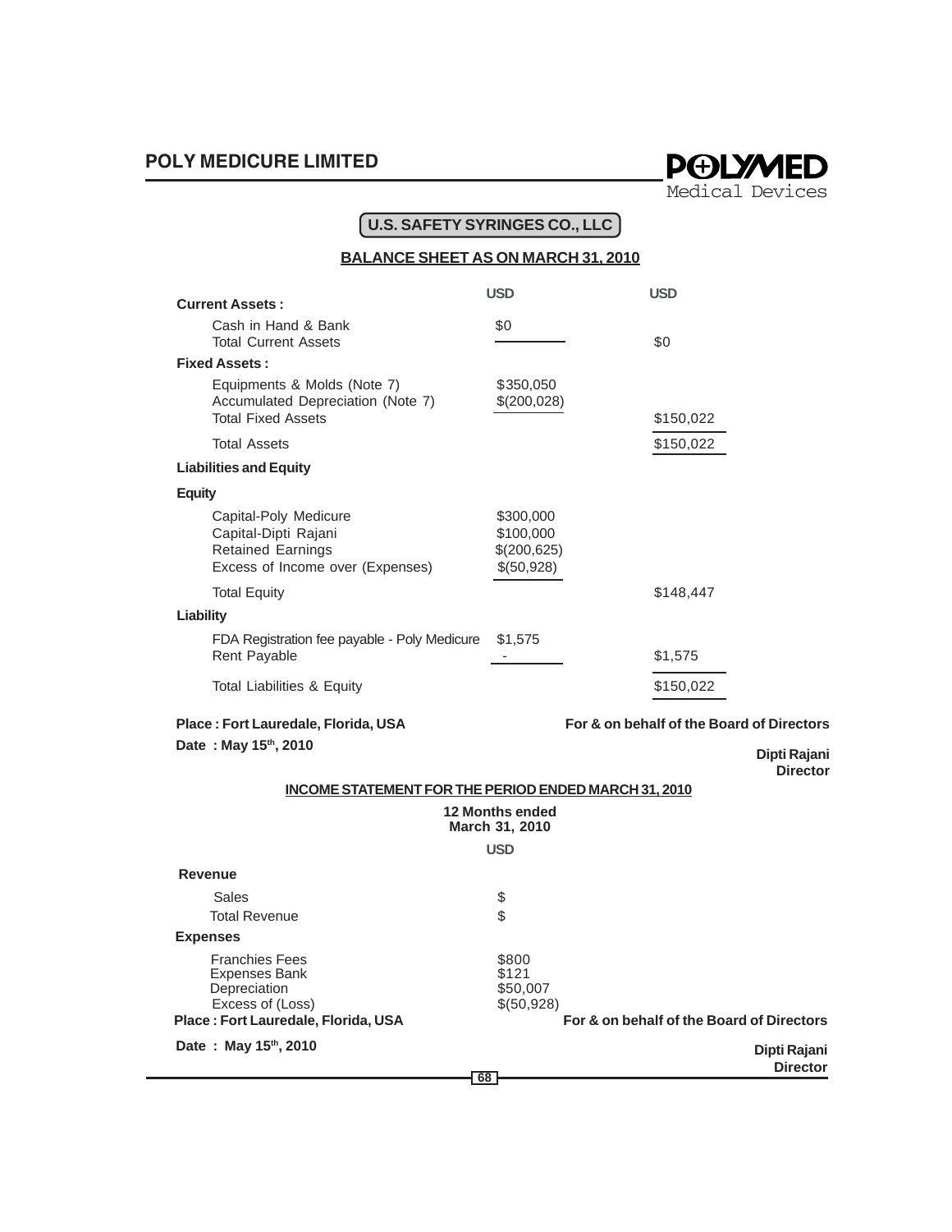## U.S. SAFETY SYRINGES CO., LLC

### BALANCE SHEET AS ON MARCH 31, 2010

| | USD | USD |
|---|---|---|
| **Current Assets :** | | |
| Cash in Hand & Bank | $0 | |
| Total Current Assets | | $0 |
| **Fixed Assets :** | | |
| Equipments & Molds (Note 7) | $350,050 | |
| Accumulated Depreciation (Note 7) | $(200,028) | |
| Total Fixed Assets | | $150,022 |
| Total Assets | | $150,022 |
| **Liabilities and Equity** | | |
| **Equity** | | |
| Capital-Poly Medicure | $300,000 | |
| Capital-Dipti Rajani | $100,000 | |
| Retained Earnings | $(200,625) | |
| Excess of Income over (Expenses) | $(50,928) | |
| Total Equity | | $148,447 |
| **Liability** | | |
| FDA Registration fee payable - Poly Medicure | $1,575 | |
| Rent Payable | - | $1,575 |
| Total Liabilities & Equity | | $150,022 |

**Place : Fort Lauredale, Florida, USA**

**Date : May 15th, 2010**

**For & on behalf of the Board of Directors**

**Dipti Rajani**
**Director**

### INCOME STATEMENT FOR THE PERIOD ENDED MARCH 31, 2010

| | 12 Months ended March 31, 2010 |
|---|---|
| | USD |
| **Revenue** | |
| Sales | $ |
| Total Revenue | $ |
| **Expenses** | |
| Franchies Fees | $800 |
| Expenses Bank | $121 |
| Depreciation | $50,007 |
| Excess of (Loss) | $(50,928) |

**Place : Fort Lauredale, Florida, USA**

**Date : May 15th, 2010**

**For & on behalf of the Board of Directors**

**Dipti Rajani**
**Director**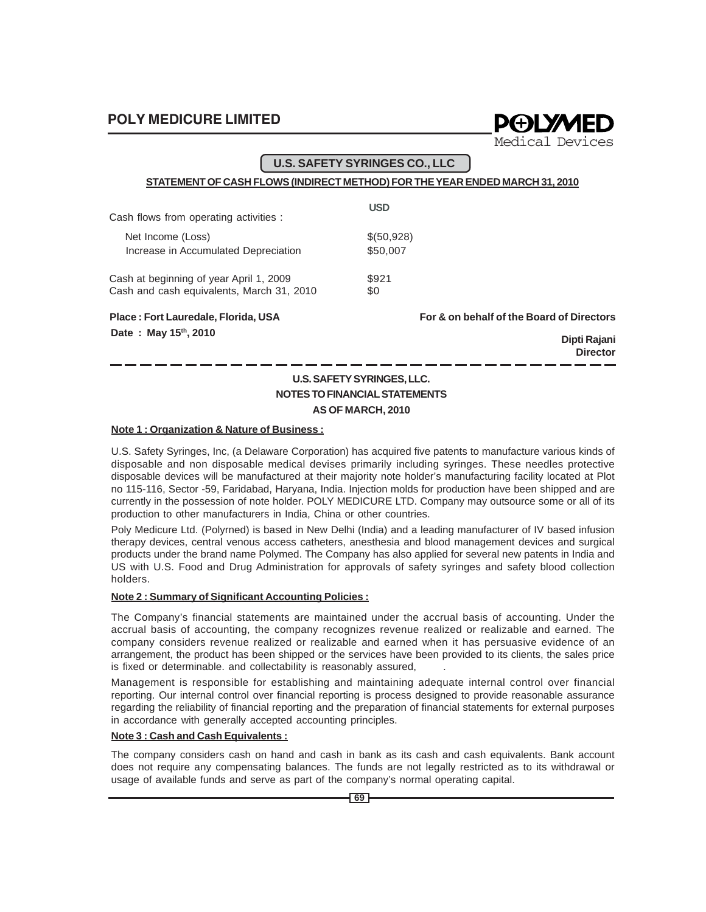## U.S. SAFETY SYRINGES CO., LLC

**STATEMENT OF CASH FLOWS (INDIRECT METHOD) FOR THE YEAR ENDED MARCH 31, 2010**

| | USD |
|---|---|
| Cash flows from operating activities : | |
| Net Income (Loss) | $(50,928) |
| Increase in Accumulated Depreciation | $50,007 |
| | |
| Cash at beginning of year April 1, 2009 | $921 |
| Cash and cash equivalents, March 31, 2010 | $0 |

**Place : Fort Lauredale, Florida, USA**

**Date : May 15th, 2010**

**For & on behalf of the Board of Directors**

**Dipti Rajani**
**Director**

---

### U.S. SAFETY SYRINGES, LLC.
### NOTES TO FINANCIAL STATEMENTS
### AS OF MARCH, 2010

**Note 1 : Organization & Nature of Business :**

U.S. Safety Syringes, Inc, (a Delaware Corporation) has acquired five patents to manufacture various kinds of disposable and non disposable medical devises primarily including syringes. These needles protective disposable devices will be manufactured at their majority note holder's manufacturing facility located at Plot no 115-116, Sector -59, Faridabad, Haryana, India. Injection molds for production have been shipped and are currently in the possession of note holder. POLY MEDICURE LTD. Company may outsource some or all of its production to other manufacturers in India, China or other countries.

Poly Medicure Ltd. (Polyrned) is based in New Delhi (India) and a leading manufacturer of IV based infusion therapy devices, central venous access catheters, anesthesia and blood management devices and surgical products under the brand name Polymed. The Company has also applied for several new patents in India and US with U.S. Food and Drug Administration for approvals of safety syringes and safety blood collection holders.

**Note 2 : Summary of Significant Accounting Policies :**

The Company's financial statements are maintained under the accrual basis of accounting. Under the accrual basis of accounting, the company recognizes revenue realized or realizable and earned. The company considers revenue realized or realizable and earned when it has persuasive evidence of an arrangement, the product has been shipped or the services have been provided to its clients, the sales price is fixed or determinable. and collectability is reasonably assured, .

Management is responsible for establishing and maintaining adequate internal control over financial reporting. Our internal control over financial reporting is process designed to provide reasonable assurance regarding the reliability of financial reporting and the preparation of financial statements for external purposes in accordance with generally accepted accounting principles.

**Note 3 : Cash and Cash Equivalents :**

The company considers cash on hand and cash in bank as its cash and cash equivalents. Bank account does not require any compensating balances. The funds are not legally restricted as to its withdrawal or usage of available funds and serve as part of the company's normal operating capital.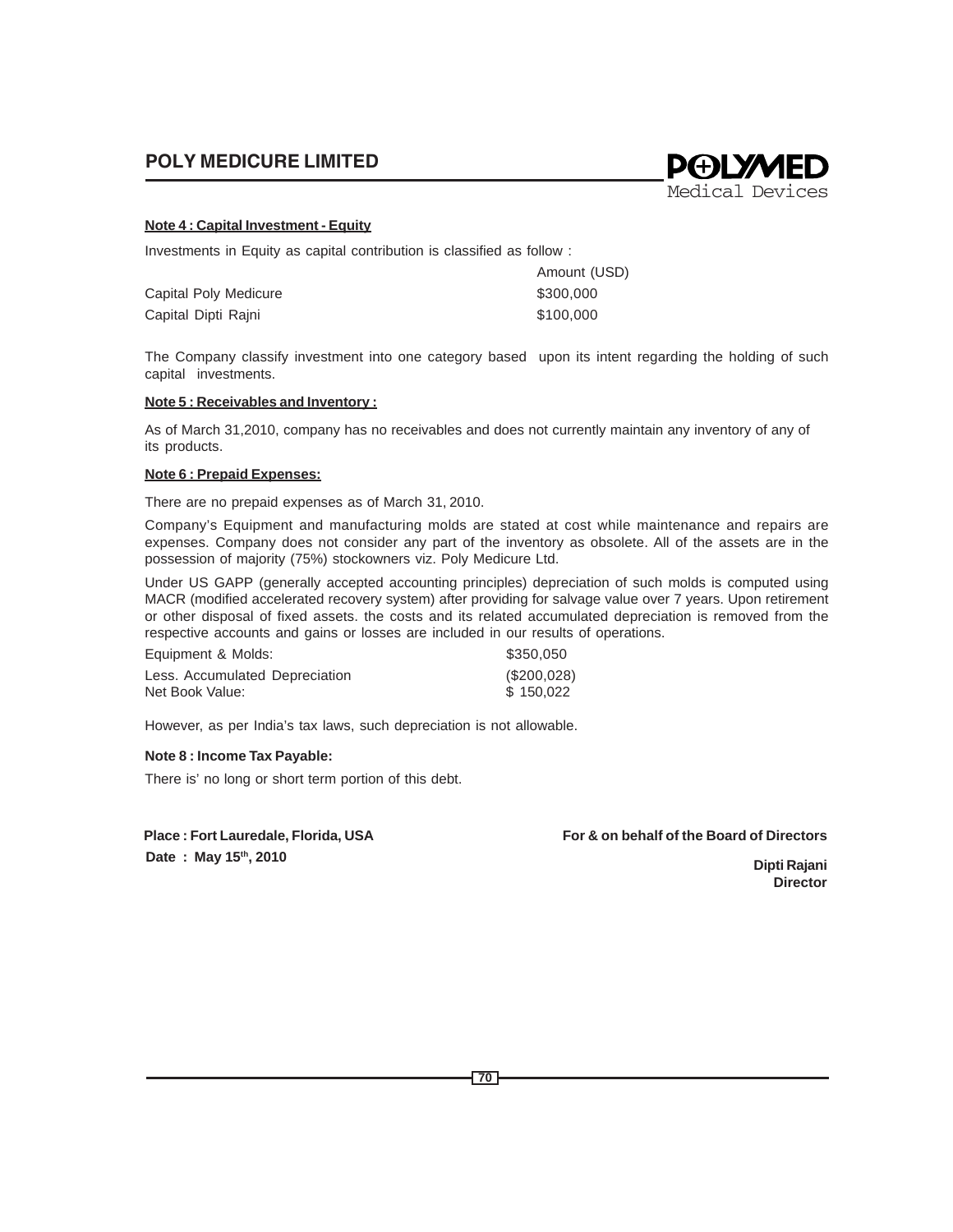**Note 4 : Capital Investment - Equity**

Investments in Equity as capital contribution is classified as follow :

| | Amount (USD) |
|---|---|
| Capital Poly Medicure | $300,000 |
| Capital Dipti Rajni | $100,000 |

The Company classify investment into one category based upon its intent regarding the holding of such capital investments.

**Note 5 : Receivables and Inventory :**

As of March 31,2010, company has no receivables and does not currently maintain any inventory of any of its products.

**Note 6 : Prepaid Expenses:**

There are no prepaid expenses as of March 31, 2010.

Company's Equipment and manufacturing molds are stated at cost while maintenance and repairs are expenses. Company does not consider any part of the inventory as obsolete. All of the assets are in the possession of majority (75%) stockowners viz. Poly Medicure Ltd.

Under US GAPP (generally accepted accounting principles) depreciation of such molds is computed using MACR (modified accelerated recovery system) after providing for salvage value over 7 years. Upon retirement or other disposal of fixed assets. the costs and its related accumulated depreciation is removed from the respective accounts and gains or losses are included in our results of operations.

| | |
|---|---|
| Equipment & Molds: | $350,050 |
| Less. Accumulated Depreciation | ($200,028) |
| Net Book Value: | $ 150,022 |

However, as per India's tax laws, such depreciation is not allowable.

**Note 8 : Income Tax Payable:**

There is' no long or short term portion of this debt.

**Place : Fort Lauredale, Florida, USA**

**Date : May 15th, 2010**

**For & on behalf of the Board of Directors**

**Dipti Rajani**
**Director**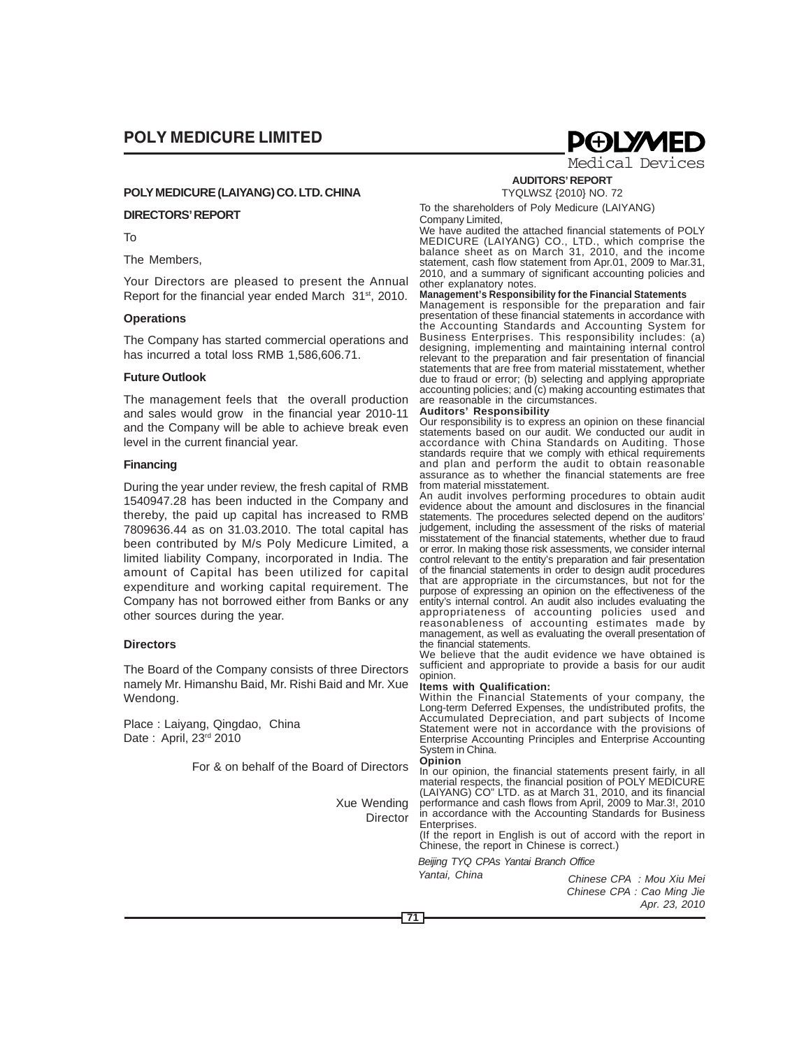## POLY MEDICURE (LAIYANG) CO. LTD. CHINA

### DIRECTORS' REPORT

To

The Members,

Your Directors are pleased to present the Annual Report for the financial year ended March 31st, 2010.

#### Operations

The Company has started commercial operations and has incurred a total loss RMB 1,586,606.71.

#### Future Outlook

The management feels that the overall production and sales would grow in the financial year 2010-11 and the Company will be able to achieve break even level in the current financial year.

#### Financing

During the year under review, the fresh capital of RMB 1540947.28 has been inducted in the Company and thereby, the paid up capital has increased to RMB 7809636.44 as on 31.03.2010. The total capital has been contributed by M/s Poly Medicure Limited, a limited liability Company, incorporated in India. The amount of Capital has been utilized for capital expenditure and working capital requirement. The Company has not borrowed either from Banks or any other sources during the year.

#### Directors

The Board of the Company consists of three Directors namely Mr. Himanshu Baid, Mr. Rishi Baid and Mr. Xue Wendong.

Place : Laiyang, Qingdao, China
Date : April, 23rd 2010

For & on behalf of the Board of Directors

Xue Wending
Director

### AUDITORS' REPORT

TYQLWSZ {2010} NO. 72

To the shareholders of Poly Medicure (LAIYANG) Company Limited,

We have audited the attached financial statements of POLY MEDICURE (LAIYANG) CO., LTD., which comprise the balance sheet as on March 31, 2010, and the income statement, cash flow statement from Apr.01, 2009 to Mar.31, 2010, and a summary of significant accounting policies and other explanatory notes.

**Management's Responsibility for the Financial Statements**

Management is responsible for the preparation and fair presentation of these financial statements in accordance with the Accounting Standards and Accounting System for Business Enterprises. This responsibility includes: (a) designing, implementing and maintaining internal control relevant to the preparation and fair presentation of financial statements that are free from material misstatement, whether due to fraud or error; (b) selecting and applying appropriate accounting policies; and (c) making accounting estimates that are reasonable in the circumstances.

**Auditors' Responsibility**

Our responsibility is to express an opinion on these financial statements based on our audit. We conducted our audit in accordance with China Standards on Auditing. Those standards require that we comply with ethical requirements and plan and perform the audit to obtain reasonable assurance as to whether the financial statements are free from material misstatement.

An audit involves performing procedures to obtain audit evidence about the amount and disclosures in the financial statements. The procedures selected depend on the auditors' judgement, including the assessment of the risks of material misstatement of the financial statements, whether due to fraud or error. In making those risk assessments, we consider internal control relevant to the entity's preparation and fair presentation of the financial statements in order to design audit procedures that are appropriate in the circumstances, but not for the purpose of expressing an opinion on the effectiveness of the entity's internal control. An audit also includes evaluating the appropriateness of accounting policies used and reasonableness of accounting estimates made by management, as well as evaluating the overall presentation of the financial statements.

We believe that the audit evidence we have obtained is sufficient and appropriate to provide a basis for our audit opinion.

**Items with Qualification:**

Within the Financial Statements of your company, the Long-term Deferred Expenses, the undistributed profits, the Accumulated Depreciation, and part subjects of Income Statement were not in accordance with the provisions of Enterprise Accounting Principles and Enterprise Accounting System in China.

**Opinion**

In our opinion, the financial statements present fairly, in all material respects, the financial position of POLY MEDICURE (LAIYANG) CO" LTD. as at March 31, 2010, and its financial performance and cash flows from April, 2009 to Mar.3!, 2010 in accordance with the Accounting Standards for Business Enterprises.

(If the report in English is out of accord with the report in Chinese, the report in Chinese is correct.)

*Beijing TYQ CPAs Yantai Branch Office*
*Yantai, China*

*Chinese CPA : Mou Xiu Mei*
*Chinese CPA : Cao Ming Jie*
*Apr. 23, 2010*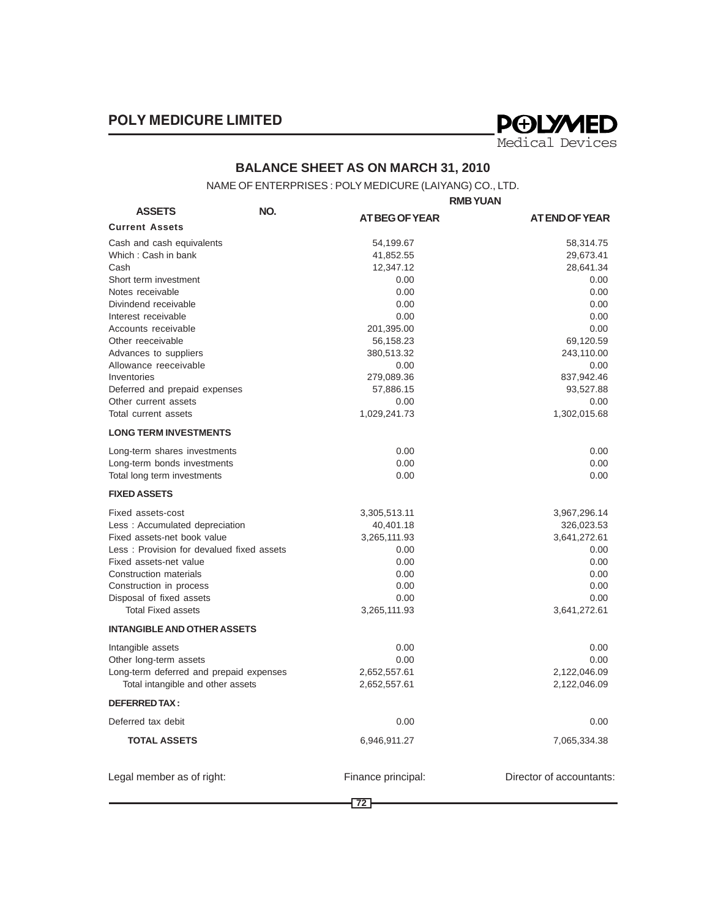## BALANCE SHEET AS ON MARCH 31, 2010

NAME OF ENTERPRISES : POLY MEDICURE (LAIYANG) CO., LTD.

RMB YUAN

| ASSETS | NO. | AT BEG OF YEAR | AT END OF YEAR |
|---|---|---|---|
| **Current Assets** | | | |
| Cash and cash equivalents | | 54,199.67 | 58,314.75 |
| Which : Cash in bank | | 41,852.55 | 29,673.41 |
| Cash | | 12,347.12 | 28,641.34 |
| Short term investment | | 0.00 | 0.00 |
| Notes receivable | | 0.00 | 0.00 |
| Divindend receivable | | 0.00 | 0.00 |
| Interest receivable | | 0.00 | 0.00 |
| Accounts receivable | | 201,395.00 | 0.00 |
| Other reeceivable | | 56,158.23 | 69,120.59 |
| Advances to suppliers | | 380,513.32 | 243,110.00 |
| Allowance reeceivable | | 0.00 | 0.00 |
| Inventories | | 279,089.36 | 837,942.46 |
| Deferred and prepaid expenses | | 57,886.15 | 93,527.88 |
| Other current assets | | 0.00 | 0.00 |
| Total current assets | | 1,029,241.73 | 1,302,015.68 |
| **LONG TERM INVESTMENTS** | | | |
| Long-term shares investments | | 0.00 | 0.00 |
| Long-term bonds investments | | 0.00 | 0.00 |
| Total long term investments | | 0.00 | 0.00 |
| **FIXED ASSETS** | | | |
| Fixed assets-cost | | 3,305,513.11 | 3,967,296.14 |
| Less : Accumulated depreciation | | 40,401.18 | 326,023.53 |
| Fixed assets-net book value | | 3,265,111.93 | 3,641,272.61 |
| Less : Provision for devalued fixed assets | | 0.00 | 0.00 |
| Fixed assets-net value | | 0.00 | 0.00 |
| Construction materials | | 0.00 | 0.00 |
| Construction in process | | 0.00 | 0.00 |
| Disposal of fixed assets | | 0.00 | 0.00 |
| Total Fixed assets | | 3,265,111.93 | 3,641,272.61 |
| **INTANGIBLE AND OTHER ASSETS** | | | |
| Intangible assets | | 0.00 | 0.00 |
| Other long-term assets | | 0.00 | 0.00 |
| Long-term deferred and prepaid expenses | | 2,652,557.61 | 2,122,046.09 |
| Total intangible and other assets | | 2,652,557.61 | 2,122,046.09 |
| **DEFERRED TAX :** | | | |
| Deferred tax debit | | 0.00 | 0.00 |
| **TOTAL ASSETS** | | 6,946,911.27 | 7,065,334.38 |

Legal member as of right: Finance principal: Director of accountants: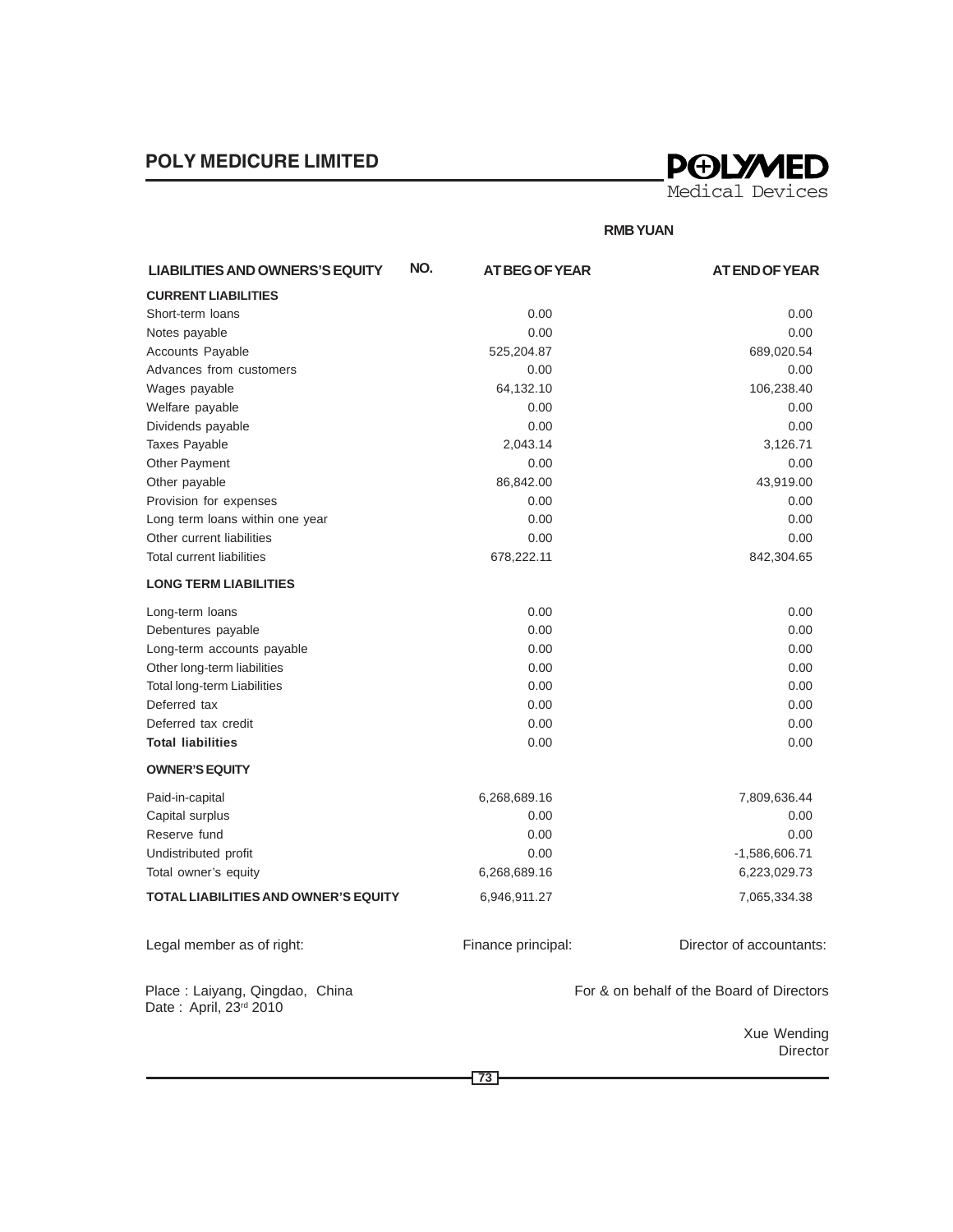RMB YUAN

| LIABILITIES AND OWNERS'S EQUITY | NO. | AT BEG OF YEAR | AT END OF YEAR |
|---|---|---|---|
| **CURRENT LIABILITIES** | | | |
| Short-term loans | | 0.00 | 0.00 |
| Notes payable | | 0.00 | 0.00 |
| Accounts Payable | | 525,204.87 | 689,020.54 |
| Advances from customers | | 0.00 | 0.00 |
| Wages payable | | 64,132.10 | 106,238.40 |
| Welfare payable | | 0.00 | 0.00 |
| Dividends payable | | 0.00 | 0.00 |
| Taxes Payable | | 2,043.14 | 3,126.71 |
| Other Payment | | 0.00 | 0.00 |
| Other payable | | 86,842.00 | 43,919.00 |
| Provision for expenses | | 0.00 | 0.00 |
| Long term loans within one year | | 0.00 | 0.00 |
| Other current liabilities | | 0.00 | 0.00 |
| Total current liabilities | | 678,222.11 | 842,304.65 |
| **LONG TERM LIABILITIES** | | | |
| Long-term loans | | 0.00 | 0.00 |
| Debentures payable | | 0.00 | 0.00 |
| Long-term accounts payable | | 0.00 | 0.00 |
| Other long-term liabilities | | 0.00 | 0.00 |
| Total long-term Liabilities | | 0.00 | 0.00 |
| Deferred tax | | 0.00 | 0.00 |
| Deferred tax credit | | 0.00 | 0.00 |
| **Total liabilities** | | 0.00 | 0.00 |
| **OWNER'S EQUITY** | | | |
| Paid-in-capital | | 6,268,689.16 | 7,809,636.44 |
| Capital surplus | | 0.00 | 0.00 |
| Reserve fund | | 0.00 | 0.00 |
| Undistributed profit | | 0.00 | -1,586,606.71 |
| Total owner's equity | | 6,268,689.16 | 6,223,029.73 |
| **TOTAL LIABILITIES AND OWNER'S EQUITY** | | 6,946,911.27 | 7,065,334.38 |

Legal member as of right: Finance principal: Director of accountants:

Place : Laiyang, Qingdao, China
Date : April, 23rd 2010

For & on behalf of the Board of Directors

Xue Wending
Director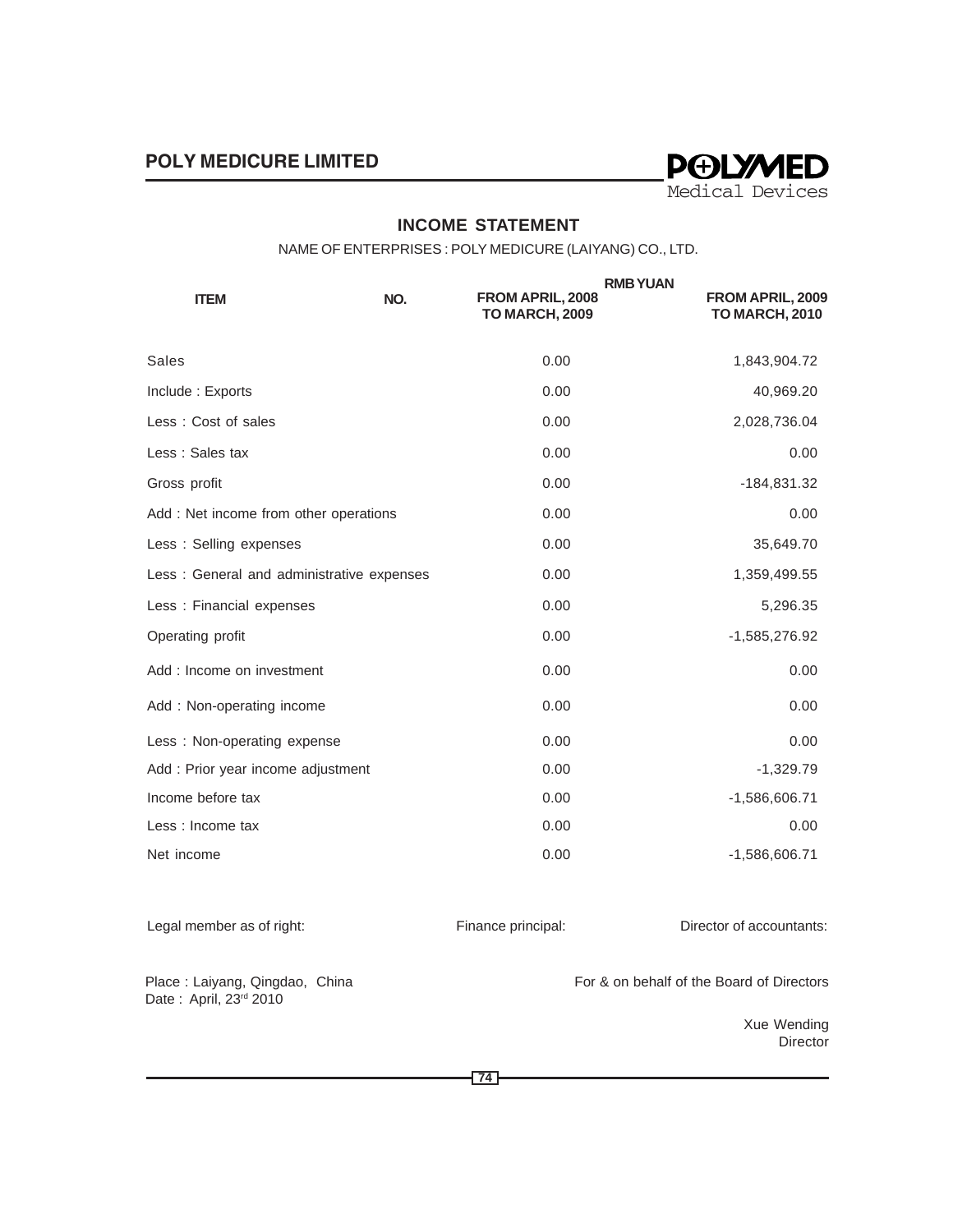## INCOME STATEMENT

NAME OF ENTERPRISES : POLY MEDICURE (LAIYANG) CO., LTD.

RMB YUAN

| ITEM | NO. | FROM APRIL, 2008 TO MARCH, 2009 | FROM APRIL, 2009 TO MARCH, 2010 |
|---|---|---|---|
| Sales | | 0.00 | 1,843,904.72 |
| Include : Exports | | 0.00 | 40,969.20 |
| Less : Cost of sales | | 0.00 | 2,028,736.04 |
| Less : Sales tax | | 0.00 | 0.00 |
| Gross profit | | 0.00 | -184,831.32 |
| Add : Net income from other operations | | 0.00 | 0.00 |
| Less : Selling expenses | | 0.00 | 35,649.70 |
| Less : General and administrative expenses | | 0.00 | 1,359,499.55 |
| Less : Financial expenses | | 0.00 | 5,296.35 |
| Operating profit | | 0.00 | -1,585,276.92 |
| Add : Income on investment | | 0.00 | 0.00 |
| Add : Non-operating income | | 0.00 | 0.00 |
| Less : Non-operating expense | | 0.00 | 0.00 |
| Add : Prior year income adjustment | | 0.00 | -1,329.79 |
| Income before tax | | 0.00 | -1,586,606.71 |
| Less : Income tax | | 0.00 | 0.00 |
| Net income | | 0.00 | -1,586,606.71 |

Legal member as of right: Finance principal: Director of accountants:

Place : Laiyang, Qingdao, China
Date : April, 23rd 2010

For & on behalf of the Board of Directors

Xue Wending
Director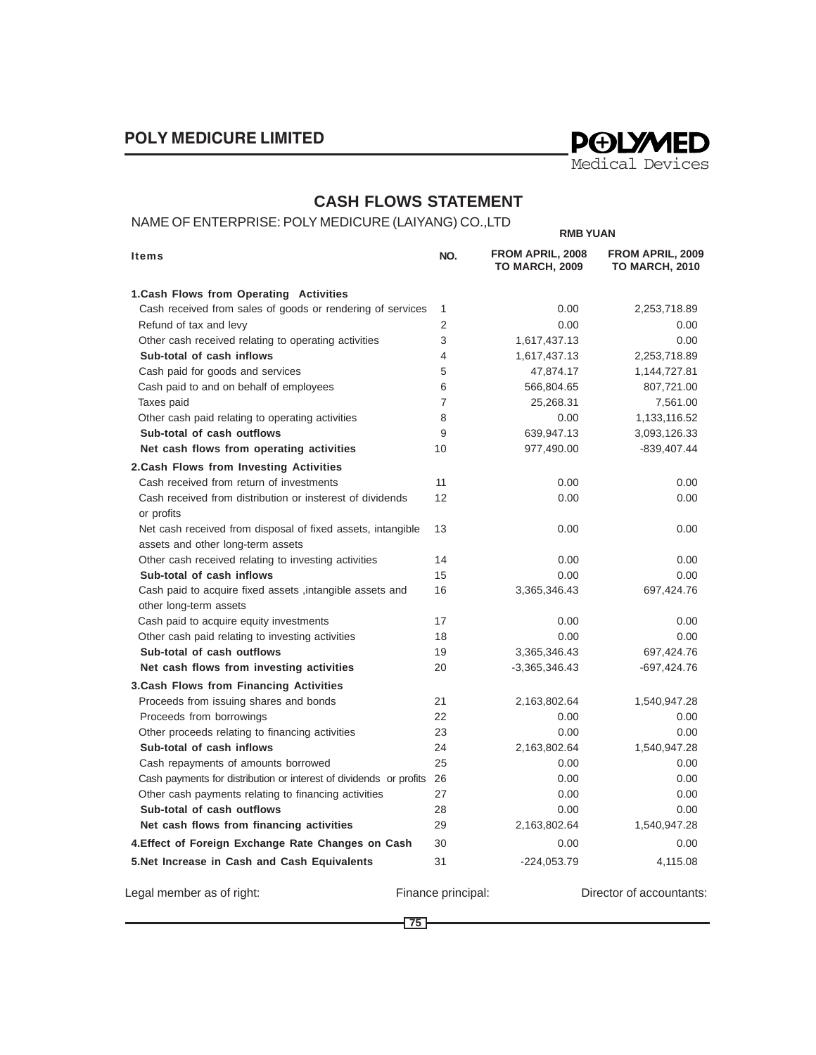## CASH FLOWS STATEMENT

NAME OF ENTERPRISE: POLY MEDICURE (LAIYANG) CO.,LTD

**RMB YUAN**

| Items | NO. | FROM APRIL, 2008 TO MARCH, 2009 | FROM APRIL, 2009 TO MARCH, 2010 |
|---|---|---|---|
| **1.Cash Flows from Operating Activities** | | | |
| Cash received from sales of goods or rendering of services | 1 | 0.00 | 2,253,718.89 |
| Refund of tax and levy | 2 | 0.00 | 0.00 |
| Other cash received relating to operating activities | 3 | 1,617,437.13 | 0.00 |
| **Sub-total of cash inflows** | 4 | 1,617,437.13 | 2,253,718.89 |
| Cash paid for goods and services | 5 | 47,874.17 | 1,144,727.81 |
| Cash paid to and on behalf of employees | 6 | 566,804.65 | 807,721.00 |
| Taxes paid | 7 | 25,268.31 | 7,561.00 |
| Other cash paid relating to operating activities | 8 | 0.00 | 1,133,116.52 |
| **Sub-total of cash outflows** | 9 | 639,947.13 | 3,093,126.33 |
| **Net cash flows from operating activities** | 10 | 977,490.00 | -839,407.44 |
| **2.Cash Flows from Investing Activities** | | | |
| Cash received from return of investments | 11 | 0.00 | 0.00 |
| Cash received from distribution or insterest of dividends or profits | 12 | 0.00 | 0.00 |
| Net cash received from disposal of fixed assets, intangible assets and other long-term assets | 13 | 0.00 | 0.00 |
| Other cash received relating to investing activities | 14 | 0.00 | 0.00 |
| **Sub-total of cash inflows** | 15 | 0.00 | 0.00 |
| Cash paid to acquire fixed assets ,intangible assets and other long-term assets | 16 | 3,365,346.43 | 697,424.76 |
| Cash paid to acquire equity investments | 17 | 0.00 | 0.00 |
| Other cash paid relating to investing activities | 18 | 0.00 | 0.00 |
| **Sub-total of cash outflows** | 19 | 3,365,346.43 | 697,424.76 |
| **Net cash flows from investing activities** | 20 | -3,365,346.43 | -697,424.76 |
| **3.Cash Flows from Financing Activities** | | | |
| Proceeds from issuing shares and bonds | 21 | 2,163,802.64 | 1,540,947.28 |
| Proceeds from borrowings | 22 | 0.00 | 0.00 |
| Other proceeds relating to financing activities | 23 | 0.00 | 0.00 |
| **Sub-total of cash inflows** | 24 | 2,163,802.64 | 1,540,947.28 |
| Cash repayments of amounts borrowed | 25 | 0.00 | 0.00 |
| Cash payments for distribution or interest of dividends or profits | 26 | 0.00 | 0.00 |
| Other cash payments relating to financing activities | 27 | 0.00 | 0.00 |
| **Sub-total of cash outflows** | 28 | 0.00 | 0.00 |
| **Net cash flows from financing activities** | 29 | 2,163,802.64 | 1,540,947.28 |
| **4.Effect of Foreign Exchange Rate Changes on Cash** | 30 | 0.00 | 0.00 |
| **5.Net Increase in Cash and Cash Equivalents** | 31 | -224,053.79 | 4,115.08 |

Legal member as of right: Finance principal: Director of accountants: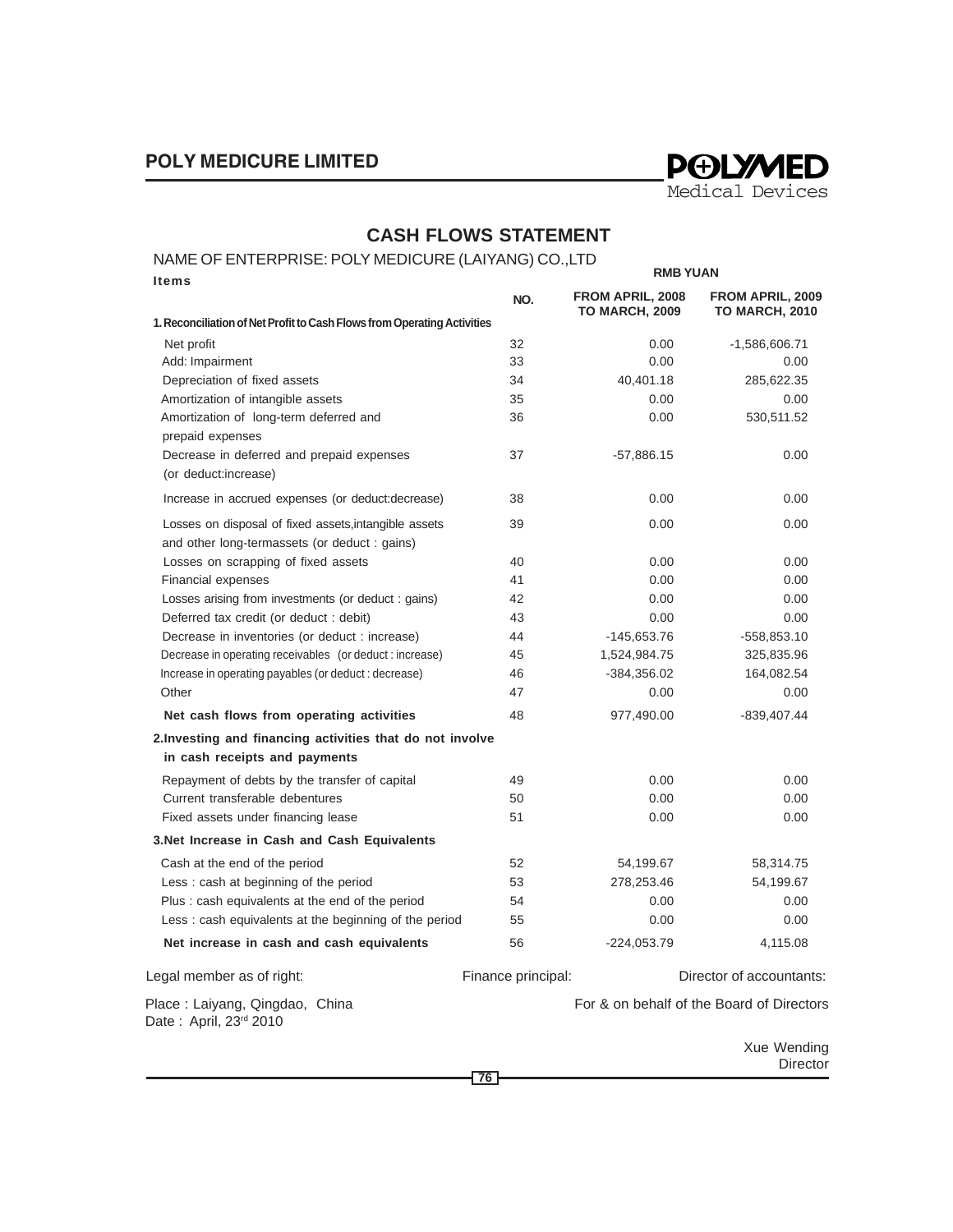## CASH FLOWS STATEMENT

NAME OF ENTERPRISE: POLY MEDICURE (LAIYANG) CO.,LTD

RMB YUAN

| Items | NO. | FROM APRIL, 2008 TO MARCH, 2009 | FROM APRIL, 2009 TO MARCH, 2010 |
|---|---|---|---|
| **1. Reconciliation of Net Profit to Cash Flows from Operating Activities** | | | |
| Net profit | 32 | 0.00 | -1,586,606.71 |
| Add: Impairment | 33 | 0.00 | 0.00 |
| Depreciation of fixed assets | 34 | 40,401.18 | 285,622.35 |
| Amortization of intangible assets | 35 | 0.00 | 0.00 |
| Amortization of long-term deferred and prepaid expenses | 36 | 0.00 | 530,511.52 |
| Decrease in deferred and prepaid expenses (or deduct:increase) | 37 | -57,886.15 | 0.00 |
| Increase in accrued expenses (or deduct:decrease) | 38 | 0.00 | 0.00 |
| Losses on disposal of fixed assets,intangible assets and other long-termassets (or deduct : gains) | 39 | 0.00 | 0.00 |
| Losses on scrapping of fixed assets | 40 | 0.00 | 0.00 |
| Financial expenses | 41 | 0.00 | 0.00 |
| Losses arising from investments (or deduct : gains) | 42 | 0.00 | 0.00 |
| Deferred tax credit (or deduct : debit) | 43 | 0.00 | 0.00 |
| Decrease in inventories (or deduct : increase) | 44 | -145,653.76 | -558,853.10 |
| Decrease in operating receivables (or deduct : increase) | 45 | 1,524,984.75 | 325,835.96 |
| Increase in operating payables (or deduct : decrease) | 46 | -384,356.02 | 164,082.54 |
| Other | 47 | 0.00 | 0.00 |
| **Net cash flows from operating activities** | 48 | 977,490.00 | -839,407.44 |
| **2.Investing and financing activities that do not involve in cash receipts and payments** | | | |
| Repayment of debts by the transfer of capital | 49 | 0.00 | 0.00 |
| Current transferable debentures | 50 | 0.00 | 0.00 |
| Fixed assets under financing lease | 51 | 0.00 | 0.00 |
| **3.Net Increase in Cash and Cash Equivalents** | | | |
| Cash at the end of the period | 52 | 54,199.67 | 58,314.75 |
| Less : cash at beginning of the period | 53 | 278,253.46 | 54,199.67 |
| Plus : cash equivalents at the end of the period | 54 | 0.00 | 0.00 |
| Less : cash equivalents at the beginning of the period | 55 | 0.00 | 0.00 |
| **Net increase in cash and cash equivalents** | 56 | -224,053.79 | 4,115.08 |

Legal member as of right: Finance principal: Director of accountants:

Place : Laiyang, Qingdao, China
Date : April, 23rd 2010

For & on behalf of the Board of Directors

Xue Wending
Director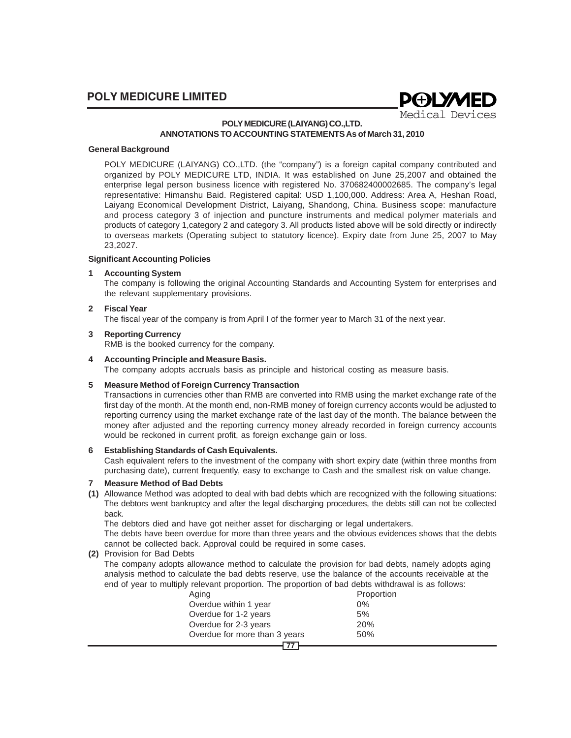## POLY MEDICURE (LAIYANG) CO.,LTD.
## ANNOTATIONS TO ACCOUNTING STATEMENTS As of March 31, 2010

**General Background**

POLY MEDICURE (LAIYANG) CO.,LTD. (the "company") is a foreign capital company contributed and organized by POLY MEDICURE LTD, INDIA. It was established on June 25,2007 and obtained the enterprise legal person business licence with registered No. 370682400002685. The company's legal representative: Himanshu Baid. Registered capital: USD 1,100,000. Address: Area A, Heshan Road, Laiyang Economical Development District, Laiyang, Shandong, China. Business scope: manufacture and process category 3 of injection and puncture instruments and medical polymer materials and products of category 1,category 2 and category 3. All products listed above will be sold directly or indirectly to overseas markets (Operating subject to statutory licence). Expiry date from June 25, 2007 to May 23,2027.

**Significant Accounting Policies**

**1 Accounting System**

The company is following the original Accounting Standards and Accounting System for enterprises and the relevant supplementary provisions.

**2 Fiscal Year**

The fiscal year of the company is from April I of the former year to March 31 of the next year.

**3 Reporting Currency**

RMB is the booked currency for the company.

**4 Accounting Principle and Measure Basis.**

The company adopts accruals basis as principle and historical costing as measure basis.

**5 Measure Method of Foreign Currency Transaction**

Transactions in currencies other than RMB are converted into RMB using the market exchange rate of the first day of the month. At the month end, non-RMB money of foreign currency acconts would be adjusted to reporting currency using the market exchange rate of the last day of the month. The balance between the money after adjusted and the reporting currency money already recorded in foreign currency accounts would be reckoned in current profit, as foreign exchange gain or loss.

**6 Establishing Standards of Cash Equivalents.**

Cash equivalent refers to the investment of the company with short expiry date (within three months from purchasing date), current frequently, easy to exchange to Cash and the smallest risk on value change.

**7 Measure Method of Bad Debts**

**(1)** Allowance Method was adopted to deal with bad debts which are recognized with the following situations:

The debtors went bankruptcy and after the legal discharging procedures, the debts still can not be collected back.

The debtors died and have got neither asset for discharging or legal undertakers.

The debts have been overdue for more than three years and the obvious evidences shows that the debts cannot be collected back. Approval could be required in some cases.

**(2)** Provision for Bad Debts

The company adopts allowance method to calculate the provision for bad debts, namely adopts aging analysis method to calculate the bad debts reserve, use the balance of the accounts receivable at the end of year to multiply relevant proportion. The proportion of bad debts withdrawal is as follows:

| Aging | Proportion |
|---|---|
| Overdue within 1 year | 0% |
| Overdue for 1-2 years | 5% |
| Overdue for 2-3 years | 20% |
| Overdue for more than 3 years | 50% |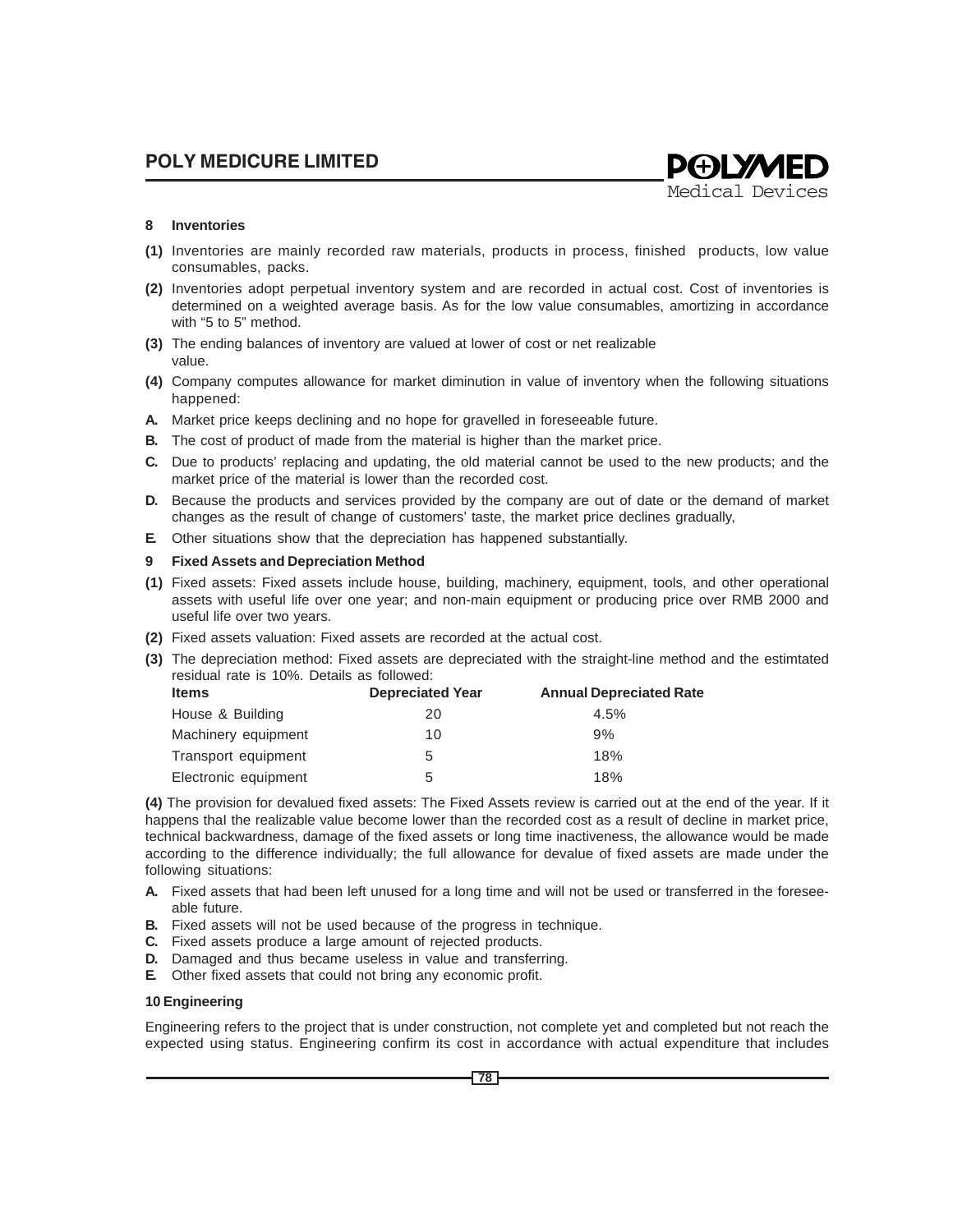**8 Inventories**

**(1)** Inventories are mainly recorded raw materials, products in process, finished products, low value consumables, packs.

**(2)** Inventories adopt perpetual inventory system and are recorded in actual cost. Cost of inventories is determined on a weighted average basis. As for the low value consumables, amortizing in accordance with "5 to 5" method.

**(3)** The ending balances of inventory are valued at lower of cost or net realizable value.

**(4)** Company computes allowance for market diminution in value of inventory when the following situations happened:

**A.** Market price keeps declining and no hope for gravelled in foreseeable future.

**B.** The cost of product of made from the material is higher than the market price.

**C.** Due to products' replacing and updating, the old material cannot be used to the new products; and the market price of the material is lower than the recorded cost.

**D.** Because the products and services provided by the company are out of date or the demand of market changes as the result of change of customers' taste, the market price declines gradually,

**E.** Other situations show that the depreciation has happened substantially.

**9 Fixed Assets and Depreciation Method**

**(1)** Fixed assets: Fixed assets include house, building, machinery, equipment, tools, and other operational assets with useful life over one year; and non-main equipment or producing price over RMB 2000 and useful life over two years.

**(2)** Fixed assets valuation: Fixed assets are recorded at the actual cost.

**(3)** The depreciation method: Fixed assets are depreciated with the straight-line method and the estimtated residual rate is 10%. Details as followed:

| Items | Depreciated Year | Annual Depreciated Rate |
|---|---|---|
| House & Building | 20 | 4.5% |
| Machinery equipment | 10 | 9% |
| Transport equipment | 5 | 18% |
| Electronic equipment | 5 | 18% |

**(4)** The provision for devalued fixed assets: The Fixed Assets review is carried out at the end of the year. If it happens thal the realizable value become lower than the recorded cost as a result of decline in market price, technical backwardness, damage of the fixed assets or long time inactiveness, the allowance would be made according to the difference individually; the full allowance for devalue of fixed assets are made under the following situations:

**A.** Fixed assets that had been left unused for a long time and will not be used or transferred in the foreseeable future.

**B.** Fixed assets will not be used because of the progress in technique.

**C.** Fixed assets produce a large amount of rejected products.

**D.** Damaged and thus became useless in value and transferring.

**E.** Other fixed assets that could not bring any economic profit.

**10 Engineering**

Engineering refers to the project that is under construction, not complete yet and completed but not reach the expected using status. Engineering confirm its cost in accordance with actual expenditure that includes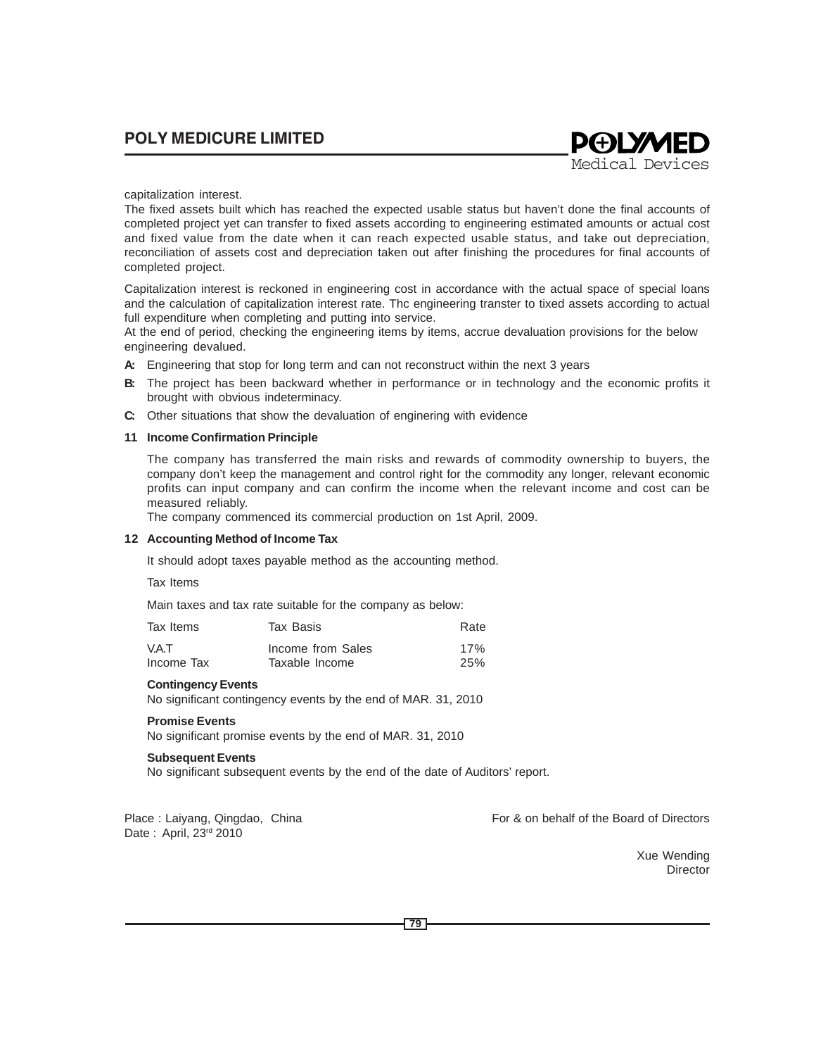capitalization interest.

The fixed assets built which has reached the expected usable status but haven't done the final accounts of completed project yet can transfer to fixed assets according to engineering estimated amounts or actual cost and fixed value from the date when it can reach expected usable status, and take out depreciation, reconciliation of assets cost and depreciation taken out after finishing the procedures for final accounts of completed project.

Capitalization interest is reckoned in engineering cost in accordance with the actual space of special loans and the calculation of capitalization interest rate. Thc engineering transter to tixed assets according to actual full expenditure when completing and putting into service.

At the end of period, checking the engineering items by items, accrue devaluation provisions for the below engineering devalued.

**A:** Engineering that stop for long term and can not reconstruct within the next 3 years

**B:** The project has been backward whether in performance or in technology and the economic profits it brought with obvious indeterminacy.

**C:** Other situations that show the devaluation of enginering with evidence

**11 Income Confirmation Principle**

The company has transferred the main risks and rewards of commodity ownership to buyers, the company don't keep the management and control right for the commodity any longer, relevant economic profits can input company and can confirm the income when the relevant income and cost can be measured reliably.

The company commenced its commercial production on 1st April, 2009.

**12 Accounting Method of Income Tax**

It should adopt taxes payable method as the accounting method.

Tax Items

Main taxes and tax rate suitable for the company as below:

| Tax Items | Tax Basis | Rate |
|---|---|---|
| V.A.T | Income from Sales | 17% |
| Income Tax | Taxable Income | 25% |

**Contingency Events**

No significant contingency events by the end of MAR. 31, 2010

**Promise Events**

No significant promise events by the end of MAR. 31, 2010

**Subsequent Events**

No significant subsequent events by the end of the date of Auditors' report.

Place : Laiyang, Qingdao, China

Date : April, 23rd 2010

For & on behalf of the Board of Directors

Xue Wending
Director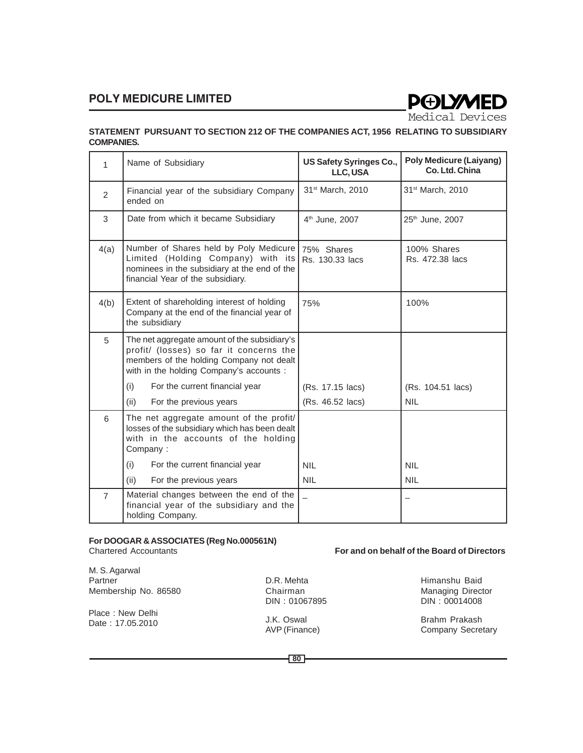## STATEMENT PURSUANT TO SECTION 212 OF THE COMPANIES ACT, 1956 RELATING TO SUBSIDIARY COMPANIES.

| 1 | Name of Subsidiary | **US Safety Syringes Co., LLC, USA** | **Poly Medicure (Laiyang) Co. Ltd. China** |
|---|---|---|---|
| 2 | Financial year of the subsidiary Company ended on | 31st March, 2010 | 31st March, 2010 |
| 3 | Date from which it became Subsidiary | 4th June, 2007 | 25th June, 2007 |
| 4(a) | Number of Shares held by Poly Medicure Limited (Holding Company) with its nominees in the subsidiary at the end of the financial Year of the subsidiary. | 75% Shares Rs. 130.33 lacs | 100% Shares Rs. 472.38 lacs |
| 4(b) | Extent of shareholding interest of holding Company at the end of the financial year of the subsidiary | 75% | 100% |
| 5 | The net aggregate amount of the subsidiary's profit/ (losses) so far it concerns the members of the holding Company not dealt with in the holding Company's accounts : | | |
| | (i) For the current financial year | (Rs. 17.15 lacs) | (Rs. 104.51 lacs) |
| | (ii) For the previous years | (Rs. 46.52 lacs) | NIL |
| 6 | The net aggregate amount of the profit/ losses of the subsidiary which has been dealt with in the accounts of the holding Company : | | |
| | (i) For the current financial year | NIL | NIL |
| | (ii) For the previous years | NIL | NIL |
| 7 | Material changes between the end of the financial year of the subsidiary and the holding Company. | – | – |

**For DOOGAR & ASSOCIATES (Reg No.000561N)**
Chartered Accountants

**For and on behalf of the Board of Directors**

M. S. Agarwal
Partner
Membership No. 86580

Place : New Delhi
Date : 17.05.2010

D.R. Mehta
Chairman
DIN : 01067895

Himanshu Baid
Managing Director
DIN : 00014008

J.K. Oswal
AVP (Finance)

Brahm Prakash
Company Secretary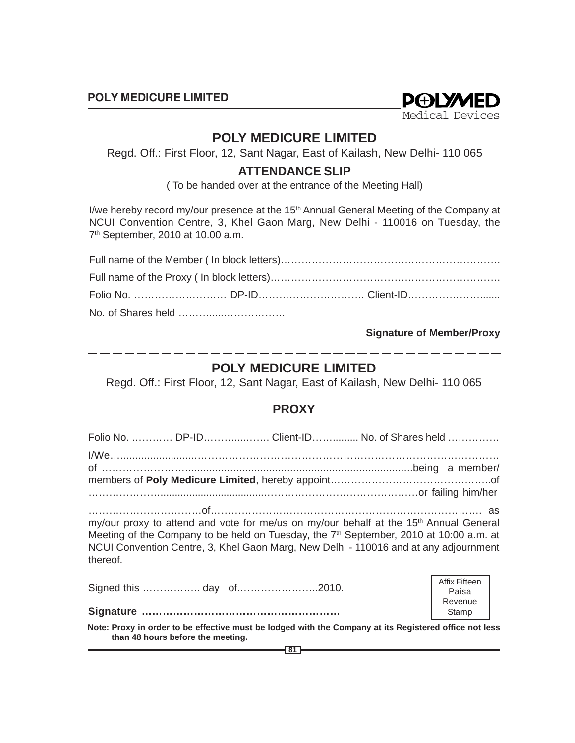## POLY MEDICURE LIMITED

Regd. Off.: First Floor, 12, Sant Nagar, East of Kailash, New Delhi- 110 065

### ATTENDANCE SLIP

( To be handed over at the entrance of the Meeting Hall)

I/we hereby record my/our presence at the 15th Annual General Meeting of the Company at NCUI Convention Centre, 3, Khel Gaon Marg, New Delhi - 110016 on Tuesday, the 7th September, 2010 at 10.00 a.m.

Full name of the Member ( In block letters)……………………………………………………………

Full name of the Proxy ( In block letters)…………………………………………………………….

Folio No. ……………………… DP-ID…………………………. Client-ID……………………......

No. of Shares held …………....………………

**Signature of Member/Proxy**

---

## POLY MEDICURE LIMITED

Regd. Off.: First Floor, 12, Sant Nagar, East of Kailash, New Delhi- 110 065

### PROXY

Folio No. ………… DP-ID………......……. Client-ID…….......... No. of Shares held ……………

I/We…........................……………………………………………………………………………… of ………………………...........................................................................................being a member/ members of **Poly Medicure Limited**, hereby appoint………………………………………..of …………………….................................……………………………………or failing him/her

……………………………of………………………………………………………………………. as my/our proxy to attend and vote for me/us on my/our behalf at the 15th Annual General Meeting of the Company to be held on Tuesday, the 7th September, 2010 at 10:00 a.m. at NCUI Convention Centre, 3, Khel Gaon Marg, New Delhi - 110016 and at any adjournment thereof.

Signed this …………….. day of…………………..2010.

Affix Fifteen Paisa Revenue Stamp

**Signature …………………………………………………**

**Note: Proxy in order to be effective must be lodged with the Company at its Registered office not less than 48 hours before the meeting.**